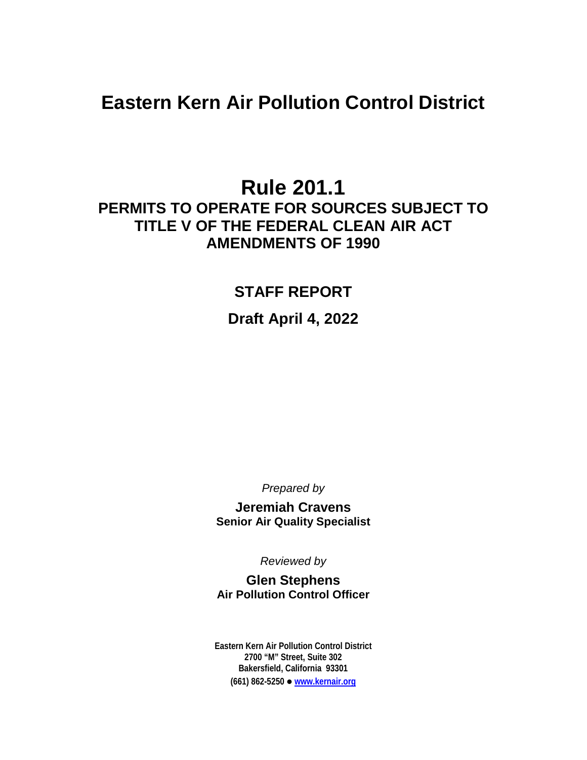# Eastern Kern Air Pollution Control District

# Rule 201.1

## PERMITS TO OPERATE FOR SOURCES SUBJECT TO TITLE V OF THE FEDERAL CLEAN AIR ACT AMENDMENTS OF 1990

## STAFF REPORT

### Draft April 4, 2022

*Prepared by*

**Jeremiah Cravens**
**Senior Air Quality Specialist**

*Reviewed by*

**Glen Stephens**
**Air Pollution Control Officer**

**Eastern Kern Air Pollution Control District**
**2700 "M" Street, Suite 302**
**Bakersfield, California 93301**
**(661) 862-5250 ● www.kernair.org**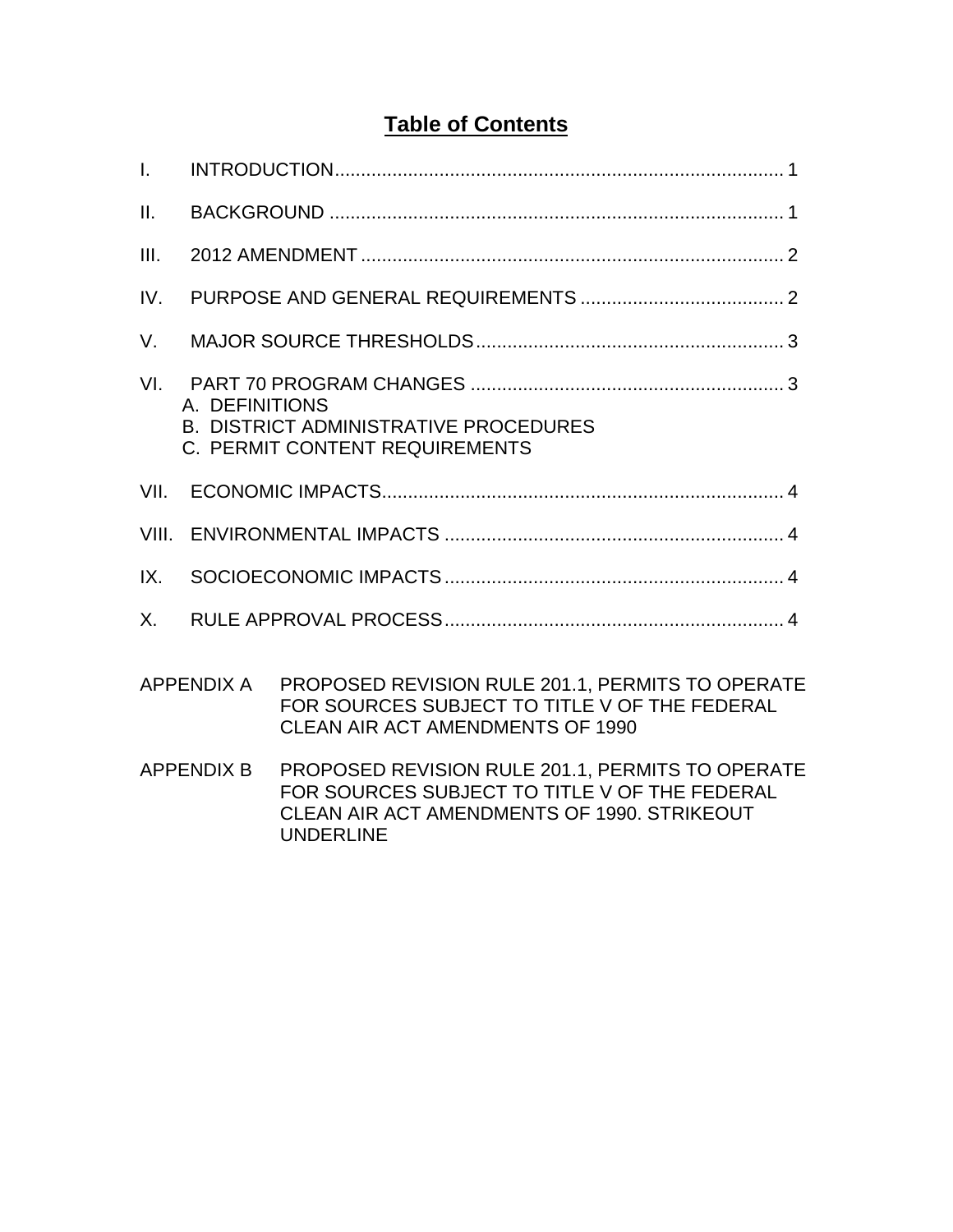# Table of Contents

I. INTRODUCTION ........................................................................................ 1

II. BACKGROUND ........................................................................................ 1

III. 2012 AMENDMENT ................................................................................. 2

IV. PURPOSE AND GENERAL REQUIREMENTS ....................................... 2

V. MAJOR SOURCE THRESHOLDS ........................................................... 3

VI. PART 70 PROGRAM CHANGES ............................................................ 3
   A. DEFINITIONS
   B. DISTRICT ADMINISTRATIVE PROCEDURES
   C. PERMIT CONTENT REQUIREMENTS

VII. ECONOMIC IMPACTS ............................................................................. 4

VIII. ENVIRONMENTAL IMPACTS ................................................................. 4

IX. SOCIOECONOMIC IMPACTS ................................................................. 4

X. RULE APPROVAL PROCESS ................................................................. 4

APPENDIX A PROPOSED REVISION RULE 201.1, PERMITS TO OPERATE FOR SOURCES SUBJECT TO TITLE V OF THE FEDERAL CLEAN AIR ACT AMENDMENTS OF 1990

APPENDIX B PROPOSED REVISION RULE 201.1, PERMITS TO OPERATE FOR SOURCES SUBJECT TO TITLE V OF THE FEDERAL CLEAN AIR ACT AMENDMENTS OF 1990. STRIKEOUT UNDERLINE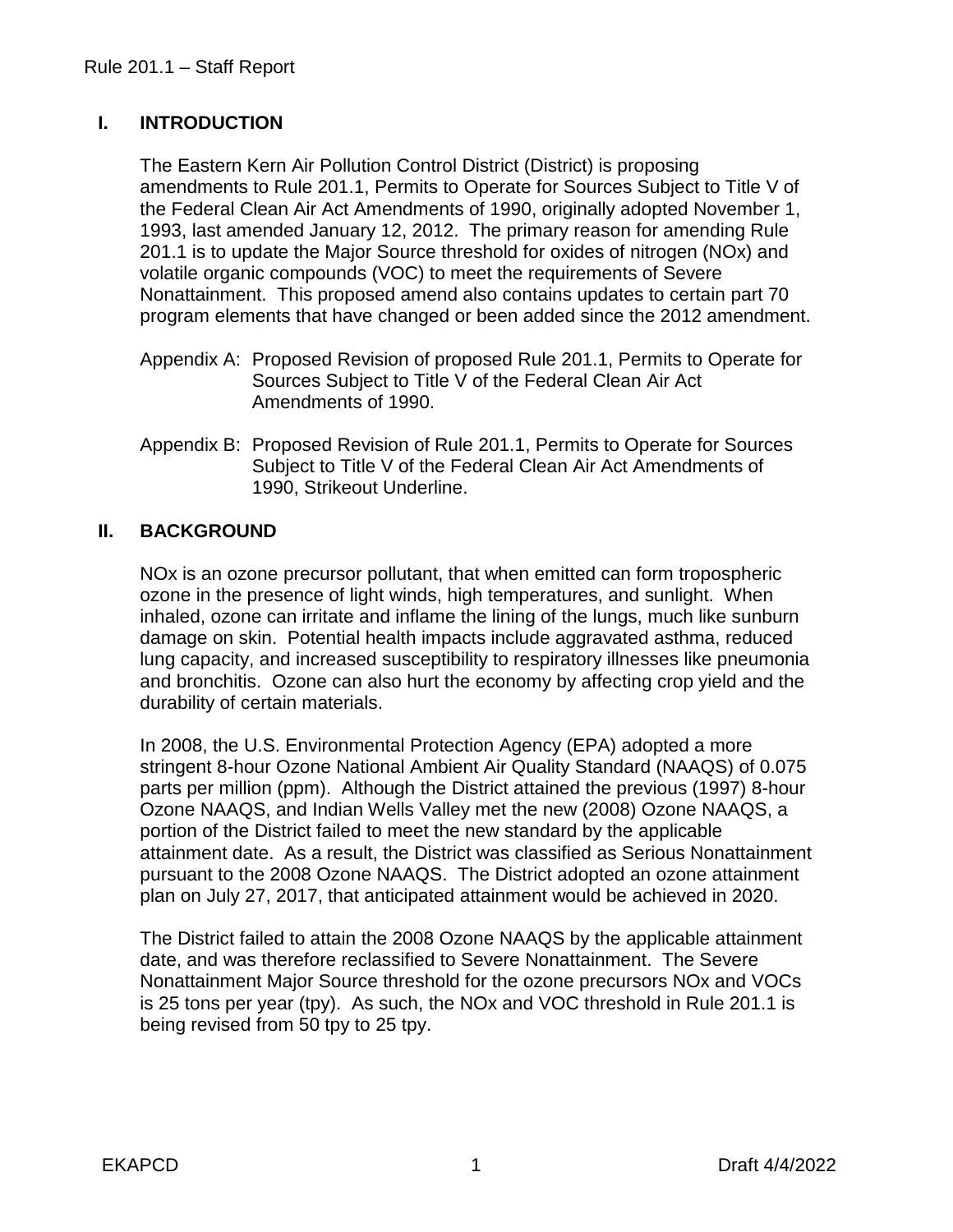## I. INTRODUCTION

The Eastern Kern Air Pollution Control District (District) is proposing amendments to Rule 201.1, Permits to Operate for Sources Subject to Title V of the Federal Clean Air Act Amendments of 1990, originally adopted November 1, 1993, last amended January 12, 2012. The primary reason for amending Rule 201.1 is to update the Major Source threshold for oxides of nitrogen (NOx) and volatile organic compounds (VOC) to meet the requirements of Severe Nonattainment. This proposed amend also contains updates to certain part 70 program elements that have changed or been added since the 2012 amendment.

Appendix A: Proposed Revision of proposed Rule 201.1, Permits to Operate for Sources Subject to Title V of the Federal Clean Air Act Amendments of 1990.

Appendix B: Proposed Revision of Rule 201.1, Permits to Operate for Sources Subject to Title V of the Federal Clean Air Act Amendments of 1990, Strikeout Underline.

## II. BACKGROUND

NOx is an ozone precursor pollutant, that when emitted can form tropospheric ozone in the presence of light winds, high temperatures, and sunlight. When inhaled, ozone can irritate and inflame the lining of the lungs, much like sunburn damage on skin. Potential health impacts include aggravated asthma, reduced lung capacity, and increased susceptibility to respiratory illnesses like pneumonia and bronchitis. Ozone can also hurt the economy by affecting crop yield and the durability of certain materials.

In 2008, the U.S. Environmental Protection Agency (EPA) adopted a more stringent 8-hour Ozone National Ambient Air Quality Standard (NAAQS) of 0.075 parts per million (ppm). Although the District attained the previous (1997) 8-hour Ozone NAAQS, and Indian Wells Valley met the new (2008) Ozone NAAQS, a portion of the District failed to meet the new standard by the applicable attainment date. As a result, the District was classified as Serious Nonattainment pursuant to the 2008 Ozone NAAQS. The District adopted an ozone attainment plan on July 27, 2017, that anticipated attainment would be achieved in 2020.

The District failed to attain the 2008 Ozone NAAQS by the applicable attainment date, and was therefore reclassified to Severe Nonattainment. The Severe Nonattainment Major Source threshold for the ozone precursors NOx and VOCs is 25 tons per year (tpy). As such, the NOx and VOC threshold in Rule 201.1 is being revised from 50 tpy to 25 tpy.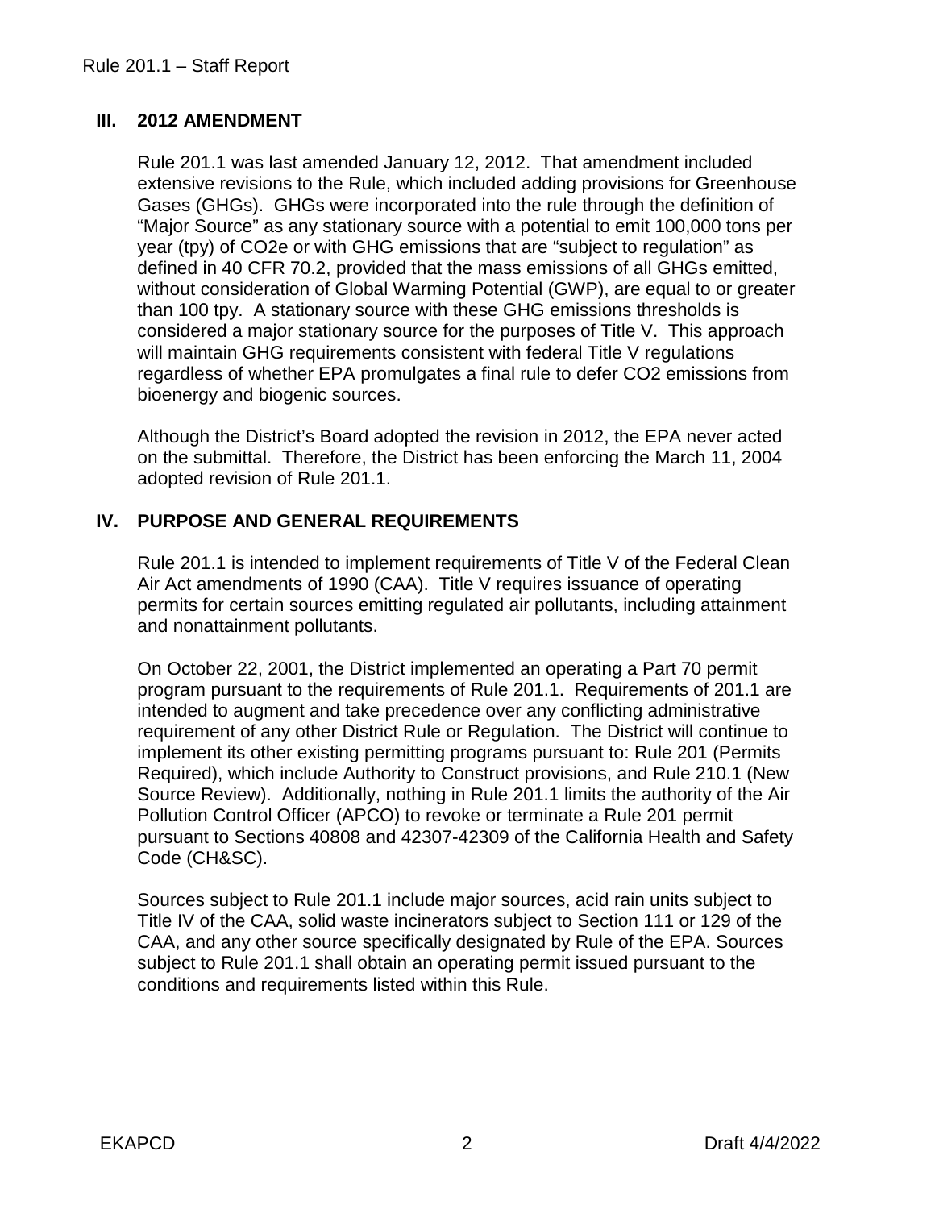## III. 2012 AMENDMENT

Rule 201.1 was last amended January 12, 2012. That amendment included extensive revisions to the Rule, which included adding provisions for Greenhouse Gases (GHGs). GHGs were incorporated into the rule through the definition of "Major Source" as any stationary source with a potential to emit 100,000 tons per year (tpy) of $CO_2e$ or with GHG emissions that are "subject to regulation" as defined in 40 CFR 70.2, provided that the mass emissions of all GHGs emitted, without consideration of Global Warming Potential (GWP), are equal to or greater than 100 tpy. A stationary source with these GHG emissions thresholds is considered a major stationary source for the purposes of Title V. This approach will maintain GHG requirements consistent with federal Title V regulations regardless of whether EPA promulgates a final rule to defer $CO_2$ emissions from bioenergy and biogenic sources.

Although the District's Board adopted the revision in 2012, the EPA never acted on the submittal. Therefore, the District has been enforcing the March 11, 2004 adopted revision of Rule 201.1.

## IV. PURPOSE AND GENERAL REQUIREMENTS

Rule 201.1 is intended to implement requirements of Title V of the Federal Clean Air Act amendments of 1990 (CAA). Title V requires issuance of operating permits for certain sources emitting regulated air pollutants, including attainment and nonattainment pollutants.

On October 22, 2001, the District implemented an operating a Part 70 permit program pursuant to the requirements of Rule 201.1. Requirements of 201.1 are intended to augment and take precedence over any conflicting administrative requirement of any other District Rule or Regulation. The District will continue to implement its other existing permitting programs pursuant to: Rule 201 (Permits Required), which include Authority to Construct provisions, and Rule 210.1 (New Source Review). Additionally, nothing in Rule 201.1 limits the authority of the Air Pollution Control Officer (APCO) to revoke or terminate a Rule 201 permit pursuant to Sections 40808 and 42307-42309 of the California Health and Safety Code (CH&SC).

Sources subject to Rule 201.1 include major sources, acid rain units subject to Title IV of the CAA, solid waste incinerators subject to Section 111 or 129 of the CAA, and any other source specifically designated by Rule of the EPA. Sources subject to Rule 201.1 shall obtain an operating permit issued pursuant to the conditions and requirements listed within this Rule.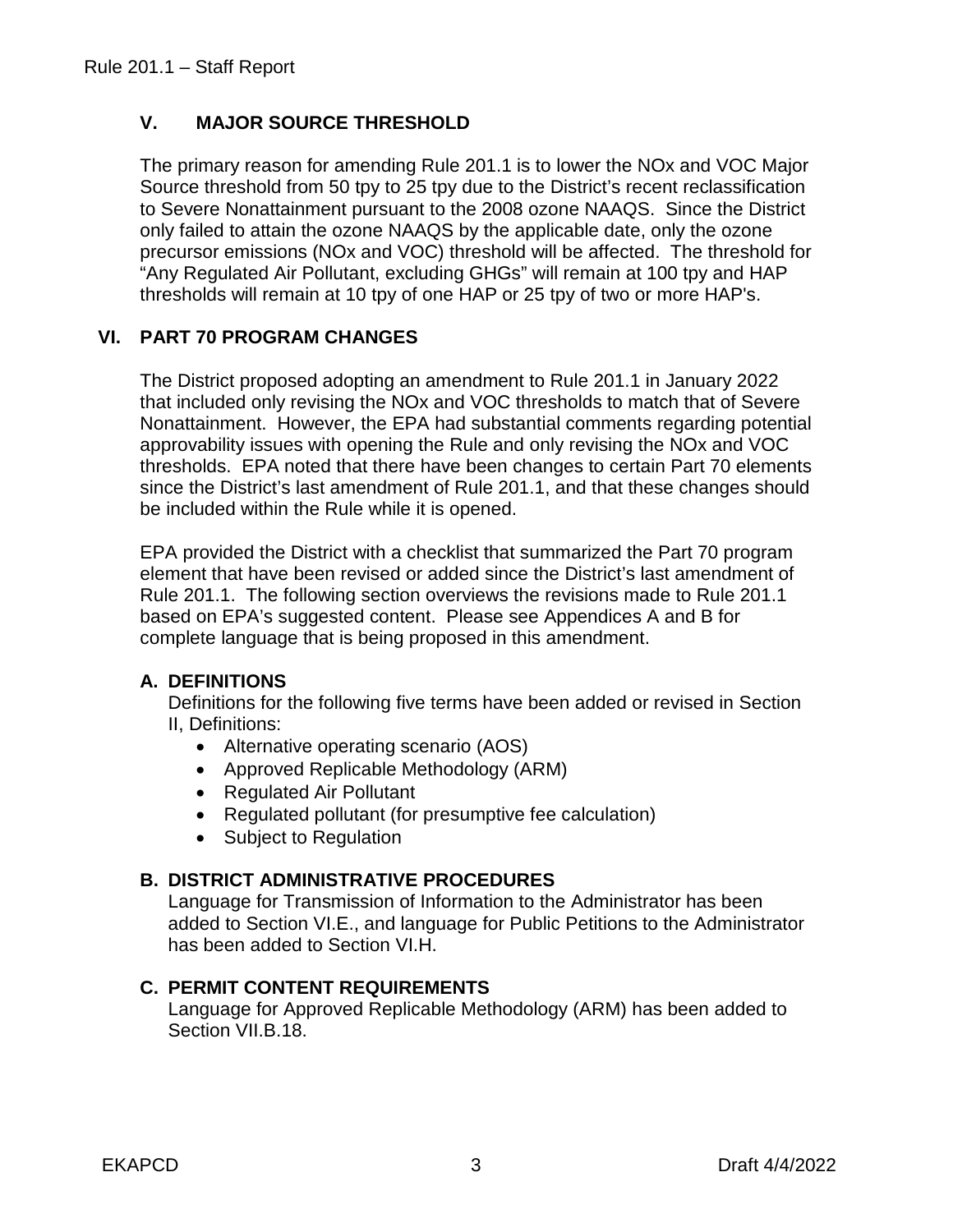## V. MAJOR SOURCE THRESHOLD

The primary reason for amending Rule 201.1 is to lower the NOx and VOC Major Source threshold from 50 tpy to 25 tpy due to the District's recent reclassification to Severe Nonattainment pursuant to the 2008 ozone NAAQS. Since the District only failed to attain the ozone NAAQS by the applicable date, only the ozone precursor emissions (NOx and VOC) threshold will be affected. The threshold for "Any Regulated Air Pollutant, excluding GHGs" will remain at 100 tpy and HAP thresholds will remain at 10 tpy of one HAP or 25 tpy of two or more HAP's.

## VI. PART 70 PROGRAM CHANGES

The District proposed adopting an amendment to Rule 201.1 in January 2022 that included only revising the NOx and VOC thresholds to match that of Severe Nonattainment. However, the EPA had substantial comments regarding potential approvability issues with opening the Rule and only revising the NOx and VOC thresholds. EPA noted that there have been changes to certain Part 70 elements since the District's last amendment of Rule 201.1, and that these changes should be included within the Rule while it is opened.

EPA provided the District with a checklist that summarized the Part 70 program element that have been revised or added since the District's last amendment of Rule 201.1. The following section overviews the revisions made to Rule 201.1 based on EPA's suggested content. Please see Appendices A and B for complete language that is being proposed in this amendment.

### A. DEFINITIONS

Definitions for the following five terms have been added or revised in Section II, Definitions:

- Alternative operating scenario (AOS)
- Approved Replicable Methodology (ARM)
- Regulated Air Pollutant
- Regulated pollutant (for presumptive fee calculation)
- Subject to Regulation

### B. DISTRICT ADMINISTRATIVE PROCEDURES

Language for Transmission of Information to the Administrator has been added to Section VI.E., and language for Public Petitions to the Administrator has been added to Section VI.H.

### C. PERMIT CONTENT REQUIREMENTS

Language for Approved Replicable Methodology (ARM) has been added to Section VII.B.18.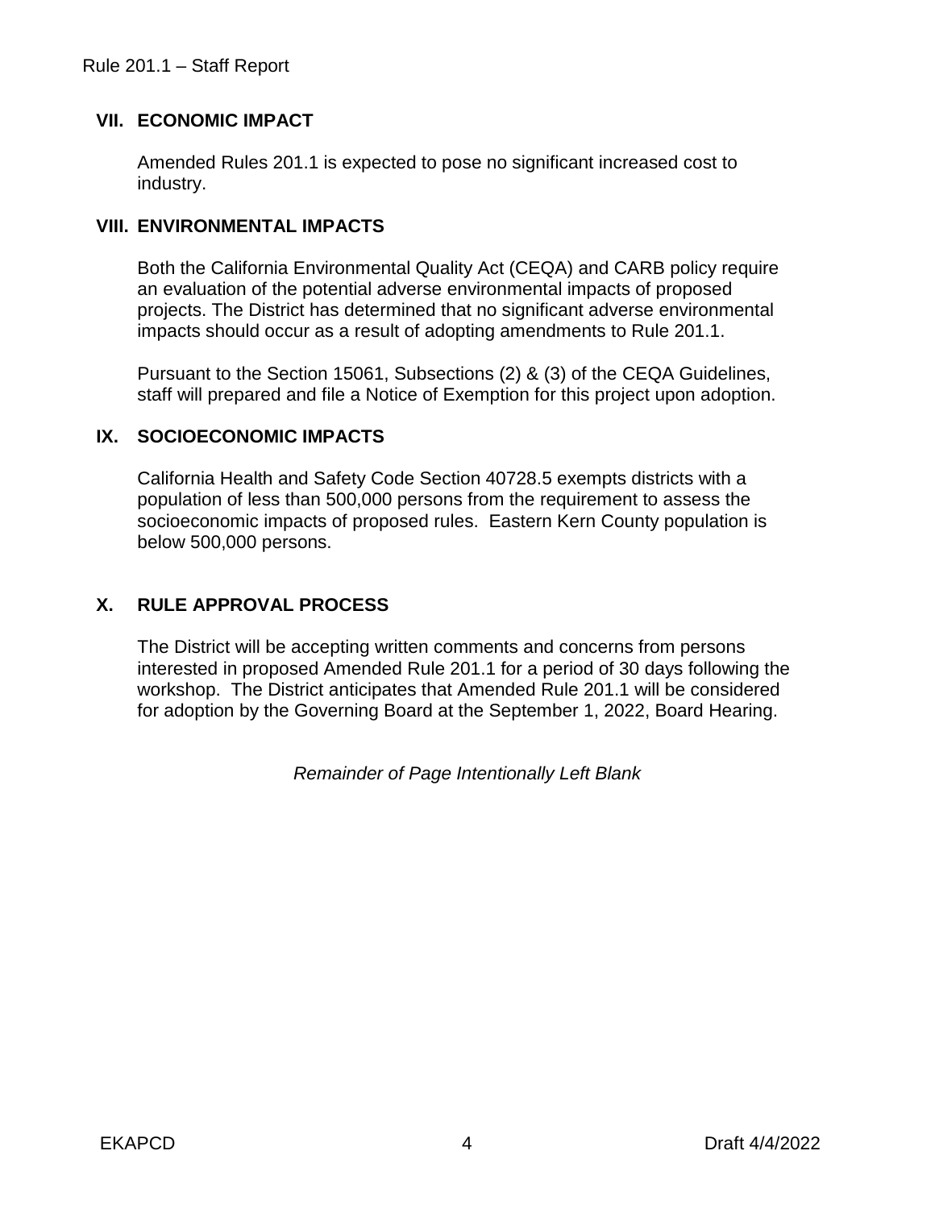## VII. ECONOMIC IMPACT

Amended Rules 201.1 is expected to pose no significant increased cost to industry.

## VIII. ENVIRONMENTAL IMPACTS

Both the California Environmental Quality Act (CEQA) and CARB policy require an evaluation of the potential adverse environmental impacts of proposed projects. The District has determined that no significant adverse environmental impacts should occur as a result of adopting amendments to Rule 201.1.

Pursuant to the Section 15061, Subsections (2) & (3) of the CEQA Guidelines, staff will prepared and file a Notice of Exemption for this project upon adoption.

## IX. SOCIOECONOMIC IMPACTS

California Health and Safety Code Section 40728.5 exempts districts with a population of less than 500,000 persons from the requirement to assess the socioeconomic impacts of proposed rules. Eastern Kern County population is below 500,000 persons.

## X. RULE APPROVAL PROCESS

The District will be accepting written comments and concerns from persons interested in proposed Amended Rule 201.1 for a period of 30 days following the workshop. The District anticipates that Amended Rule 201.1 will be considered for adoption by the Governing Board at the September 1, 2022, Board Hearing.

*Remainder of Page Intentionally Left Blank*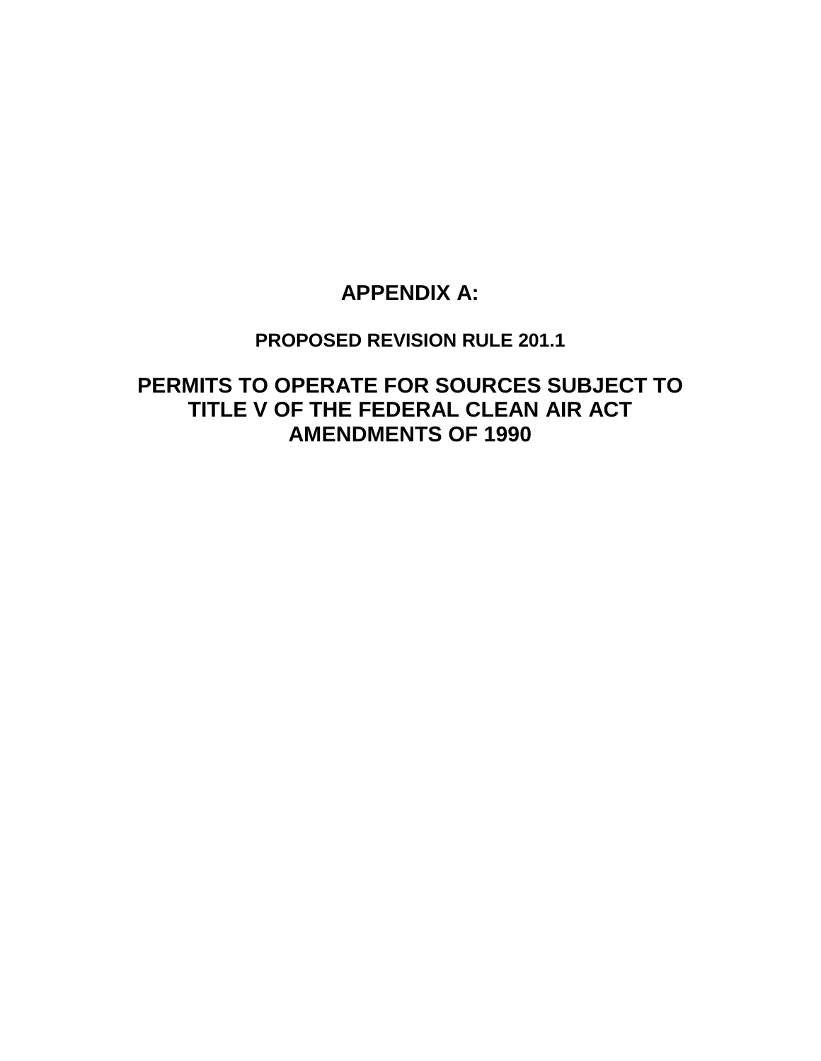# APPENDIX A:

## PROPOSED REVISION RULE 201.1

# PERMITS TO OPERATE FOR SOURCES SUBJECT TO TITLE V OF THE FEDERAL CLEAN AIR ACT AMENDMENTS OF 1990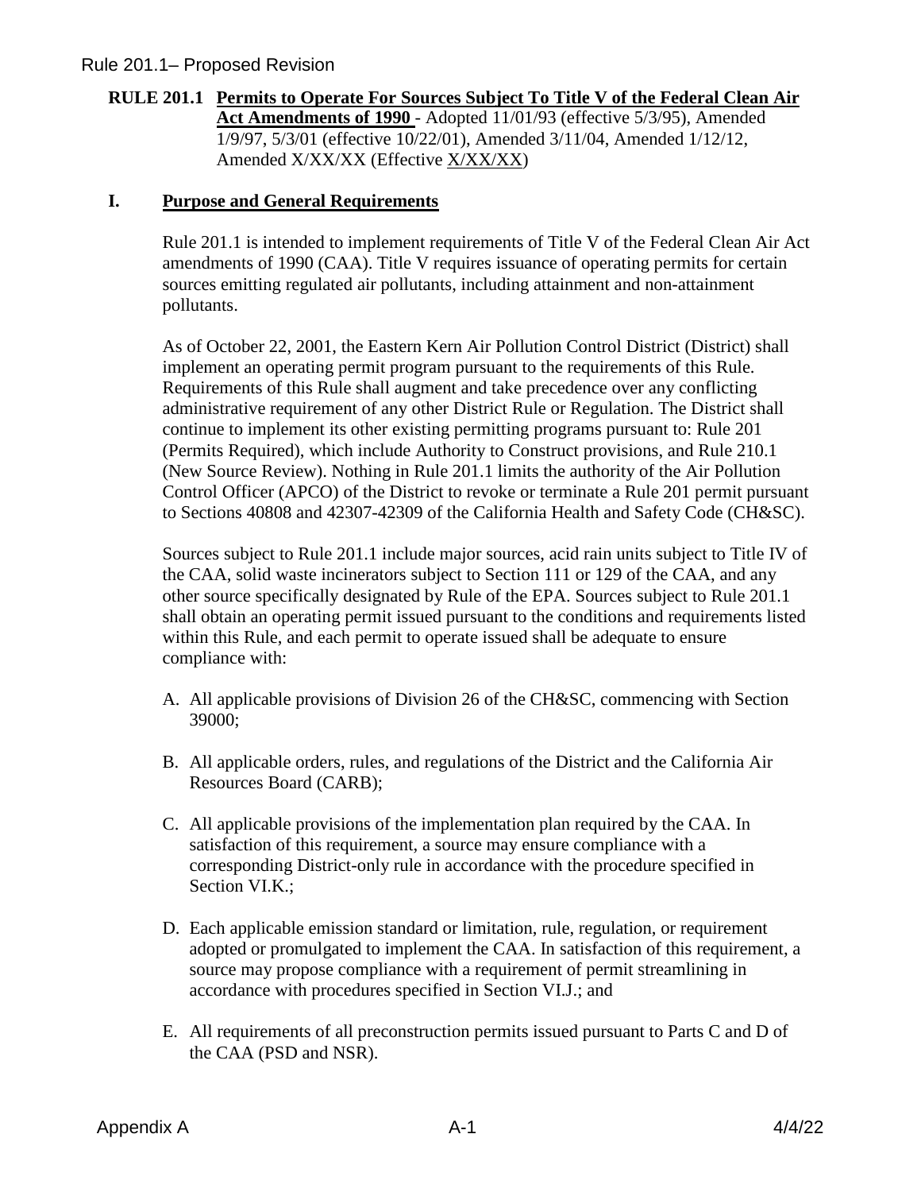**RULE 201.1 Permits to Operate For Sources Subject To Title V of the Federal Clean Air Act Amendments of 1990** - Adopted 11/01/93 (effective 5/3/95), Amended 1/9/97, 5/3/01 (effective 10/22/01), Amended 3/11/04, Amended 1/12/12, Amended X/XX/XX (Effective X/XX/XX)

## I. Purpose and General Requirements

Rule 201.1 is intended to implement requirements of Title V of the Federal Clean Air Act amendments of 1990 (CAA). Title V requires issuance of operating permits for certain sources emitting regulated air pollutants, including attainment and non-attainment pollutants.

As of October 22, 2001, the Eastern Kern Air Pollution Control District (District) shall implement an operating permit program pursuant to the requirements of this Rule. Requirements of this Rule shall augment and take precedence over any conflicting administrative requirement of any other District Rule or Regulation. The District shall continue to implement its other existing permitting programs pursuant to: Rule 201 (Permits Required), which include Authority to Construct provisions, and Rule 210.1 (New Source Review). Nothing in Rule 201.1 limits the authority of the Air Pollution Control Officer (APCO) of the District to revoke or terminate a Rule 201 permit pursuant to Sections 40808 and 42307-42309 of the California Health and Safety Code (CH&SC).

Sources subject to Rule 201.1 include major sources, acid rain units subject to Title IV of the CAA, solid waste incinerators subject to Section 111 or 129 of the CAA, and any other source specifically designated by Rule of the EPA. Sources subject to Rule 201.1 shall obtain an operating permit issued pursuant to the conditions and requirements listed within this Rule, and each permit to operate issued shall be adequate to ensure compliance with:

A. All applicable provisions of Division 26 of the CH&SC, commencing with Section 39000;

B. All applicable orders, rules, and regulations of the District and the California Air Resources Board (CARB);

C. All applicable provisions of the implementation plan required by the CAA. In satisfaction of this requirement, a source may ensure compliance with a corresponding District-only rule in accordance with the procedure specified in Section VI.K.;

D. Each applicable emission standard or limitation, rule, regulation, or requirement adopted or promulgated to implement the CAA. In satisfaction of this requirement, a source may propose compliance with a requirement of permit streamlining in accordance with procedures specified in Section VI.J.; and

E. All requirements of all preconstruction permits issued pursuant to Parts C and D of the CAA (PSD and NSR).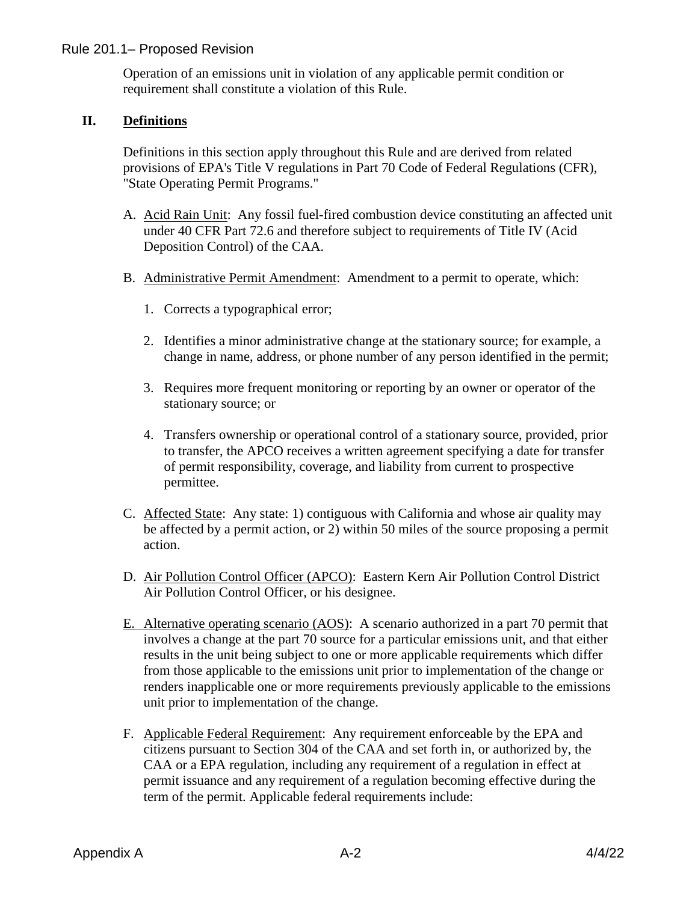Operation of an emissions unit in violation of any applicable permit condition or requirement shall constitute a violation of this Rule.

## II. Definitions

Definitions in this section apply throughout this Rule and are derived from related provisions of EPA's Title V regulations in Part 70 Code of Federal Regulations (CFR), "State Operating Permit Programs."

A. Acid Rain Unit: Any fossil fuel-fired combustion device constituting an affected unit under 40 CFR Part 72.6 and therefore subject to requirements of Title IV (Acid Deposition Control) of the CAA.

B. Administrative Permit Amendment: Amendment to a permit to operate, which:

   1. Corrects a typographical error;

   2. Identifies a minor administrative change at the stationary source; for example, a change in name, address, or phone number of any person identified in the permit;

   3. Requires more frequent monitoring or reporting by an owner or operator of the stationary source; or

   4. Transfers ownership or operational control of a stationary source, provided, prior to transfer, the APCO receives a written agreement specifying a date for transfer of permit responsibility, coverage, and liability from current to prospective permittee.

C. Affected State: Any state: 1) contiguous with California and whose air quality may be affected by a permit action, or 2) within 50 miles of the source proposing a permit action.

D. Air Pollution Control Officer (APCO): Eastern Kern Air Pollution Control District Air Pollution Control Officer, or his designee.

E. Alternative operating scenario (AOS): A scenario authorized in a part 70 permit that involves a change at the part 70 source for a particular emissions unit, and that either results in the unit being subject to one or more applicable requirements which differ from those applicable to the emissions unit prior to implementation of the change or renders inapplicable one or more requirements previously applicable to the emissions unit prior to implementation of the change.

F. Applicable Federal Requirement: Any requirement enforceable by the EPA and citizens pursuant to Section 304 of the CAA and set forth in, or authorized by, the CAA or a EPA regulation, including any requirement of a regulation in effect at permit issuance and any requirement of a regulation becoming effective during the term of the permit. Applicable federal requirements include: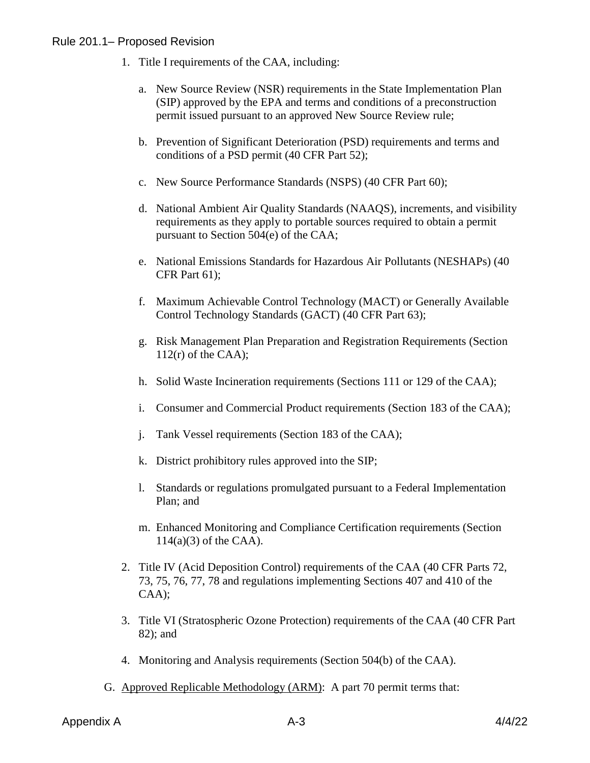1. Title I requirements of the CAA, including:

    a. New Source Review (NSR) requirements in the State Implementation Plan (SIP) approved by the EPA and terms and conditions of a preconstruction permit issued pursuant to an approved New Source Review rule;

    b. Prevention of Significant Deterioration (PSD) requirements and terms and conditions of a PSD permit (40 CFR Part 52);

    c. New Source Performance Standards (NSPS) (40 CFR Part 60);

    d. National Ambient Air Quality Standards (NAAQS), increments, and visibility requirements as they apply to portable sources required to obtain a permit pursuant to Section 504(e) of the CAA;

    e. National Emissions Standards for Hazardous Air Pollutants (NESHAPs) (40 CFR Part 61);

    f. Maximum Achievable Control Technology (MACT) or Generally Available Control Technology Standards (GACT) (40 CFR Part 63);

    g. Risk Management Plan Preparation and Registration Requirements (Section 112(r) of the CAA);

    h. Solid Waste Incineration requirements (Sections 111 or 129 of the CAA);

    i. Consumer and Commercial Product requirements (Section 183 of the CAA);

    j. Tank Vessel requirements (Section 183 of the CAA);

    k. District prohibitory rules approved into the SIP;

    l. Standards or regulations promulgated pursuant to a Federal Implementation Plan; and

    m. Enhanced Monitoring and Compliance Certification requirements (Section 114(a)(3) of the CAA).

2. Title IV (Acid Deposition Control) requirements of the CAA (40 CFR Parts 72, 73, 75, 76, 77, 78 and regulations implementing Sections 407 and 410 of the CAA);

3. Title VI (Stratospheric Ozone Protection) requirements of the CAA (40 CFR Part 82); and

4. Monitoring and Analysis requirements (Section 504(b) of the CAA).

G. Approved Replicable Methodology (ARM): A part 70 permit terms that: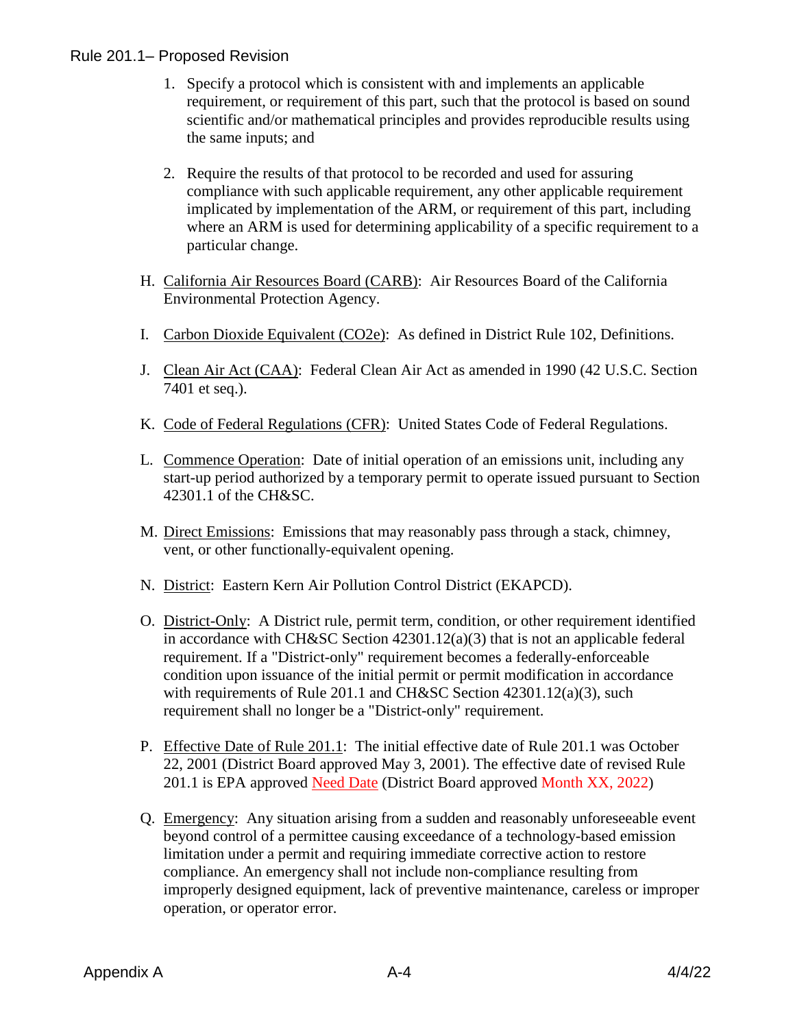1. Specify a protocol which is consistent with and implements an applicable requirement, or requirement of this part, such that the protocol is based on sound scientific and/or mathematical principles and provides reproducible results using the same inputs; and

2. Require the results of that protocol to be recorded and used for assuring compliance with such applicable requirement, any other applicable requirement implicated by implementation of the ARM, or requirement of this part, including where an ARM is used for determining applicability of a specific requirement to a particular change.

H. California Air Resources Board (CARB): Air Resources Board of the California Environmental Protection Agency.

I. Carbon Dioxide Equivalent (CO2e): As defined in District Rule 102, Definitions.

J. Clean Air Act (CAA): Federal Clean Air Act as amended in 1990 (42 U.S.C. Section 7401 et seq.).

K. Code of Federal Regulations (CFR): United States Code of Federal Regulations.

L. Commence Operation: Date of initial operation of an emissions unit, including any start-up period authorized by a temporary permit to operate issued pursuant to Section 42301.1 of the CH&SC.

M. Direct Emissions: Emissions that may reasonably pass through a stack, chimney, vent, or other functionally-equivalent opening.

N. District: Eastern Kern Air Pollution Control District (EKAPCD).

O. District-Only: A District rule, permit term, condition, or other requirement identified in accordance with CH&SC Section 42301.12(a)(3) that is not an applicable federal requirement. If a "District-only" requirement becomes a federally-enforceable condition upon issuance of the initial permit or permit modification in accordance with requirements of Rule 201.1 and CH&SC Section 42301.12(a)(3), such requirement shall no longer be a "District-only" requirement.

P. Effective Date of Rule 201.1: The initial effective date of Rule 201.1 was October 22, 2001 (District Board approved May 3, 2001). The effective date of revised Rule 201.1 is EPA approved Need Date (District Board approved Month XX, 2022)

Q. Emergency: Any situation arising from a sudden and reasonably unforeseeable event beyond control of a permittee causing exceedance of a technology-based emission limitation under a permit and requiring immediate corrective action to restore compliance. An emergency shall not include non-compliance resulting from improperly designed equipment, lack of preventive maintenance, careless or improper operation, or operator error.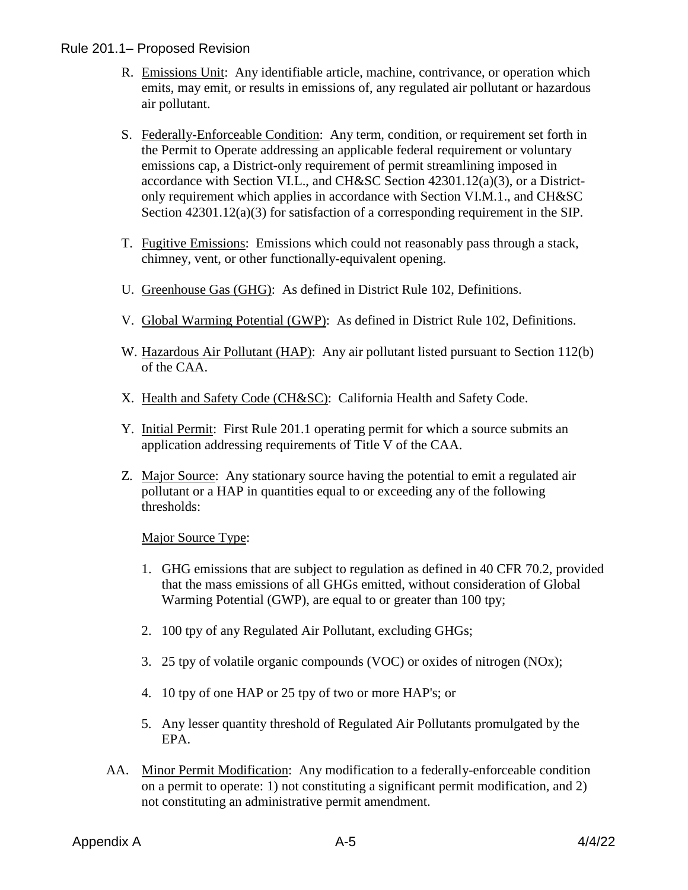R. Emissions Unit: Any identifiable article, machine, contrivance, or operation which emits, may emit, or results in emissions of, any regulated air pollutant or hazardous air pollutant.

S. Federally-Enforceable Condition: Any term, condition, or requirement set forth in the Permit to Operate addressing an applicable federal requirement or voluntary emissions cap, a District-only requirement of permit streamlining imposed in accordance with Section VI.L., and CH&SC Section 42301.12(a)(3), or a District-only requirement which applies in accordance with Section VI.M.1., and CH&SC Section 42301.12(a)(3) for satisfaction of a corresponding requirement in the SIP.

T. Fugitive Emissions: Emissions which could not reasonably pass through a stack, chimney, vent, or other functionally-equivalent opening.

U. Greenhouse Gas (GHG): As defined in District Rule 102, Definitions.

V. Global Warming Potential (GWP): As defined in District Rule 102, Definitions.

W. Hazardous Air Pollutant (HAP): Any air pollutant listed pursuant to Section 112(b) of the CAA.

X. Health and Safety Code (CH&SC): California Health and Safety Code.

Y. Initial Permit: First Rule 201.1 operating permit for which a source submits an application addressing requirements of Title V of the CAA.

Z. Major Source: Any stationary source having the potential to emit a regulated air pollutant or a HAP in quantities equal to or exceeding any of the following thresholds:

Major Source Type:

1. GHG emissions that are subject to regulation as defined in 40 CFR 70.2, provided that the mass emissions of all GHGs emitted, without consideration of Global Warming Potential (GWP), are equal to or greater than 100 tpy;

2. 100 tpy of any Regulated Air Pollutant, excluding GHGs;

3. 25 tpy of volatile organic compounds (VOC) or oxides of nitrogen (NOx);

4. 10 tpy of one HAP or 25 tpy of two or more HAP's; or

5. Any lesser quantity threshold of Regulated Air Pollutants promulgated by the EPA.

AA. Minor Permit Modification: Any modification to a federally-enforceable condition on a permit to operate: 1) not constituting a significant permit modification, and 2) not constituting an administrative permit amendment.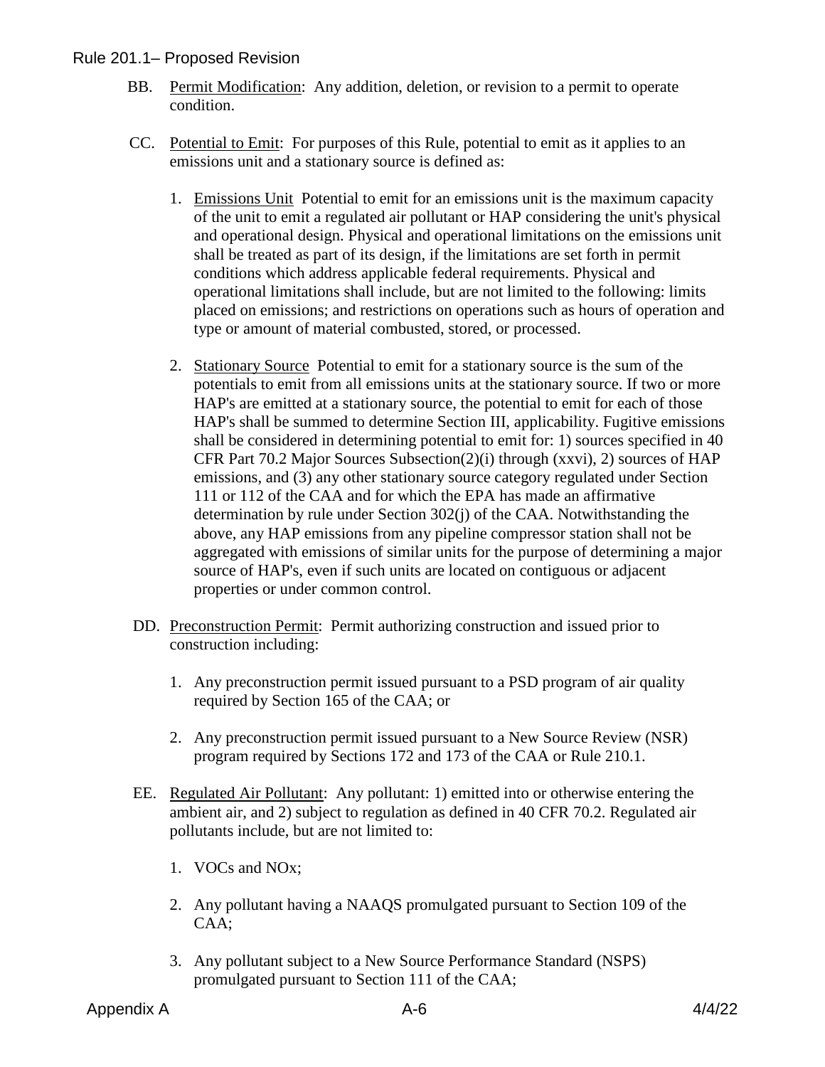BB. Permit Modification: Any addition, deletion, or revision to a permit to operate condition.

CC. Potential to Emit: For purposes of this Rule, potential to emit as it applies to an emissions unit and a stationary source is defined as:

1. Emissions Unit Potential to emit for an emissions unit is the maximum capacity of the unit to emit a regulated air pollutant or HAP considering the unit's physical and operational design. Physical and operational limitations on the emissions unit shall be treated as part of its design, if the limitations are set forth in permit conditions which address applicable federal requirements. Physical and operational limitations shall include, but are not limited to the following: limits placed on emissions; and restrictions on operations such as hours of operation and type or amount of material combusted, stored, or processed.

2. Stationary Source Potential to emit for a stationary source is the sum of the potentials to emit from all emissions units at the stationary source. If two or more HAP's are emitted at a stationary source, the potential to emit for each of those HAP's shall be summed to determine Section III, applicability. Fugitive emissions shall be considered in determining potential to emit for: 1) sources specified in 40 CFR Part 70.2 Major Sources Subsection(2)(i) through (xxvi), 2) sources of HAP emissions, and (3) any other stationary source category regulated under Section 111 or 112 of the CAA and for which the EPA has made an affirmative determination by rule under Section 302(j) of the CAA. Notwithstanding the above, any HAP emissions from any pipeline compressor station shall not be aggregated with emissions of similar units for the purpose of determining a major source of HAP's, even if such units are located on contiguous or adjacent properties or under common control.

DD. Preconstruction Permit: Permit authorizing construction and issued prior to construction including:

1. Any preconstruction permit issued pursuant to a PSD program of air quality required by Section 165 of the CAA; or

2. Any preconstruction permit issued pursuant to a New Source Review (NSR) program required by Sections 172 and 173 of the CAA or Rule 210.1.

EE. Regulated Air Pollutant: Any pollutant: 1) emitted into or otherwise entering the ambient air, and 2) subject to regulation as defined in 40 CFR 70.2. Regulated air pollutants include, but are not limited to:

1. VOCs and NOx;

2. Any pollutant having a NAAQS promulgated pursuant to Section 109 of the CAA;

3. Any pollutant subject to a New Source Performance Standard (NSPS) promulgated pursuant to Section 111 of the CAA;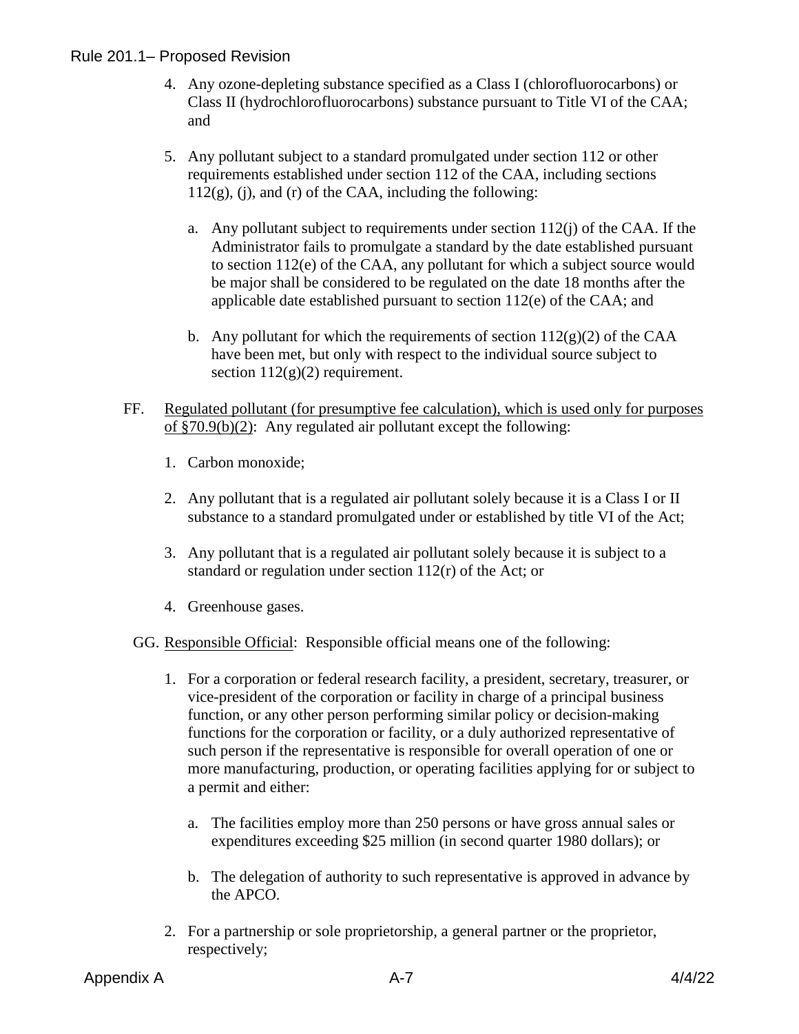4. Any ozone-depleting substance specified as a Class I (chlorofluorocarbons) or Class II (hydrochlorofluorocarbons) substance pursuant to Title VI of the CAA; and

5. Any pollutant subject to a standard promulgated under section 112 or other requirements established under section 112 of the CAA, including sections 112(g), (j), and (r) of the CAA, including the following:

   a. Any pollutant subject to requirements under section 112(j) of the CAA. If the Administrator fails to promulgate a standard by the date established pursuant to section 112(e) of the CAA, any pollutant for which a subject source would be major shall be considered to be regulated on the date 18 months after the applicable date established pursuant to section 112(e) of the CAA; and

   b. Any pollutant for which the requirements of section 112(g)(2) of the CAA have been met, but only with respect to the individual source subject to section 112(g)(2) requirement.

FF. <u>Regulated pollutant (for presumptive fee calculation), which is used only for purposes of §70.9(b)(2)</u>: Any regulated air pollutant except the following:

1. Carbon monoxide;

2. Any pollutant that is a regulated air pollutant solely because it is a Class I or II substance to a standard promulgated under or established by title VI of the Act;

3. Any pollutant that is a regulated air pollutant solely because it is subject to a standard or regulation under section 112(r) of the Act; or

4. Greenhouse gases.

GG. <u>Responsible Official</u>: Responsible official means one of the following:

1. For a corporation or federal research facility, a president, secretary, treasurer, or vice-president of the corporation or facility in charge of a principal business function, or any other person performing similar policy or decision-making functions for the corporation or facility, or a duly authorized representative of such person if the representative is responsible for overall operation of one or more manufacturing, production, or operating facilities applying for or subject to a permit and either:

   a. The facilities employ more than 250 persons or have gross annual sales or expenditures exceeding $25 million (in second quarter 1980 dollars); or

   b. The delegation of authority to such representative is approved in advance by the APCO.

2. For a partnership or sole proprietorship, a general partner or the proprietor, respectively;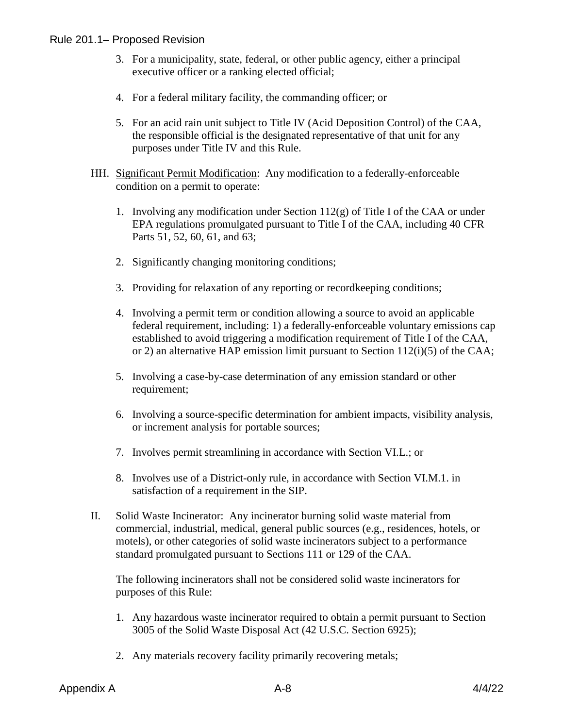3. For a municipality, state, federal, or other public agency, either a principal executive officer or a ranking elected official;

4. For a federal military facility, the commanding officer; or

5. For an acid rain unit subject to Title IV (Acid Deposition Control) of the CAA, the responsible official is the designated representative of that unit for any purposes under Title IV and this Rule.

HH. Significant Permit Modification: Any modification to a federally-enforceable condition on a permit to operate:

1. Involving any modification under Section 112(g) of Title I of the CAA or under EPA regulations promulgated pursuant to Title I of the CAA, including 40 CFR Parts 51, 52, 60, 61, and 63;

2. Significantly changing monitoring conditions;

3. Providing for relaxation of any reporting or recordkeeping conditions;

4. Involving a permit term or condition allowing a source to avoid an applicable federal requirement, including: 1) a federally-enforceable voluntary emissions cap established to avoid triggering a modification requirement of Title I of the CAA, or 2) an alternative HAP emission limit pursuant to Section 112(i)(5) of the CAA;

5. Involving a case-by-case determination of any emission standard or other requirement;

6. Involving a source-specific determination for ambient impacts, visibility analysis, or increment analysis for portable sources;

7. Involves permit streamlining in accordance with Section VI.L.; or

8. Involves use of a District-only rule, in accordance with Section VI.M.1. in satisfaction of a requirement in the SIP.

II. Solid Waste Incinerator: Any incinerator burning solid waste material from commercial, industrial, medical, general public sources (e.g., residences, hotels, or motels), or other categories of solid waste incinerators subject to a performance standard promulgated pursuant to Sections 111 or 129 of the CAA.

The following incinerators shall not be considered solid waste incinerators for purposes of this Rule:

1. Any hazardous waste incinerator required to obtain a permit pursuant to Section 3005 of the Solid Waste Disposal Act (42 U.S.C. Section 6925);

2. Any materials recovery facility primarily recovering metals;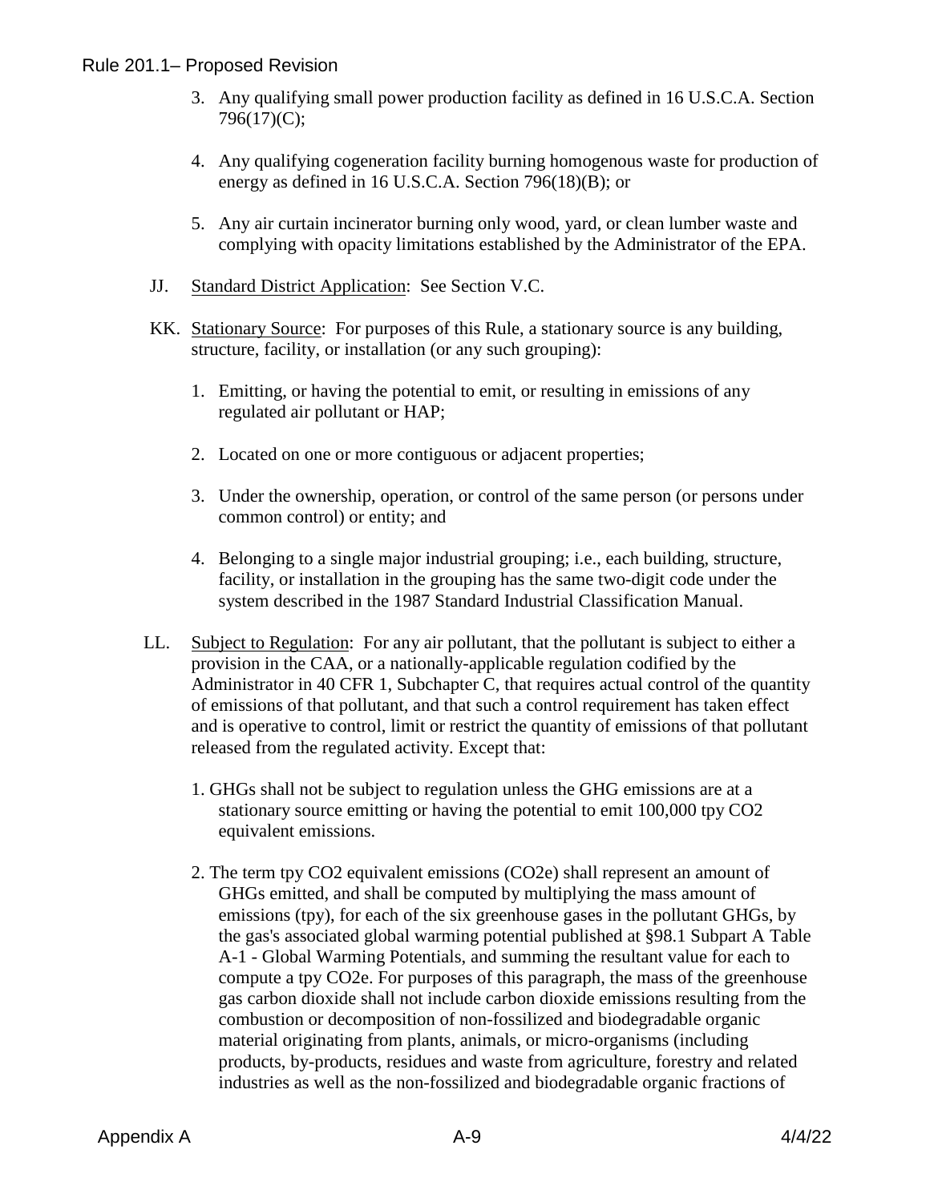3. Any qualifying small power production facility as defined in 16 U.S.C.A. Section 796(17)(C);

4. Any qualifying cogeneration facility burning homogenous waste for production of energy as defined in 16 U.S.C.A. Section 796(18)(B); or

5. Any air curtain incinerator burning only wood, yard, or clean lumber waste and complying with opacity limitations established by the Administrator of the EPA.

JJ. Standard District Application: See Section V.C.

KK. Stationary Source: For purposes of this Rule, a stationary source is any building, structure, facility, or installation (or any such grouping):

1. Emitting, or having the potential to emit, or resulting in emissions of any regulated air pollutant or HAP;

2. Located on one or more contiguous or adjacent properties;

3. Under the ownership, operation, or control of the same person (or persons under common control) or entity; and

4. Belonging to a single major industrial grouping; i.e., each building, structure, facility, or installation in the grouping has the same two-digit code under the system described in the 1987 Standard Industrial Classification Manual.

LL. Subject to Regulation: For any air pollutant, that the pollutant is subject to either a provision in the CAA, or a nationally-applicable regulation codified by the Administrator in 40 CFR 1, Subchapter C, that requires actual control of the quantity of emissions of that pollutant, and that such a control requirement has taken effect and is operative to control, limit or restrict the quantity of emissions of that pollutant released from the regulated activity. Except that:

1. GHGs shall not be subject to regulation unless the GHG emissions are at a stationary source emitting or having the potential to emit 100,000 tpy $CO_2$ equivalent emissions.

2. The term tpy $CO_2$ equivalent emissions ($CO_2e$) shall represent an amount of GHGs emitted, and shall be computed by multiplying the mass amount of emissions (tpy), for each of the six greenhouse gases in the pollutant GHGs, by the gas's associated global warming potential published at §98.1 Subpart A Table A-1 - Global Warming Potentials, and summing the resultant value for each to compute a tpy $CO_2e$. For purposes of this paragraph, the mass of the greenhouse gas carbon dioxide shall not include carbon dioxide emissions resulting from the combustion or decomposition of non-fossilized and biodegradable organic material originating from plants, animals, or micro-organisms (including products, by-products, residues and waste from agriculture, forestry and related industries as well as the non-fossilized and biodegradable organic fractions of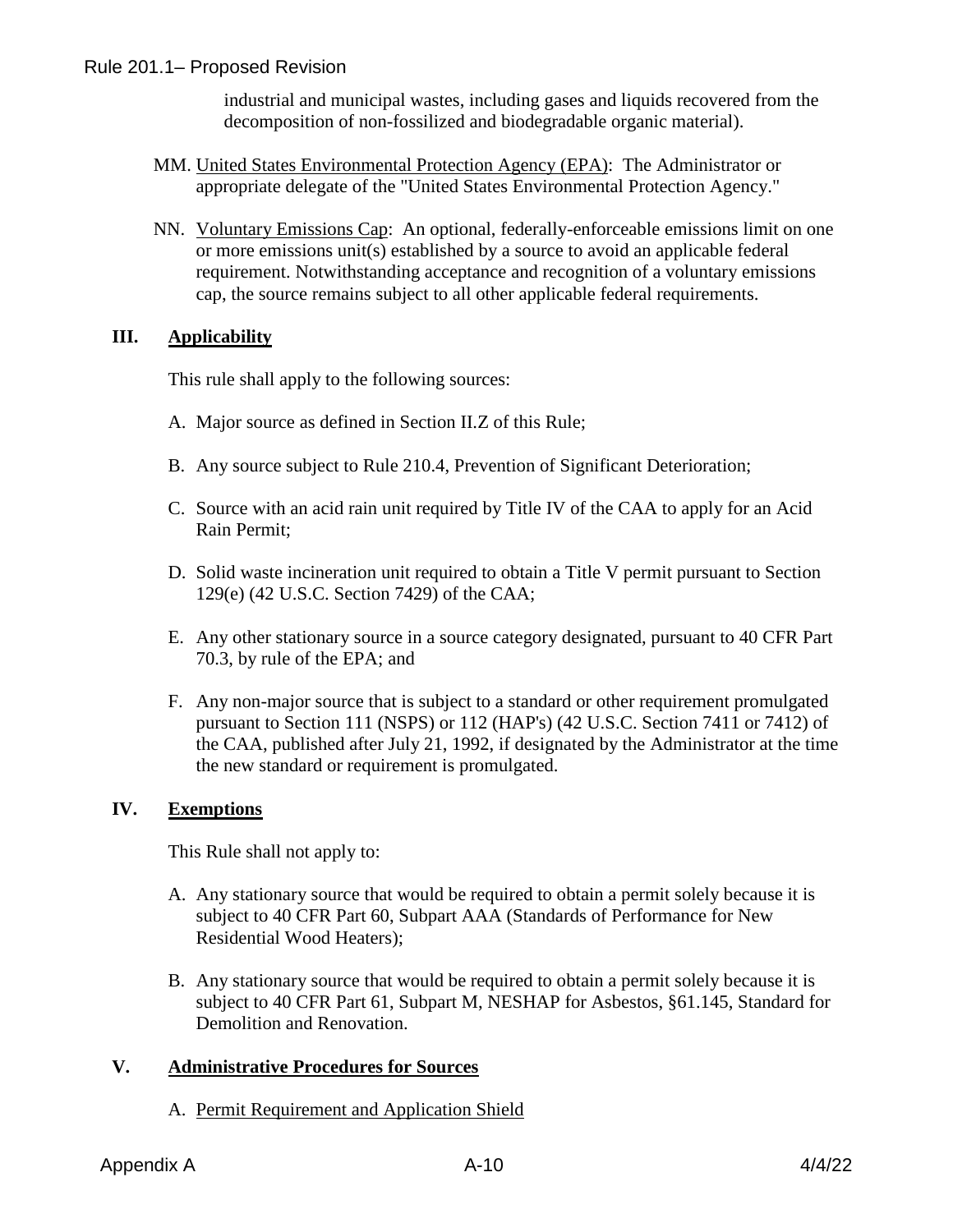industrial and municipal wastes, including gases and liquids recovered from the decomposition of non-fossilized and biodegradable organic material).

MM. United States Environmental Protection Agency (EPA): The Administrator or appropriate delegate of the "United States Environmental Protection Agency."

NN. Voluntary Emissions Cap: An optional, federally-enforceable emissions limit on one or more emissions unit(s) established by a source to avoid an applicable federal requirement. Notwithstanding acceptance and recognition of a voluntary emissions cap, the source remains subject to all other applicable federal requirements.

## III. Applicability

This rule shall apply to the following sources:

A. Major source as defined in Section II.Z of this Rule;

B. Any source subject to Rule 210.4, Prevention of Significant Deterioration;

C. Source with an acid rain unit required by Title IV of the CAA to apply for an Acid Rain Permit;

D. Solid waste incineration unit required to obtain a Title V permit pursuant to Section 129(e) (42 U.S.C. Section 7429) of the CAA;

E. Any other stationary source in a source category designated, pursuant to 40 CFR Part 70.3, by rule of the EPA; and

F. Any non-major source that is subject to a standard or other requirement promulgated pursuant to Section 111 (NSPS) or 112 (HAP's) (42 U.S.C. Section 7411 or 7412) of the CAA, published after July 21, 1992, if designated by the Administrator at the time the new standard or requirement is promulgated.

## IV. Exemptions

This Rule shall not apply to:

A. Any stationary source that would be required to obtain a permit solely because it is subject to 40 CFR Part 60, Subpart AAA (Standards of Performance for New Residential Wood Heaters);

B. Any stationary source that would be required to obtain a permit solely because it is subject to 40 CFR Part 61, Subpart M, NESHAP for Asbestos, §61.145, Standard for Demolition and Renovation.

## V. Administrative Procedures for Sources

A. Permit Requirement and Application Shield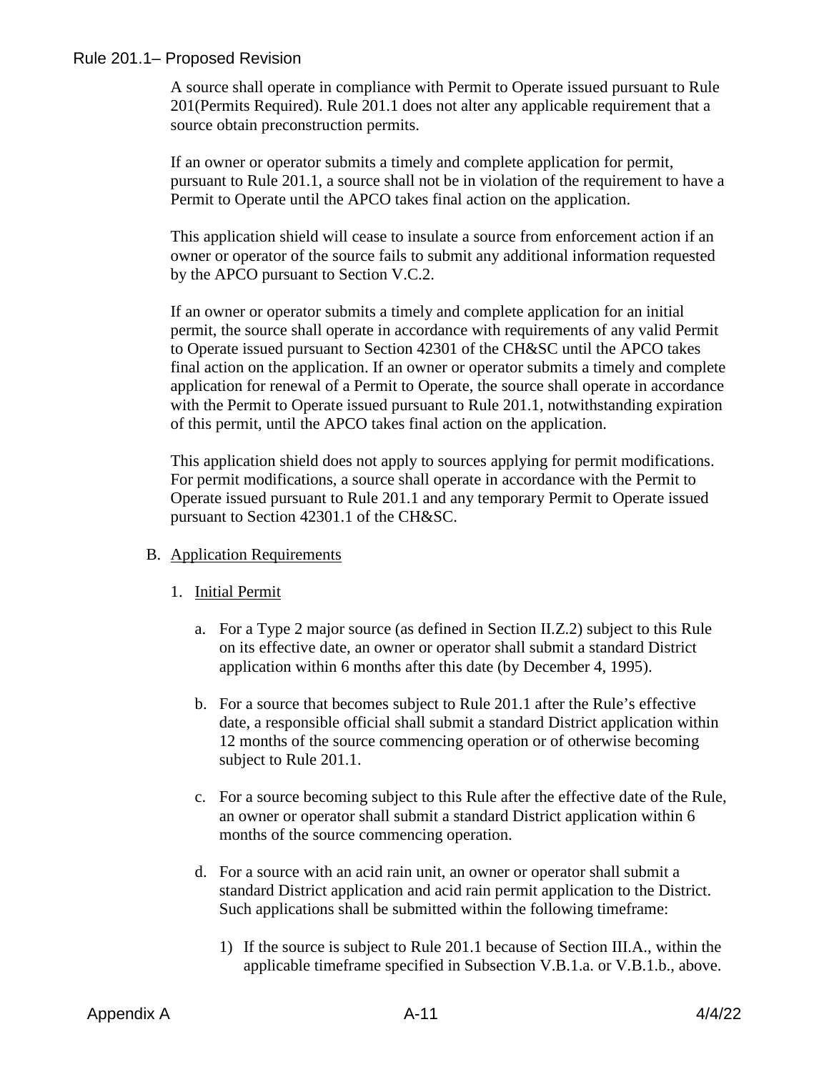A source shall operate in compliance with Permit to Operate issued pursuant to Rule 201(Permits Required). Rule 201.1 does not alter any applicable requirement that a source obtain preconstruction permits.

If an owner or operator submits a timely and complete application for permit, pursuant to Rule 201.1, a source shall not be in violation of the requirement to have a Permit to Operate until the APCO takes final action on the application.

This application shield will cease to insulate a source from enforcement action if an owner or operator of the source fails to submit any additional information requested by the APCO pursuant to Section V.C.2.

If an owner or operator submits a timely and complete application for an initial permit, the source shall operate in accordance with requirements of any valid Permit to Operate issued pursuant to Section 42301 of the CH&SC until the APCO takes final action on the application. If an owner or operator submits a timely and complete application for renewal of a Permit to Operate, the source shall operate in accordance with the Permit to Operate issued pursuant to Rule 201.1, notwithstanding expiration of this permit, until the APCO takes final action on the application.

This application shield does not apply to sources applying for permit modifications. For permit modifications, a source shall operate in accordance with the Permit to Operate issued pursuant to Rule 201.1 and any temporary Permit to Operate issued pursuant to Section 42301.1 of the CH&SC.

B. Application Requirements

1. Initial Permit

   a. For a Type 2 major source (as defined in Section II.Z.2) subject to this Rule on its effective date, an owner or operator shall submit a standard District application within 6 months after this date (by December 4, 1995).

   b. For a source that becomes subject to Rule 201.1 after the Rule's effective date, a responsible official shall submit a standard District application within 12 months of the source commencing operation or of otherwise becoming subject to Rule 201.1.

   c. For a source becoming subject to this Rule after the effective date of the Rule, an owner or operator shall submit a standard District application within 6 months of the source commencing operation.

   d. For a source with an acid rain unit, an owner or operator shall submit a standard District application and acid rain permit application to the District. Such applications shall be submitted within the following timeframe:

      1) If the source is subject to Rule 201.1 because of Section III.A., within the applicable timeframe specified in Subsection V.B.1.a. or V.B.1.b., above.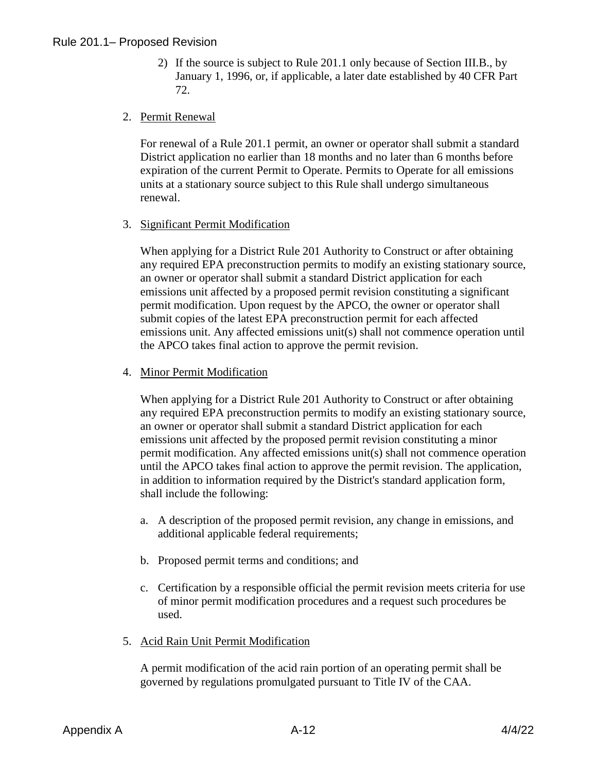2) If the source is subject to Rule 201.1 only because of Section III.B., by January 1, 1996, or, if applicable, a later date established by 40 CFR Part 72.

2. Permit Renewal

   For renewal of a Rule 201.1 permit, an owner or operator shall submit a standard District application no earlier than 18 months and no later than 6 months before expiration of the current Permit to Operate. Permits to Operate for all emissions units at a stationary source subject to this Rule shall undergo simultaneous renewal.

3. Significant Permit Modification

   When applying for a District Rule 201 Authority to Construct or after obtaining any required EPA preconstruction permits to modify an existing stationary source, an owner or operator shall submit a standard District application for each emissions unit affected by a proposed permit revision constituting a significant permit modification. Upon request by the APCO, the owner or operator shall submit copies of the latest EPA preconstruction permit for each affected emissions unit. Any affected emissions unit(s) shall not commence operation until the APCO takes final action to approve the permit revision.

4. Minor Permit Modification

   When applying for a District Rule 201 Authority to Construct or after obtaining any required EPA preconstruction permits to modify an existing stationary source, an owner or operator shall submit a standard District application for each emissions unit affected by the proposed permit revision constituting a minor permit modification. Any affected emissions unit(s) shall not commence operation until the APCO takes final action to approve the permit revision. The application, in addition to information required by the District's standard application form, shall include the following:

   a. A description of the proposed permit revision, any change in emissions, and additional applicable federal requirements;

   b. Proposed permit terms and conditions; and

   c. Certification by a responsible official the permit revision meets criteria for use of minor permit modification procedures and a request such procedures be used.

5. Acid Rain Unit Permit Modification

   A permit modification of the acid rain portion of an operating permit shall be governed by regulations promulgated pursuant to Title IV of the CAA.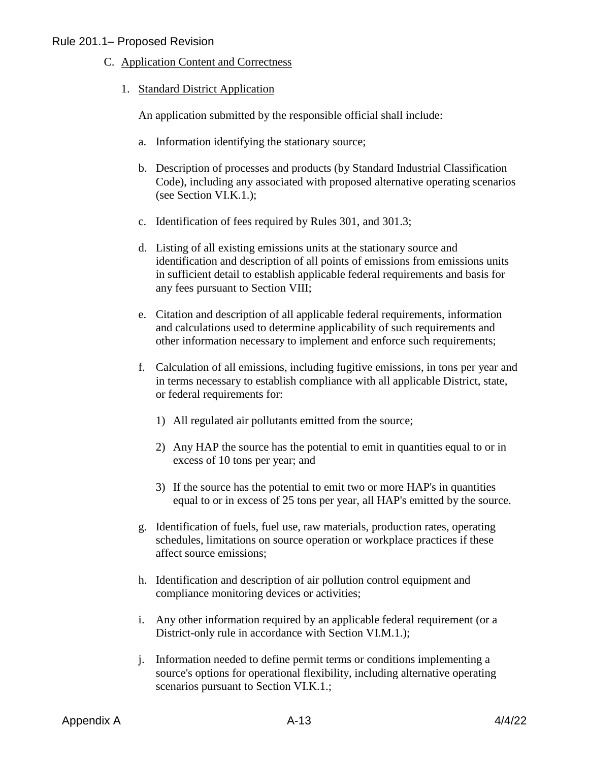C. Application Content and Correctness

1. Standard District Application

   An application submitted by the responsible official shall include:

   a. Information identifying the stationary source;

   b. Description of processes and products (by Standard Industrial Classification Code), including any associated with proposed alternative operating scenarios (see Section VI.K.1.);

   c. Identification of fees required by Rules 301, and 301.3;

   d. Listing of all existing emissions units at the stationary source and identification and description of all points of emissions from emissions units in sufficient detail to establish applicable federal requirements and basis for any fees pursuant to Section VIII;

   e. Citation and description of all applicable federal requirements, information and calculations used to determine applicability of such requirements and other information necessary to implement and enforce such requirements;

   f. Calculation of all emissions, including fugitive emissions, in tons per year and in terms necessary to establish compliance with all applicable District, state, or federal requirements for:

      1) All regulated air pollutants emitted from the source;

      2) Any HAP the source has the potential to emit in quantities equal to or in excess of 10 tons per year; and

      3) If the source has the potential to emit two or more HAP's in quantities equal to or in excess of 25 tons per year, all HAP's emitted by the source.

   g. Identification of fuels, fuel use, raw materials, production rates, operating schedules, limitations on source operation or workplace practices if these affect source emissions;

   h. Identification and description of air pollution control equipment and compliance monitoring devices or activities;

   i. Any other information required by an applicable federal requirement (or a District-only rule in accordance with Section VI.M.1.);

   j. Information needed to define permit terms or conditions implementing a source's options for operational flexibility, including alternative operating scenarios pursuant to Section VI.K.1.;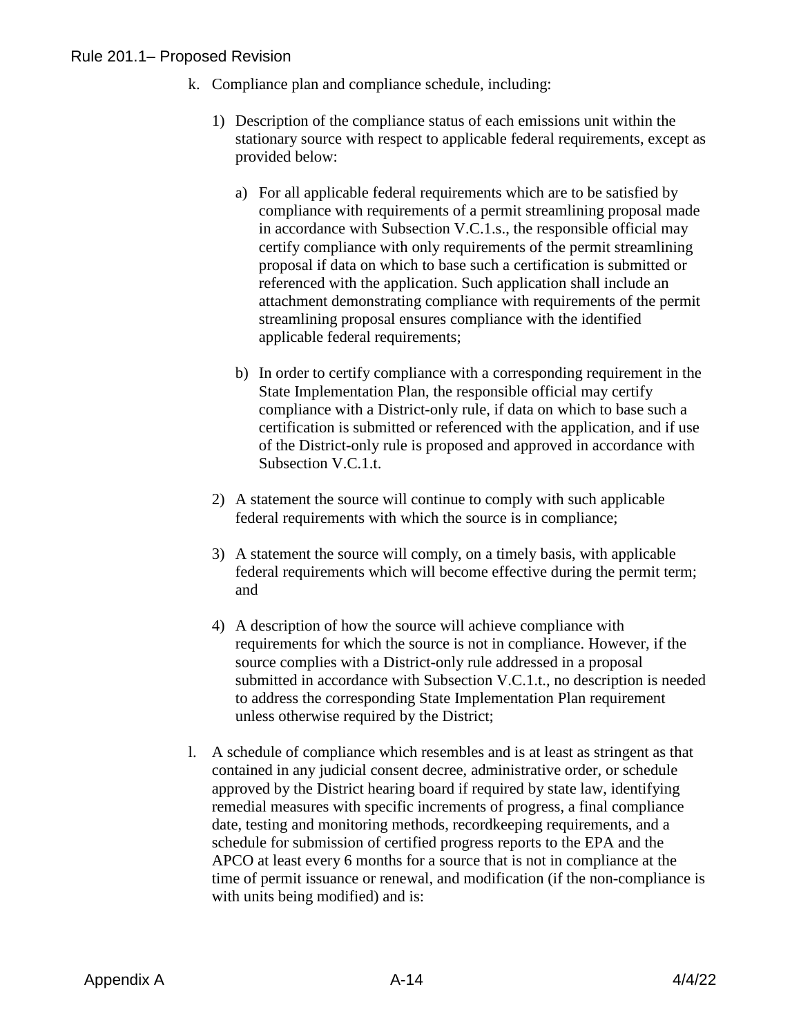k. Compliance plan and compliance schedule, including:

   1) Description of the compliance status of each emissions unit within the stationary source with respect to applicable federal requirements, except as provided below:

      a) For all applicable federal requirements which are to be satisfied by compliance with requirements of a permit streamlining proposal made in accordance with Subsection V.C.1.s., the responsible official may certify compliance with only requirements of the permit streamlining proposal if data on which to base such a certification is submitted or referenced with the application. Such application shall include an attachment demonstrating compliance with requirements of the permit streamlining proposal ensures compliance with the identified applicable federal requirements;

      b) In order to certify compliance with a corresponding requirement in the State Implementation Plan, the responsible official may certify compliance with a District-only rule, if data on which to base such a certification is submitted or referenced with the application, and if use of the District-only rule is proposed and approved in accordance with Subsection V.C.1.t.

   2) A statement the source will continue to comply with such applicable federal requirements with which the source is in compliance;

   3) A statement the source will comply, on a timely basis, with applicable federal requirements which will become effective during the permit term; and

   4) A description of how the source will achieve compliance with requirements for which the source is not in compliance. However, if the source complies with a District-only rule addressed in a proposal submitted in accordance with Subsection V.C.1.t., no description is needed to address the corresponding State Implementation Plan requirement unless otherwise required by the District;

l. A schedule of compliance which resembles and is at least as stringent as that contained in any judicial consent decree, administrative order, or schedule approved by the District hearing board if required by state law, identifying remedial measures with specific increments of progress, a final compliance date, testing and monitoring methods, recordkeeping requirements, and a schedule for submission of certified progress reports to the EPA and the APCO at least every 6 months for a source that is not in compliance at the time of permit issuance or renewal, and modification (if the non-compliance is with units being modified) and is: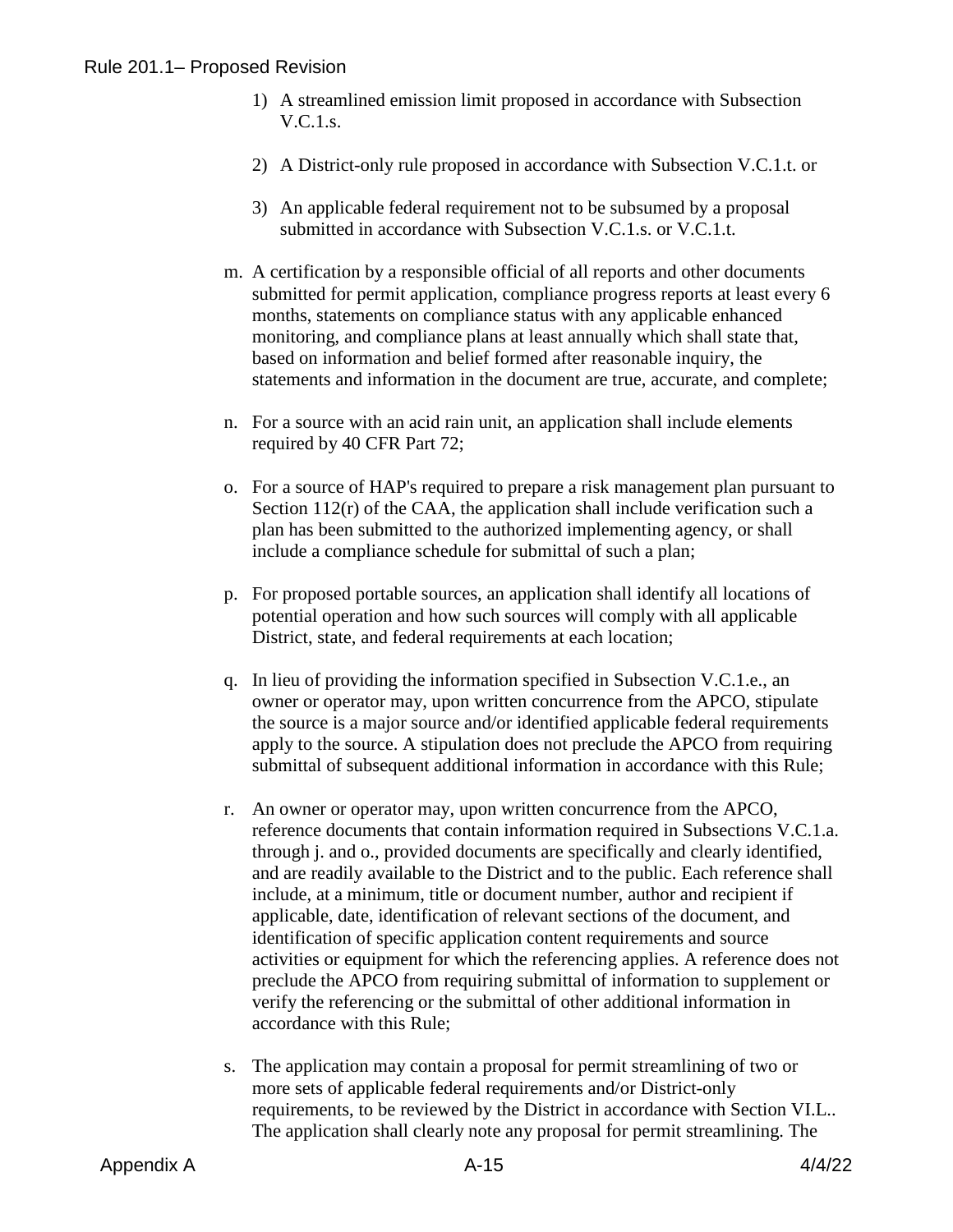1) A streamlined emission limit proposed in accordance with Subsection V.C.1.s.

2) A District-only rule proposed in accordance with Subsection V.C.1.t. or

3) An applicable federal requirement not to be subsumed by a proposal submitted in accordance with Subsection V.C.1.s. or V.C.1.t.

m. A certification by a responsible official of all reports and other documents submitted for permit application, compliance progress reports at least every 6 months, statements on compliance status with any applicable enhanced monitoring, and compliance plans at least annually which shall state that, based on information and belief formed after reasonable inquiry, the statements and information in the document are true, accurate, and complete;

n. For a source with an acid rain unit, an application shall include elements required by 40 CFR Part 72;

o. For a source of HAP's required to prepare a risk management plan pursuant to Section 112(r) of the CAA, the application shall include verification such a plan has been submitted to the authorized implementing agency, or shall include a compliance schedule for submittal of such a plan;

p. For proposed portable sources, an application shall identify all locations of potential operation and how such sources will comply with all applicable District, state, and federal requirements at each location;

q. In lieu of providing the information specified in Subsection V.C.1.e., an owner or operator may, upon written concurrence from the APCO, stipulate the source is a major source and/or identified applicable federal requirements apply to the source. A stipulation does not preclude the APCO from requiring submittal of subsequent additional information in accordance with this Rule;

r. An owner or operator may, upon written concurrence from the APCO, reference documents that contain information required in Subsections V.C.1.a. through j. and o., provided documents are specifically and clearly identified, and are readily available to the District and to the public. Each reference shall include, at a minimum, title or document number, author and recipient if applicable, date, identification of relevant sections of the document, and identification of specific application content requirements and source activities or equipment for which the referencing applies. A reference does not preclude the APCO from requiring submittal of information to supplement or verify the referencing or the submittal of other additional information in accordance with this Rule;

s. The application may contain a proposal for permit streamlining of two or more sets of applicable federal requirements and/or District-only requirements, to be reviewed by the District in accordance with Section VI.L.. The application shall clearly note any proposal for permit streamlining. The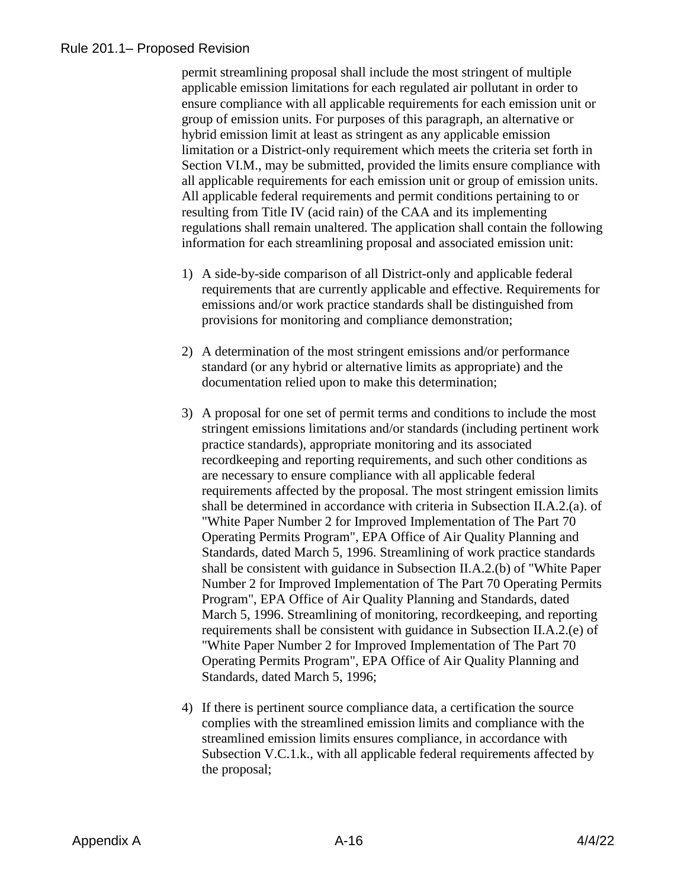permit streamlining proposal shall include the most stringent of multiple applicable emission limitations for each regulated air pollutant in order to ensure compliance with all applicable requirements for each emission unit or group of emission units. For purposes of this paragraph, an alternative or hybrid emission limit at least as stringent as any applicable emission limitation or a District-only requirement which meets the criteria set forth in Section VI.M., may be submitted, provided the limits ensure compliance with all applicable requirements for each emission unit or group of emission units. All applicable federal requirements and permit conditions pertaining to or resulting from Title IV (acid rain) of the CAA and its implementing regulations shall remain unaltered. The application shall contain the following information for each streamlining proposal and associated emission unit:

1) A side-by-side comparison of all District-only and applicable federal requirements that are currently applicable and effective. Requirements for emissions and/or work practice standards shall be distinguished from provisions for monitoring and compliance demonstration;

2) A determination of the most stringent emissions and/or performance standard (or any hybrid or alternative limits as appropriate) and the documentation relied upon to make this determination;

3) A proposal for one set of permit terms and conditions to include the most stringent emissions limitations and/or standards (including pertinent work practice standards), appropriate monitoring and its associated recordkeeping and reporting requirements, and such other conditions as are necessary to ensure compliance with all applicable federal requirements affected by the proposal. The most stringent emission limits shall be determined in accordance with criteria in Subsection II.A.2.(a). of "White Paper Number 2 for Improved Implementation of The Part 70 Operating Permits Program", EPA Office of Air Quality Planning and Standards, dated March 5, 1996. Streamlining of work practice standards shall be consistent with guidance in Subsection II.A.2.(b) of "White Paper Number 2 for Improved Implementation of The Part 70 Operating Permits Program", EPA Office of Air Quality Planning and Standards, dated March 5, 1996. Streamlining of monitoring, recordkeeping, and reporting requirements shall be consistent with guidance in Subsection II.A.2.(e) of "White Paper Number 2 for Improved Implementation of The Part 70 Operating Permits Program", EPA Office of Air Quality Planning and Standards, dated March 5, 1996;

4) If there is pertinent source compliance data, a certification the source complies with the streamlined emission limits and compliance with the streamlined emission limits ensures compliance, in accordance with Subsection V.C.1.k., with all applicable federal requirements affected by the proposal;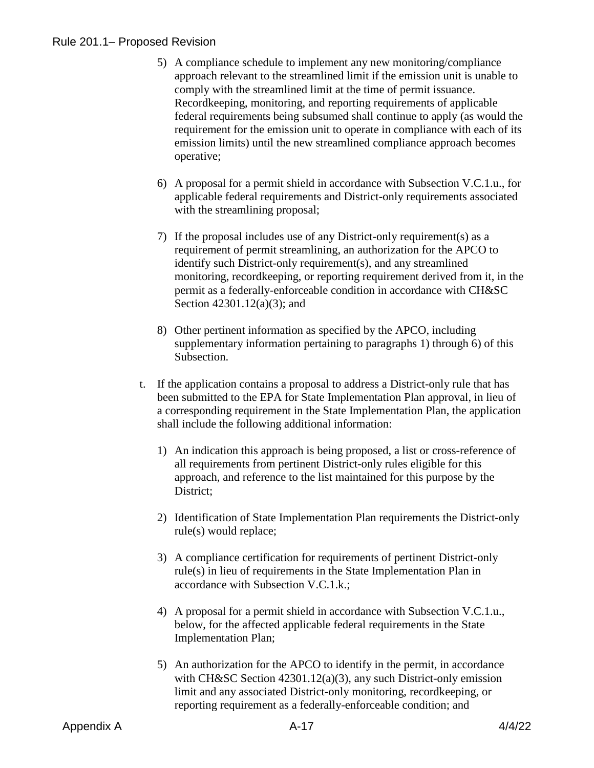5) A compliance schedule to implement any new monitoring/compliance approach relevant to the streamlined limit if the emission unit is unable to comply with the streamlined limit at the time of permit issuance. Recordkeeping, monitoring, and reporting requirements of applicable federal requirements being subsumed shall continue to apply (as would the requirement for the emission unit to operate in compliance with each of its emission limits) until the new streamlined compliance approach becomes operative;

6) A proposal for a permit shield in accordance with Subsection V.C.1.u., for applicable federal requirements and District-only requirements associated with the streamlining proposal;

7) If the proposal includes use of any District-only requirement(s) as a requirement of permit streamlining, an authorization for the APCO to identify such District-only requirement(s), and any streamlined monitoring, recordkeeping, or reporting requirement derived from it, in the permit as a federally-enforceable condition in accordance with CH&SC Section 42301.12(a)(3); and

8) Other pertinent information as specified by the APCO, including supplementary information pertaining to paragraphs 1) through 6) of this Subsection.

t. If the application contains a proposal to address a District-only rule that has been submitted to the EPA for State Implementation Plan approval, in lieu of a corresponding requirement in the State Implementation Plan, the application shall include the following additional information:

1) An indication this approach is being proposed, a list or cross-reference of all requirements from pertinent District-only rules eligible for this approach, and reference to the list maintained for this purpose by the District;

2) Identification of State Implementation Plan requirements the District-only rule(s) would replace;

3) A compliance certification for requirements of pertinent District-only rule(s) in lieu of requirements in the State Implementation Plan in accordance with Subsection V.C.1.k.;

4) A proposal for a permit shield in accordance with Subsection V.C.1.u., below, for the affected applicable federal requirements in the State Implementation Plan;

5) An authorization for the APCO to identify in the permit, in accordance with CH&SC Section 42301.12(a)(3), any such District-only emission limit and any associated District-only monitoring, recordkeeping, or reporting requirement as a federally-enforceable condition; and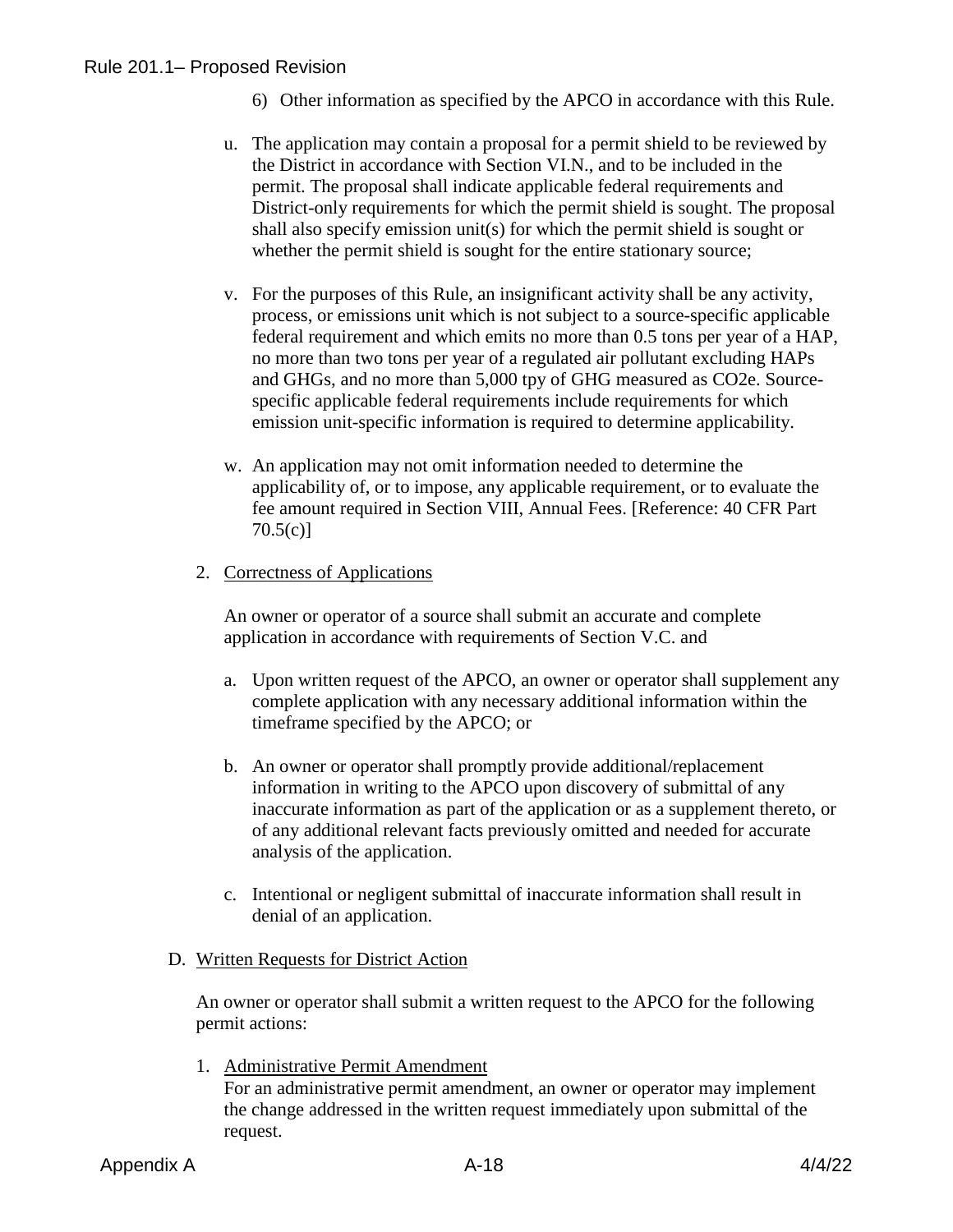6) Other information as specified by the APCO in accordance with this Rule.

u. The application may contain a proposal for a permit shield to be reviewed by the District in accordance with Section VI.N., and to be included in the permit. The proposal shall indicate applicable federal requirements and District-only requirements for which the permit shield is sought. The proposal shall also specify emission unit(s) for which the permit shield is sought or whether the permit shield is sought for the entire stationary source;

v. For the purposes of this Rule, an insignificant activity shall be any activity, process, or emissions unit which is not subject to a source-specific applicable federal requirement and which emits no more than 0.5 tons per year of a HAP, no more than two tons per year of a regulated air pollutant excluding HAPs and GHGs, and no more than 5,000 tpy of GHG measured as $CO_2e$. Source-specific applicable federal requirements include requirements for which emission unit-specific information is required to determine applicability.

w. An application may not omit information needed to determine the applicability of, or to impose, any applicable requirement, or to evaluate the fee amount required in Section VIII, Annual Fees. [Reference: 40 CFR Part 70.5(c)]

2. <u>Correctness of Applications</u>

   An owner or operator of a source shall submit an accurate and complete application in accordance with requirements of Section V.C. and

   a. Upon written request of the APCO, an owner or operator shall supplement any complete application with any necessary additional information within the timeframe specified by the APCO; or

   b. An owner or operator shall promptly provide additional/replacement information in writing to the APCO upon discovery of submittal of any inaccurate information as part of the application or as a supplement thereto, or of any additional relevant facts previously omitted and needed for accurate analysis of the application.

   c. Intentional or negligent submittal of inaccurate information shall result in denial of an application.

D. <u>Written Requests for District Action</u>

   An owner or operator shall submit a written request to the APCO for the following permit actions:

   1. <u>Administrative Permit Amendment</u>
      For an administrative permit amendment, an owner or operator may implement the change addressed in the written request immediately upon submittal of the request.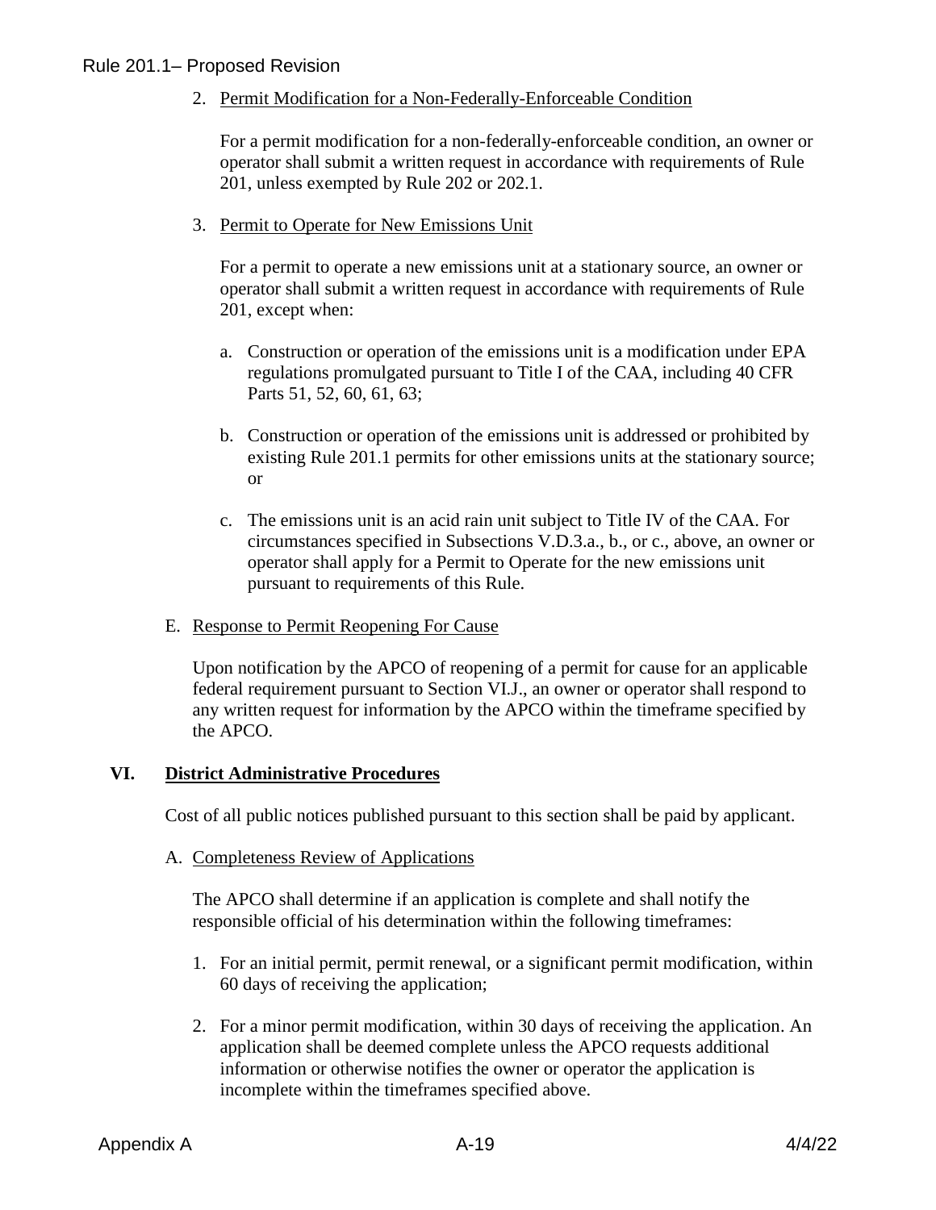2. Permit Modification for a Non-Federally-Enforceable Condition

   For a permit modification for a non-federally-enforceable condition, an owner or operator shall submit a written request in accordance with requirements of Rule 201, unless exempted by Rule 202 or 202.1.

3. Permit to Operate for New Emissions Unit

   For a permit to operate a new emissions unit at a stationary source, an owner or operator shall submit a written request in accordance with requirements of Rule 201, except when:

   a. Construction or operation of the emissions unit is a modification under EPA regulations promulgated pursuant to Title I of the CAA, including 40 CFR Parts 51, 52, 60, 61, 63;

   b. Construction or operation of the emissions unit is addressed or prohibited by existing Rule 201.1 permits for other emissions units at the stationary source; or

   c. The emissions unit is an acid rain unit subject to Title IV of the CAA. For circumstances specified in Subsections V.D.3.a., b., or c., above, an owner or operator shall apply for a Permit to Operate for the new emissions unit pursuant to requirements of this Rule.

E. Response to Permit Reopening For Cause

   Upon notification by the APCO of reopening of a permit for cause for an applicable federal requirement pursuant to Section VI.J., an owner or operator shall respond to any written request for information by the APCO within the timeframe specified by the APCO.

## VI. District Administrative Procedures

Cost of all public notices published pursuant to this section shall be paid by applicant.

A. Completeness Review of Applications

   The APCO shall determine if an application is complete and shall notify the responsible official of his determination within the following timeframes:

   1. For an initial permit, permit renewal, or a significant permit modification, within 60 days of receiving the application;

   2. For a minor permit modification, within 30 days of receiving the application. An application shall be deemed complete unless the APCO requests additional information or otherwise notifies the owner or operator the application is incomplete within the timeframes specified above.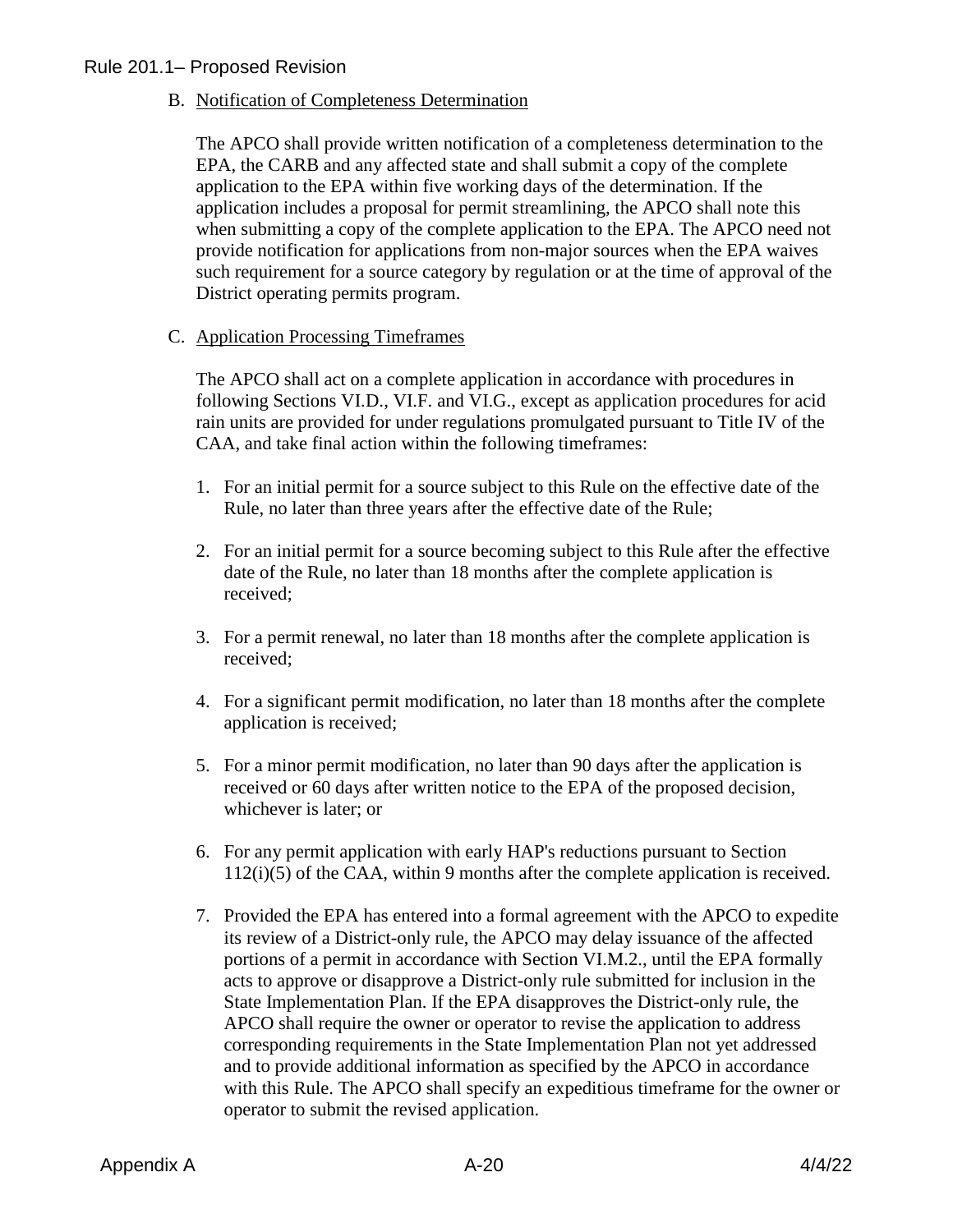B. Notification of Completeness Determination

The APCO shall provide written notification of a completeness determination to the EPA, the CARB and any affected state and shall submit a copy of the complete application to the EPA within five working days of the determination. If the application includes a proposal for permit streamlining, the APCO shall note this when submitting a copy of the complete application to the EPA. The APCO need not provide notification for applications from non-major sources when the EPA waives such requirement for a source category by regulation or at the time of approval of the District operating permits program.

C. Application Processing Timeframes

The APCO shall act on a complete application in accordance with procedures in following Sections VI.D., VI.F. and VI.G., except as application procedures for acid rain units are provided for under regulations promulgated pursuant to Title IV of the CAA, and take final action within the following timeframes:

1. For an initial permit for a source subject to this Rule on the effective date of the Rule, no later than three years after the effective date of the Rule;

2. For an initial permit for a source becoming subject to this Rule after the effective date of the Rule, no later than 18 months after the complete application is received;

3. For a permit renewal, no later than 18 months after the complete application is received;

4. For a significant permit modification, no later than 18 months after the complete application is received;

5. For a minor permit modification, no later than 90 days after the application is received or 60 days after written notice to the EPA of the proposed decision, whichever is later; or

6. For any permit application with early HAP's reductions pursuant to Section 112(i)(5) of the CAA, within 9 months after the complete application is received.

7. Provided the EPA has entered into a formal agreement with the APCO to expedite its review of a District-only rule, the APCO may delay issuance of the affected portions of a permit in accordance with Section VI.M.2., until the EPA formally acts to approve or disapprove a District-only rule submitted for inclusion in the State Implementation Plan. If the EPA disapproves the District-only rule, the APCO shall require the owner or operator to revise the application to address corresponding requirements in the State Implementation Plan not yet addressed and to provide additional information as specified by the APCO in accordance with this Rule. The APCO shall specify an expeditious timeframe for the owner or operator to submit the revised application.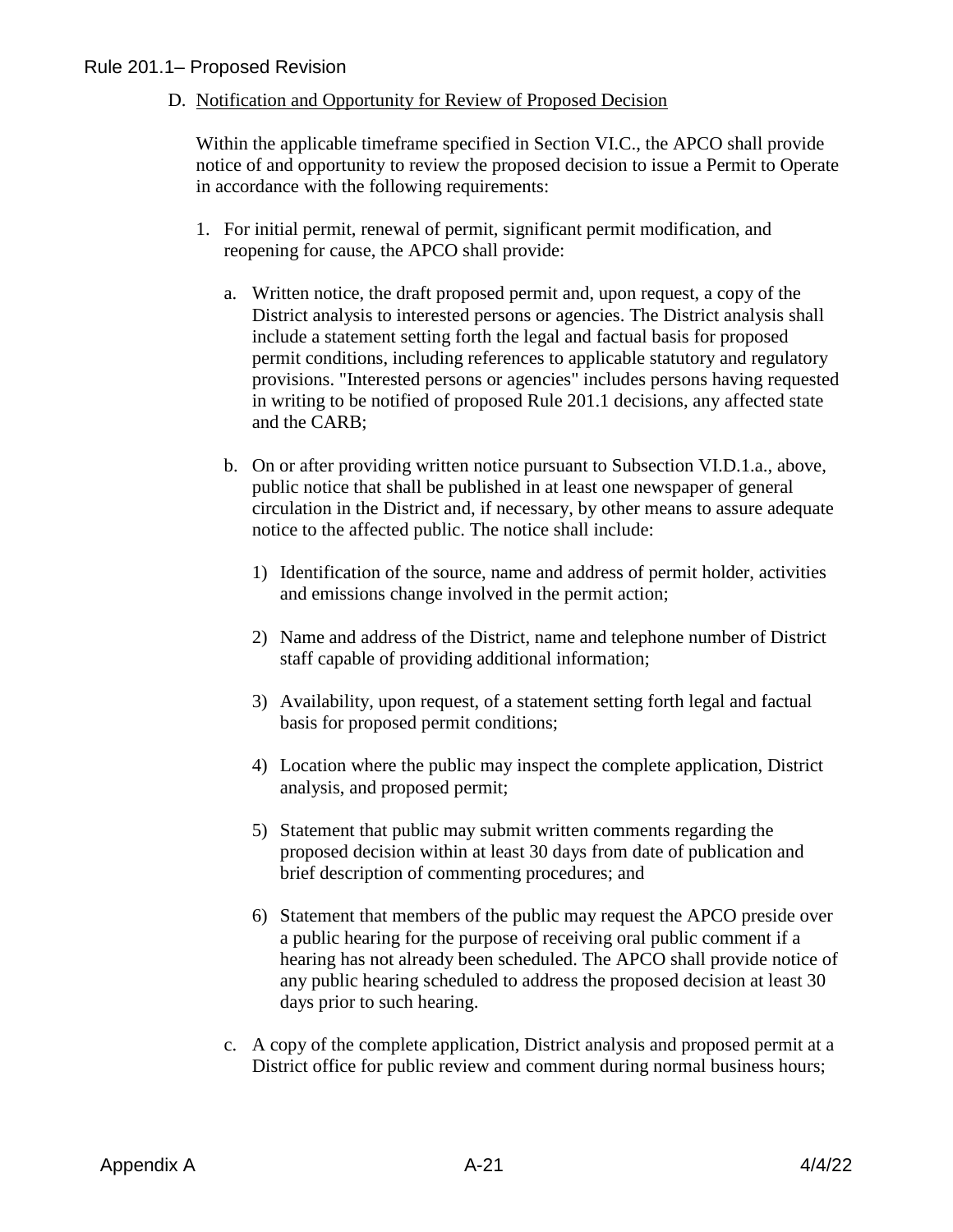D. Notification and Opportunity for Review of Proposed Decision

Within the applicable timeframe specified in Section VI.C., the APCO shall provide notice of and opportunity to review the proposed decision to issue a Permit to Operate in accordance with the following requirements:

1. For initial permit, renewal of permit, significant permit modification, and reopening for cause, the APCO shall provide:

   a. Written notice, the draft proposed permit and, upon request, a copy of the District analysis to interested persons or agencies. The District analysis shall include a statement setting forth the legal and factual basis for proposed permit conditions, including references to applicable statutory and regulatory provisions. "Interested persons or agencies" includes persons having requested in writing to be notified of proposed Rule 201.1 decisions, any affected state and the CARB;

   b. On or after providing written notice pursuant to Subsection VI.D.1.a., above, public notice that shall be published in at least one newspaper of general circulation in the District and, if necessary, by other means to assure adequate notice to the affected public. The notice shall include:

      1) Identification of the source, name and address of permit holder, activities and emissions change involved in the permit action;

      2) Name and address of the District, name and telephone number of District staff capable of providing additional information;

      3) Availability, upon request, of a statement setting forth legal and factual basis for proposed permit conditions;

      4) Location where the public may inspect the complete application, District analysis, and proposed permit;

      5) Statement that public may submit written comments regarding the proposed decision within at least 30 days from date of publication and brief description of commenting procedures; and

      6) Statement that members of the public may request the APCO preside over a public hearing for the purpose of receiving oral public comment if a hearing has not already been scheduled. The APCO shall provide notice of any public hearing scheduled to address the proposed decision at least 30 days prior to such hearing.

   c. A copy of the complete application, District analysis and proposed permit at a District office for public review and comment during normal business hours;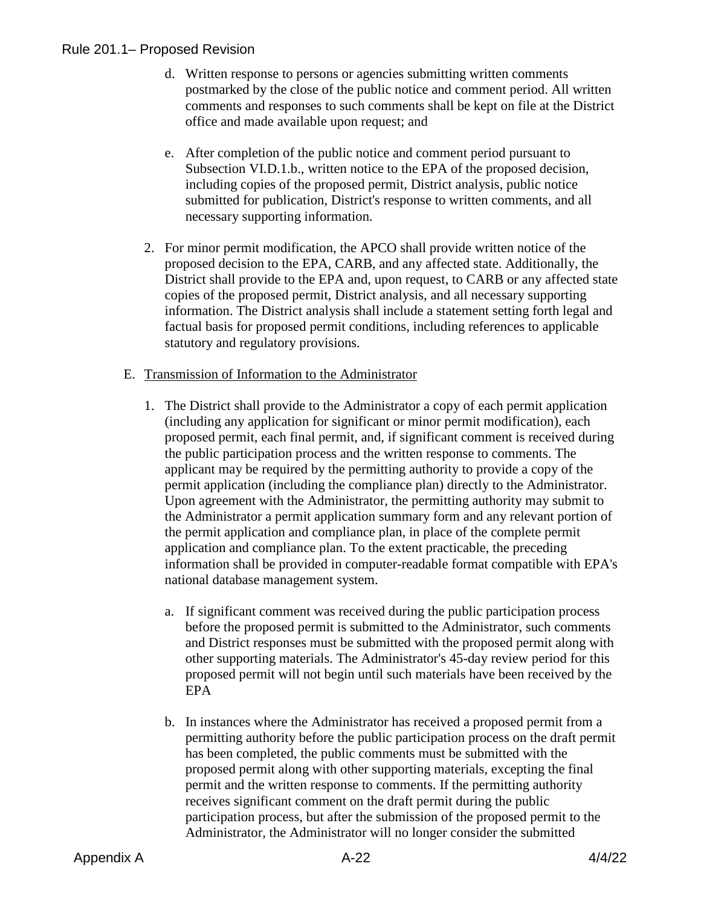d. Written response to persons or agencies submitting written comments postmarked by the close of the public notice and comment period. All written comments and responses to such comments shall be kept on file at the District office and made available upon request; and

e. After completion of the public notice and comment period pursuant to Subsection VI.D.1.b., written notice to the EPA of the proposed decision, including copies of the proposed permit, District analysis, public notice submitted for publication, District's response to written comments, and all necessary supporting information.

2. For minor permit modification, the APCO shall provide written notice of the proposed decision to the EPA, CARB, and any affected state. Additionally, the District shall provide to the EPA and, upon request, to CARB or any affected state copies of the proposed permit, District analysis, and all necessary supporting information. The District analysis shall include a statement setting forth legal and factual basis for proposed permit conditions, including references to applicable statutory and regulatory provisions.

E. Transmission of Information to the Administrator

1. The District shall provide to the Administrator a copy of each permit application (including any application for significant or minor permit modification), each proposed permit, each final permit, and, if significant comment is received during the public participation process and the written response to comments. The applicant may be required by the permitting authority to provide a copy of the permit application (including the compliance plan) directly to the Administrator. Upon agreement with the Administrator, the permitting authority may submit to the Administrator a permit application summary form and any relevant portion of the permit application and compliance plan, in place of the complete permit application and compliance plan. To the extent practicable, the preceding information shall be provided in computer-readable format compatible with EPA's national database management system.

   a. If significant comment was received during the public participation process before the proposed permit is submitted to the Administrator, such comments and District responses must be submitted with the proposed permit along with other supporting materials. The Administrator's 45-day review period for this proposed permit will not begin until such materials have been received by the EPA

   b. In instances where the Administrator has received a proposed permit from a permitting authority before the public participation process on the draft permit has been completed, the public comments must be submitted with the proposed permit along with other supporting materials, excepting the final permit and the written response to comments. If the permitting authority receives significant comment on the draft permit during the public participation process, but after the submission of the proposed permit to the Administrator, the Administrator will no longer consider the submitted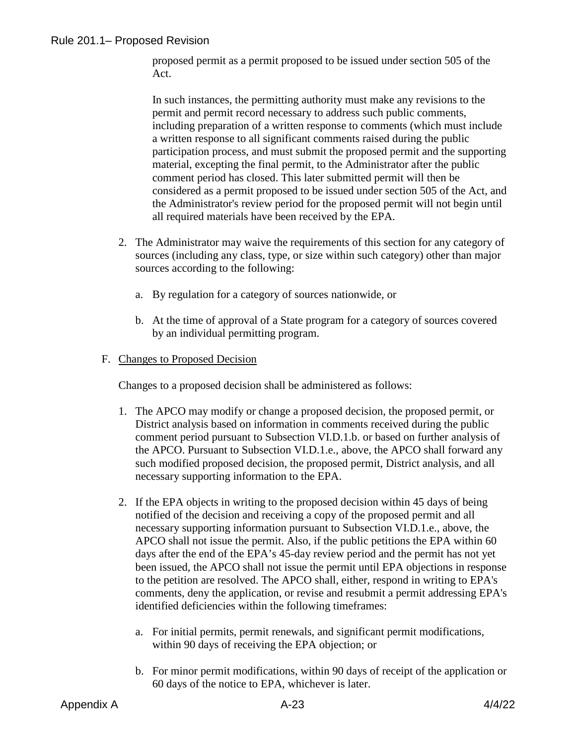proposed permit as a permit proposed to be issued under section 505 of the Act.

In such instances, the permitting authority must make any revisions to the permit and permit record necessary to address such public comments, including preparation of a written response to comments (which must include a written response to all significant comments raised during the public participation process, and must submit the proposed permit and the supporting material, excepting the final permit, to the Administrator after the public comment period has closed. This later submitted permit will then be considered as a permit proposed to be issued under section 505 of the Act, and the Administrator's review period for the proposed permit will not begin until all required materials have been received by the EPA.

2. The Administrator may waive the requirements of this section for any category of sources (including any class, type, or size within such category) other than major sources according to the following:

   a. By regulation for a category of sources nationwide, or

   b. At the time of approval of a State program for a category of sources covered by an individual permitting program.

F. Changes to Proposed Decision

Changes to a proposed decision shall be administered as follows:

1. The APCO may modify or change a proposed decision, the proposed permit, or District analysis based on information in comments received during the public comment period pursuant to Subsection VI.D.1.b. or based on further analysis of the APCO. Pursuant to Subsection VI.D.1.e., above, the APCO shall forward any such modified proposed decision, the proposed permit, District analysis, and all necessary supporting information to the EPA.

2. If the EPA objects in writing to the proposed decision within 45 days of being notified of the decision and receiving a copy of the proposed permit and all necessary supporting information pursuant to Subsection VI.D.1.e., above, the APCO shall not issue the permit. Also, if the public petitions the EPA within 60 days after the end of the EPA's 45-day review period and the permit has not yet been issued, the APCO shall not issue the permit until EPA objections in response to the petition are resolved. The APCO shall, either, respond in writing to EPA's comments, deny the application, or revise and resubmit a permit addressing EPA's identified deficiencies within the following timeframes:

   a. For initial permits, permit renewals, and significant permit modifications, within 90 days of receiving the EPA objection; or

   b. For minor permit modifications, within 90 days of receipt of the application or 60 days of the notice to EPA, whichever is later.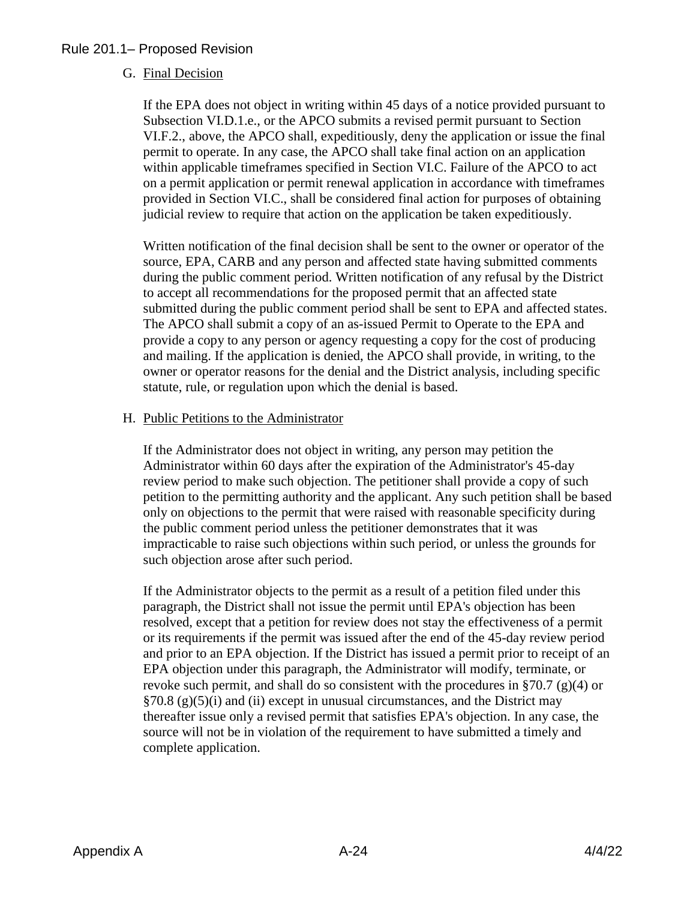G. Final Decision

If the EPA does not object in writing within 45 days of a notice provided pursuant to Subsection VI.D.1.e., or the APCO submits a revised permit pursuant to Section VI.F.2., above, the APCO shall, expeditiously, deny the application or issue the final permit to operate. In any case, the APCO shall take final action on an application within applicable timeframes specified in Section VI.C. Failure of the APCO to act on a permit application or permit renewal application in accordance with timeframes provided in Section VI.C., shall be considered final action for purposes of obtaining judicial review to require that action on the application be taken expeditiously.

Written notification of the final decision shall be sent to the owner or operator of the source, EPA, CARB and any person and affected state having submitted comments during the public comment period. Written notification of any refusal by the District to accept all recommendations for the proposed permit that an affected state submitted during the public comment period shall be sent to EPA and affected states. The APCO shall submit a copy of an as-issued Permit to Operate to the EPA and provide a copy to any person or agency requesting a copy for the cost of producing and mailing. If the application is denied, the APCO shall provide, in writing, to the owner or operator reasons for the denial and the District analysis, including specific statute, rule, or regulation upon which the denial is based.

H. Public Petitions to the Administrator

If the Administrator does not object in writing, any person may petition the Administrator within 60 days after the expiration of the Administrator's 45-day review period to make such objection. The petitioner shall provide a copy of such petition to the permitting authority and the applicant. Any such petition shall be based only on objections to the permit that were raised with reasonable specificity during the public comment period unless the petitioner demonstrates that it was impracticable to raise such objections within such period, or unless the grounds for such objection arose after such period.

If the Administrator objects to the permit as a result of a petition filed under this paragraph, the District shall not issue the permit until EPA's objection has been resolved, except that a petition for review does not stay the effectiveness of a permit or its requirements if the permit was issued after the end of the 45-day review period and prior to an EPA objection. If the District has issued a permit prior to receipt of an EPA objection under this paragraph, the Administrator will modify, terminate, or revoke such permit, and shall do so consistent with the procedures in §70.7 (g)(4) or §70.8 (g)(5)(i) and (ii) except in unusual circumstances, and the District may thereafter issue only a revised permit that satisfies EPA's objection. In any case, the source will not be in violation of the requirement to have submitted a timely and complete application.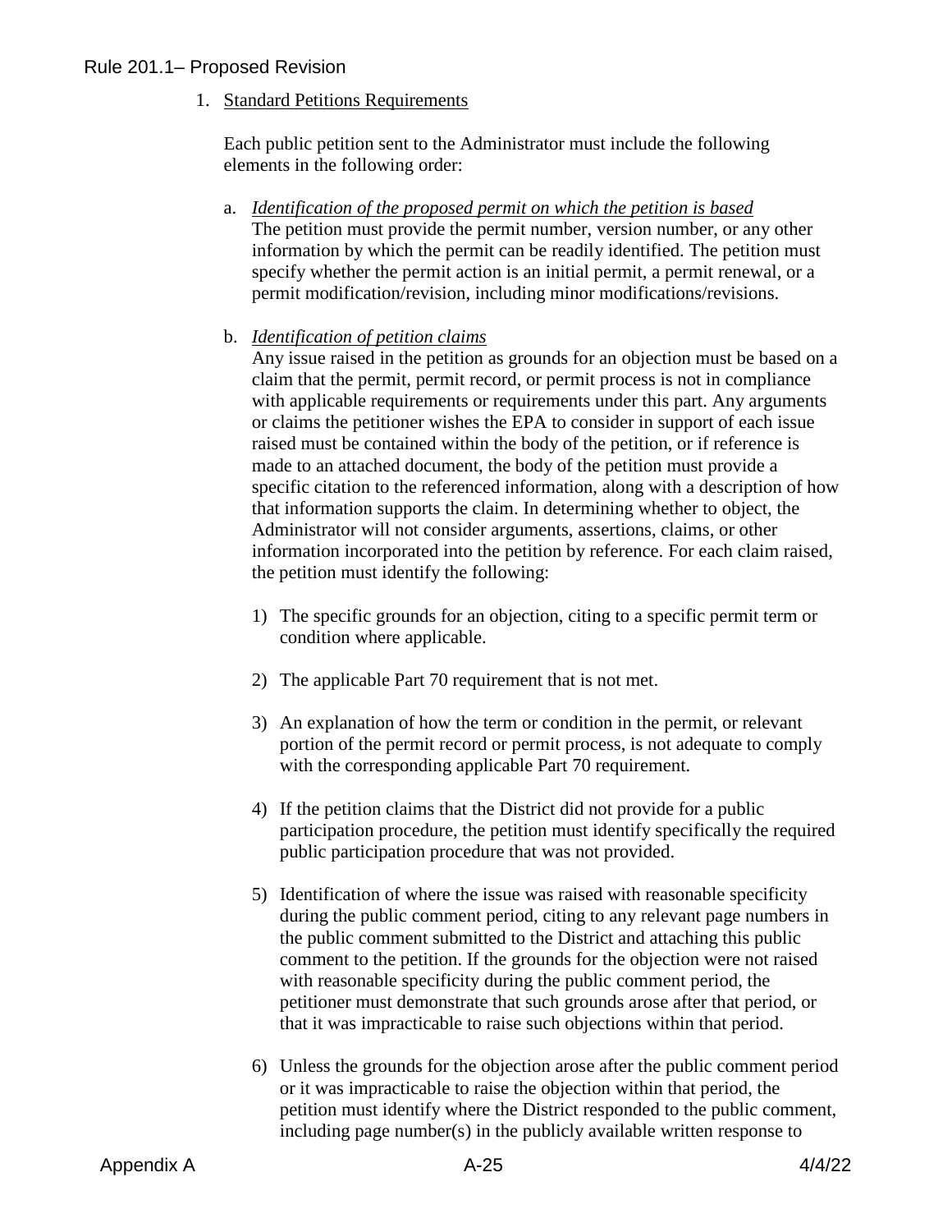1. Standard Petitions Requirements

   Each public petition sent to the Administrator must include the following elements in the following order:

   a. *Identification of the proposed permit on which the petition is based*
      The petition must provide the permit number, version number, or any other information by which the permit can be readily identified. The petition must specify whether the permit action is an initial permit, a permit renewal, or a permit modification/revision, including minor modifications/revisions.

   b. *Identification of petition claims*
      Any issue raised in the petition as grounds for an objection must be based on a claim that the permit, permit record, or permit process is not in compliance with applicable requirements or requirements under this part. Any arguments or claims the petitioner wishes the EPA to consider in support of each issue raised must be contained within the body of the petition, or if reference is made to an attached document, the body of the petition must provide a specific citation to the referenced information, along with a description of how that information supports the claim. In determining whether to object, the Administrator will not consider arguments, assertions, claims, or other information incorporated into the petition by reference. For each claim raised, the petition must identify the following:

      1) The specific grounds for an objection, citing to a specific permit term or condition where applicable.

      2) The applicable Part 70 requirement that is not met.

      3) An explanation of how the term or condition in the permit, or relevant portion of the permit record or permit process, is not adequate to comply with the corresponding applicable Part 70 requirement.

      4) If the petition claims that the District did not provide for a public participation procedure, the petition must identify specifically the required public participation procedure that was not provided.

      5) Identification of where the issue was raised with reasonable specificity during the public comment period, citing to any relevant page numbers in the public comment submitted to the District and attaching this public comment to the petition. If the grounds for the objection were not raised with reasonable specificity during the public comment period, the petitioner must demonstrate that such grounds arose after that period, or that it was impracticable to raise such objections within that period.

      6) Unless the grounds for the objection arose after the public comment period or it was impracticable to raise the objection within that period, the petition must identify where the District responded to the public comment, including page number(s) in the publicly available written response to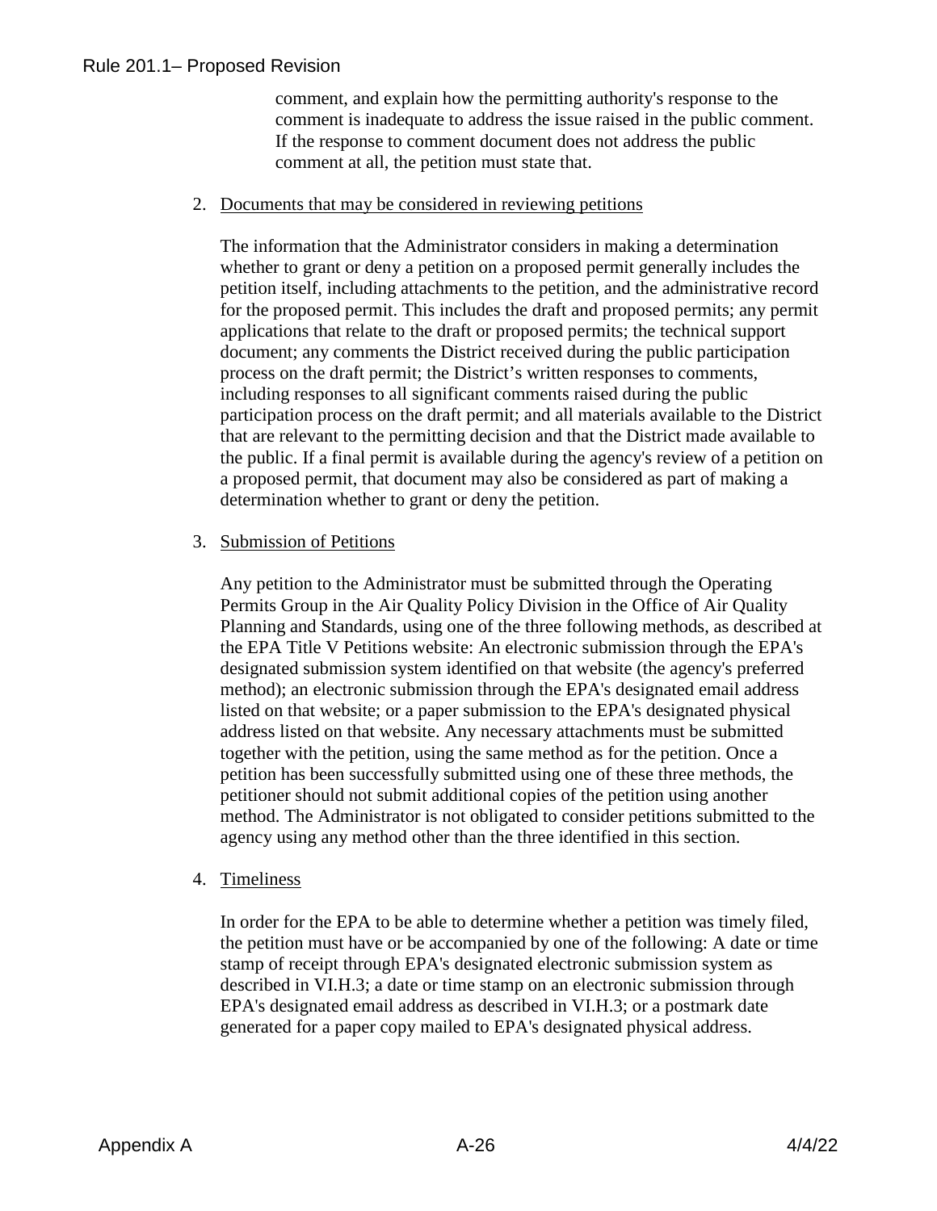comment, and explain how the permitting authority's response to the comment is inadequate to address the issue raised in the public comment. If the response to comment document does not address the public comment at all, the petition must state that.

2. Documents that may be considered in reviewing petitions

   The information that the Administrator considers in making a determination whether to grant or deny a petition on a proposed permit generally includes the petition itself, including attachments to the petition, and the administrative record for the proposed permit. This includes the draft and proposed permits; any permit applications that relate to the draft or proposed permits; the technical support document; any comments the District received during the public participation process on the draft permit; the District's written responses to comments, including responses to all significant comments raised during the public participation process on the draft permit; and all materials available to the District that are relevant to the permitting decision and that the District made available to the public. If a final permit is available during the agency's review of a petition on a proposed permit, that document may also be considered as part of making a determination whether to grant or deny the petition.

3. Submission of Petitions

   Any petition to the Administrator must be submitted through the Operating Permits Group in the Air Quality Policy Division in the Office of Air Quality Planning and Standards, using one of the three following methods, as described at the EPA Title V Petitions website: An electronic submission through the EPA's designated submission system identified on that website (the agency's preferred method); an electronic submission through the EPA's designated email address listed on that website; or a paper submission to the EPA's designated physical address listed on that website. Any necessary attachments must be submitted together with the petition, using the same method as for the petition. Once a petition has been successfully submitted using one of these three methods, the petitioner should not submit additional copies of the petition using another method. The Administrator is not obligated to consider petitions submitted to the agency using any method other than the three identified in this section.

4. Timeliness

   In order for the EPA to be able to determine whether a petition was timely filed, the petition must have or be accompanied by one of the following: A date or time stamp of receipt through EPA's designated electronic submission system as described in VI.H.3; a date or time stamp on an electronic submission through EPA's designated email address as described in VI.H.3; or a postmark date generated for a paper copy mailed to EPA's designated physical address.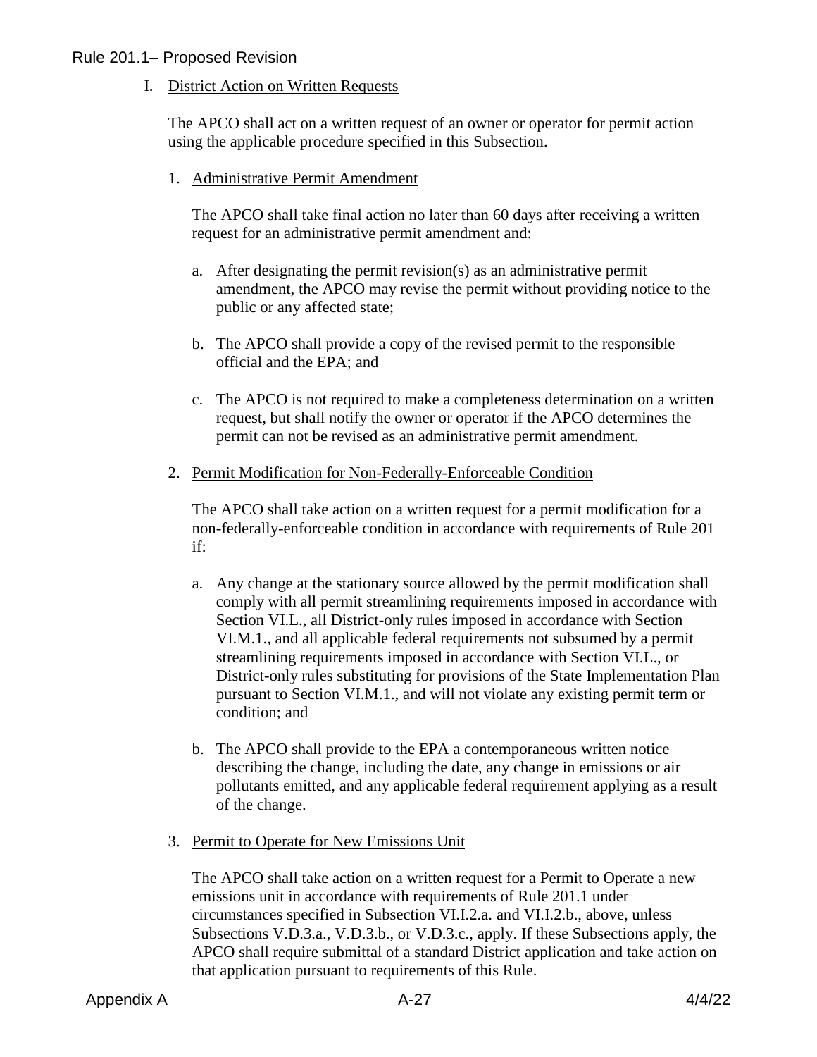I. District Action on Written Requests

The APCO shall act on a written request of an owner or operator for permit action using the applicable procedure specified in this Subsection.

1. Administrative Permit Amendment

   The APCO shall take final action no later than 60 days after receiving a written request for an administrative permit amendment and:

   a. After designating the permit revision(s) as an administrative permit amendment, the APCO may revise the permit without providing notice to the public or any affected state;

   b. The APCO shall provide a copy of the revised permit to the responsible official and the EPA; and

   c. The APCO is not required to make a completeness determination on a written request, but shall notify the owner or operator if the APCO determines the permit can not be revised as an administrative permit amendment.

2. Permit Modification for Non-Federally-Enforceable Condition

   The APCO shall take action on a written request for a permit modification for a non-federally-enforceable condition in accordance with requirements of Rule 201 if:

   a. Any change at the stationary source allowed by the permit modification shall comply with all permit streamlining requirements imposed in accordance with Section VI.L., all District-only rules imposed in accordance with Section VI.M.1., and all applicable federal requirements not subsumed by a permit streamlining requirements imposed in accordance with Section VI.L., or District-only rules substituting for provisions of the State Implementation Plan pursuant to Section VI.M.1., and will not violate any existing permit term or condition; and

   b. The APCO shall provide to the EPA a contemporaneous written notice describing the change, including the date, any change in emissions or air pollutants emitted, and any applicable federal requirement applying as a result of the change.

3. Permit to Operate for New Emissions Unit

   The APCO shall take action on a written request for a Permit to Operate a new emissions unit in accordance with requirements of Rule 201.1 under circumstances specified in Subsection VI.I.2.a. and VI.I.2.b., above, unless Subsections V.D.3.a., V.D.3.b., or V.D.3.c., apply. If these Subsections apply, the APCO shall require submittal of a standard District application and take action on that application pursuant to requirements of this Rule.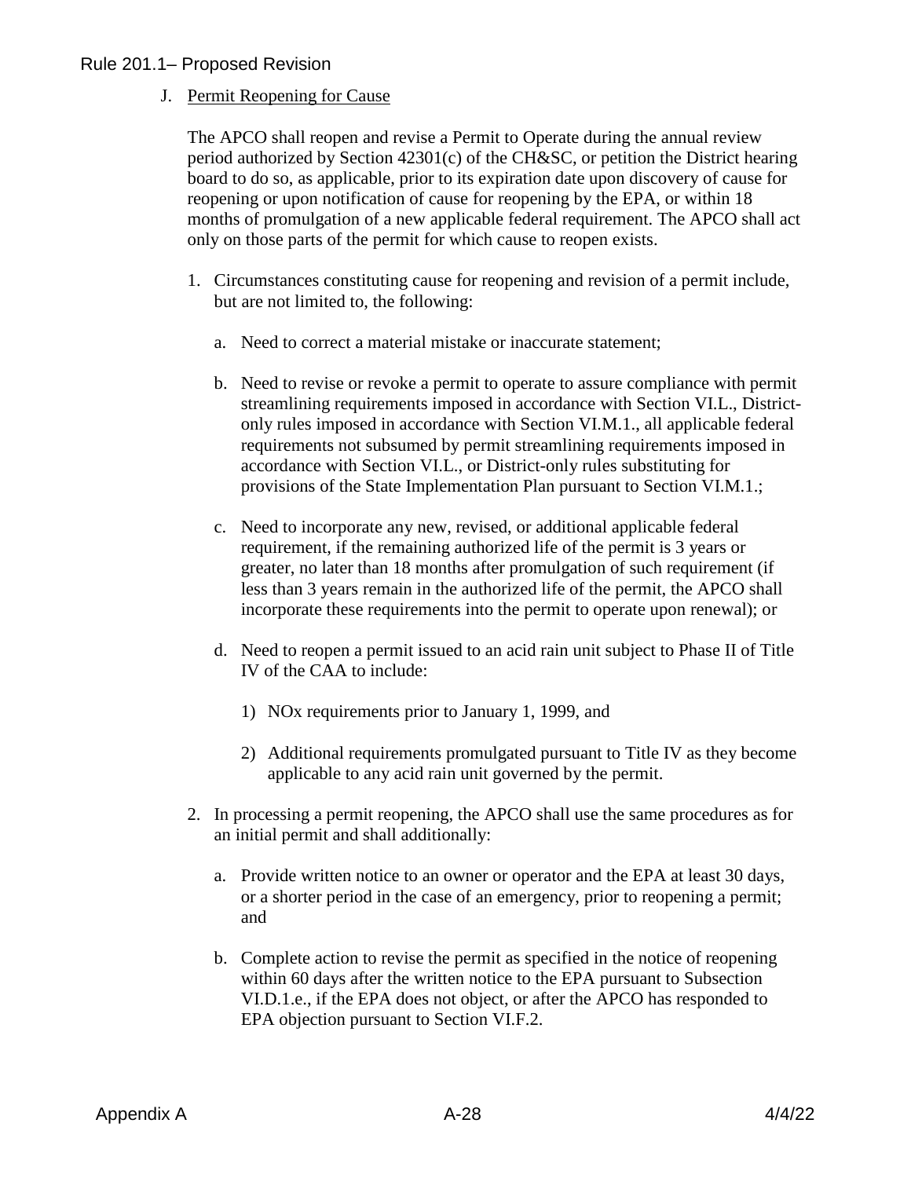J. Permit Reopening for Cause

The APCO shall reopen and revise a Permit to Operate during the annual review period authorized by Section 42301(c) of the CH&SC, or petition the District hearing board to do so, as applicable, prior to its expiration date upon discovery of cause for reopening or upon notification of cause for reopening by the EPA, or within 18 months of promulgation of a new applicable federal requirement. The APCO shall act only on those parts of the permit for which cause to reopen exists.

1. Circumstances constituting cause for reopening and revision of a permit include, but are not limited to, the following:

   a. Need to correct a material mistake or inaccurate statement;

   b. Need to revise or revoke a permit to operate to assure compliance with permit streamlining requirements imposed in accordance with Section VI.L., District-only rules imposed in accordance with Section VI.M.1., all applicable federal requirements not subsumed by permit streamlining requirements imposed in accordance with Section VI.L., or District-only rules substituting for provisions of the State Implementation Plan pursuant to Section VI.M.1.;

   c. Need to incorporate any new, revised, or additional applicable federal requirement, if the remaining authorized life of the permit is 3 years or greater, no later than 18 months after promulgation of such requirement (if less than 3 years remain in the authorized life of the permit, the APCO shall incorporate these requirements into the permit to operate upon renewal); or

   d. Need to reopen a permit issued to an acid rain unit subject to Phase II of Title IV of the CAA to include:

      1) NOx requirements prior to January 1, 1999, and

      2) Additional requirements promulgated pursuant to Title IV as they become applicable to any acid rain unit governed by the permit.

2. In processing a permit reopening, the APCO shall use the same procedures as for an initial permit and shall additionally:

   a. Provide written notice to an owner or operator and the EPA at least 30 days, or a shorter period in the case of an emergency, prior to reopening a permit; and

   b. Complete action to revise the permit as specified in the notice of reopening within 60 days after the written notice to the EPA pursuant to Subsection VI.D.1.e., if the EPA does not object, or after the APCO has responded to EPA objection pursuant to Section VI.F.2.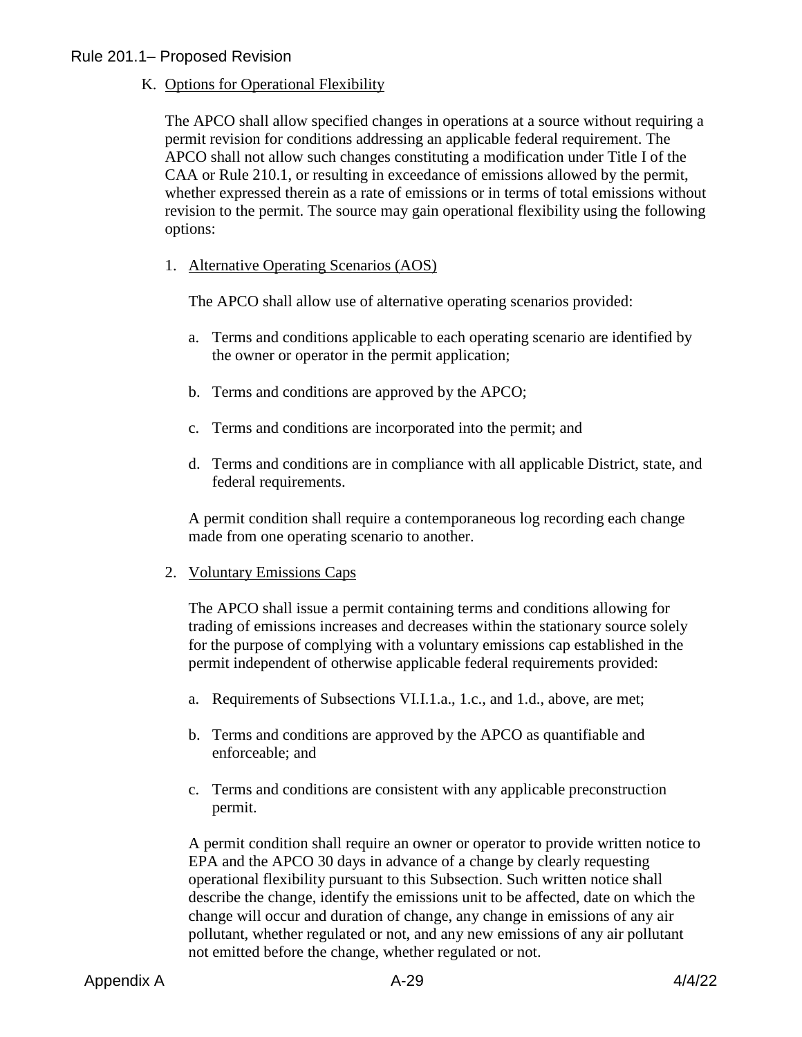K. Options for Operational Flexibility

The APCO shall allow specified changes in operations at a source without requiring a permit revision for conditions addressing an applicable federal requirement. The APCO shall not allow such changes constituting a modification under Title I of the CAA or Rule 210.1, or resulting in exceedance of emissions allowed by the permit, whether expressed therein as a rate of emissions or in terms of total emissions without revision to the permit. The source may gain operational flexibility using the following options:

1. Alternative Operating Scenarios (AOS)

   The APCO shall allow use of alternative operating scenarios provided:

   a. Terms and conditions applicable to each operating scenario are identified by the owner or operator in the permit application;

   b. Terms and conditions are approved by the APCO;

   c. Terms and conditions are incorporated into the permit; and

   d. Terms and conditions are in compliance with all applicable District, state, and federal requirements.

   A permit condition shall require a contemporaneous log recording each change made from one operating scenario to another.

2. Voluntary Emissions Caps

   The APCO shall issue a permit containing terms and conditions allowing for trading of emissions increases and decreases within the stationary source solely for the purpose of complying with a voluntary emissions cap established in the permit independent of otherwise applicable federal requirements provided:

   a. Requirements of Subsections VI.I.1.a., 1.c., and 1.d., above, are met;

   b. Terms and conditions are approved by the APCO as quantifiable and enforceable; and

   c. Terms and conditions are consistent with any applicable preconstruction permit.

   A permit condition shall require an owner or operator to provide written notice to EPA and the APCO 30 days in advance of a change by clearly requesting operational flexibility pursuant to this Subsection. Such written notice shall describe the change, identify the emissions unit to be affected, date on which the change will occur and duration of change, any change in emissions of any air pollutant, whether regulated or not, and any new emissions of any air pollutant not emitted before the change, whether regulated or not.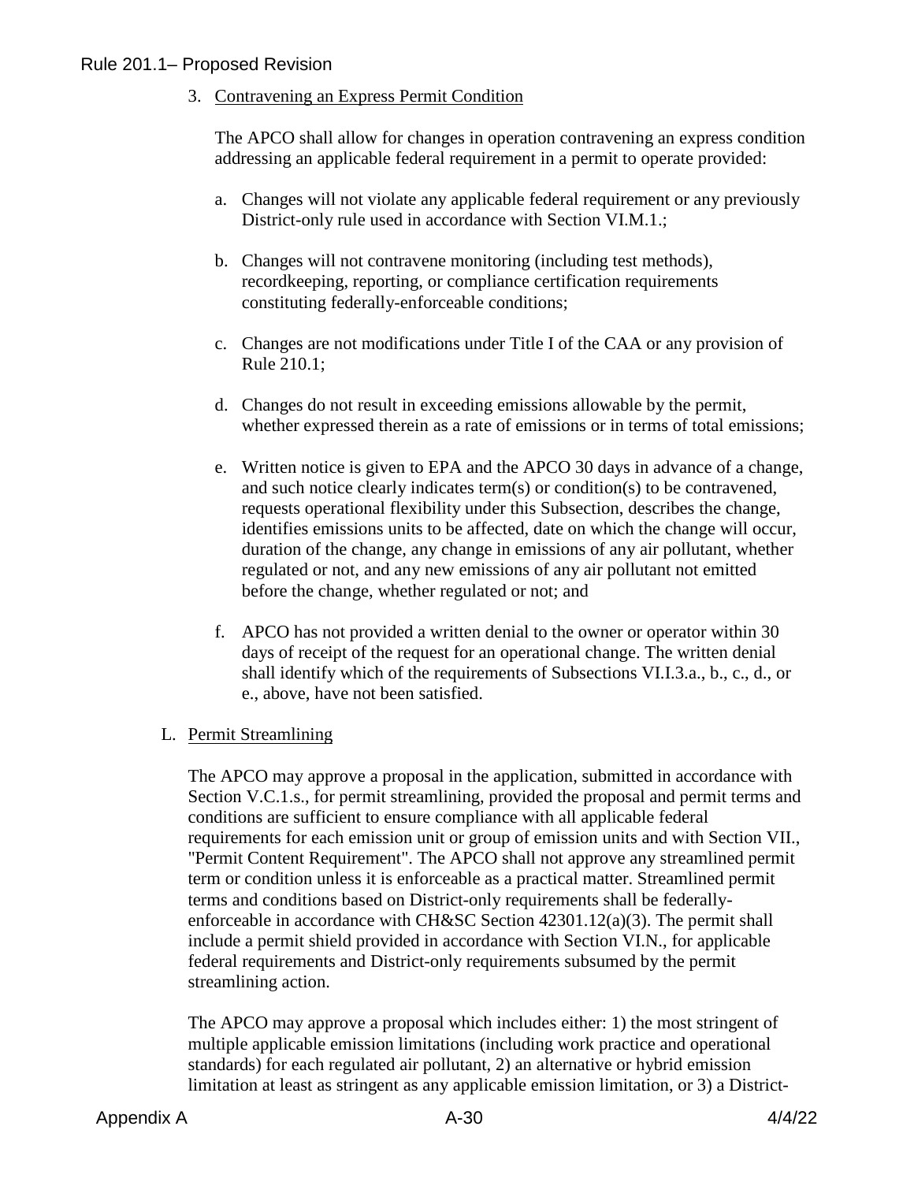3. Contravening an Express Permit Condition

   The APCO shall allow for changes in operation contravening an express condition addressing an applicable federal requirement in a permit to operate provided:

   a. Changes will not violate any applicable federal requirement or any previously District-only rule used in accordance with Section VI.M.1.;

   b. Changes will not contravene monitoring (including test methods), recordkeeping, reporting, or compliance certification requirements constituting federally-enforceable conditions;

   c. Changes are not modifications under Title I of the CAA or any provision of Rule 210.1;

   d. Changes do not result in exceeding emissions allowable by the permit, whether expressed therein as a rate of emissions or in terms of total emissions;

   e. Written notice is given to EPA and the APCO 30 days in advance of a change, and such notice clearly indicates term(s) or condition(s) to be contravened, requests operational flexibility under this Subsection, describes the change, identifies emissions units to be affected, date on which the change will occur, duration of the change, any change in emissions of any air pollutant, whether regulated or not, and any new emissions of any air pollutant not emitted before the change, whether regulated or not; and

   f. APCO has not provided a written denial to the owner or operator within 30 days of receipt of the request for an operational change. The written denial shall identify which of the requirements of Subsections VI.I.3.a., b., c., d., or e., above, have not been satisfied.

L. Permit Streamlining

   The APCO may approve a proposal in the application, submitted in accordance with Section V.C.1.s., for permit streamlining, provided the proposal and permit terms and conditions are sufficient to ensure compliance with all applicable federal requirements for each emission unit or group of emission units and with Section VII., "Permit Content Requirement". The APCO shall not approve any streamlined permit term or condition unless it is enforceable as a practical matter. Streamlined permit terms and conditions based on District-only requirements shall be federally-enforceable in accordance with CH&SC Section 42301.12(a)(3). The permit shall include a permit shield provided in accordance with Section VI.N., for applicable federal requirements and District-only requirements subsumed by the permit streamlining action.

   The APCO may approve a proposal which includes either: 1) the most stringent of multiple applicable emission limitations (including work practice and operational standards) for each regulated air pollutant, 2) an alternative or hybrid emission limitation at least as stringent as any applicable emission limitation, or 3) a District-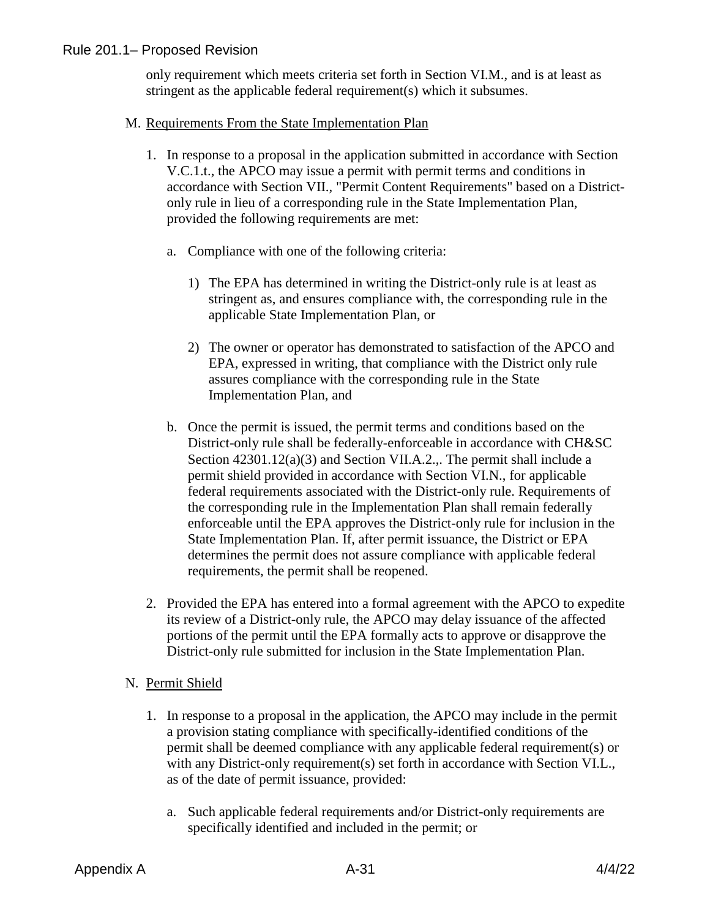only requirement which meets criteria set forth in Section VI.M., and is at least as stringent as the applicable federal requirement(s) which it subsumes.

M. Requirements From the State Implementation Plan

1. In response to a proposal in the application submitted in accordance with Section V.C.1.t., the APCO may issue a permit with permit terms and conditions in accordance with Section VII., "Permit Content Requirements" based on a District-only rule in lieu of a corresponding rule in the State Implementation Plan, provided the following requirements are met:

   a. Compliance with one of the following criteria:

      1) The EPA has determined in writing the District-only rule is at least as stringent as, and ensures compliance with, the corresponding rule in the applicable State Implementation Plan, or

      2) The owner or operator has demonstrated to satisfaction of the APCO and EPA, expressed in writing, that compliance with the District only rule assures compliance with the corresponding rule in the State Implementation Plan, and

   b. Once the permit is issued, the permit terms and conditions based on the District-only rule shall be federally-enforceable in accordance with CH&SC Section 42301.12(a)(3) and Section VII.A.2.,. The permit shall include a permit shield provided in accordance with Section VI.N., for applicable federal requirements associated with the District-only rule. Requirements of the corresponding rule in the Implementation Plan shall remain federally enforceable until the EPA approves the District-only rule for inclusion in the State Implementation Plan. If, after permit issuance, the District or EPA determines the permit does not assure compliance with applicable federal requirements, the permit shall be reopened.

2. Provided the EPA has entered into a formal agreement with the APCO to expedite its review of a District-only rule, the APCO may delay issuance of the affected portions of the permit until the EPA formally acts to approve or disapprove the District-only rule submitted for inclusion in the State Implementation Plan.

N. Permit Shield

1. In response to a proposal in the application, the APCO may include in the permit a provision stating compliance with specifically-identified conditions of the permit shall be deemed compliance with any applicable federal requirement(s) or with any District-only requirement(s) set forth in accordance with Section VI.L., as of the date of permit issuance, provided:

   a. Such applicable federal requirements and/or District-only requirements are specifically identified and included in the permit; or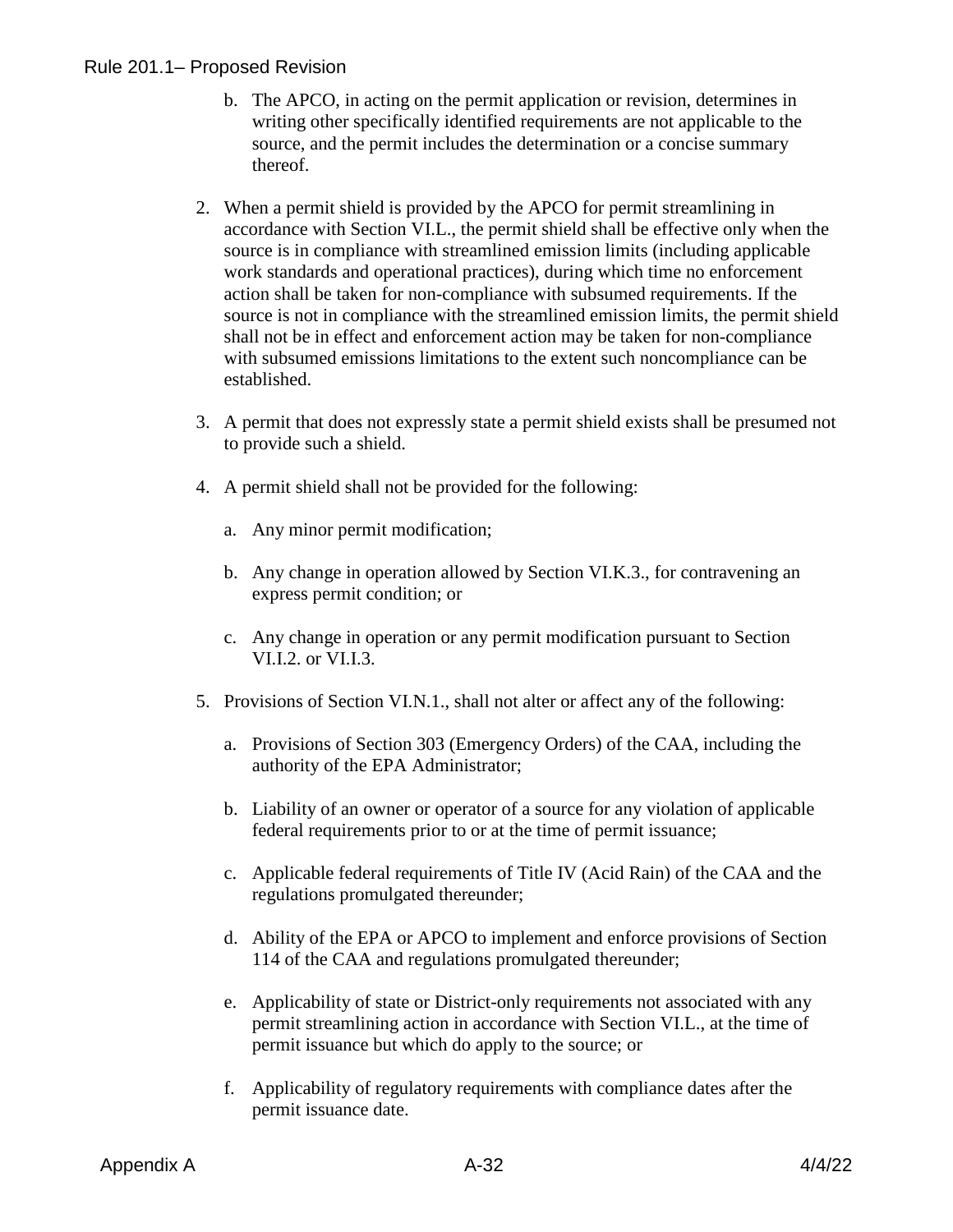b. The APCO, in acting on the permit application or revision, determines in writing other specifically identified requirements are not applicable to the source, and the permit includes the determination or a concise summary thereof.

2. When a permit shield is provided by the APCO for permit streamlining in accordance with Section VI.L., the permit shield shall be effective only when the source is in compliance with streamlined emission limits (including applicable work standards and operational practices), during which time no enforcement action shall be taken for non-compliance with subsumed requirements. If the source is not in compliance with the streamlined emission limits, the permit shield shall not be in effect and enforcement action may be taken for non-compliance with subsumed emissions limitations to the extent such noncompliance can be established.

3. A permit that does not expressly state a permit shield exists shall be presumed not to provide such a shield.

4. A permit shield shall not be provided for the following:

   a. Any minor permit modification;

   b. Any change in operation allowed by Section VI.K.3., for contravening an express permit condition; or

   c. Any change in operation or any permit modification pursuant to Section VI.I.2. or VI.I.3.

5. Provisions of Section VI.N.1., shall not alter or affect any of the following:

   a. Provisions of Section 303 (Emergency Orders) of the CAA, including the authority of the EPA Administrator;

   b. Liability of an owner or operator of a source for any violation of applicable federal requirements prior to or at the time of permit issuance;

   c. Applicable federal requirements of Title IV (Acid Rain) of the CAA and the regulations promulgated thereunder;

   d. Ability of the EPA or APCO to implement and enforce provisions of Section 114 of the CAA and regulations promulgated thereunder;

   e. Applicability of state or District-only requirements not associated with any permit streamlining action in accordance with Section VI.L., at the time of permit issuance but which do apply to the source; or

   f. Applicability of regulatory requirements with compliance dates after the permit issuance date.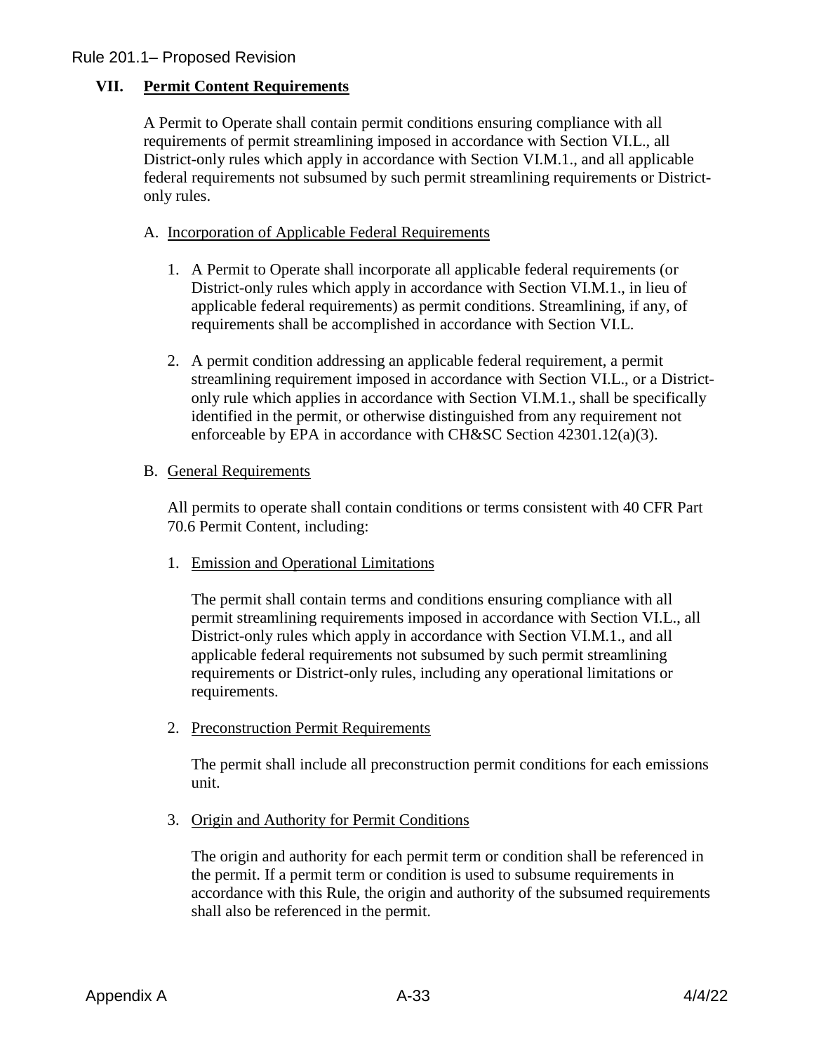## VII. Permit Content Requirements

A Permit to Operate shall contain permit conditions ensuring compliance with all requirements of permit streamlining imposed in accordance with Section VI.L., all District-only rules which apply in accordance with Section VI.M.1., and all applicable federal requirements not subsumed by such permit streamlining requirements or District-only rules.

### A. Incorporation of Applicable Federal Requirements

1. A Permit to Operate shall incorporate all applicable federal requirements (or District-only rules which apply in accordance with Section VI.M.1., in lieu of applicable federal requirements) as permit conditions. Streamlining, if any, of requirements shall be accomplished in accordance with Section VI.L.

2. A permit condition addressing an applicable federal requirement, a permit streamlining requirement imposed in accordance with Section VI.L., or a District-only rule which applies in accordance with Section VI.M.1., shall be specifically identified in the permit, or otherwise distinguished from any requirement not enforceable by EPA in accordance with CH&SC Section 42301.12(a)(3).

### B. General Requirements

All permits to operate shall contain conditions or terms consistent with 40 CFR Part 70.6 Permit Content, including:

1. Emission and Operational Limitations

   The permit shall contain terms and conditions ensuring compliance with all permit streamlining requirements imposed in accordance with Section VI.L., all District-only rules which apply in accordance with Section VI.M.1., and all applicable federal requirements not subsumed by such permit streamlining requirements or District-only rules, including any operational limitations or requirements.

2. Preconstruction Permit Requirements

   The permit shall include all preconstruction permit conditions for each emissions unit.

3. Origin and Authority for Permit Conditions

   The origin and authority for each permit term or condition shall be referenced in the permit. If a permit term or condition is used to subsume requirements in accordance with this Rule, the origin and authority of the subsumed requirements shall also be referenced in the permit.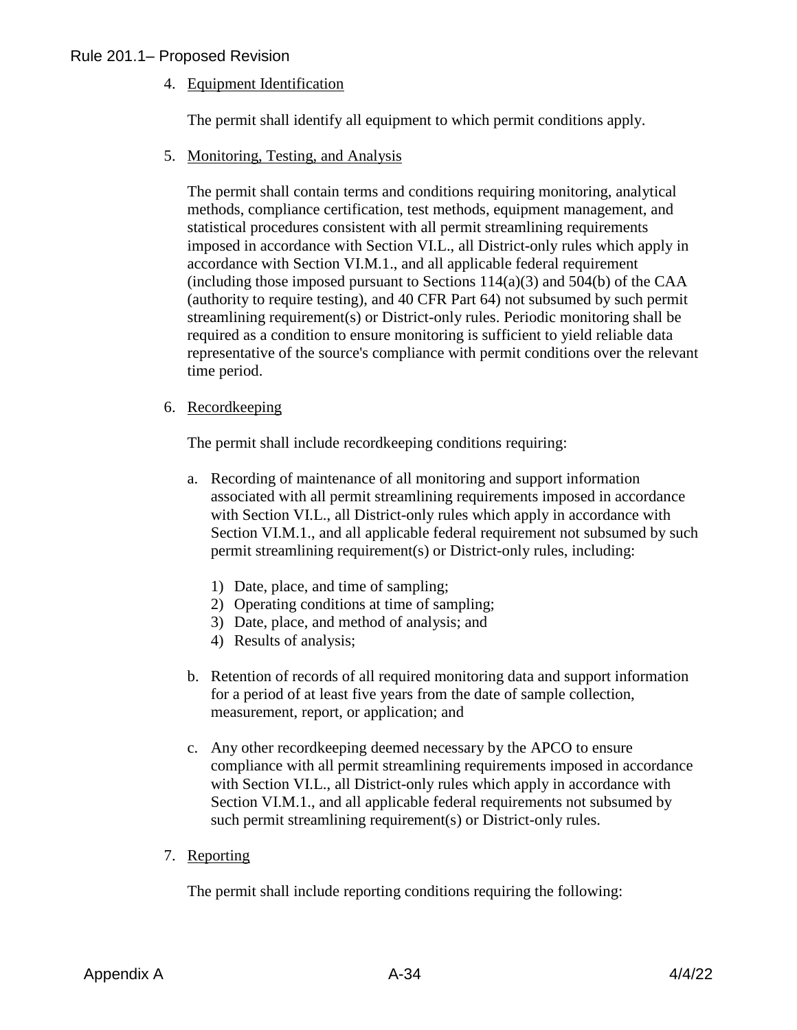4. Equipment Identification

   The permit shall identify all equipment to which permit conditions apply.

5. Monitoring, Testing, and Analysis

   The permit shall contain terms and conditions requiring monitoring, analytical methods, compliance certification, test methods, equipment management, and statistical procedures consistent with all permit streamlining requirements imposed in accordance with Section VI.L., all District-only rules which apply in accordance with Section VI.M.1., and all applicable federal requirement (including those imposed pursuant to Sections 114(a)(3) and 504(b) of the CAA (authority to require testing), and 40 CFR Part 64) not subsumed by such permit streamlining requirement(s) or District-only rules. Periodic monitoring shall be required as a condition to ensure monitoring is sufficient to yield reliable data representative of the source's compliance with permit conditions over the relevant time period.

6. Recordkeeping

   The permit shall include recordkeeping conditions requiring:

   a. Recording of maintenance of all monitoring and support information associated with all permit streamlining requirements imposed in accordance with Section VI.L., all District-only rules which apply in accordance with Section VI.M.1., and all applicable federal requirement not subsumed by such permit streamlining requirement(s) or District-only rules, including:

      1) Date, place, and time of sampling;
      2) Operating conditions at time of sampling;
      3) Date, place, and method of analysis; and
      4) Results of analysis;

   b. Retention of records of all required monitoring data and support information for a period of at least five years from the date of sample collection, measurement, report, or application; and

   c. Any other recordkeeping deemed necessary by the APCO to ensure compliance with all permit streamlining requirements imposed in accordance with Section VI.L., all District-only rules which apply in accordance with Section VI.M.1., and all applicable federal requirements not subsumed by such permit streamlining requirement(s) or District-only rules.

7. Reporting

   The permit shall include reporting conditions requiring the following: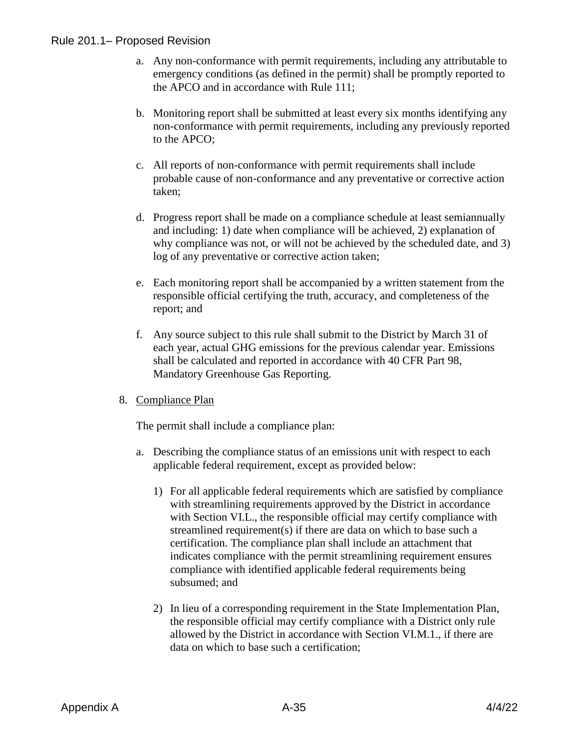a. Any non-conformance with permit requirements, including any attributable to emergency conditions (as defined in the permit) shall be promptly reported to the APCO and in accordance with Rule 111;

b. Monitoring report shall be submitted at least every six months identifying any non-conformance with permit requirements, including any previously reported to the APCO;

c. All reports of non-conformance with permit requirements shall include probable cause of non-conformance and any preventative or corrective action taken;

d. Progress report shall be made on a compliance schedule at least semiannually and including: 1) date when compliance will be achieved, 2) explanation of why compliance was not, or will not be achieved by the scheduled date, and 3) log of any preventative or corrective action taken;

e. Each monitoring report shall be accompanied by a written statement from the responsible official certifying the truth, accuracy, and completeness of the report; and

f. Any source subject to this rule shall submit to the District by March 31 of each year, actual GHG emissions for the previous calendar year. Emissions shall be calculated and reported in accordance with 40 CFR Part 98, Mandatory Greenhouse Gas Reporting.

8. Compliance Plan

   The permit shall include a compliance plan:

   a. Describing the compliance status of an emissions unit with respect to each applicable federal requirement, except as provided below:

      1) For all applicable federal requirements which are satisfied by compliance with streamlining requirements approved by the District in accordance with Section VI.L., the responsible official may certify compliance with streamlined requirement(s) if there are data on which to base such a certification. The compliance plan shall include an attachment that indicates compliance with the permit streamlining requirement ensures compliance with identified applicable federal requirements being subsumed; and

      2) In lieu of a corresponding requirement in the State Implementation Plan, the responsible official may certify compliance with a District only rule allowed by the District in accordance with Section VI.M.1., if there are data on which to base such a certification;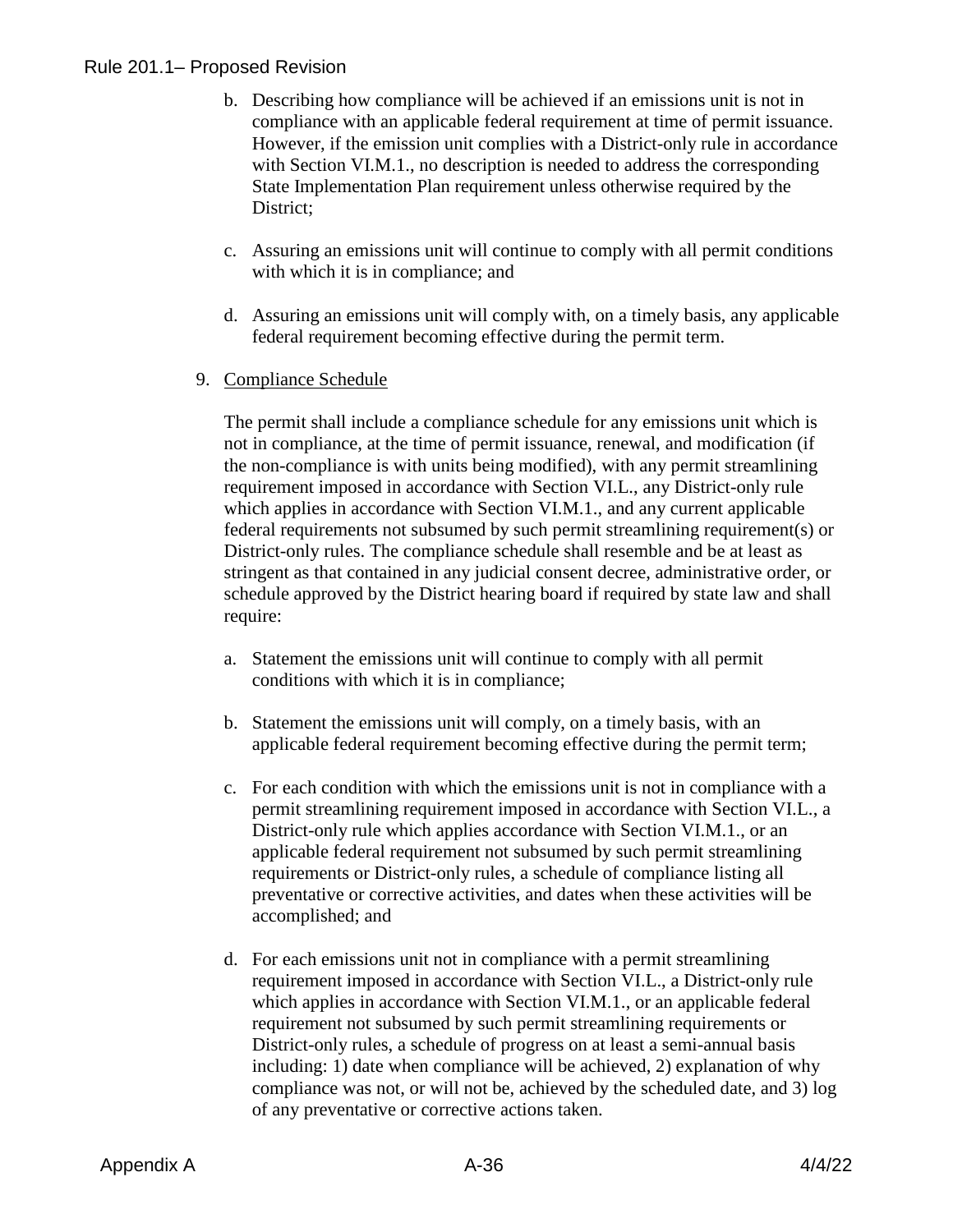b. Describing how compliance will be achieved if an emissions unit is not in compliance with an applicable federal requirement at time of permit issuance. However, if the emission unit complies with a District-only rule in accordance with Section VI.M.1., no description is needed to address the corresponding State Implementation Plan requirement unless otherwise required by the District;

c. Assuring an emissions unit will continue to comply with all permit conditions with which it is in compliance; and

d. Assuring an emissions unit will comply with, on a timely basis, any applicable federal requirement becoming effective during the permit term.

9. <u>Compliance Schedule</u>

The permit shall include a compliance schedule for any emissions unit which is not in compliance, at the time of permit issuance, renewal, and modification (if the non-compliance is with units being modified), with any permit streamlining requirement imposed in accordance with Section VI.L., any District-only rule which applies in accordance with Section VI.M.1., and any current applicable federal requirements not subsumed by such permit streamlining requirement(s) or District-only rules. The compliance schedule shall resemble and be at least as stringent as that contained in any judicial consent decree, administrative order, or schedule approved by the District hearing board if required by state law and shall require:

a. Statement the emissions unit will continue to comply with all permit conditions with which it is in compliance;

b. Statement the emissions unit will comply, on a timely basis, with an applicable federal requirement becoming effective during the permit term;

c. For each condition with which the emissions unit is not in compliance with a permit streamlining requirement imposed in accordance with Section VI.L., a District-only rule which applies accordance with Section VI.M.1., or an applicable federal requirement not subsumed by such permit streamlining requirements or District-only rules, a schedule of compliance listing all preventative or corrective activities, and dates when these activities will be accomplished; and

d. For each emissions unit not in compliance with a permit streamlining requirement imposed in accordance with Section VI.L., a District-only rule which applies in accordance with Section VI.M.1., or an applicable federal requirement not subsumed by such permit streamlining requirements or District-only rules, a schedule of progress on at least a semi-annual basis including: 1) date when compliance will be achieved, 2) explanation of why compliance was not, or will not be, achieved by the scheduled date, and 3) log of any preventative or corrective actions taken.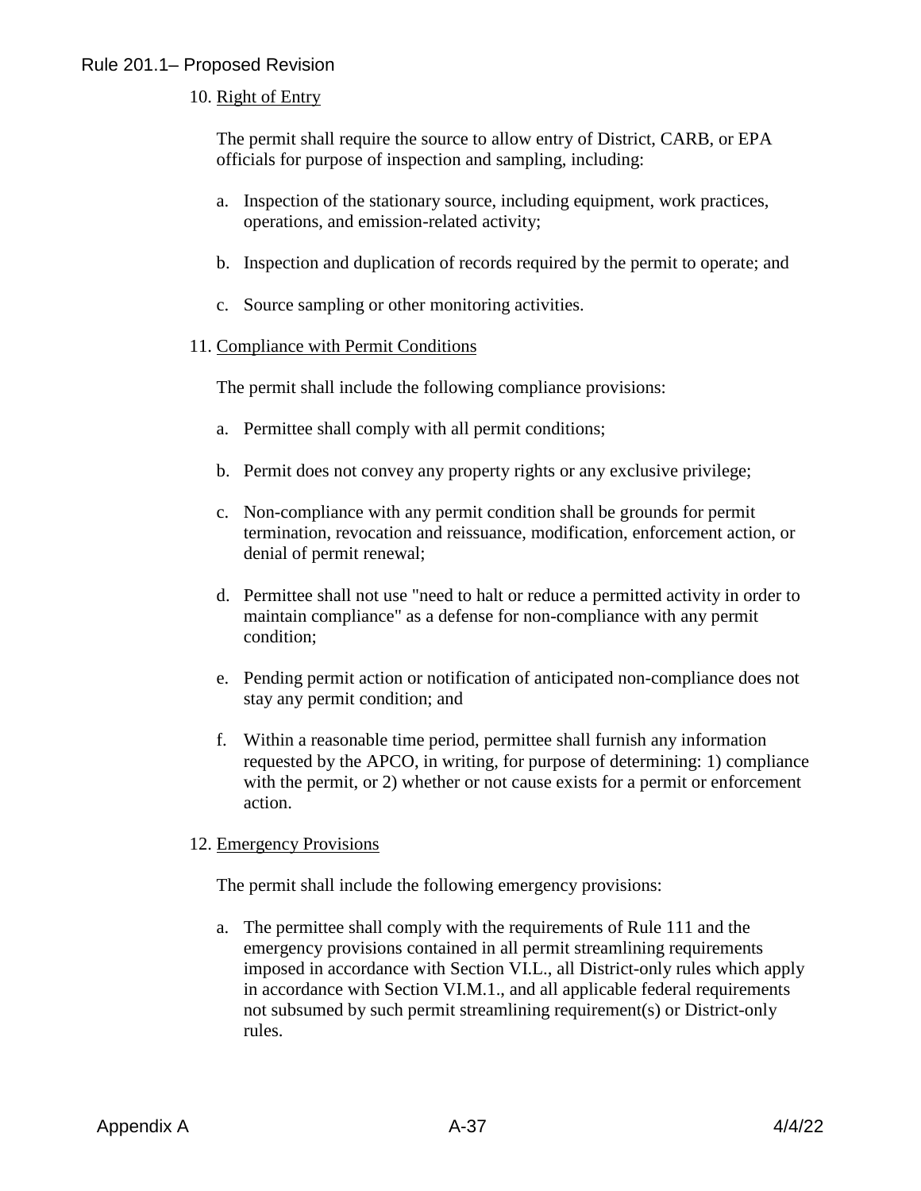10. Right of Entry

The permit shall require the source to allow entry of District, CARB, or EPA officials for purpose of inspection and sampling, including:

a. Inspection of the stationary source, including equipment, work practices, operations, and emission-related activity;

b. Inspection and duplication of records required by the permit to operate; and

c. Source sampling or other monitoring activities.

11. Compliance with Permit Conditions

The permit shall include the following compliance provisions:

a. Permittee shall comply with all permit conditions;

b. Permit does not convey any property rights or any exclusive privilege;

c. Non-compliance with any permit condition shall be grounds for permit termination, revocation and reissuance, modification, enforcement action, or denial of permit renewal;

d. Permittee shall not use "need to halt or reduce a permitted activity in order to maintain compliance" as a defense for non-compliance with any permit condition;

e. Pending permit action or notification of anticipated non-compliance does not stay any permit condition; and

f. Within a reasonable time period, permittee shall furnish any information requested by the APCO, in writing, for purpose of determining: 1) compliance with the permit, or 2) whether or not cause exists for a permit or enforcement action.

12. Emergency Provisions

The permit shall include the following emergency provisions:

a. The permittee shall comply with the requirements of Rule 111 and the emergency provisions contained in all permit streamlining requirements imposed in accordance with Section VI.L., all District-only rules which apply in accordance with Section VI.M.1., and all applicable federal requirements not subsumed by such permit streamlining requirement(s) or District-only rules.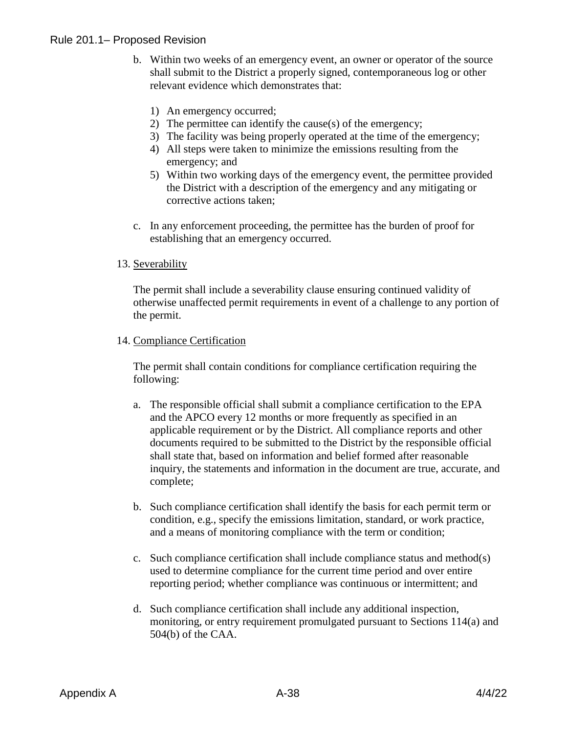b. Within two weeks of an emergency event, an owner or operator of the source shall submit to the District a properly signed, contemporaneous log or other relevant evidence which demonstrates that:

   1) An emergency occurred;
   2) The permittee can identify the cause(s) of the emergency;
   3) The facility was being properly operated at the time of the emergency;
   4) All steps were taken to minimize the emissions resulting from the emergency; and
   5) Within two working days of the emergency event, the permittee provided the District with a description of the emergency and any mitigating or corrective actions taken;

c. In any enforcement proceeding, the permittee has the burden of proof for establishing that an emergency occurred.

13. <u>Severability</u>

The permit shall include a severability clause ensuring continued validity of otherwise unaffected permit requirements in event of a challenge to any portion of the permit.

14. <u>Compliance Certification</u>

The permit shall contain conditions for compliance certification requiring the following:

a. The responsible official shall submit a compliance certification to the EPA and the APCO every 12 months or more frequently as specified in an applicable requirement or by the District. All compliance reports and other documents required to be submitted to the District by the responsible official shall state that, based on information and belief formed after reasonable inquiry, the statements and information in the document are true, accurate, and complete;

b. Such compliance certification shall identify the basis for each permit term or condition, e.g., specify the emissions limitation, standard, or work practice, and a means of monitoring compliance with the term or condition;

c. Such compliance certification shall include compliance status and method(s) used to determine compliance for the current time period and over entire reporting period; whether compliance was continuous or intermittent; and

d. Such compliance certification shall include any additional inspection, monitoring, or entry requirement promulgated pursuant to Sections 114(a) and 504(b) of the CAA.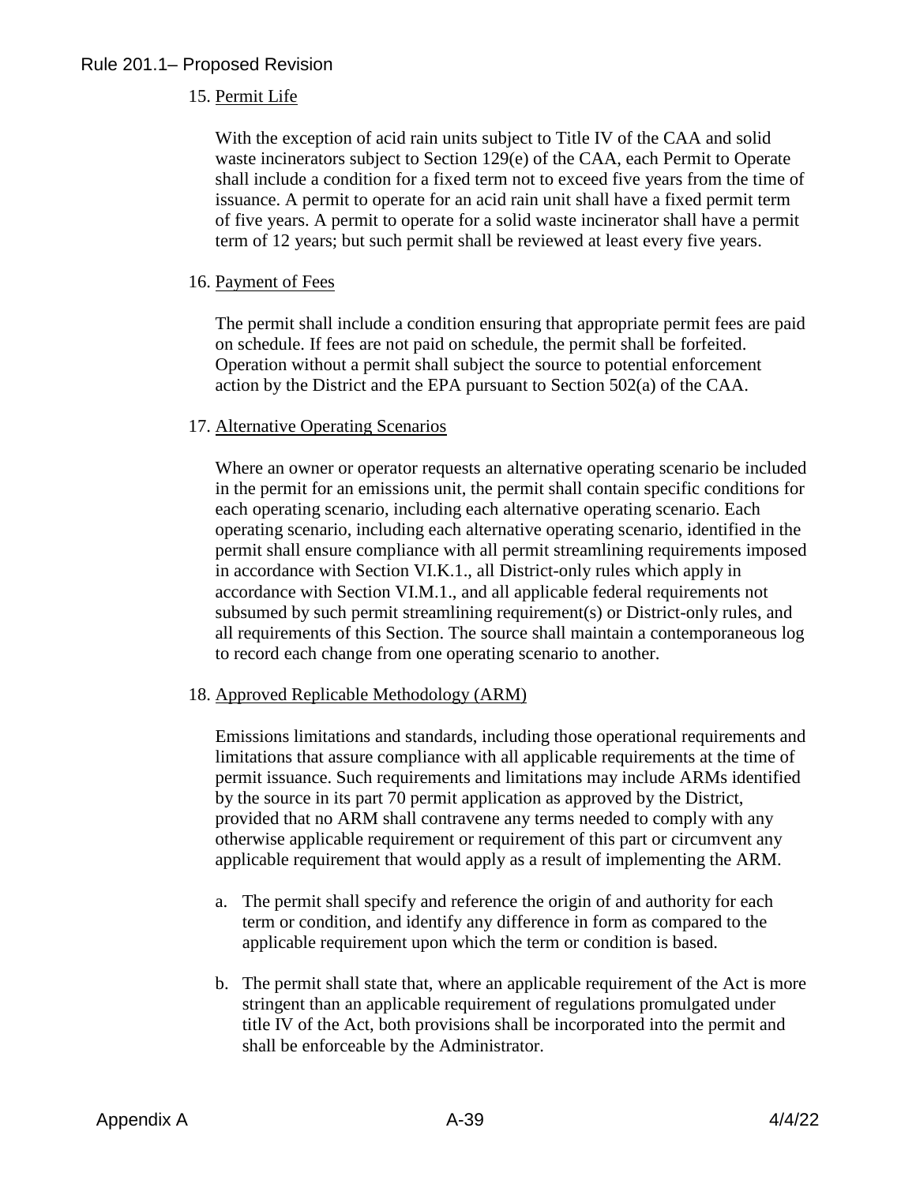15. Permit Life

    With the exception of acid rain units subject to Title IV of the CAA and solid waste incinerators subject to Section 129(e) of the CAA, each Permit to Operate shall include a condition for a fixed term not to exceed five years from the time of issuance. A permit to operate for an acid rain unit shall have a fixed permit term of five years. A permit to operate for a solid waste incinerator shall have a permit term of 12 years; but such permit shall be reviewed at least every five years.

16. Payment of Fees

    The permit shall include a condition ensuring that appropriate permit fees are paid on schedule. If fees are not paid on schedule, the permit shall be forfeited. Operation without a permit shall subject the source to potential enforcement action by the District and the EPA pursuant to Section 502(a) of the CAA.

17. Alternative Operating Scenarios

    Where an owner or operator requests an alternative operating scenario be included in the permit for an emissions unit, the permit shall contain specific conditions for each operating scenario, including each alternative operating scenario. Each operating scenario, including each alternative operating scenario, identified in the permit shall ensure compliance with all permit streamlining requirements imposed in accordance with Section VI.K.1., all District-only rules which apply in accordance with Section VI.M.1., and all applicable federal requirements not subsumed by such permit streamlining requirement(s) or District-only rules, and all requirements of this Section. The source shall maintain a contemporaneous log to record each change from one operating scenario to another.

18. Approved Replicable Methodology (ARM)

    Emissions limitations and standards, including those operational requirements and limitations that assure compliance with all applicable requirements at the time of permit issuance. Such requirements and limitations may include ARMs identified by the source in its part 70 permit application as approved by the District, provided that no ARM shall contravene any terms needed to comply with any otherwise applicable requirement or requirement of this part or circumvent any applicable requirement that would apply as a result of implementing the ARM.

    a. The permit shall specify and reference the origin of and authority for each term or condition, and identify any difference in form as compared to the applicable requirement upon which the term or condition is based.

    b. The permit shall state that, where an applicable requirement of the Act is more stringent than an applicable requirement of regulations promulgated under title IV of the Act, both provisions shall be incorporated into the permit and shall be enforceable by the Administrator.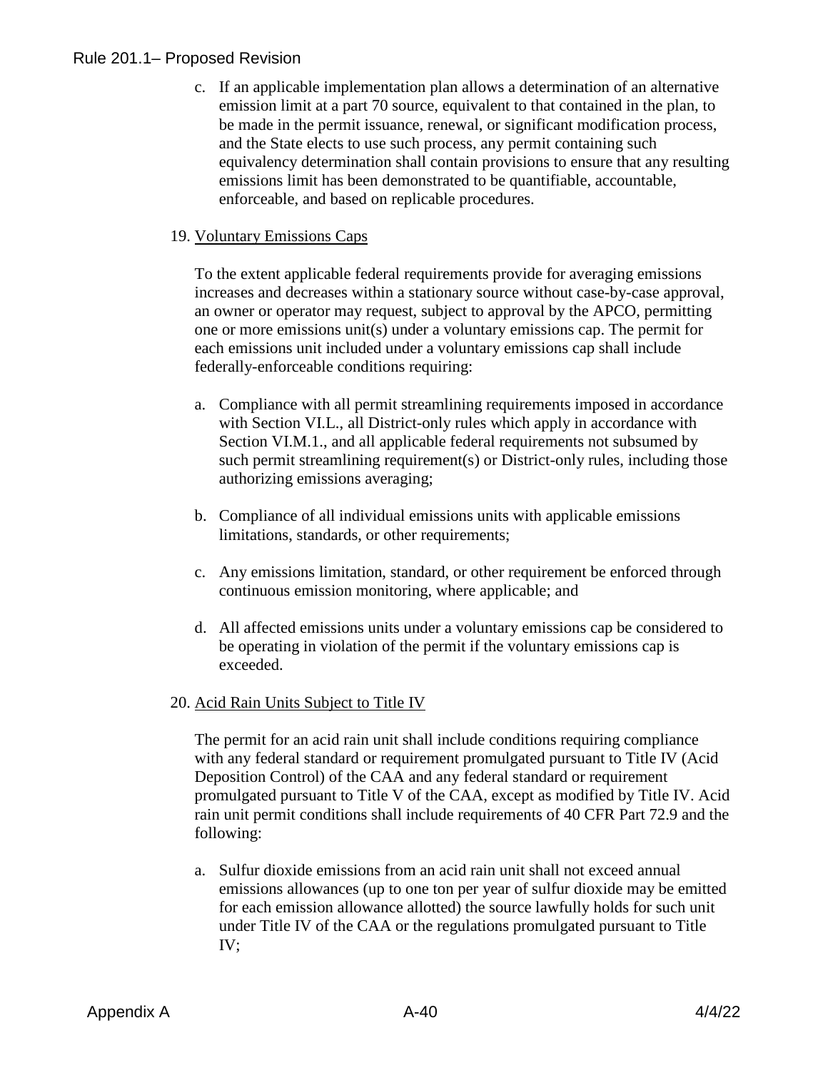c. If an applicable implementation plan allows a determination of an alternative emission limit at a part 70 source, equivalent to that contained in the plan, to be made in the permit issuance, renewal, or significant modification process, and the State elects to use such process, any permit containing such equivalency determination shall contain provisions to ensure that any resulting emissions limit has been demonstrated to be quantifiable, accountable, enforceable, and based on replicable procedures.

19. Voluntary Emissions Caps

To the extent applicable federal requirements provide for averaging emissions increases and decreases within a stationary source without case-by-case approval, an owner or operator may request, subject to approval by the APCO, permitting one or more emissions unit(s) under a voluntary emissions cap. The permit for each emissions unit included under a voluntary emissions cap shall include federally-enforceable conditions requiring:

a. Compliance with all permit streamlining requirements imposed in accordance with Section VI.L., all District-only rules which apply in accordance with Section VI.M.1., and all applicable federal requirements not subsumed by such permit streamlining requirement(s) or District-only rules, including those authorizing emissions averaging;

b. Compliance of all individual emissions units with applicable emissions limitations, standards, or other requirements;

c. Any emissions limitation, standard, or other requirement be enforced through continuous emission monitoring, where applicable; and

d. All affected emissions units under a voluntary emissions cap be considered to be operating in violation of the permit if the voluntary emissions cap is exceeded.

20. Acid Rain Units Subject to Title IV

The permit for an acid rain unit shall include conditions requiring compliance with any federal standard or requirement promulgated pursuant to Title IV (Acid Deposition Control) of the CAA and any federal standard or requirement promulgated pursuant to Title V of the CAA, except as modified by Title IV. Acid rain unit permit conditions shall include requirements of 40 CFR Part 72.9 and the following:

a. Sulfur dioxide emissions from an acid rain unit shall not exceed annual emissions allowances (up to one ton per year of sulfur dioxide may be emitted for each emission allowance allotted) the source lawfully holds for such unit under Title IV of the CAA or the regulations promulgated pursuant to Title IV;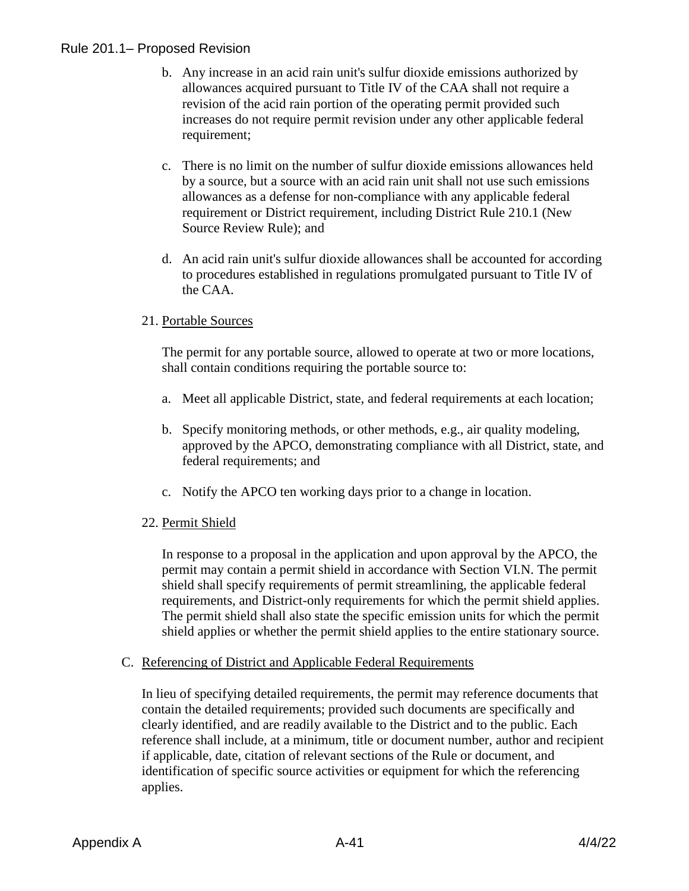b. Any increase in an acid rain unit's sulfur dioxide emissions authorized by allowances acquired pursuant to Title IV of the CAA shall not require a revision of the acid rain portion of the operating permit provided such increases do not require permit revision under any other applicable federal requirement;

c. There is no limit on the number of sulfur dioxide emissions allowances held by a source, but a source with an acid rain unit shall not use such emissions allowances as a defense for non-compliance with any applicable federal requirement or District requirement, including District Rule 210.1 (New Source Review Rule); and

d. An acid rain unit's sulfur dioxide allowances shall be accounted for according to procedures established in regulations promulgated pursuant to Title IV of the CAA.

21. Portable Sources

The permit for any portable source, allowed to operate at two or more locations, shall contain conditions requiring the portable source to:

a. Meet all applicable District, state, and federal requirements at each location;

b. Specify monitoring methods, or other methods, e.g., air quality modeling, approved by the APCO, demonstrating compliance with all District, state, and federal requirements; and

c. Notify the APCO ten working days prior to a change in location.

22. Permit Shield

In response to a proposal in the application and upon approval by the APCO, the permit may contain a permit shield in accordance with Section VI.N. The permit shield shall specify requirements of permit streamlining, the applicable federal requirements, and District-only requirements for which the permit shield applies. The permit shield shall also state the specific emission units for which the permit shield applies or whether the permit shield applies to the entire stationary source.

C. Referencing of District and Applicable Federal Requirements

In lieu of specifying detailed requirements, the permit may reference documents that contain the detailed requirements; provided such documents are specifically and clearly identified, and are readily available to the District and to the public. Each reference shall include, at a minimum, title or document number, author and recipient if applicable, date, citation of relevant sections of the Rule or document, and identification of specific source activities or equipment for which the referencing applies.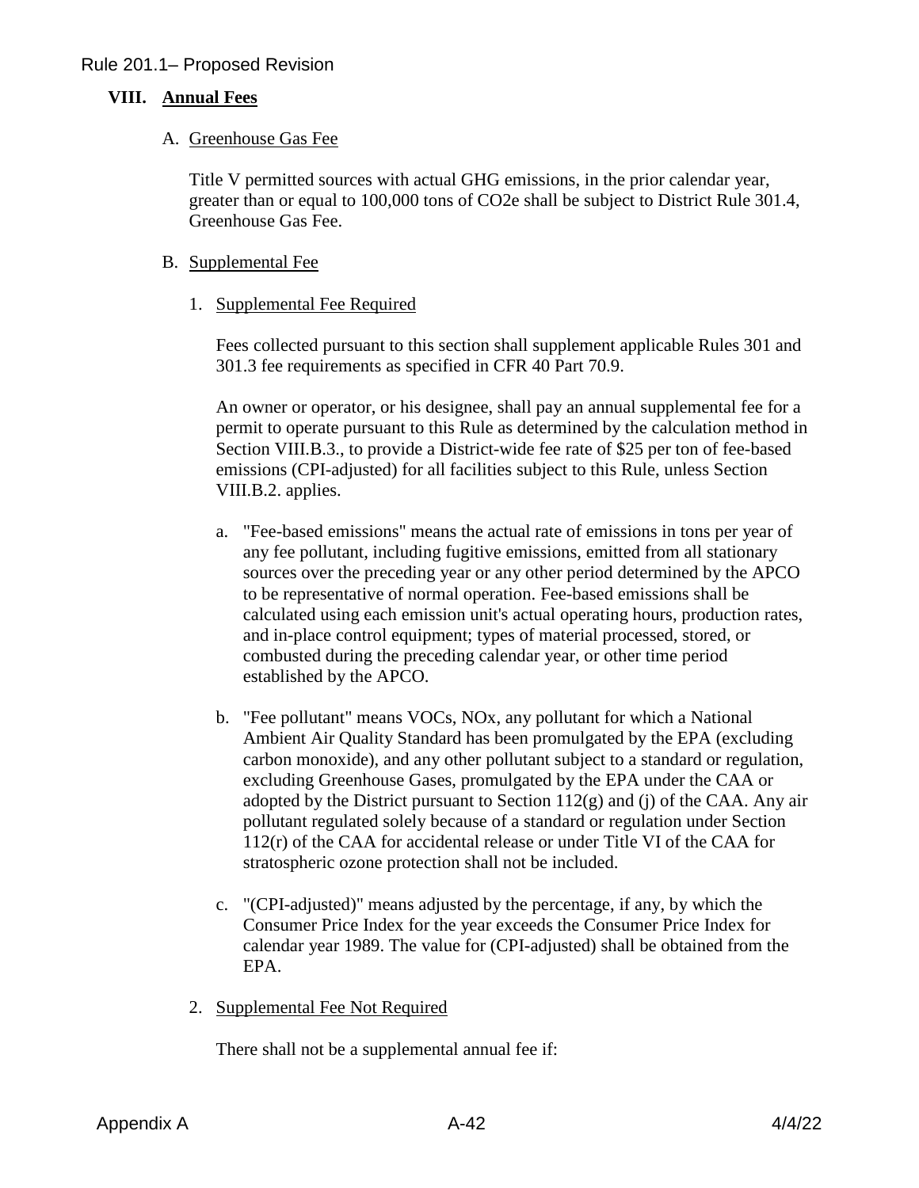## VIII. Annual Fees

### A. Greenhouse Gas Fee

Title V permitted sources with actual GHG emissions, in the prior calendar year, greater than or equal to 100,000 tons of CO2e shall be subject to District Rule 301.4, Greenhouse Gas Fee.

### B. Supplemental Fee

#### 1. Supplemental Fee Required

Fees collected pursuant to this section shall supplement applicable Rules 301 and 301.3 fee requirements as specified in CFR 40 Part 70.9.

An owner or operator, or his designee, shall pay an annual supplemental fee for a permit to operate pursuant to this Rule as determined by the calculation method in Section VIII.B.3., to provide a District-wide fee rate of $25 per ton of fee-based emissions (CPI-adjusted) for all facilities subject to this Rule, unless Section VIII.B.2. applies.

a. "Fee-based emissions" means the actual rate of emissions in tons per year of any fee pollutant, including fugitive emissions, emitted from all stationary sources over the preceding year or any other period determined by the APCO to be representative of normal operation. Fee-based emissions shall be calculated using each emission unit's actual operating hours, production rates, and in-place control equipment; types of material processed, stored, or combusted during the preceding calendar year, or other time period established by the APCO.

b. "Fee pollutant" means VOCs, NOx, any pollutant for which a National Ambient Air Quality Standard has been promulgated by the EPA (excluding carbon monoxide), and any other pollutant subject to a standard or regulation, excluding Greenhouse Gases, promulgated by the EPA under the CAA or adopted by the District pursuant to Section 112(g) and (j) of the CAA. Any air pollutant regulated solely because of a standard or regulation under Section 112(r) of the CAA for accidental release or under Title VI of the CAA for stratospheric ozone protection shall not be included.

c. "(CPI-adjusted)" means adjusted by the percentage, if any, by which the Consumer Price Index for the year exceeds the Consumer Price Index for calendar year 1989. The value for (CPI-adjusted) shall be obtained from the EPA.

#### 2. Supplemental Fee Not Required

There shall not be a supplemental annual fee if: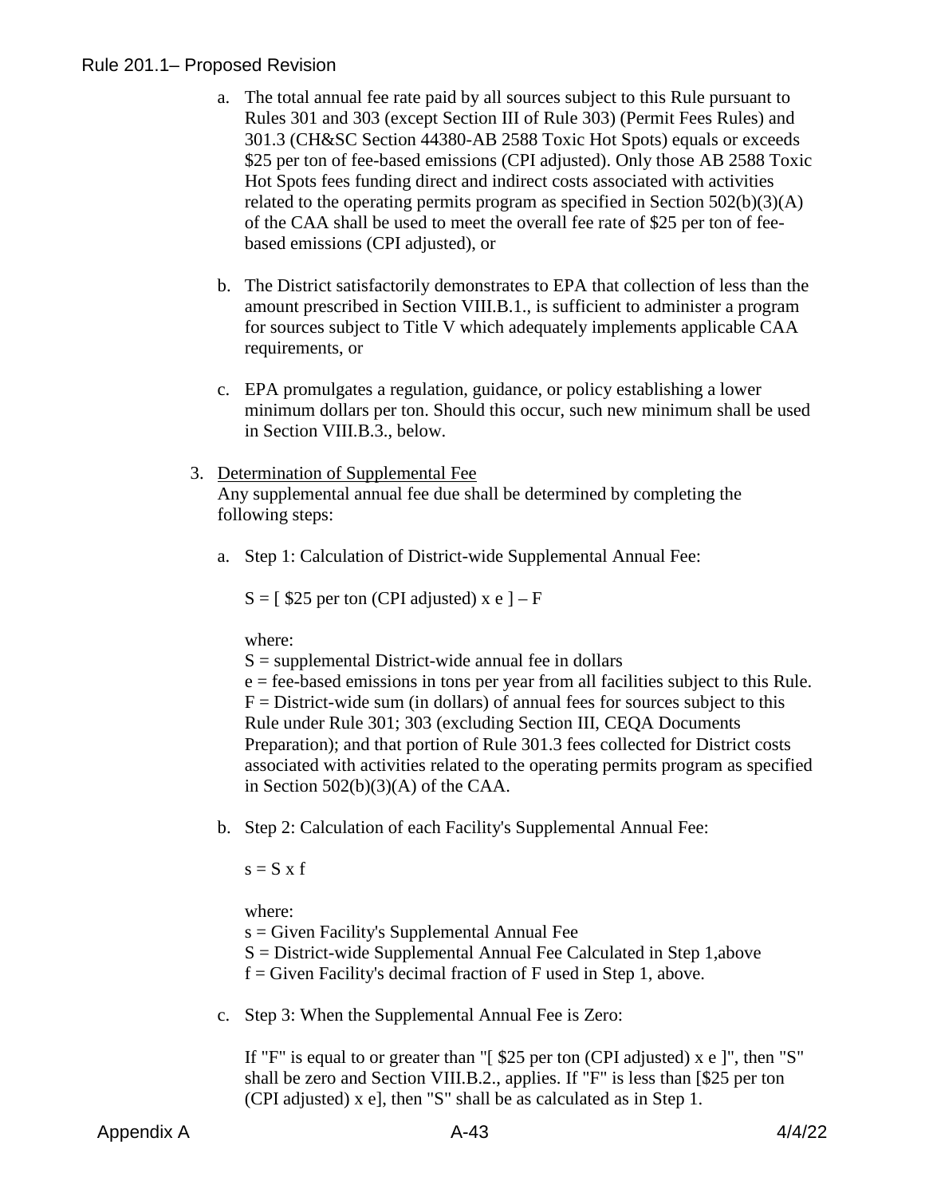a. The total annual fee rate paid by all sources subject to this Rule pursuant to Rules 301 and 303 (except Section III of Rule 303) (Permit Fees Rules) and 301.3 (CH&SC Section 44380-AB 2588 Toxic Hot Spots) equals or exceeds \$25 per ton of fee-based emissions (CPI adjusted). Only those AB 2588 Toxic Hot Spots fees funding direct and indirect costs associated with activities related to the operating permits program as specified in Section 502(b)(3)(A) of the CAA shall be used to meet the overall fee rate of \$25 per ton of fee-based emissions (CPI adjusted), or

b. The District satisfactorily demonstrates to EPA that collection of less than the amount prescribed in Section VIII.B.1., is sufficient to administer a program for sources subject to Title V which adequately implements applicable CAA requirements, or

c. EPA promulgates a regulation, guidance, or policy establishing a lower minimum dollars per ton. Should this occur, such new minimum shall be used in Section VIII.B.3., below.

3. <u>Determination of Supplemental Fee</u>
   Any supplemental annual fee due shall be determined by completing the following steps:

   a. Step 1: Calculation of District-wide Supplemental Annual Fee:

      $S = [\ \$25 \text{ per ton (CPI adjusted) } \times e\ ] - F$

      where:
      S = supplemental District-wide annual fee in dollars
      e = fee-based emissions in tons per year from all facilities subject to this Rule.
      F = District-wide sum (in dollars) of annual fees for sources subject to this Rule under Rule 301; 303 (excluding Section III, CEQA Documents Preparation); and that portion of Rule 301.3 fees collected for District costs associated with activities related to the operating permits program as specified in Section 502(b)(3)(A) of the CAA.

   b. Step 2: Calculation of each Facility's Supplemental Annual Fee:

      $s = S \times f$

      where:
      s = Given Facility's Supplemental Annual Fee
      S = District-wide Supplemental Annual Fee Calculated in Step 1,above
      f = Given Facility's decimal fraction of F used in Step 1, above.

   c. Step 3: When the Supplemental Annual Fee is Zero:

      If "F" is equal to or greater than "[ \$25 per ton (CPI adjusted) x e ]", then "S" shall be zero and Section VIII.B.2., applies. If "F" is less than [\$25 per ton (CPI adjusted) x e], then "S" shall be as calculated as in Step 1.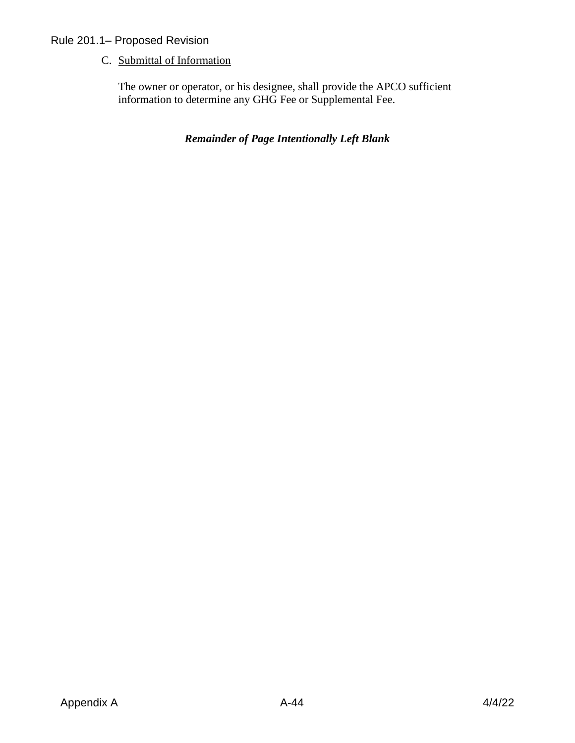C. <u>Submittal of Information</u>

The owner or operator, or his designee, shall provide the APCO sufficient information to determine any GHG Fee or Supplemental Fee.

***Remainder of Page Intentionally Left Blank***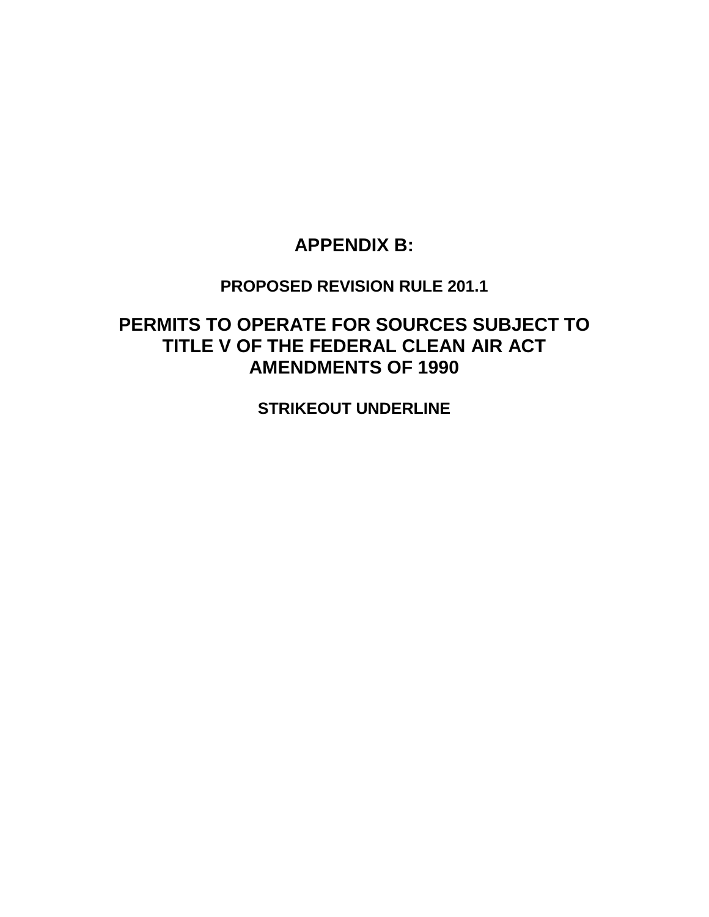# APPENDIX B:

### PROPOSED REVISION RULE 201.1

## PERMITS TO OPERATE FOR SOURCES SUBJECT TO TITLE V OF THE FEDERAL CLEAN AIR ACT AMENDMENTS OF 1990

### STRIKEOUT UNDERLINE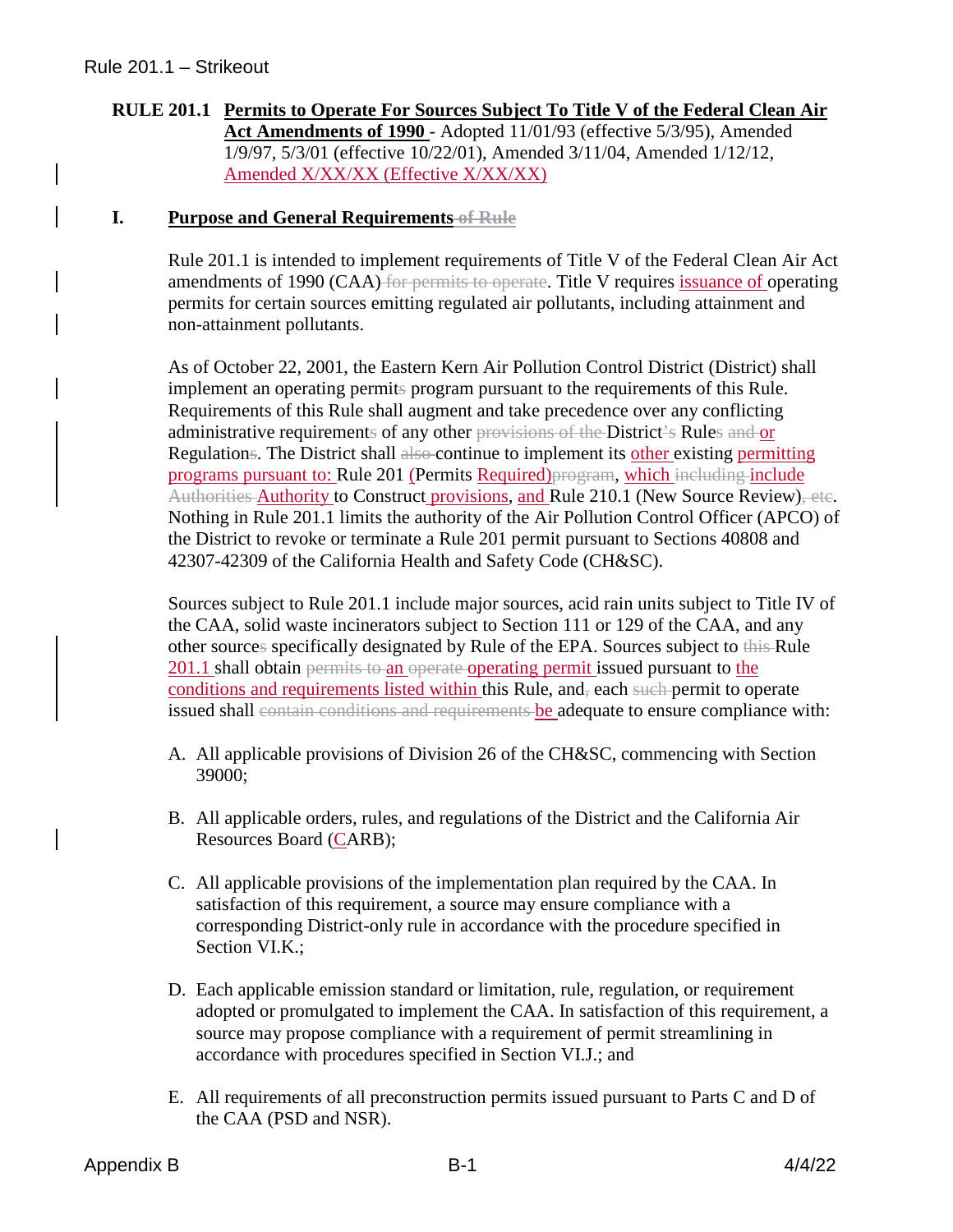**RULE 201.1 Permits to Operate For Sources Subject To Title V of the Federal Clean Air Act Amendments of 1990** - Adopted 11/01/93 (effective 5/3/95), Amended 1/9/97, 5/3/01 (effective 10/22/01), Amended 3/11/04, Amended 1/12/12, Amended X/XX/XX (Effective X/XX/XX)

## I. Purpose and General Requirements ~~of Rule~~

Rule 201.1 is intended to implement requirements of Title V of the Federal Clean Air Act amendments of 1990 (CAA) ~~for permits to operate~~. Title V requires issuance of operating permits for certain sources emitting regulated air pollutants, including attainment and non-attainment pollutants.

As of October 22, 2001, the Eastern Kern Air Pollution Control District (District) shall implement an operating permit~~s~~ program pursuant to the requirements of this Rule. Requirements of this Rule shall augment and take precedence over any conflicting administrative requirement~~s~~ of any other ~~provisions of the~~ District~~'s~~ Rule~~s~~ ~~and~~ or Regulation~~s~~. The District shall ~~also~~ continue to implement its other existing permitting programs pursuant to: Rule 201 (Permits Required)~~program~~, which ~~including~~ include ~~Authorities~~ Authority to Construct provisions, and Rule 210.1 (New Source Review)~~, etc~~. Nothing in Rule 201.1 limits the authority of the Air Pollution Control Officer (APCO) of the District to revoke or terminate a Rule 201 permit pursuant to Sections 40808 and 42307-42309 of the California Health and Safety Code (CH&SC).

Sources subject to Rule 201.1 include major sources, acid rain units subject to Title IV of the CAA, solid waste incinerators subject to Section 111 or 129 of the CAA, and any other source~~s~~ specifically designated by Rule of the EPA. Sources subject to ~~this~~ Rule 201.1 shall obtain ~~permits to~~ an ~~operate~~ operating permit issued pursuant to the conditions and requirements listed within this Rule, and~~,~~ each ~~such~~ permit to operate issued shall ~~contain conditions and requirements~~ be adequate to ensure compliance with:

A. All applicable provisions of Division 26 of the CH&SC, commencing with Section 39000;

B. All applicable orders, rules, and regulations of the District and the California Air Resources Board (CARB);

C. All applicable provisions of the implementation plan required by the CAA. In satisfaction of this requirement, a source may ensure compliance with a corresponding District-only rule in accordance with the procedure specified in Section VI.K.;

D. Each applicable emission standard or limitation, rule, regulation, or requirement adopted or promulgated to implement the CAA. In satisfaction of this requirement, a source may propose compliance with a requirement of permit streamlining in accordance with procedures specified in Section VI.J.; and

E. All requirements of all preconstruction permits issued pursuant to Parts C and D of the CAA (PSD and NSR).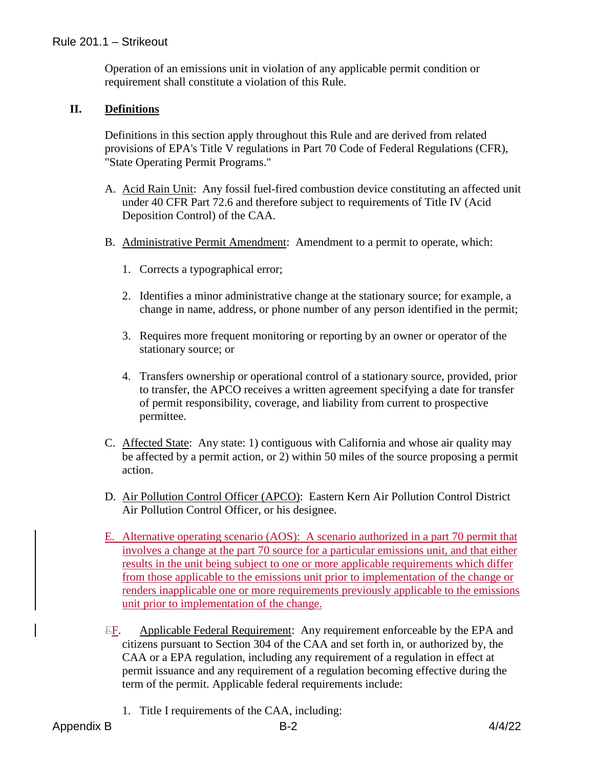Operation of an emissions unit in violation of any applicable permit condition or requirement shall constitute a violation of this Rule.

## II. Definitions

Definitions in this section apply throughout this Rule and are derived from related provisions of EPA's Title V regulations in Part 70 Code of Federal Regulations (CFR), "State Operating Permit Programs."

A. Acid Rain Unit: Any fossil fuel-fired combustion device constituting an affected unit under 40 CFR Part 72.6 and therefore subject to requirements of Title IV (Acid Deposition Control) of the CAA.

B. Administrative Permit Amendment: Amendment to a permit to operate, which:

1. Corrects a typographical error;

2. Identifies a minor administrative change at the stationary source; for example, a change in name, address, or phone number of any person identified in the permit;

3. Requires more frequent monitoring or reporting by an owner or operator of the stationary source; or

4. Transfers ownership or operational control of a stationary source, provided, prior to transfer, the APCO receives a written agreement specifying a date for transfer of permit responsibility, coverage, and liability from current to prospective permittee.

C. Affected State: Any state: 1) contiguous with California and whose air quality may be affected by a permit action, or 2) within 50 miles of the source proposing a permit action.

D. Air Pollution Control Officer (APCO): Eastern Kern Air Pollution Control District Air Pollution Control Officer, or his designee.

E. Alternative operating scenario (AOS): A scenario authorized in a part 70 permit that involves a change at the part 70 source for a particular emissions unit, and that either results in the unit being subject to one or more applicable requirements which differ from those applicable to the emissions unit prior to implementation of the change or renders inapplicable one or more requirements previously applicable to the emissions unit prior to implementation of the change.

~~E~~F. Applicable Federal Requirement: Any requirement enforceable by the EPA and citizens pursuant to Section 304 of the CAA and set forth in, or authorized by, the CAA or a EPA regulation, including any requirement of a regulation in effect at permit issuance and any requirement of a regulation becoming effective during the term of the permit. Applicable federal requirements include:

1. Title I requirements of the CAA, including: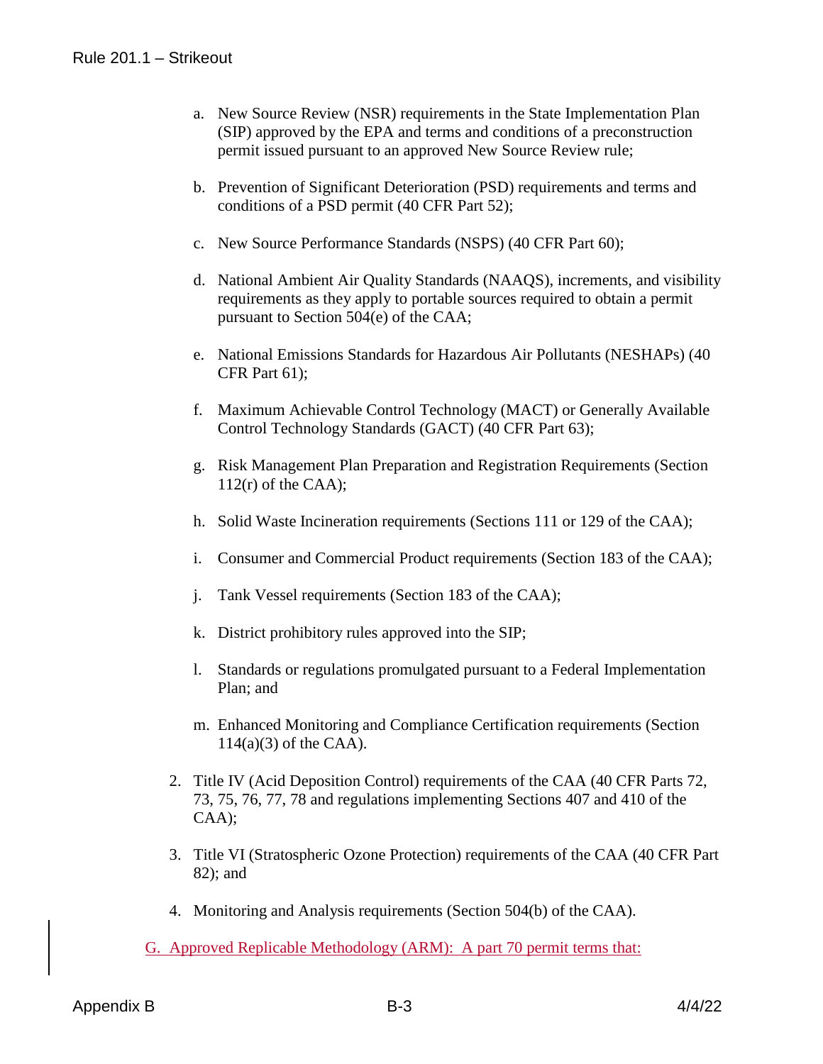a. New Source Review (NSR) requirements in the State Implementation Plan (SIP) approved by the EPA and terms and conditions of a preconstruction permit issued pursuant to an approved New Source Review rule;

b. Prevention of Significant Deterioration (PSD) requirements and terms and conditions of a PSD permit (40 CFR Part 52);

c. New Source Performance Standards (NSPS) (40 CFR Part 60);

d. National Ambient Air Quality Standards (NAAQS), increments, and visibility requirements as they apply to portable sources required to obtain a permit pursuant to Section 504(e) of the CAA;

e. National Emissions Standards for Hazardous Air Pollutants (NESHAPs) (40 CFR Part 61);

f. Maximum Achievable Control Technology (MACT) or Generally Available Control Technology Standards (GACT) (40 CFR Part 63);

g. Risk Management Plan Preparation and Registration Requirements (Section 112(r) of the CAA);

h. Solid Waste Incineration requirements (Sections 111 or 129 of the CAA);

i. Consumer and Commercial Product requirements (Section 183 of the CAA);

j. Tank Vessel requirements (Section 183 of the CAA);

k. District prohibitory rules approved into the SIP;

l. Standards or regulations promulgated pursuant to a Federal Implementation Plan; and

m. Enhanced Monitoring and Compliance Certification requirements (Section 114(a)(3) of the CAA).

2. Title IV (Acid Deposition Control) requirements of the CAA (40 CFR Parts 72, 73, 75, 76, 77, 78 and regulations implementing Sections 407 and 410 of the CAA);

3. Title VI (Stratospheric Ozone Protection) requirements of the CAA (40 CFR Part 82); and

4. Monitoring and Analysis requirements (Section 504(b) of the CAA).

G. Approved Replicable Methodology (ARM): A part 70 permit terms that: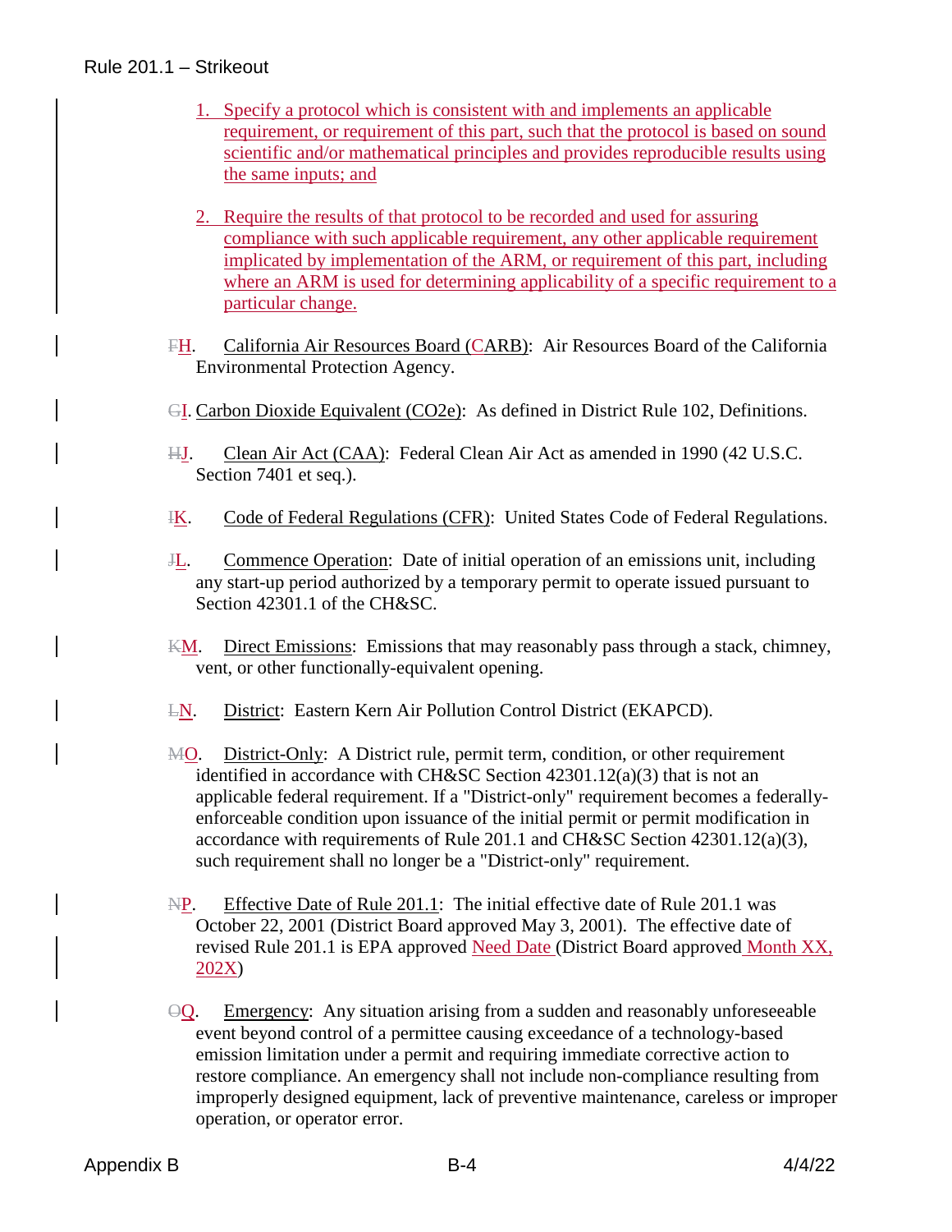1. Specify a protocol which is consistent with and implements an applicable requirement, or requirement of this part, such that the protocol is based on sound scientific and/or mathematical principles and provides reproducible results using the same inputs; and

2. Require the results of that protocol to be recorded and used for assuring compliance with such applicable requirement, any other applicable requirement implicated by implementation of the ARM, or requirement of this part, including where an ARM is used for determining applicability of a specific requirement to a particular change.

~~F~~H. California Air Resources Board (CARB): Air Resources Board of the California Environmental Protection Agency.

~~G~~I. Carbon Dioxide Equivalent ($CO_2e$): As defined in District Rule 102, Definitions.

~~H~~J. Clean Air Act (CAA): Federal Clean Air Act as amended in 1990 (42 U.S.C. Section 7401 et seq.).

~~I~~K. Code of Federal Regulations (CFR): United States Code of Federal Regulations.

~~J~~L. Commence Operation: Date of initial operation of an emissions unit, including any start-up period authorized by a temporary permit to operate issued pursuant to Section 42301.1 of the CH&SC.

~~K~~M. Direct Emissions: Emissions that may reasonably pass through a stack, chimney, vent, or other functionally-equivalent opening.

~~L~~N. District: Eastern Kern Air Pollution Control District (EKAPCD).

~~M~~O. District-Only: A District rule, permit term, condition, or other requirement identified in accordance with CH&SC Section 42301.12(a)(3) that is not an applicable federal requirement. If a "District-only" requirement becomes a federally-enforceable condition upon issuance of the initial permit or permit modification in accordance with requirements of Rule 201.1 and CH&SC Section 42301.12(a)(3), such requirement shall no longer be a "District-only" requirement.

~~N~~P. Effective Date of Rule 201.1: The initial effective date of Rule 201.1 was October 22, 2001 (District Board approved May 3, 2001). The effective date of revised Rule 201.1 is EPA approved Need Date (District Board approved Month XX, 202X)

~~O~~Q. Emergency: Any situation arising from a sudden and reasonably unforeseeable event beyond control of a permittee causing exceedance of a technology-based emission limitation under a permit and requiring immediate corrective action to restore compliance. An emergency shall not include non-compliance resulting from improperly designed equipment, lack of preventive maintenance, careless or improper operation, or operator error.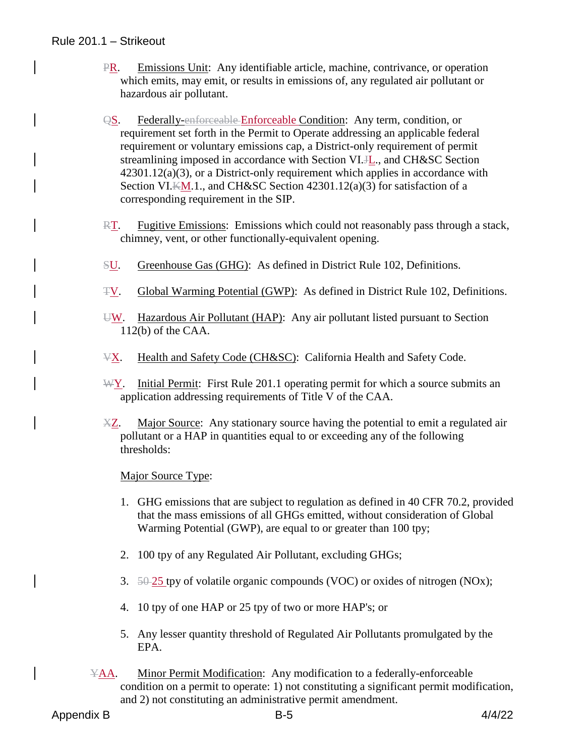P R. Emissions Unit: Any identifiable article, machine, contrivance, or operation which emits, may emit, or results in emissions of, any regulated air pollutant or hazardous air pollutant.

Q S. Federally-enforceable Enforceable Condition: Any term, condition, or requirement set forth in the Permit to Operate addressing an applicable federal requirement or voluntary emissions cap, a District-only requirement of permit streamlining imposed in accordance with Section VI.J L., and CH&SC Section 42301.12(a)(3), or a District-only requirement which applies in accordance with Section VI.K M.1., and CH&SC Section 42301.12(a)(3) for satisfaction of a corresponding requirement in the SIP.

R T. Fugitive Emissions: Emissions which could not reasonably pass through a stack, chimney, vent, or other functionally-equivalent opening.

S U. Greenhouse Gas (GHG): As defined in District Rule 102, Definitions.

T V. Global Warming Potential (GWP): As defined in District Rule 102, Definitions.

U W. Hazardous Air Pollutant (HAP): Any air pollutant listed pursuant to Section 112(b) of the CAA.

V X. Health and Safety Code (CH&SC): California Health and Safety Code.

W Y. Initial Permit: First Rule 201.1 operating permit for which a source submits an application addressing requirements of Title V of the CAA.

X Z. Major Source: Any stationary source having the potential to emit a regulated air pollutant or a HAP in quantities equal to or exceeding any of the following thresholds:

Major Source Type:

1. GHG emissions that are subject to regulation as defined in 40 CFR 70.2, provided that the mass emissions of all GHGs emitted, without consideration of Global Warming Potential (GWP), are equal to or greater than 100 tpy;
2. 100 tpy of any Regulated Air Pollutant, excluding GHGs;
3. 50 25 tpy of volatile organic compounds (VOC) or oxides of nitrogen (NOx);
4. 10 tpy of one HAP or 25 tpy of two or more HAP's; or
5. Any lesser quantity threshold of Regulated Air Pollutants promulgated by the EPA.

Y AA. Minor Permit Modification: Any modification to a federally-enforceable condition on a permit to operate: 1) not constituting a significant permit modification, and 2) not constituting an administrative permit amendment.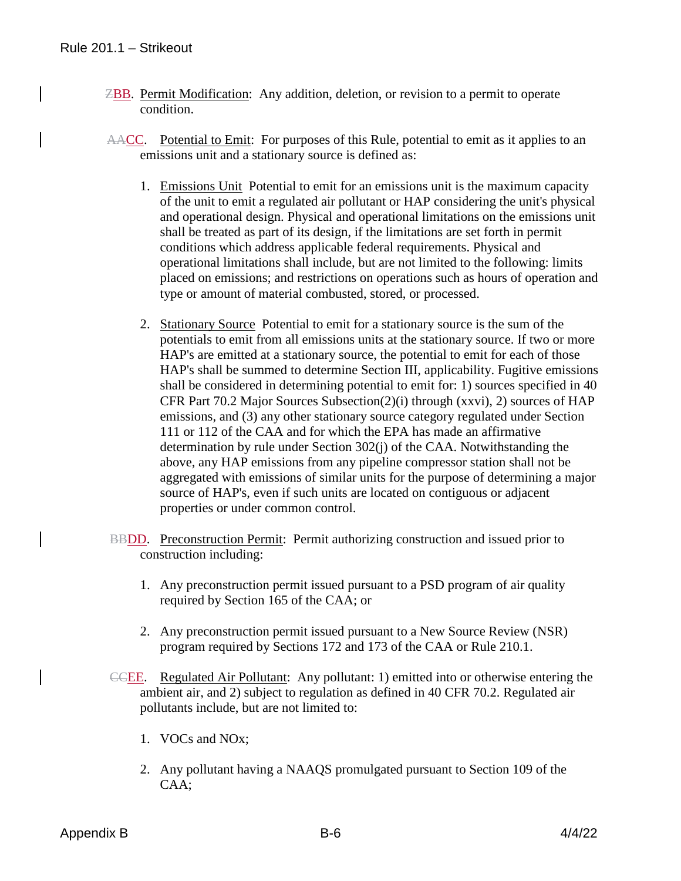ZBB. Permit Modification: Any addition, deletion, or revision to a permit to operate condition.

AACC. Potential to Emit: For purposes of this Rule, potential to emit as it applies to an emissions unit and a stationary source is defined as:

1. Emissions Unit Potential to emit for an emissions unit is the maximum capacity of the unit to emit a regulated air pollutant or HAP considering the unit's physical and operational design. Physical and operational limitations on the emissions unit shall be treated as part of its design, if the limitations are set forth in permit conditions which address applicable federal requirements. Physical and operational limitations shall include, but are not limited to the following: limits placed on emissions; and restrictions on operations such as hours of operation and type or amount of material combusted, stored, or processed.

2. Stationary Source Potential to emit for a stationary source is the sum of the potentials to emit from all emissions units at the stationary source. If two or more HAP's are emitted at a stationary source, the potential to emit for each of those HAP's shall be summed to determine Section III, applicability. Fugitive emissions shall be considered in determining potential to emit for: 1) sources specified in 40 CFR Part 70.2 Major Sources Subsection(2)(i) through (xxvi), 2) sources of HAP emissions, and (3) any other stationary source category regulated under Section 111 or 112 of the CAA and for which the EPA has made an affirmative determination by rule under Section 302(j) of the CAA. Notwithstanding the above, any HAP emissions from any pipeline compressor station shall not be aggregated with emissions of similar units for the purpose of determining a major source of HAP's, even if such units are located on contiguous or adjacent properties or under common control.

BBDD. Preconstruction Permit: Permit authorizing construction and issued prior to construction including:

1. Any preconstruction permit issued pursuant to a PSD program of air quality required by Section 165 of the CAA; or

2. Any preconstruction permit issued pursuant to a New Source Review (NSR) program required by Sections 172 and 173 of the CAA or Rule 210.1.

CCEE. Regulated Air Pollutant: Any pollutant: 1) emitted into or otherwise entering the ambient air, and 2) subject to regulation as defined in 40 CFR 70.2. Regulated air pollutants include, but are not limited to:

1. VOCs and NOx;

2. Any pollutant having a NAAQS promulgated pursuant to Section 109 of the CAA;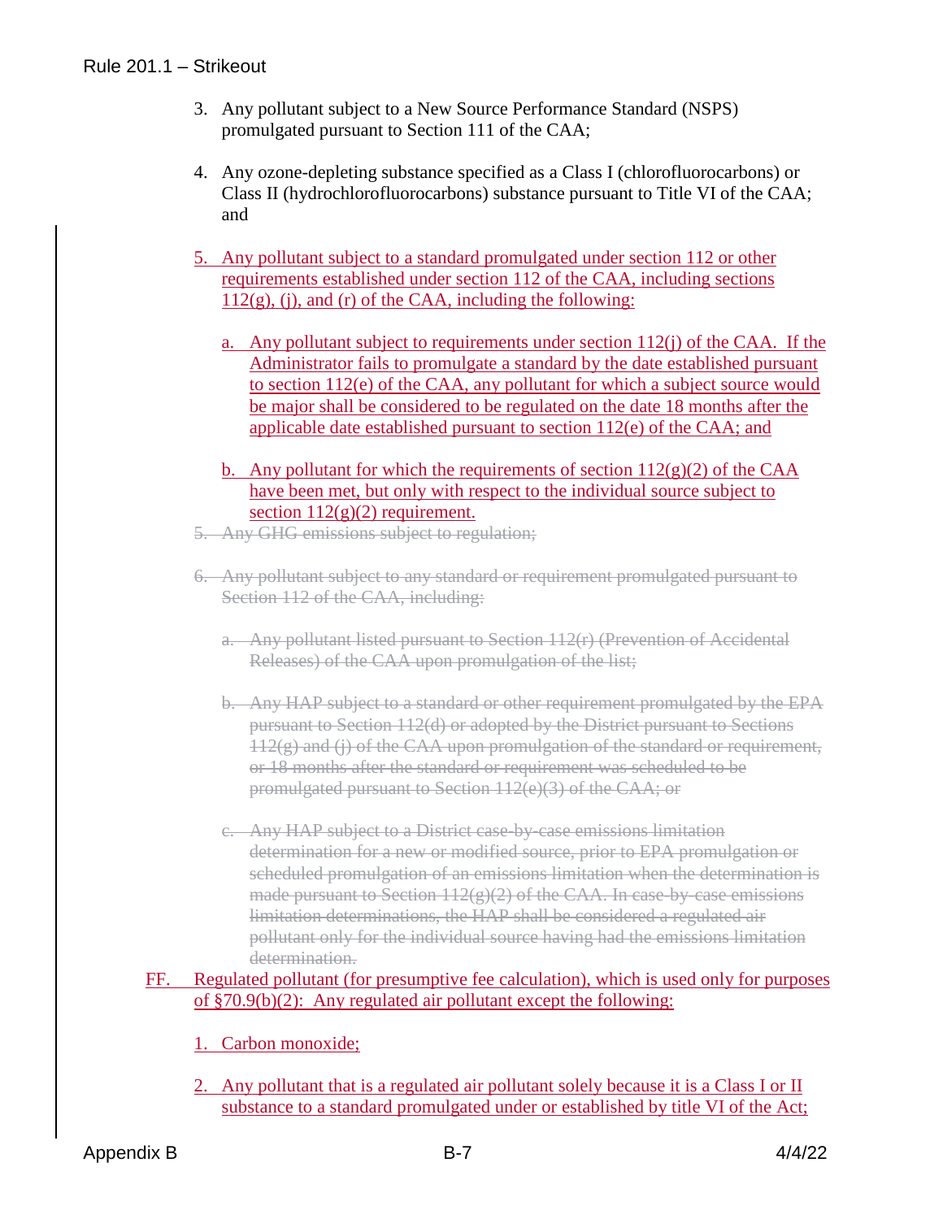3. Any pollutant subject to a New Source Performance Standard (NSPS) promulgated pursuant to Section 111 of the CAA;

4. Any ozone-depleting substance specified as a Class I (chlorofluorocarbons) or Class II (hydrochlorofluorocarbons) substance pursuant to Title VI of the CAA; and

5. <u>Any pollutant subject to a standard promulgated under section 112 or other requirements established under section 112 of the CAA, including sections 112(g), (j), and (r) of the CAA, including the following:</u>

   a. <u>Any pollutant subject to requirements under section 112(j) of the CAA. If the Administrator fails to promulgate a standard by the date established pursuant to section 112(e) of the CAA, any pollutant for which a subject source would be major shall be considered to be regulated on the date 18 months after the applicable date established pursuant to section 112(e) of the CAA; and</u>

   b. <u>Any pollutant for which the requirements of section 112(g)(2) of the CAA have been met, but only with respect to the individual source subject to section 112(g)(2) requirement.</u>

~~5. Any GHG emissions subject to regulation;~~

~~6. Any pollutant subject to any standard or requirement promulgated pursuant to Section 112 of the CAA, including:~~

   ~~a. Any pollutant listed pursuant to Section 112(r) (Prevention of Accidental Releases) of the CAA upon promulgation of the list;~~

   ~~b. Any HAP subject to a standard or other requirement promulgated by the EPA pursuant to Section 112(d) or adopted by the District pursuant to Sections 112(g) and (j) of the CAA upon promulgation of the standard or requirement, or 18 months after the standard or requirement was scheduled to be promulgated pursuant to Section 112(e)(3) of the CAA; or~~

   ~~c. Any HAP subject to a District case-by-case emissions limitation determination for a new or modified source, prior to EPA promulgation or scheduled promulgation of an emissions limitation when the determination is made pursuant to Section 112(g)(2) of the CAA. In case-by-case emissions limitation determinations, the HAP shall be considered a regulated air pollutant only for the individual source having had the emissions limitation determination.~~

<u>FF. Regulated pollutant (for presumptive fee calculation), which is used only for purposes of §70.9(b)(2): Any regulated air pollutant except the following:</u>

1. <u>Carbon monoxide;</u>

2. <u>Any pollutant that is a regulated air pollutant solely because it is a Class I or II substance to a standard promulgated under or established by title VI of the Act;</u>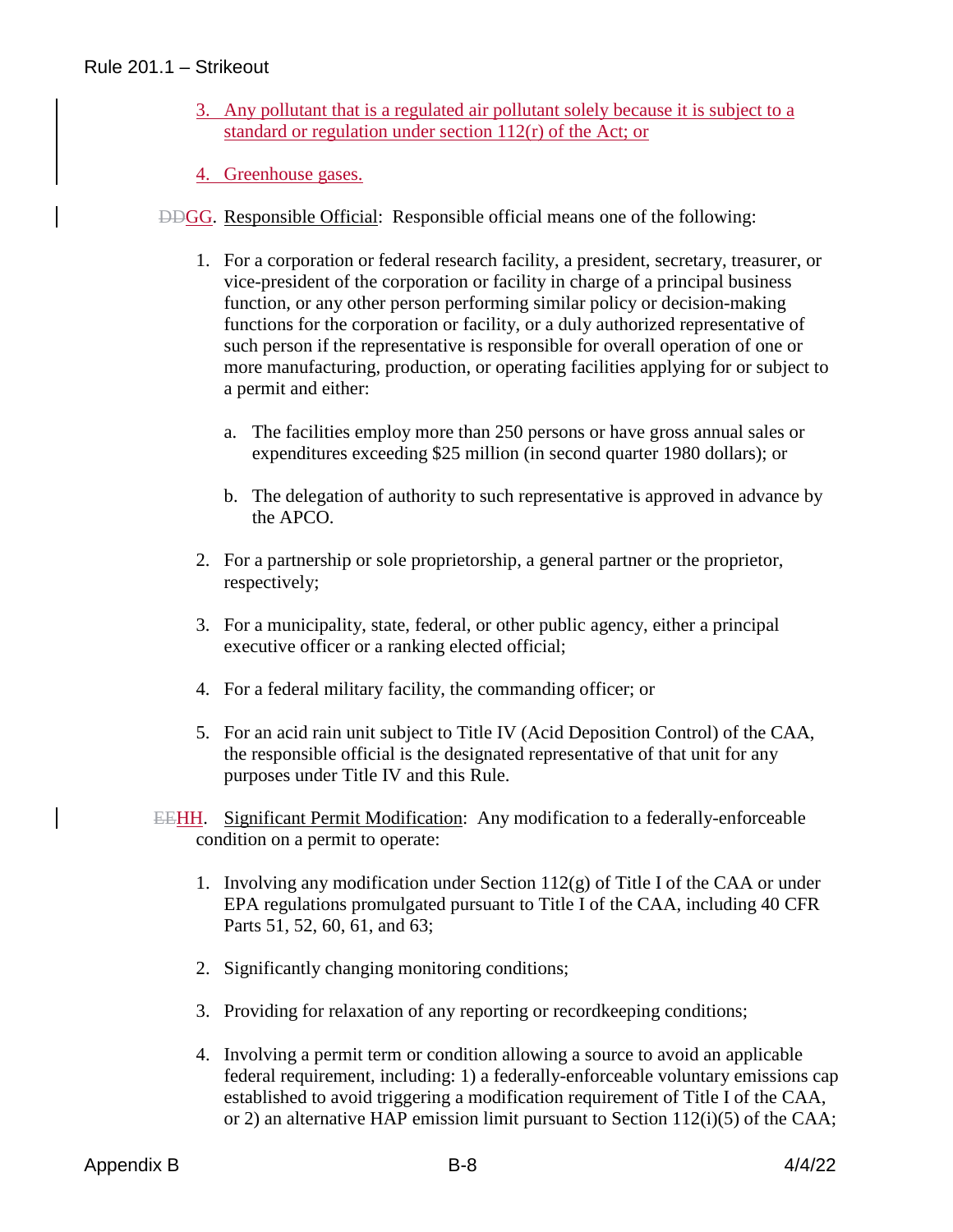3. Any pollutant that is a regulated air pollutant solely because it is subject to a standard or regulation under section 112(r) of the Act; or

4. Greenhouse gases.

~~DD~~GG. Responsible Official: Responsible official means one of the following:

1. For a corporation or federal research facility, a president, secretary, treasurer, or vice-president of the corporation or facility in charge of a principal business function, or any other person performing similar policy or decision-making functions for the corporation or facility, or a duly authorized representative of such person if the representative is responsible for overall operation of one or more manufacturing, production, or operating facilities applying for or subject to a permit and either:

   a. The facilities employ more than 250 persons or have gross annual sales or expenditures exceeding \$25 million (in second quarter 1980 dollars); or

   b. The delegation of authority to such representative is approved in advance by the APCO.

2. For a partnership or sole proprietorship, a general partner or the proprietor, respectively;

3. For a municipality, state, federal, or other public agency, either a principal executive officer or a ranking elected official;

4. For a federal military facility, the commanding officer; or

5. For an acid rain unit subject to Title IV (Acid Deposition Control) of the CAA, the responsible official is the designated representative of that unit for any purposes under Title IV and this Rule.

~~EE~~HH. Significant Permit Modification: Any modification to a federally-enforceable condition on a permit to operate:

1. Involving any modification under Section 112(g) of Title I of the CAA or under EPA regulations promulgated pursuant to Title I of the CAA, including 40 CFR Parts 51, 52, 60, 61, and 63;

2. Significantly changing monitoring conditions;

3. Providing for relaxation of any reporting or recordkeeping conditions;

4. Involving a permit term or condition allowing a source to avoid an applicable federal requirement, including: 1) a federally-enforceable voluntary emissions cap established to avoid triggering a modification requirement of Title I of the CAA, or 2) an alternative HAP emission limit pursuant to Section 112(i)(5) of the CAA;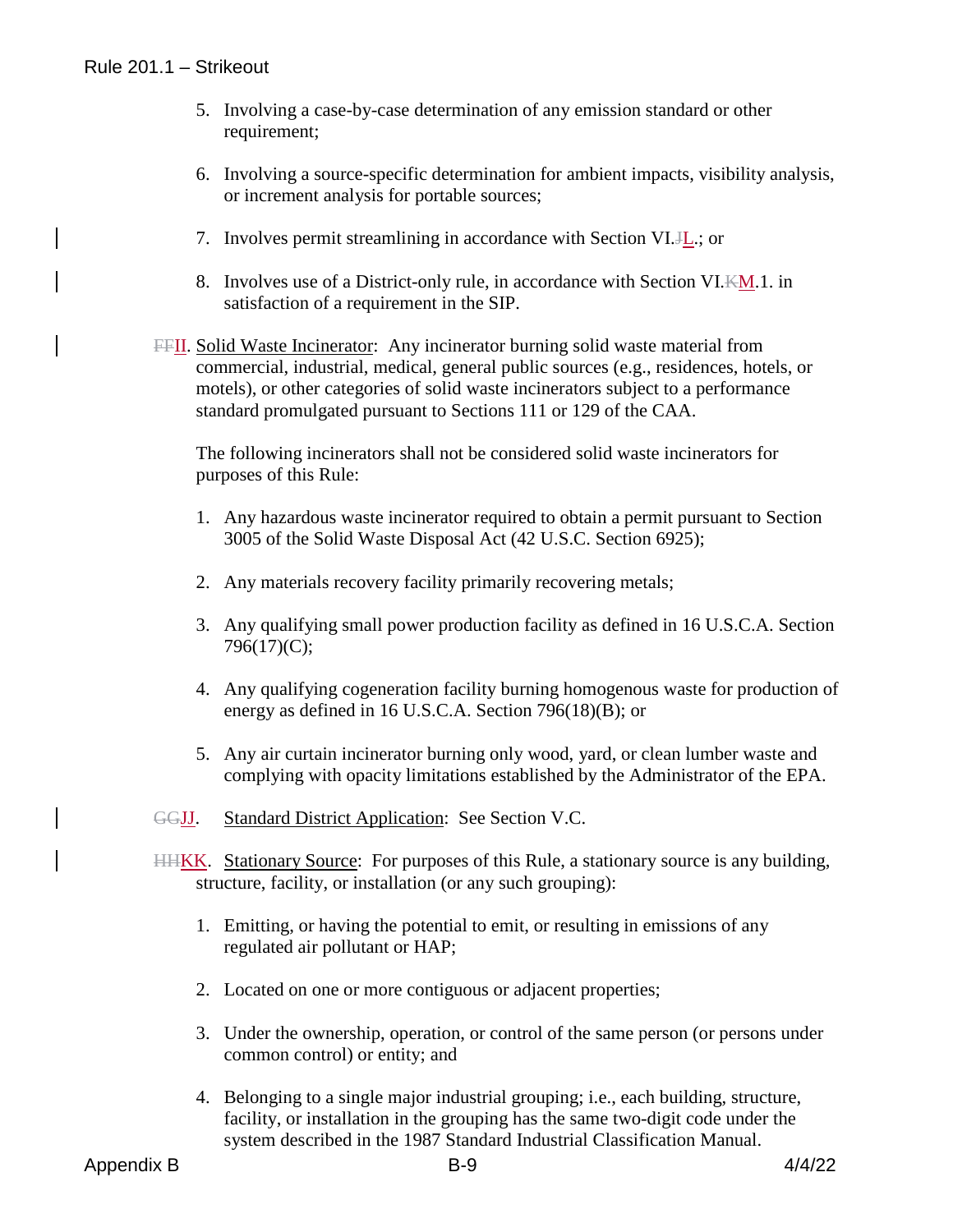5. Involving a case-by-case determination of any emission standard or other requirement;

6. Involving a source-specific determination for ambient impacts, visibility analysis, or increment analysis for portable sources;

7. Involves permit streamlining in accordance with Section VI.~~J~~L.; or

8. Involves use of a District-only rule, in accordance with Section VI.~~K~~M.1. in satisfaction of a requirement in the SIP.

~~FF~~II. Solid Waste Incinerator: Any incinerator burning solid waste material from commercial, industrial, medical, general public sources (e.g., residences, hotels, or motels), or other categories of solid waste incinerators subject to a performance standard promulgated pursuant to Sections 111 or 129 of the CAA.

The following incinerators shall not be considered solid waste incinerators for purposes of this Rule:

1. Any hazardous waste incinerator required to obtain a permit pursuant to Section 3005 of the Solid Waste Disposal Act (42 U.S.C. Section 6925);

2. Any materials recovery facility primarily recovering metals;

3. Any qualifying small power production facility as defined in 16 U.S.C.A. Section 796(17)(C);

4. Any qualifying cogeneration facility burning homogenous waste for production of energy as defined in 16 U.S.C.A. Section 796(18)(B); or

5. Any air curtain incinerator burning only wood, yard, or clean lumber waste and complying with opacity limitations established by the Administrator of the EPA.

~~GG~~JJ. Standard District Application: See Section V.C.

~~HH~~KK. Stationary Source: For purposes of this Rule, a stationary source is any building, structure, facility, or installation (or any such grouping):

1. Emitting, or having the potential to emit, or resulting in emissions of any regulated air pollutant or HAP;

2. Located on one or more contiguous or adjacent properties;

3. Under the ownership, operation, or control of the same person (or persons under common control) or entity; and

4. Belonging to a single major industrial grouping; i.e., each building, structure, facility, or installation in the grouping has the same two-digit code under the system described in the 1987 Standard Industrial Classification Manual.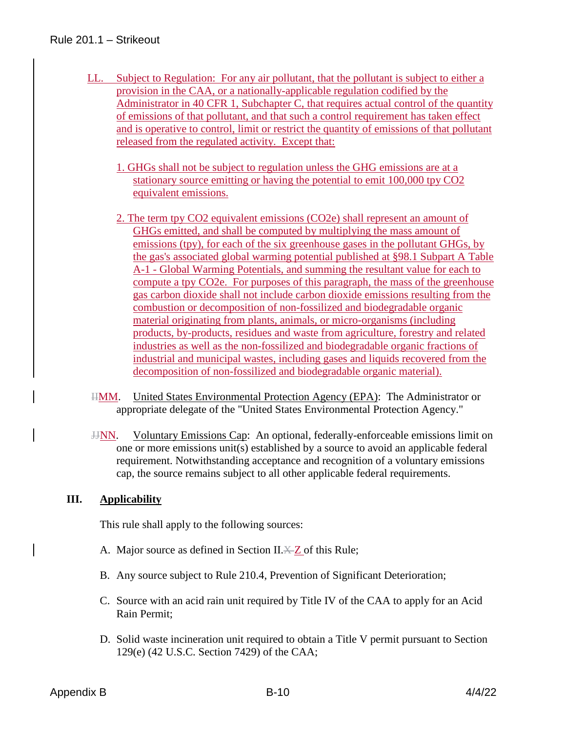LL. Subject to Regulation: For any air pollutant, that the pollutant is subject to either a provision in the CAA, or a nationally-applicable regulation codified by the Administrator in 40 CFR 1, Subchapter C, that requires actual control of the quantity of emissions of that pollutant, and that such a control requirement has taken effect and is operative to control, limit or restrict the quantity of emissions of that pollutant released from the regulated activity. Except that:

1. GHGs shall not be subject to regulation unless the GHG emissions are at a stationary source emitting or having the potential to emit 100,000 tpy CO2 equivalent emissions.

2. The term tpy CO2 equivalent emissions (CO2e) shall represent an amount of GHGs emitted, and shall be computed by multiplying the mass amount of emissions (tpy), for each of the six greenhouse gases in the pollutant GHGs, by the gas's associated global warming potential published at §98.1 Subpart A Table A-1 - Global Warming Potentials, and summing the resultant value for each to compute a tpy CO2e. For purposes of this paragraph, the mass of the greenhouse gas carbon dioxide shall not include carbon dioxide emissions resulting from the combustion or decomposition of non-fossilized and biodegradable organic material originating from plants, animals, or micro-organisms (including products, by-products, residues and waste from agriculture, forestry and related industries as well as the non-fossilized and biodegradable organic fractions of industrial and municipal wastes, including gases and liquids recovered from the decomposition of non-fossilized and biodegradable organic material).

~~II~~MM. United States Environmental Protection Agency (EPA): The Administrator or appropriate delegate of the "United States Environmental Protection Agency."

~~JJ~~NN. Voluntary Emissions Cap: An optional, federally-enforceable emissions limit on one or more emissions unit(s) established by a source to avoid an applicable federal requirement. Notwithstanding acceptance and recognition of a voluntary emissions cap, the source remains subject to all other applicable federal requirements.

## III. Applicability

This rule shall apply to the following sources:

A. Major source as defined in Section II.~~X~~ Z of this Rule;

B. Any source subject to Rule 210.4, Prevention of Significant Deterioration;

C. Source with an acid rain unit required by Title IV of the CAA to apply for an Acid Rain Permit;

D. Solid waste incineration unit required to obtain a Title V permit pursuant to Section 129(e) (42 U.S.C. Section 7429) of the CAA;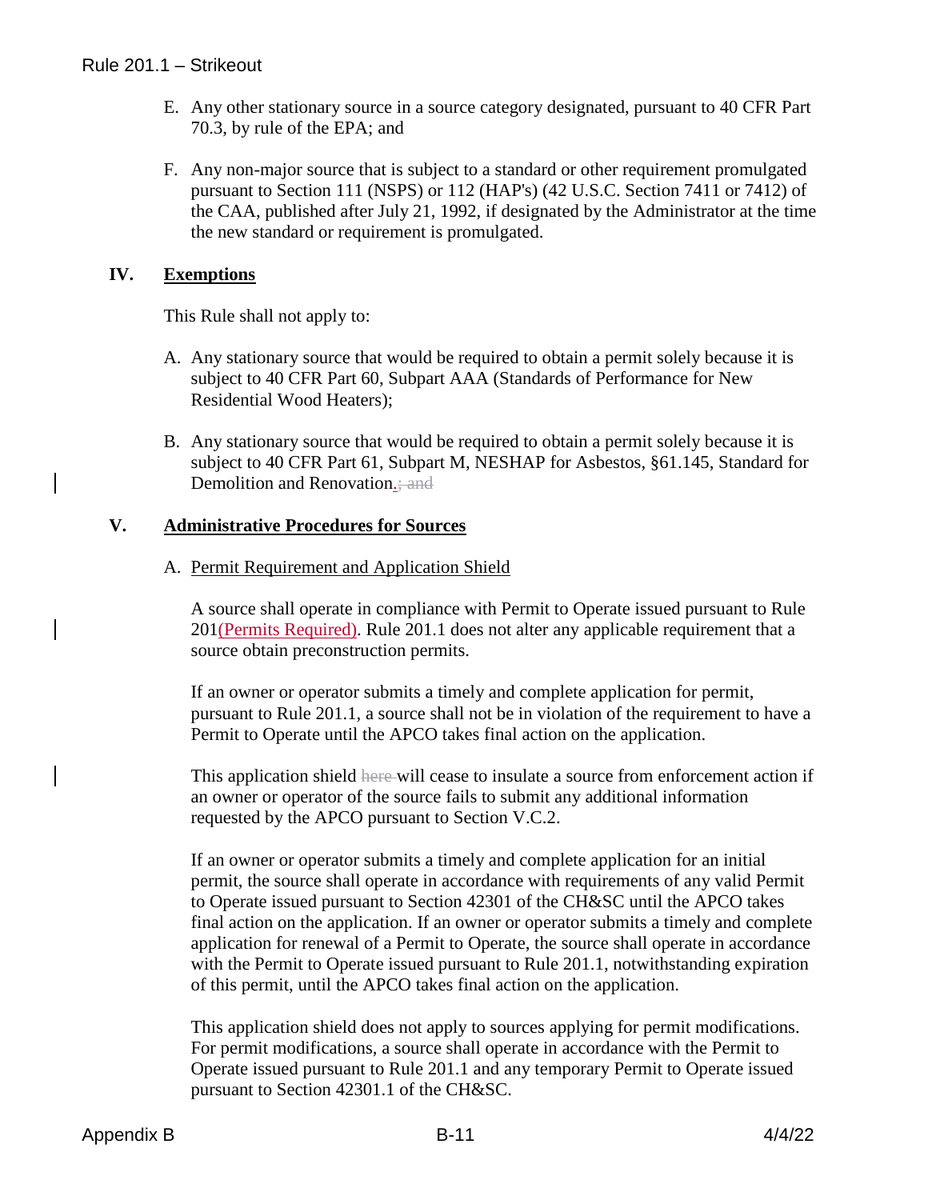E. Any other stationary source in a source category designated, pursuant to 40 CFR Part 70.3, by rule of the EPA; and

F. Any non-major source that is subject to a standard or other requirement promulgated pursuant to Section 111 (NSPS) or 112 (HAP's) (42 U.S.C. Section 7411 or 7412) of the CAA, published after July 21, 1992, if designated by the Administrator at the time the new standard or requirement is promulgated.

## IV. Exemptions

This Rule shall not apply to:

A. Any stationary source that would be required to obtain a permit solely because it is subject to 40 CFR Part 60, Subpart AAA (Standards of Performance for New Residential Wood Heaters);

B. Any stationary source that would be required to obtain a permit solely because it is subject to 40 CFR Part 61, Subpart M, NESHAP for Asbestos, §61.145, Standard for Demolition and Renovation.~~; and~~

## V. Administrative Procedures for Sources

A. Permit Requirement and Application Shield

A source shall operate in compliance with Permit to Operate issued pursuant to Rule 201(Permits Required). Rule 201.1 does not alter any applicable requirement that a source obtain preconstruction permits.

If an owner or operator submits a timely and complete application for permit, pursuant to Rule 201.1, a source shall not be in violation of the requirement to have a Permit to Operate until the APCO takes final action on the application.

This application shield ~~here~~ will cease to insulate a source from enforcement action if an owner or operator of the source fails to submit any additional information requested by the APCO pursuant to Section V.C.2.

If an owner or operator submits a timely and complete application for an initial permit, the source shall operate in accordance with requirements of any valid Permit to Operate issued pursuant to Section 42301 of the CH&SC until the APCO takes final action on the application. If an owner or operator submits a timely and complete application for renewal of a Permit to Operate, the source shall operate in accordance with the Permit to Operate issued pursuant to Rule 201.1, notwithstanding expiration of this permit, until the APCO takes final action on the application.

This application shield does not apply to sources applying for permit modifications. For permit modifications, a source shall operate in accordance with the Permit to Operate issued pursuant to Rule 201.1 and any temporary Permit to Operate issued pursuant to Section 42301.1 of the CH&SC.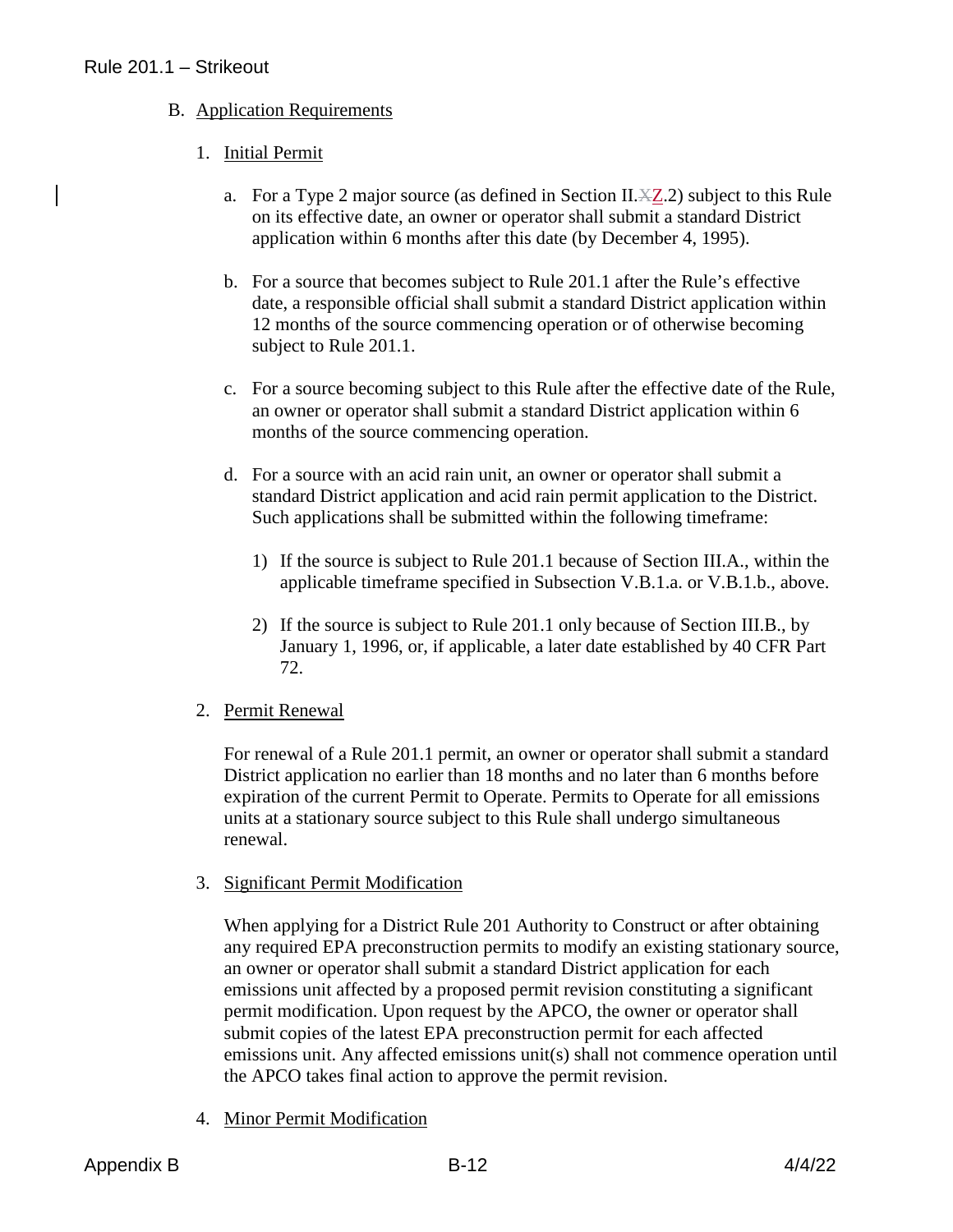B. Application Requirements

1. Initial Permit

   a. For a Type 2 major source (as defined in Section II.~~X~~Z.2) subject to this Rule on its effective date, an owner or operator shall submit a standard District application within 6 months after this date (by December 4, 1995).

   b. For a source that becomes subject to Rule 201.1 after the Rule's effective date, a responsible official shall submit a standard District application within 12 months of the source commencing operation or of otherwise becoming subject to Rule 201.1.

   c. For a source becoming subject to this Rule after the effective date of the Rule, an owner or operator shall submit a standard District application within 6 months of the source commencing operation.

   d. For a source with an acid rain unit, an owner or operator shall submit a standard District application and acid rain permit application to the District. Such applications shall be submitted within the following timeframe:

      1) If the source is subject to Rule 201.1 because of Section III.A., within the applicable timeframe specified in Subsection V.B.1.a. or V.B.1.b., above.

      2) If the source is subject to Rule 201.1 only because of Section III.B., by January 1, 1996, or, if applicable, a later date established by 40 CFR Part 72.

2. Permit Renewal

   For renewal of a Rule 201.1 permit, an owner or operator shall submit a standard District application no earlier than 18 months and no later than 6 months before expiration of the current Permit to Operate. Permits to Operate for all emissions units at a stationary source subject to this Rule shall undergo simultaneous renewal.

3. Significant Permit Modification

   When applying for a District Rule 201 Authority to Construct or after obtaining any required EPA preconstruction permits to modify an existing stationary source, an owner or operator shall submit a standard District application for each emissions unit affected by a proposed permit revision constituting a significant permit modification. Upon request by the APCO, the owner or operator shall submit copies of the latest EPA preconstruction permit for each affected emissions unit. Any affected emissions unit(s) shall not commence operation until the APCO takes final action to approve the permit revision.

4. Minor Permit Modification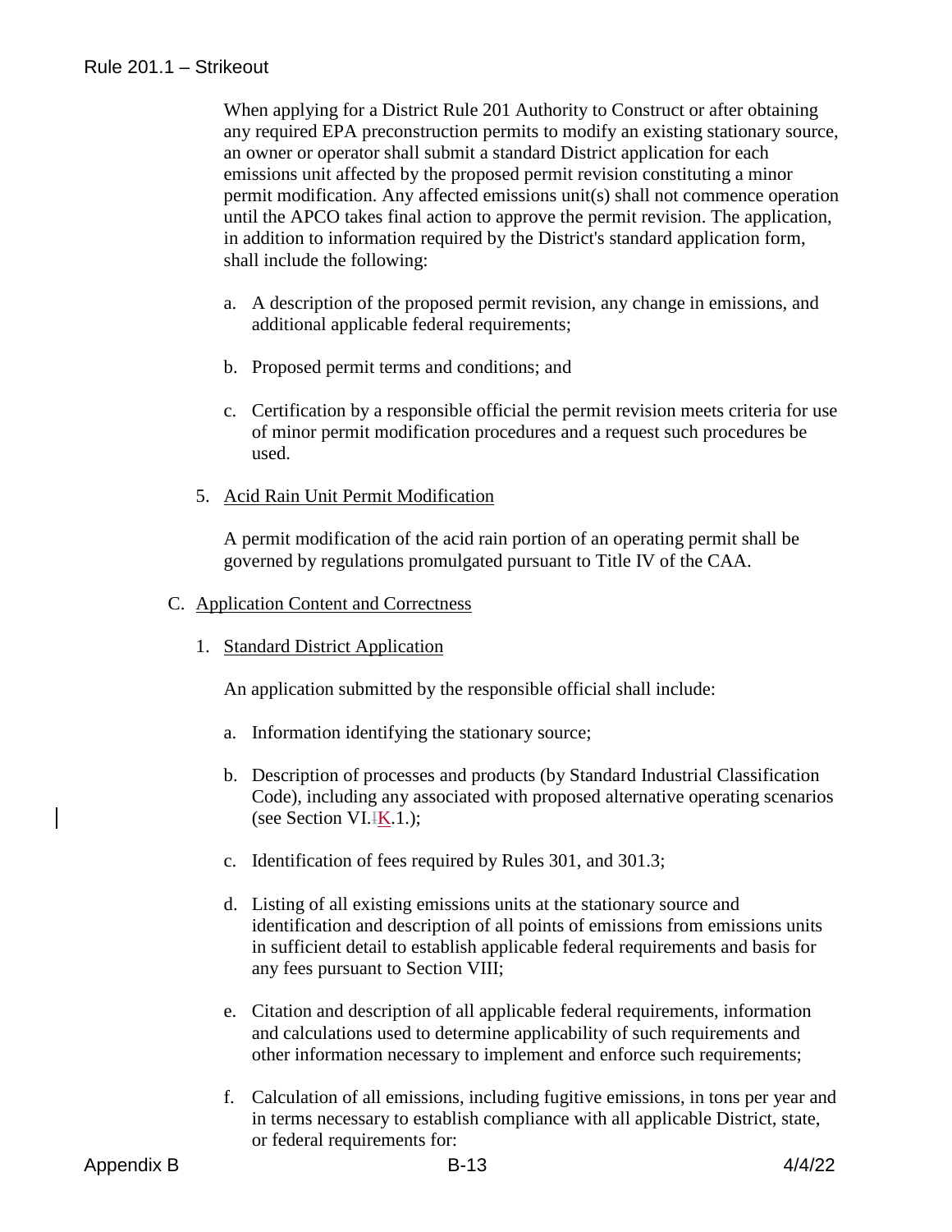When applying for a District Rule 201 Authority to Construct or after obtaining any required EPA preconstruction permits to modify an existing stationary source, an owner or operator shall submit a standard District application for each emissions unit affected by the proposed permit revision constituting a minor permit modification. Any affected emissions unit(s) shall not commence operation until the APCO takes final action to approve the permit revision. The application, in addition to information required by the District's standard application form, shall include the following:

a. A description of the proposed permit revision, any change in emissions, and additional applicable federal requirements;

b. Proposed permit terms and conditions; and

c. Certification by a responsible official the permit revision meets criteria for use of minor permit modification procedures and a request such procedures be used.

5. Acid Rain Unit Permit Modification

A permit modification of the acid rain portion of an operating permit shall be governed by regulations promulgated pursuant to Title IV of the CAA.

C. Application Content and Correctness

1. Standard District Application

An application submitted by the responsible official shall include:

a. Information identifying the stationary source;

b. Description of processes and products (by Standard Industrial Classification Code), including any associated with proposed alternative operating scenarios (see Section VI.~~I~~K.1.);

c. Identification of fees required by Rules 301, and 301.3;

d. Listing of all existing emissions units at the stationary source and identification and description of all points of emissions from emissions units in sufficient detail to establish applicable federal requirements and basis for any fees pursuant to Section VIII;

e. Citation and description of all applicable federal requirements, information and calculations used to determine applicability of such requirements and other information necessary to implement and enforce such requirements;

f. Calculation of all emissions, including fugitive emissions, in tons per year and in terms necessary to establish compliance with all applicable District, state, or federal requirements for: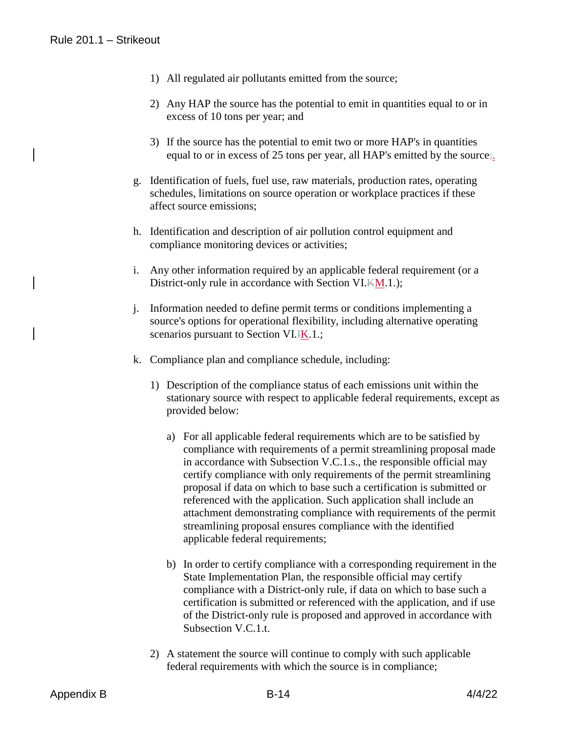1) All regulated air pollutants emitted from the source;

2) Any HAP the source has the potential to emit in quantities equal to or in excess of 10 tons per year; and

3) If the source has the potential to emit two or more HAP's in quantities equal to or in excess of 25 tons per year, all HAP's emitted by the source~~;~~.

g. Identification of fuels, fuel use, raw materials, production rates, operating schedules, limitations on source operation or workplace practices if these affect source emissions;

h. Identification and description of air pollution control equipment and compliance monitoring devices or activities;

i. Any other information required by an applicable federal requirement (or a District-only rule in accordance with Section VI.~~K~~M.1.);

j. Information needed to define permit terms or conditions implementing a source's options for operational flexibility, including alternative operating scenarios pursuant to Section VI.~~I~~K.1.;

k. Compliance plan and compliance schedule, including:

1) Description of the compliance status of each emissions unit within the stationary source with respect to applicable federal requirements, except as provided below:

a) For all applicable federal requirements which are to be satisfied by compliance with requirements of a permit streamlining proposal made in accordance with Subsection V.C.1.s., the responsible official may certify compliance with only requirements of the permit streamlining proposal if data on which to base such a certification is submitted or referenced with the application. Such application shall include an attachment demonstrating compliance with requirements of the permit streamlining proposal ensures compliance with the identified applicable federal requirements;

b) In order to certify compliance with a corresponding requirement in the State Implementation Plan, the responsible official may certify compliance with a District-only rule, if data on which to base such a certification is submitted or referenced with the application, and if use of the District-only rule is proposed and approved in accordance with Subsection V.C.1.t.

2) A statement the source will continue to comply with such applicable federal requirements with which the source is in compliance;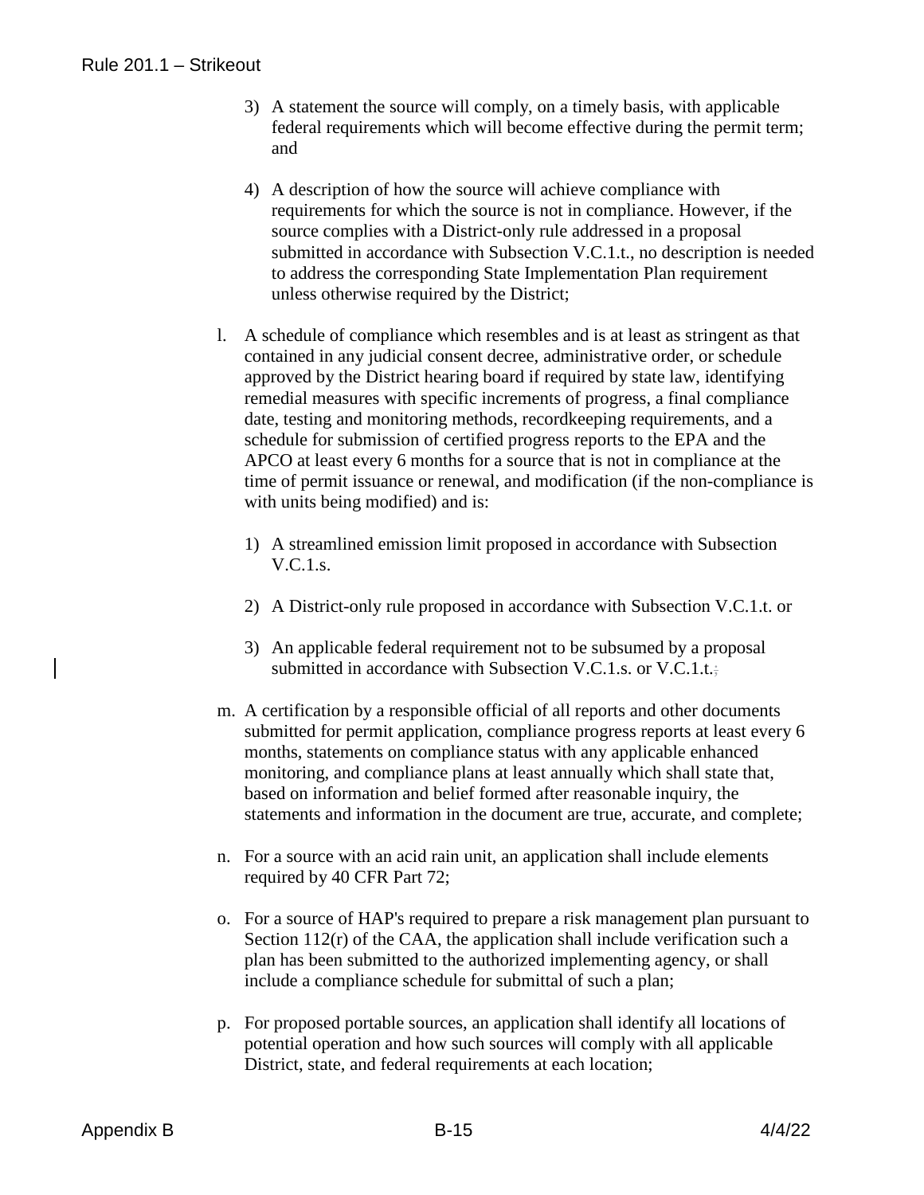3) A statement the source will comply, on a timely basis, with applicable federal requirements which will become effective during the permit term; and

4) A description of how the source will achieve compliance with requirements for which the source is not in compliance. However, if the source complies with a District-only rule addressed in a proposal submitted in accordance with Subsection V.C.1.t., no description is needed to address the corresponding State Implementation Plan requirement unless otherwise required by the District;

l. A schedule of compliance which resembles and is at least as stringent as that contained in any judicial consent decree, administrative order, or schedule approved by the District hearing board if required by state law, identifying remedial measures with specific increments of progress, a final compliance date, testing and monitoring methods, recordkeeping requirements, and a schedule for submission of certified progress reports to the EPA and the APCO at least every 6 months for a source that is not in compliance at the time of permit issuance or renewal, and modification (if the non-compliance is with units being modified) and is:

   1) A streamlined emission limit proposed in accordance with Subsection V.C.1.s.

   2) A District-only rule proposed in accordance with Subsection V.C.1.t. or

   3) An applicable federal requirement not to be subsumed by a proposal submitted in accordance with Subsection V.C.1.s. or V.C.1.t.;

m. A certification by a responsible official of all reports and other documents submitted for permit application, compliance progress reports at least every 6 months, statements on compliance status with any applicable enhanced monitoring, and compliance plans at least annually which shall state that, based on information and belief formed after reasonable inquiry, the statements and information in the document are true, accurate, and complete;

n. For a source with an acid rain unit, an application shall include elements required by 40 CFR Part 72;

o. For a source of HAP's required to prepare a risk management plan pursuant to Section 112(r) of the CAA, the application shall include verification such a plan has been submitted to the authorized implementing agency, or shall include a compliance schedule for submittal of such a plan;

p. For proposed portable sources, an application shall identify all locations of potential operation and how such sources will comply with all applicable District, state, and federal requirements at each location;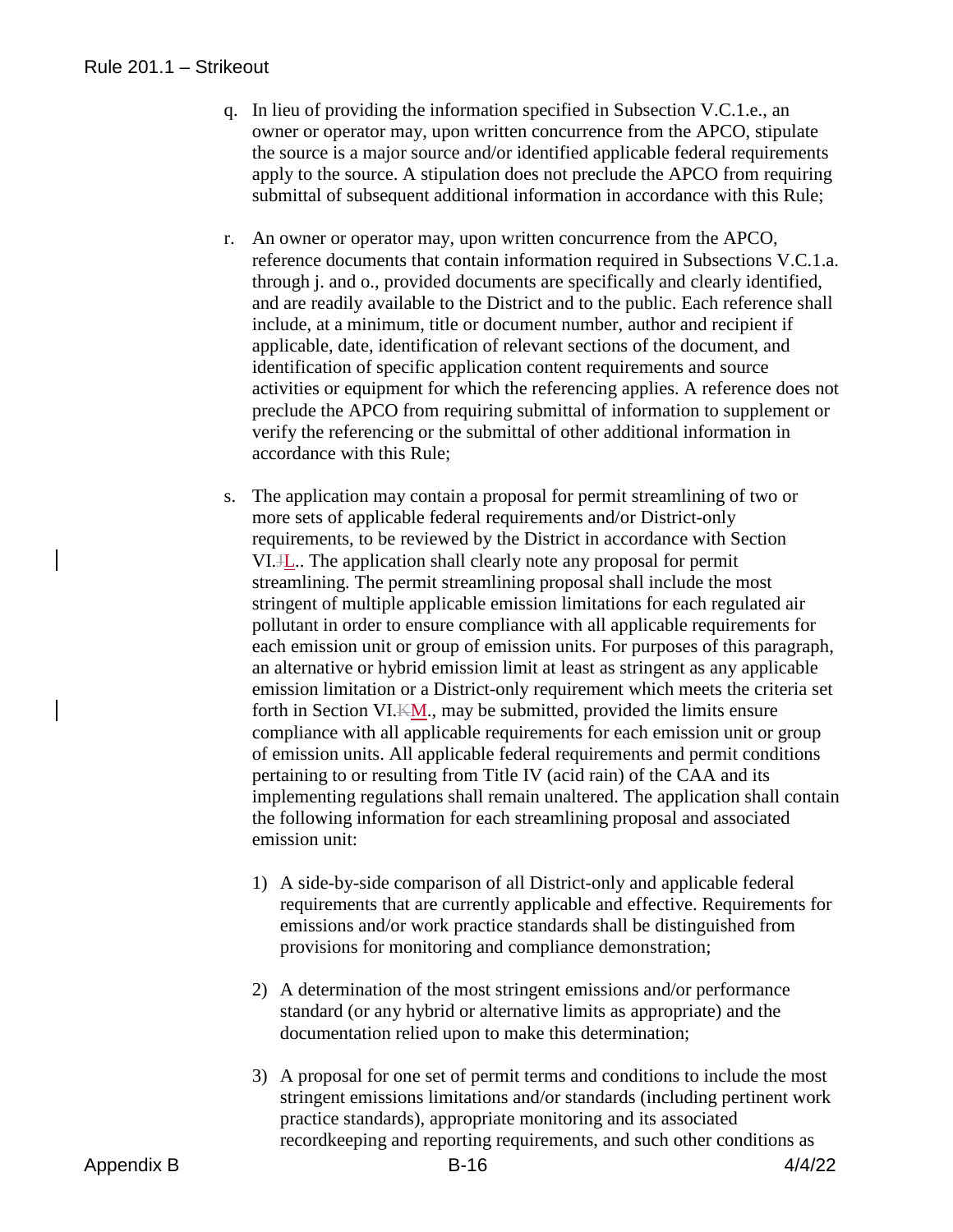q. In lieu of providing the information specified in Subsection V.C.1.e., an owner or operator may, upon written concurrence from the APCO, stipulate the source is a major source and/or identified applicable federal requirements apply to the source. A stipulation does not preclude the APCO from requiring submittal of subsequent additional information in accordance with this Rule;

r. An owner or operator may, upon written concurrence from the APCO, reference documents that contain information required in Subsections V.C.1.a. through j. and o., provided documents are specifically and clearly identified, and are readily available to the District and to the public. Each reference shall include, at a minimum, title or document number, author and recipient if applicable, date, identification of relevant sections of the document, and identification of specific application content requirements and source activities or equipment for which the referencing applies. A reference does not preclude the APCO from requiring submittal of information to supplement or verify the referencing or the submittal of other additional information in accordance with this Rule;

s. The application may contain a proposal for permit streamlining of two or more sets of applicable federal requirements and/or District-only requirements, to be reviewed by the District in accordance with Section VI.~~J~~L.. The application shall clearly note any proposal for permit streamlining. The permit streamlining proposal shall include the most stringent of multiple applicable emission limitations for each regulated air pollutant in order to ensure compliance with all applicable requirements for each emission unit or group of emission units. For purposes of this paragraph, an alternative or hybrid emission limit at least as stringent as any applicable emission limitation or a District-only requirement which meets the criteria set forth in Section VI.~~K~~M., may be submitted, provided the limits ensure compliance with all applicable requirements for each emission unit or group of emission units. All applicable federal requirements and permit conditions pertaining to or resulting from Title IV (acid rain) of the CAA and its implementing regulations shall remain unaltered. The application shall contain the following information for each streamlining proposal and associated emission unit:

1) A side-by-side comparison of all District-only and applicable federal requirements that are currently applicable and effective. Requirements for emissions and/or work practice standards shall be distinguished from provisions for monitoring and compliance demonstration;

2) A determination of the most stringent emissions and/or performance standard (or any hybrid or alternative limits as appropriate) and the documentation relied upon to make this determination;

3) A proposal for one set of permit terms and conditions to include the most stringent emissions limitations and/or standards (including pertinent work practice standards), appropriate monitoring and its associated recordkeeping and reporting requirements, and such other conditions as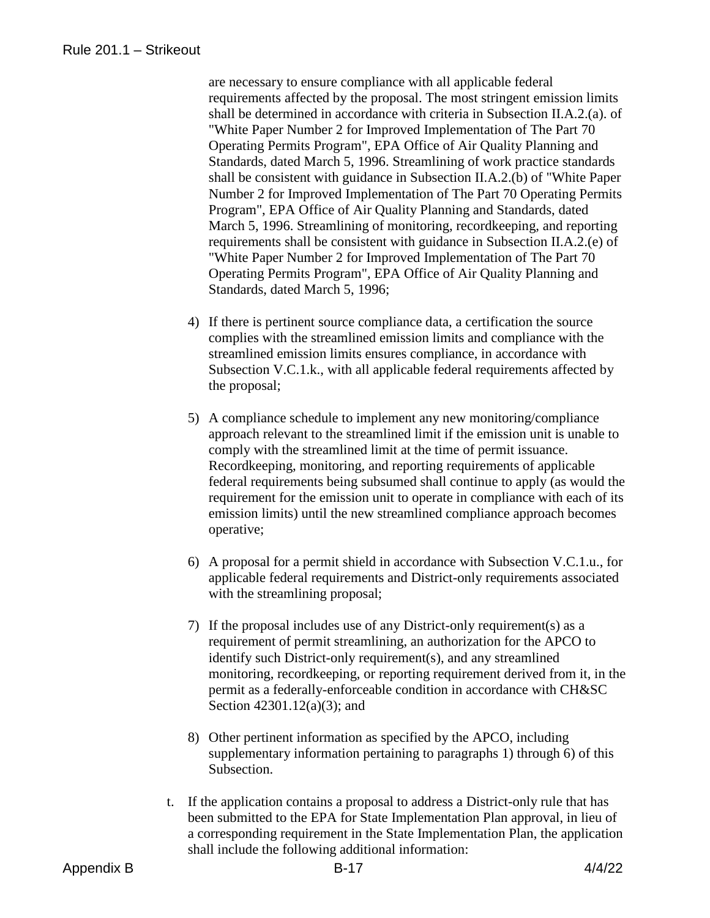are necessary to ensure compliance with all applicable federal requirements affected by the proposal. The most stringent emission limits shall be determined in accordance with criteria in Subsection II.A.2.(a). of "White Paper Number 2 for Improved Implementation of The Part 70 Operating Permits Program", EPA Office of Air Quality Planning and Standards, dated March 5, 1996. Streamlining of work practice standards shall be consistent with guidance in Subsection II.A.2.(b) of "White Paper Number 2 for Improved Implementation of The Part 70 Operating Permits Program", EPA Office of Air Quality Planning and Standards, dated March 5, 1996. Streamlining of monitoring, recordkeeping, and reporting requirements shall be consistent with guidance in Subsection II.A.2.(e) of "White Paper Number 2 for Improved Implementation of The Part 70 Operating Permits Program", EPA Office of Air Quality Planning and Standards, dated March 5, 1996;

4) If there is pertinent source compliance data, a certification the source complies with the streamlined emission limits and compliance with the streamlined emission limits ensures compliance, in accordance with Subsection V.C.1.k., with all applicable federal requirements affected by the proposal;

5) A compliance schedule to implement any new monitoring/compliance approach relevant to the streamlined limit if the emission unit is unable to comply with the streamlined limit at the time of permit issuance. Recordkeeping, monitoring, and reporting requirements of applicable federal requirements being subsumed shall continue to apply (as would the requirement for the emission unit to operate in compliance with each of its emission limits) until the new streamlined compliance approach becomes operative;

6) A proposal for a permit shield in accordance with Subsection V.C.1.u., for applicable federal requirements and District-only requirements associated with the streamlining proposal;

7) If the proposal includes use of any District-only requirement(s) as a requirement of permit streamlining, an authorization for the APCO to identify such District-only requirement(s), and any streamlined monitoring, recordkeeping, or reporting requirement derived from it, in the permit as a federally-enforceable condition in accordance with CH&SC Section 42301.12(a)(3); and

8) Other pertinent information as specified by the APCO, including supplementary information pertaining to paragraphs 1) through 6) of this Subsection.

t. If the application contains a proposal to address a District-only rule that has been submitted to the EPA for State Implementation Plan approval, in lieu of a corresponding requirement in the State Implementation Plan, the application shall include the following additional information: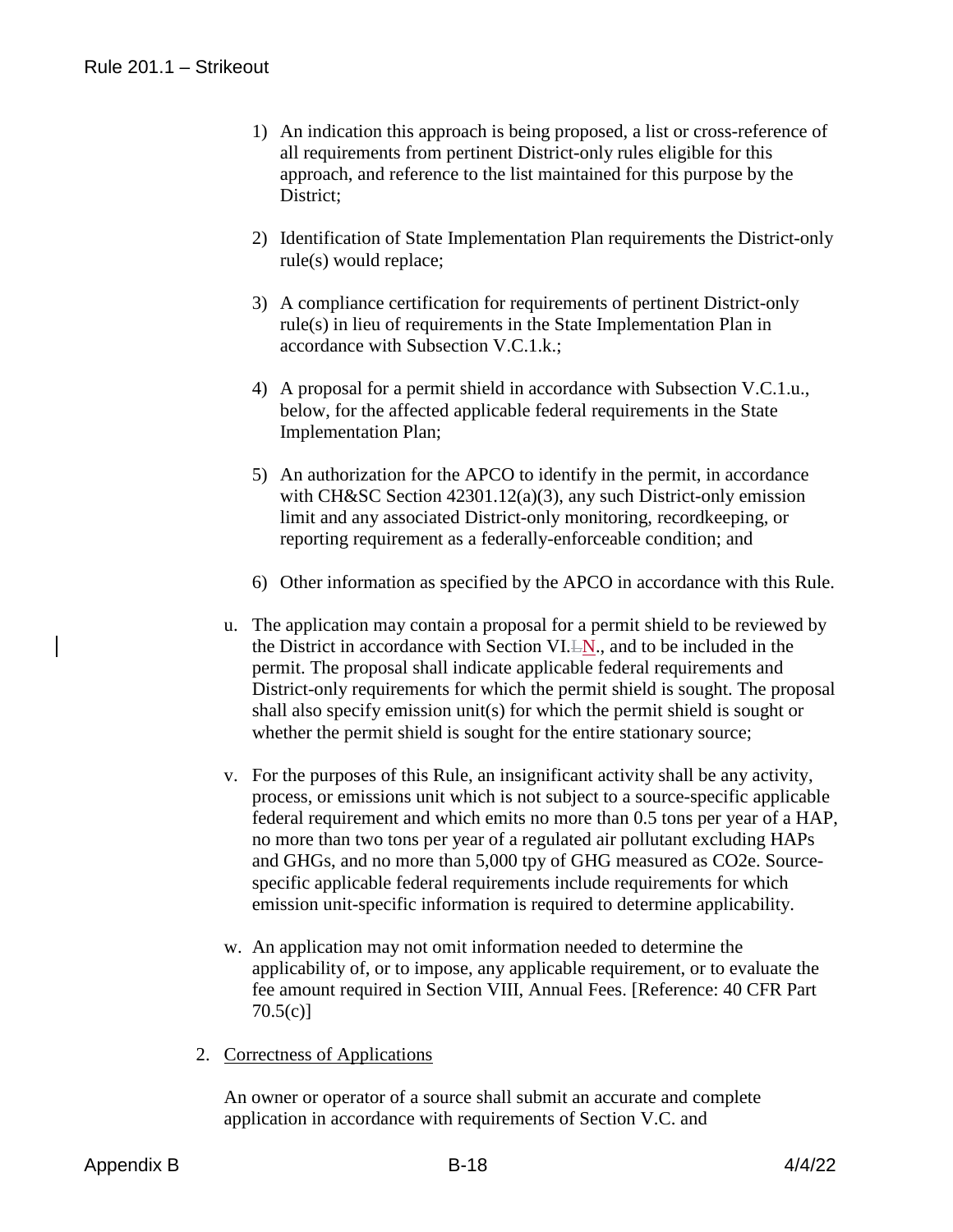1) An indication this approach is being proposed, a list or cross-reference of all requirements from pertinent District-only rules eligible for this approach, and reference to the list maintained for this purpose by the District;

2) Identification of State Implementation Plan requirements the District-only rule(s) would replace;

3) A compliance certification for requirements of pertinent District-only rule(s) in lieu of requirements in the State Implementation Plan in accordance with Subsection V.C.1.k.;

4) A proposal for a permit shield in accordance with Subsection V.C.1.u., below, for the affected applicable federal requirements in the State Implementation Plan;

5) An authorization for the APCO to identify in the permit, in accordance with CH&SC Section 42301.12(a)(3), any such District-only emission limit and any associated District-only monitoring, recordkeeping, or reporting requirement as a federally-enforceable condition; and

6) Other information as specified by the APCO in accordance with this Rule.

u. The application may contain a proposal for a permit shield to be reviewed by the District in accordance with Section VI.~~L~~N., and to be included in the permit. The proposal shall indicate applicable federal requirements and District-only requirements for which the permit shield is sought. The proposal shall also specify emission unit(s) for which the permit shield is sought or whether the permit shield is sought for the entire stationary source;

v. For the purposes of this Rule, an insignificant activity shall be any activity, process, or emissions unit which is not subject to a source-specific applicable federal requirement and which emits no more than 0.5 tons per year of a HAP, no more than two tons per year of a regulated air pollutant excluding HAPs and GHGs, and no more than 5,000 tpy of GHG measured as $CO_2e$. Source-specific applicable federal requirements include requirements for which emission unit-specific information is required to determine applicability.

w. An application may not omit information needed to determine the applicability of, or to impose, any applicable requirement, or to evaluate the fee amount required in Section VIII, Annual Fees. [Reference: 40 CFR Part 70.5(c)]

2. Correctness of Applications

An owner or operator of a source shall submit an accurate and complete application in accordance with requirements of Section V.C. and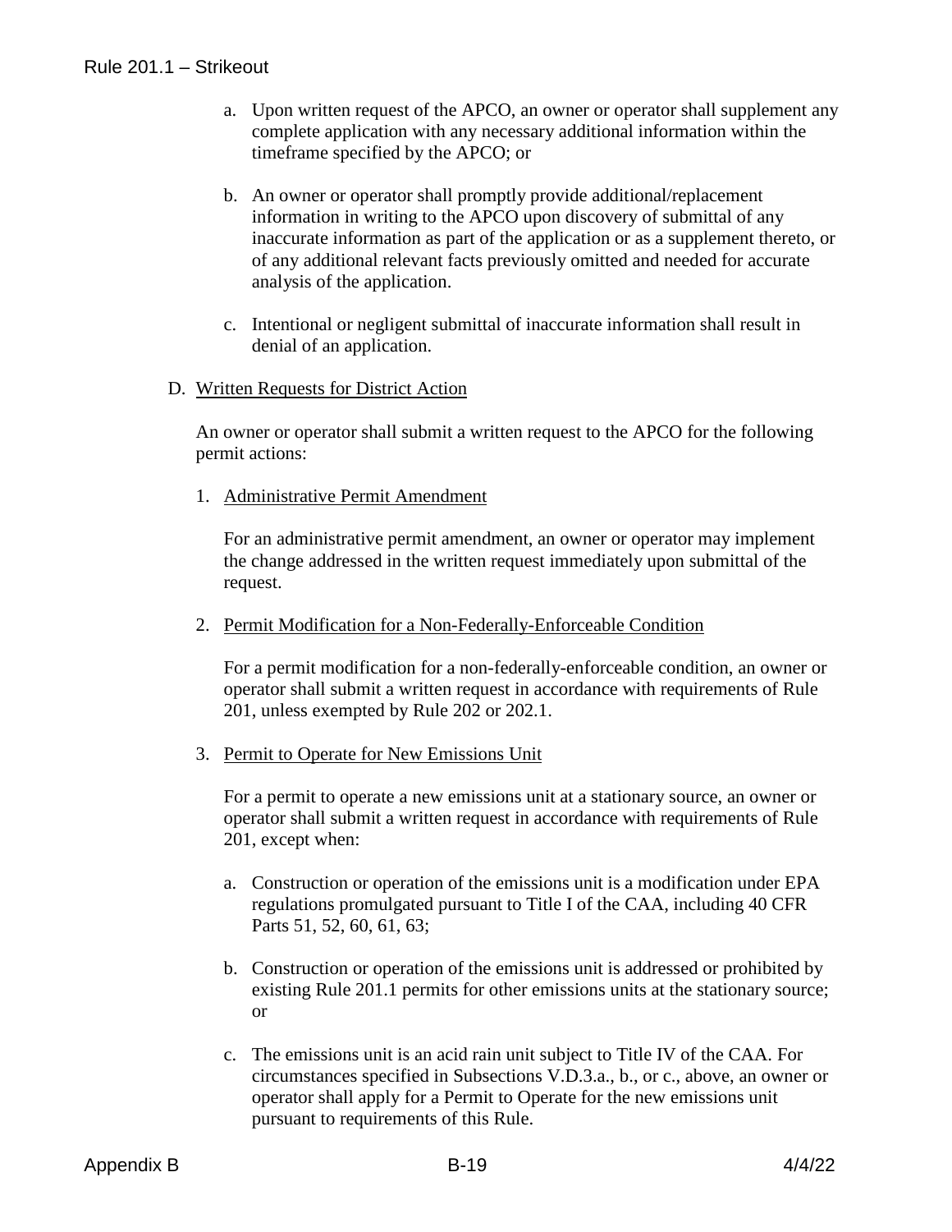a. Upon written request of the APCO, an owner or operator shall supplement any complete application with any necessary additional information within the timeframe specified by the APCO; or

b. An owner or operator shall promptly provide additional/replacement information in writing to the APCO upon discovery of submittal of any inaccurate information as part of the application or as a supplement thereto, or of any additional relevant facts previously omitted and needed for accurate analysis of the application.

c. Intentional or negligent submittal of inaccurate information shall result in denial of an application.

D. Written Requests for District Action

An owner or operator shall submit a written request to the APCO for the following permit actions:

1. Administrative Permit Amendment

For an administrative permit amendment, an owner or operator may implement the change addressed in the written request immediately upon submittal of the request.

2. Permit Modification for a Non-Federally-Enforceable Condition

For a permit modification for a non-federally-enforceable condition, an owner or operator shall submit a written request in accordance with requirements of Rule 201, unless exempted by Rule 202 or 202.1.

3. Permit to Operate for New Emissions Unit

For a permit to operate a new emissions unit at a stationary source, an owner or operator shall submit a written request in accordance with requirements of Rule 201, except when:

a. Construction or operation of the emissions unit is a modification under EPA regulations promulgated pursuant to Title I of the CAA, including 40 CFR Parts 51, 52, 60, 61, 63;

b. Construction or operation of the emissions unit is addressed or prohibited by existing Rule 201.1 permits for other emissions units at the stationary source; or

c. The emissions unit is an acid rain unit subject to Title IV of the CAA. For circumstances specified in Subsections V.D.3.a., b., or c., above, an owner or operator shall apply for a Permit to Operate for the new emissions unit pursuant to requirements of this Rule.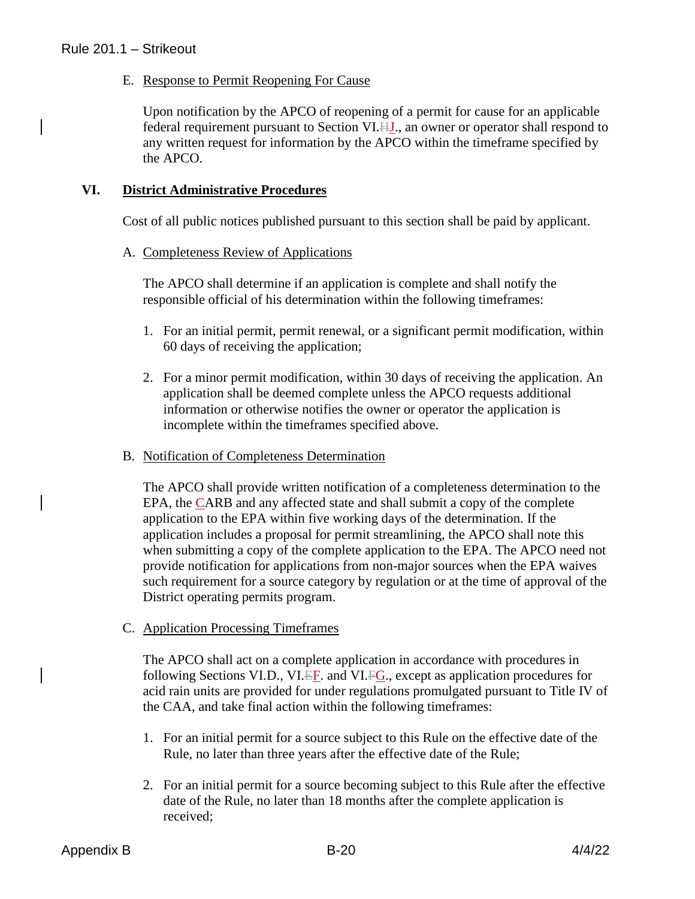E. Response to Permit Reopening For Cause

Upon notification by the APCO of reopening of a permit for cause for an applicable federal requirement pursuant to Section VI.~~H~~J., an owner or operator shall respond to any written request for information by the APCO within the timeframe specified by the APCO.

## VI. District Administrative Procedures

Cost of all public notices published pursuant to this section shall be paid by applicant.

A. Completeness Review of Applications

The APCO shall determine if an application is complete and shall notify the responsible official of his determination within the following timeframes:

1. For an initial permit, permit renewal, or a significant permit modification, within 60 days of receiving the application;

2. For a minor permit modification, within 30 days of receiving the application. An application shall be deemed complete unless the APCO requests additional information or otherwise notifies the owner or operator the application is incomplete within the timeframes specified above.

B. Notification of Completeness Determination

The APCO shall provide written notification of a completeness determination to the EPA, the CARB and any affected state and shall submit a copy of the complete application to the EPA within five working days of the determination. If the application includes a proposal for permit streamlining, the APCO shall note this when submitting a copy of the complete application to the EPA. The APCO need not provide notification for applications from non-major sources when the EPA waives such requirement for a source category by regulation or at the time of approval of the District operating permits program.

C. Application Processing Timeframes

The APCO shall act on a complete application in accordance with procedures in following Sections VI.D., VI.~~E~~F. and VI.~~F~~G., except as application procedures for acid rain units are provided for under regulations promulgated pursuant to Title IV of the CAA, and take final action within the following timeframes:

1. For an initial permit for a source subject to this Rule on the effective date of the Rule, no later than three years after the effective date of the Rule;

2. For an initial permit for a source becoming subject to this Rule after the effective date of the Rule, no later than 18 months after the complete application is received;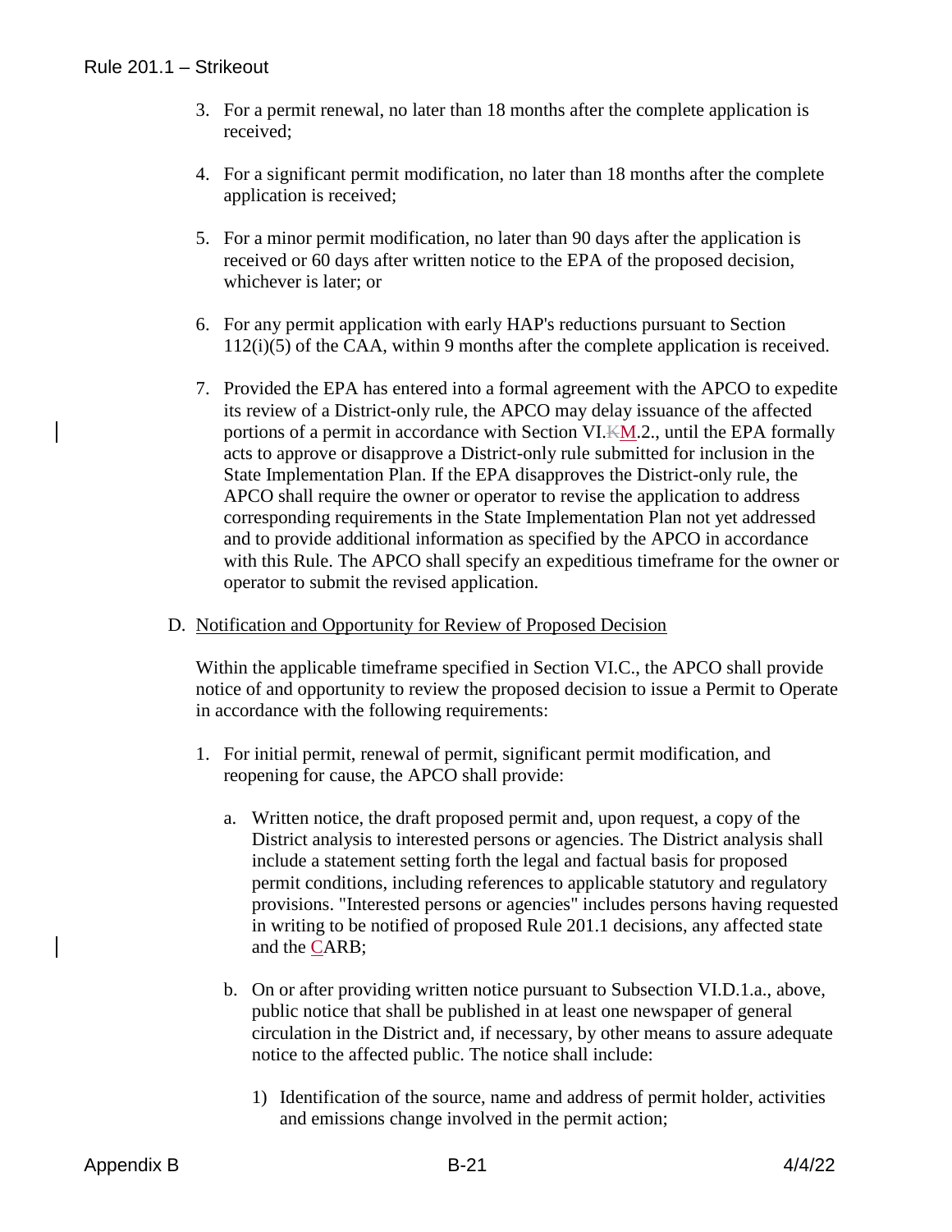3. For a permit renewal, no later than 18 months after the complete application is received;

4. For a significant permit modification, no later than 18 months after the complete application is received;

5. For a minor permit modification, no later than 90 days after the application is received or 60 days after written notice to the EPA of the proposed decision, whichever is later; or

6. For any permit application with early HAP's reductions pursuant to Section 112(i)(5) of the CAA, within 9 months after the complete application is received.

7. Provided the EPA has entered into a formal agreement with the APCO to expedite its review of a District-only rule, the APCO may delay issuance of the affected portions of a permit in accordance with Section VI.~~K~~M.2., until the EPA formally acts to approve or disapprove a District-only rule submitted for inclusion in the State Implementation Plan. If the EPA disapproves the District-only rule, the APCO shall require the owner or operator to revise the application to address corresponding requirements in the State Implementation Plan not yet addressed and to provide additional information as specified by the APCO in accordance with this Rule. The APCO shall specify an expeditious timeframe for the owner or operator to submit the revised application.

D. Notification and Opportunity for Review of Proposed Decision

Within the applicable timeframe specified in Section VI.C., the APCO shall provide notice of and opportunity to review the proposed decision to issue a Permit to Operate in accordance with the following requirements:

1. For initial permit, renewal of permit, significant permit modification, and reopening for cause, the APCO shall provide:

   a. Written notice, the draft proposed permit and, upon request, a copy of the District analysis to interested persons or agencies. The District analysis shall include a statement setting forth the legal and factual basis for proposed permit conditions, including references to applicable statutory and regulatory provisions. "Interested persons or agencies" includes persons having requested in writing to be notified of proposed Rule 201.1 decisions, any affected state and the CARB;

   b. On or after providing written notice pursuant to Subsection VI.D.1.a., above, public notice that shall be published in at least one newspaper of general circulation in the District and, if necessary, by other means to assure adequate notice to the affected public. The notice shall include:

      1) Identification of the source, name and address of permit holder, activities and emissions change involved in the permit action;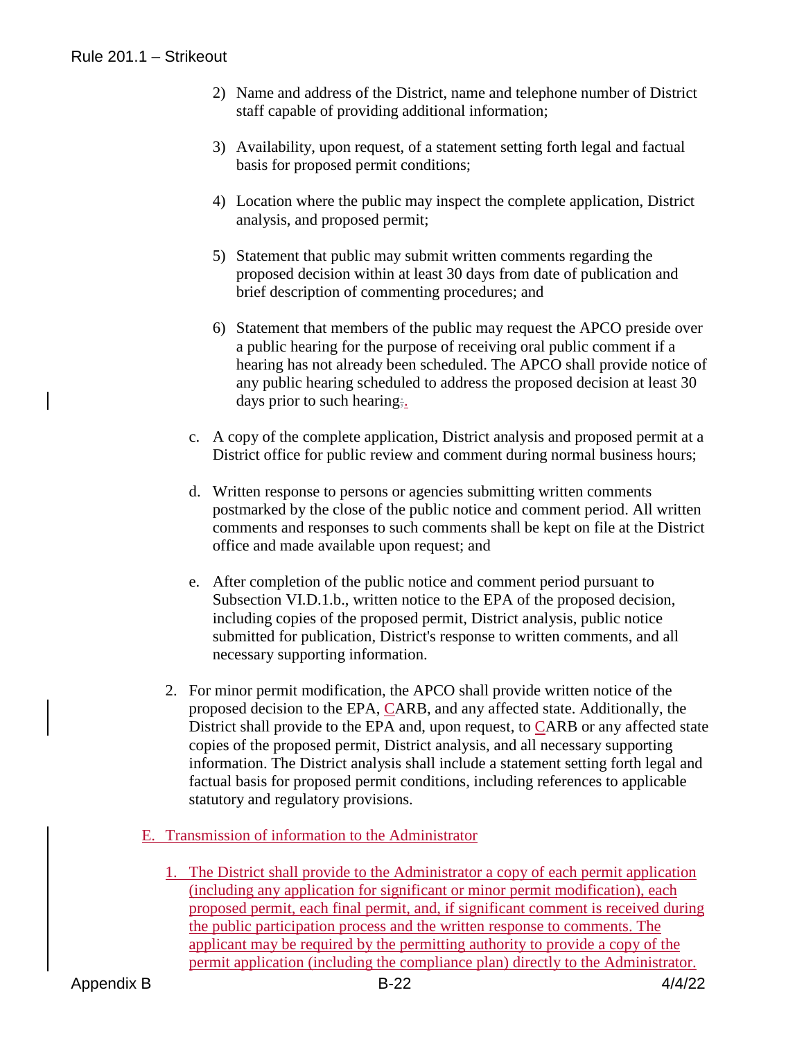2) Name and address of the District, name and telephone number of District staff capable of providing additional information;

3) Availability, upon request, of a statement setting forth legal and factual basis for proposed permit conditions;

4) Location where the public may inspect the complete application, District analysis, and proposed permit;

5) Statement that public may submit written comments regarding the proposed decision within at least 30 days from date of publication and brief description of commenting procedures; and

6) Statement that members of the public may request the APCO preside over a public hearing for the purpose of receiving oral public comment if a hearing has not already been scheduled. The APCO shall provide notice of any public hearing scheduled to address the proposed decision at least 30 days prior to such hearing;.

c. A copy of the complete application, District analysis and proposed permit at a District office for public review and comment during normal business hours;

d. Written response to persons or agencies submitting written comments postmarked by the close of the public notice and comment period. All written comments and responses to such comments shall be kept on file at the District office and made available upon request; and

e. After completion of the public notice and comment period pursuant to Subsection VI.D.1.b., written notice to the EPA of the proposed decision, including copies of the proposed permit, District analysis, public notice submitted for publication, District's response to written comments, and all necessary supporting information.

2. For minor permit modification, the APCO shall provide written notice of the proposed decision to the EPA, CARB, and any affected state. Additionally, the District shall provide to the EPA and, upon request, to CARB or any affected state copies of the proposed permit, District analysis, and all necessary supporting information. The District analysis shall include a statement setting forth legal and factual basis for proposed permit conditions, including references to applicable statutory and regulatory provisions.

E. Transmission of information to the Administrator

1. The District shall provide to the Administrator a copy of each permit application (including any application for significant or minor permit modification), each proposed permit, each final permit, and, if significant comment is received during the public participation process and the written response to comments. The applicant may be required by the permitting authority to provide a copy of the permit application (including the compliance plan) directly to the Administrator.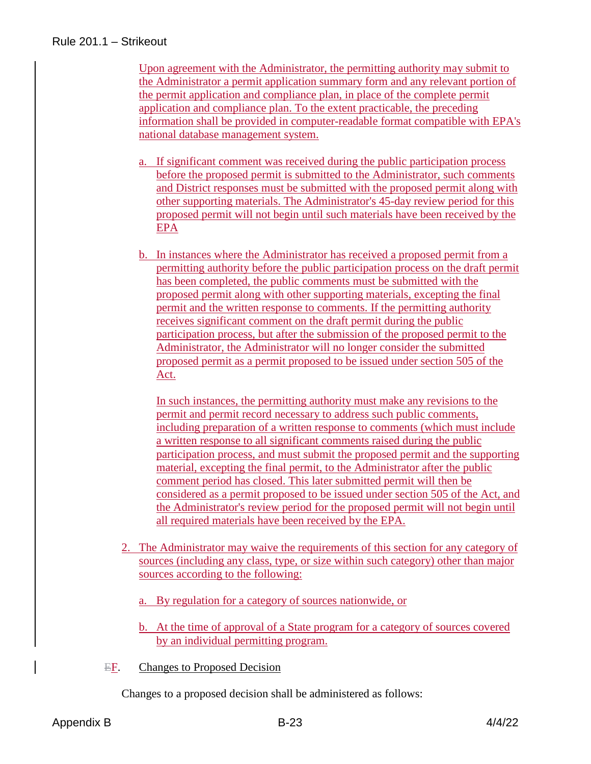Upon agreement with the Administrator, the permitting authority may submit to the Administrator a permit application summary form and any relevant portion of the permit application and compliance plan, in place of the complete permit application and compliance plan. To the extent practicable, the preceding information shall be provided in computer-readable format compatible with EPA's national database management system.

a. If significant comment was received during the public participation process before the proposed permit is submitted to the Administrator, such comments and District responses must be submitted with the proposed permit along with other supporting materials. The Administrator's 45-day review period for this proposed permit will not begin until such materials have been received by the EPA

b. In instances where the Administrator has received a proposed permit from a permitting authority before the public participation process on the draft permit has been completed, the public comments must be submitted with the proposed permit along with other supporting materials, excepting the final permit and the written response to comments. If the permitting authority receives significant comment on the draft permit during the public participation process, but after the submission of the proposed permit to the Administrator, the Administrator will no longer consider the submitted proposed permit as a permit proposed to be issued under section 505 of the Act.

   In such instances, the permitting authority must make any revisions to the permit and permit record necessary to address such public comments, including preparation of a written response to comments (which must include a written response to all significant comments raised during the public participation process, and must submit the proposed permit and the supporting material, excepting the final permit, to the Administrator after the public comment period has closed. This later submitted permit will then be considered as a permit proposed to be issued under section 505 of the Act, and the Administrator's review period for the proposed permit will not begin until all required materials have been received by the EPA.

2. The Administrator may waive the requirements of this section for any category of sources (including any class, type, or size within such category) other than major sources according to the following:

   a. By regulation for a category of sources nationwide, or

   b. At the time of approval of a State program for a category of sources covered by an individual permitting program.

~~E~~F. Changes to Proposed Decision

Changes to a proposed decision shall be administered as follows: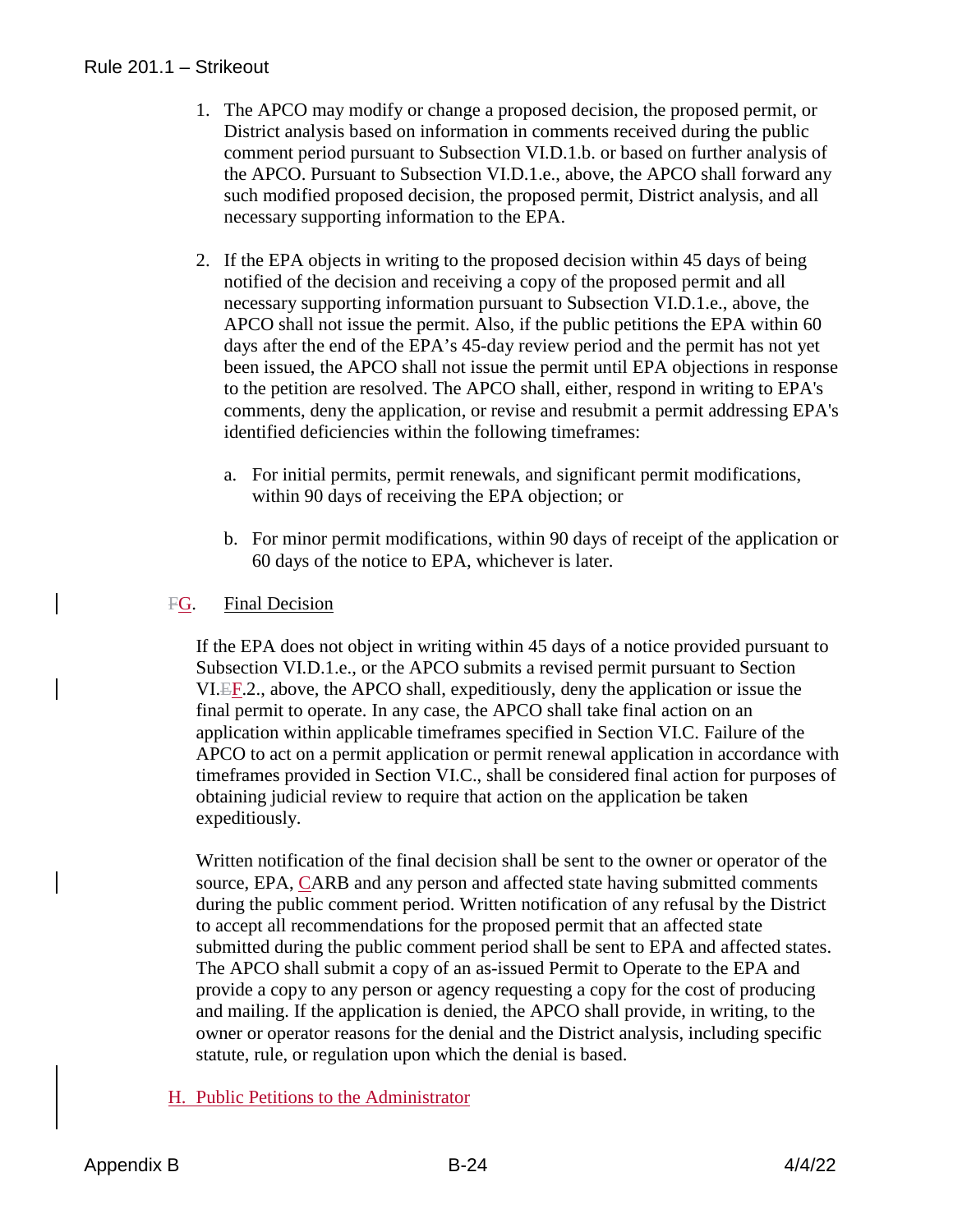1. The APCO may modify or change a proposed decision, the proposed permit, or District analysis based on information in comments received during the public comment period pursuant to Subsection VI.D.1.b. or based on further analysis of the APCO. Pursuant to Subsection VI.D.1.e., above, the APCO shall forward any such modified proposed decision, the proposed permit, District analysis, and all necessary supporting information to the EPA.

2. If the EPA objects in writing to the proposed decision within 45 days of being notified of the decision and receiving a copy of the proposed permit and all necessary supporting information pursuant to Subsection VI.D.1.e., above, the APCO shall not issue the permit. Also, if the public petitions the EPA within 60 days after the end of the EPA's 45-day review period and the permit has not yet been issued, the APCO shall not issue the permit until EPA objections in response to the petition are resolved. The APCO shall, either, respond in writing to EPA's comments, deny the application, or revise and resubmit a permit addressing EPA's identified deficiencies within the following timeframes:

   a. For initial permits, permit renewals, and significant permit modifications, within 90 days of receiving the EPA objection; or

   b. For minor permit modifications, within 90 days of receipt of the application or 60 days of the notice to EPA, whichever is later.

~~F~~G. Final Decision

If the EPA does not object in writing within 45 days of a notice provided pursuant to Subsection VI.D.1.e., or the APCO submits a revised permit pursuant to Section VI.~~E~~F.2., above, the APCO shall, expeditiously, deny the application or issue the final permit to operate. In any case, the APCO shall take final action on an application within applicable timeframes specified in Section VI.C. Failure of the APCO to act on a permit application or permit renewal application in accordance with timeframes provided in Section VI.C., shall be considered final action for purposes of obtaining judicial review to require that action on the application be taken expeditiously.

Written notification of the final decision shall be sent to the owner or operator of the source, EPA, CARB and any person and affected state having submitted comments during the public comment period. Written notification of any refusal by the District to accept all recommendations for the proposed permit that an affected state submitted during the public comment period shall be sent to EPA and affected states. The APCO shall submit a copy of an as-issued Permit to Operate to the EPA and provide a copy to any person or agency requesting a copy for the cost of producing and mailing. If the application is denied, the APCO shall provide, in writing, to the owner or operator reasons for the denial and the District analysis, including specific statute, rule, or regulation upon which the denial is based.

H. Public Petitions to the Administrator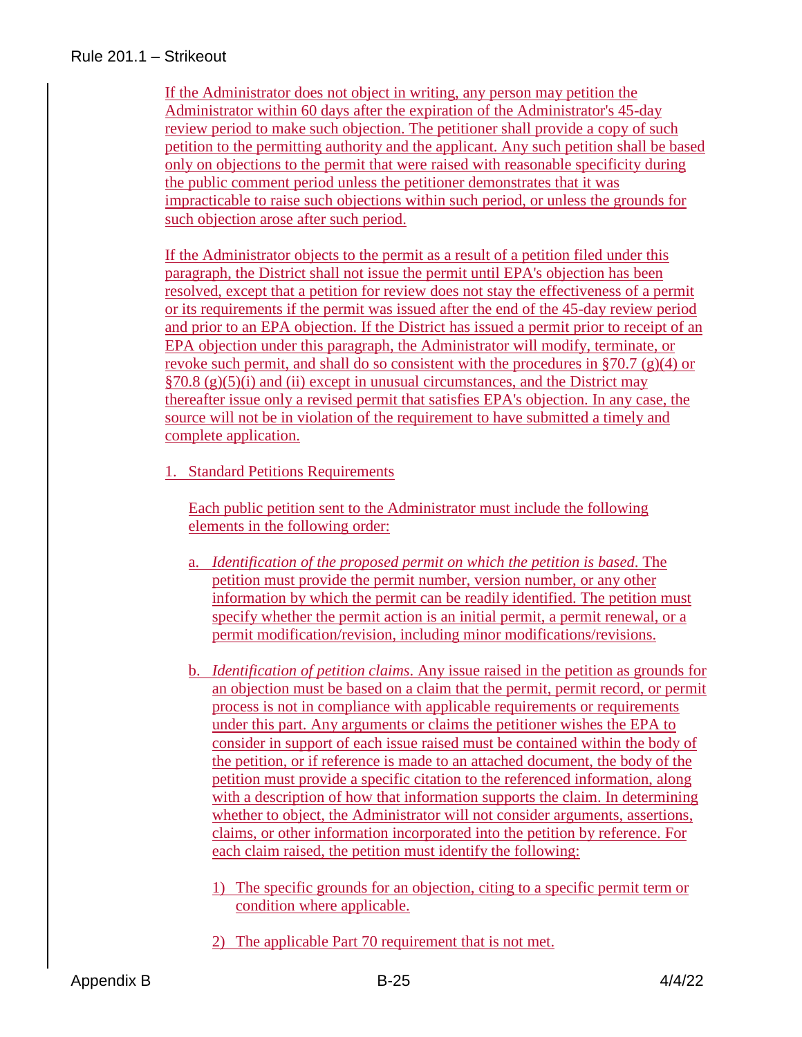If the Administrator does not object in writing, any person may petition the Administrator within 60 days after the expiration of the Administrator's 45-day review period to make such objection. The petitioner shall provide a copy of such petition to the permitting authority and the applicant. Any such petition shall be based only on objections to the permit that were raised with reasonable specificity during the public comment period unless the petitioner demonstrates that it was impracticable to raise such objections within such period, or unless the grounds for such objection arose after such period.

If the Administrator objects to the permit as a result of a petition filed under this paragraph, the District shall not issue the permit until EPA's objection has been resolved, except that a petition for review does not stay the effectiveness of a permit or its requirements if the permit was issued after the end of the 45-day review period and prior to an EPA objection. If the District has issued a permit prior to receipt of an EPA objection under this paragraph, the Administrator will modify, terminate, or revoke such permit, and shall do so consistent with the procedures in §70.7 (g)(4) or §70.8 (g)(5)(i) and (ii) except in unusual circumstances, and the District may thereafter issue only a revised permit that satisfies EPA's objection. In any case, the source will not be in violation of the requirement to have submitted a timely and complete application.

1. Standard Petitions Requirements

   Each public petition sent to the Administrator must include the following elements in the following order:

   a. *Identification of the proposed permit on which the petition is based*. The petition must provide the permit number, version number, or any other information by which the permit can be readily identified. The petition must specify whether the permit action is an initial permit, a permit renewal, or a permit modification/revision, including minor modifications/revisions.

   b. *Identification of petition claims*. Any issue raised in the petition as grounds for an objection must be based on a claim that the permit, permit record, or permit process is not in compliance with applicable requirements or requirements under this part. Any arguments or claims the petitioner wishes the EPA to consider in support of each issue raised must be contained within the body of the petition, or if reference is made to an attached document, the body of the petition must provide a specific citation to the referenced information, along with a description of how that information supports the claim. In determining whether to object, the Administrator will not consider arguments, assertions, claims, or other information incorporated into the petition by reference. For each claim raised, the petition must identify the following:

      1) The specific grounds for an objection, citing to a specific permit term or condition where applicable.

      2) The applicable Part 70 requirement that is not met.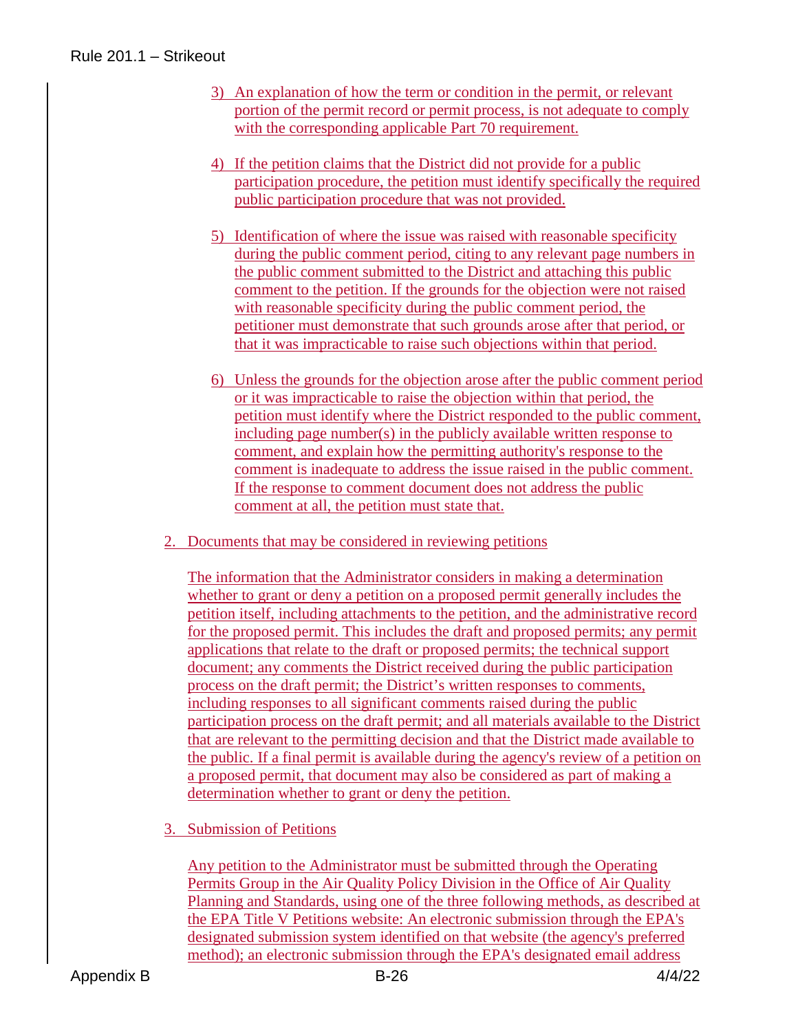3) An explanation of how the term or condition in the permit, or relevant portion of the permit record or permit process, is not adequate to comply with the corresponding applicable Part 70 requirement.

4) If the petition claims that the District did not provide for a public participation procedure, the petition must identify specifically the required public participation procedure that was not provided.

5) Identification of where the issue was raised with reasonable specificity during the public comment period, citing to any relevant page numbers in the public comment submitted to the District and attaching this public comment to the petition. If the grounds for the objection were not raised with reasonable specificity during the public comment period, the petitioner must demonstrate that such grounds arose after that period, or that it was impracticable to raise such objections within that period.

6) Unless the grounds for the objection arose after the public comment period or it was impracticable to raise the objection within that period, the petition must identify where the District responded to the public comment, including page number(s) in the publicly available written response to comment, and explain how the permitting authority's response to the comment is inadequate to address the issue raised in the public comment. If the response to comment document does not address the public comment at all, the petition must state that.

2. Documents that may be considered in reviewing petitions

The information that the Administrator considers in making a determination whether to grant or deny a petition on a proposed permit generally includes the petition itself, including attachments to the petition, and the administrative record for the proposed permit. This includes the draft and proposed permits; any permit applications that relate to the draft or proposed permits; the technical support document; any comments the District received during the public participation process on the draft permit; the District's written responses to comments, including responses to all significant comments raised during the public participation process on the draft permit; and all materials available to the District that are relevant to the permitting decision and that the District made available to the public. If a final permit is available during the agency's review of a petition on a proposed permit, that document may also be considered as part of making a determination whether to grant or deny the petition.

3. Submission of Petitions

Any petition to the Administrator must be submitted through the Operating Permits Group in the Air Quality Policy Division in the Office of Air Quality Planning and Standards, using one of the three following methods, as described at the EPA Title V Petitions website: An electronic submission through the EPA's designated submission system identified on that website (the agency's preferred method); an electronic submission through the EPA's designated email address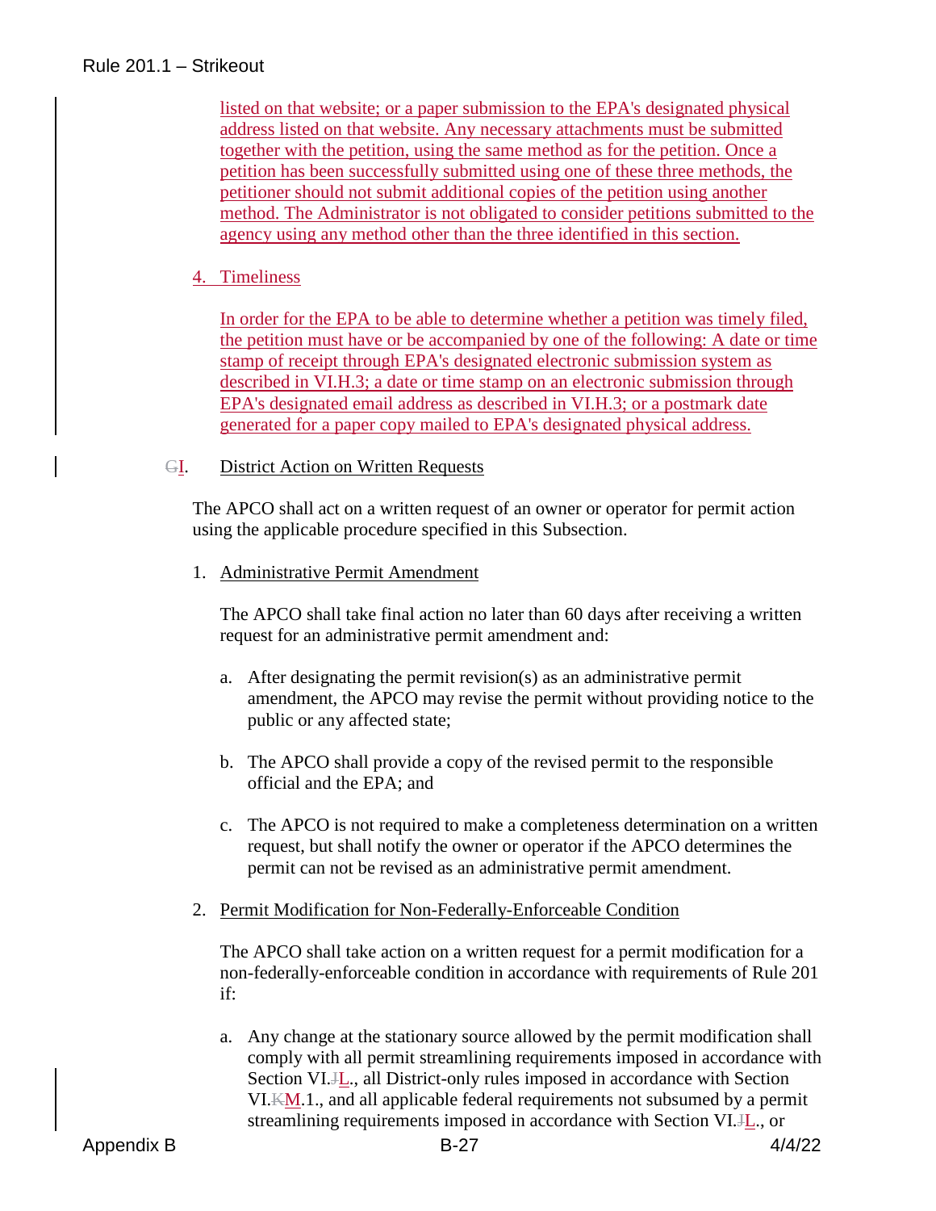listed on that website; or a paper submission to the EPA's designated physical address listed on that website. Any necessary attachments must be submitted together with the petition, using the same method as for the petition. Once a petition has been successfully submitted using one of these three methods, the petitioner should not submit additional copies of the petition using another method. The Administrator is not obligated to consider petitions submitted to the agency using any method other than the three identified in this section.

4. Timeliness

In order for the EPA to be able to determine whether a petition was timely filed, the petition must have or be accompanied by one of the following: A date or time stamp of receipt through EPA's designated electronic submission system as described in VI.H.3; a date or time stamp on an electronic submission through EPA's designated email address as described in VI.H.3; or a postmark date generated for a paper copy mailed to EPA's designated physical address.

GI. District Action on Written Requests

The APCO shall act on a written request of an owner or operator for permit action using the applicable procedure specified in this Subsection.

1. Administrative Permit Amendment

   The APCO shall take final action no later than 60 days after receiving a written request for an administrative permit amendment and:

   a. After designating the permit revision(s) as an administrative permit amendment, the APCO may revise the permit without providing notice to the public or any affected state;

   b. The APCO shall provide a copy of the revised permit to the responsible official and the EPA; and

   c. The APCO is not required to make a completeness determination on a written request, but shall notify the owner or operator if the APCO determines the permit can not be revised as an administrative permit amendment.

2. Permit Modification for Non-Federally-Enforceable Condition

   The APCO shall take action on a written request for a permit modification for a non-federally-enforceable condition in accordance with requirements of Rule 201 if:

   a. Any change at the stationary source allowed by the permit modification shall comply with all permit streamlining requirements imposed in accordance with Section VI.JL., all District-only rules imposed in accordance with Section VI.KM.1., and all applicable federal requirements not subsumed by a permit streamlining requirements imposed in accordance with Section VI.JL., or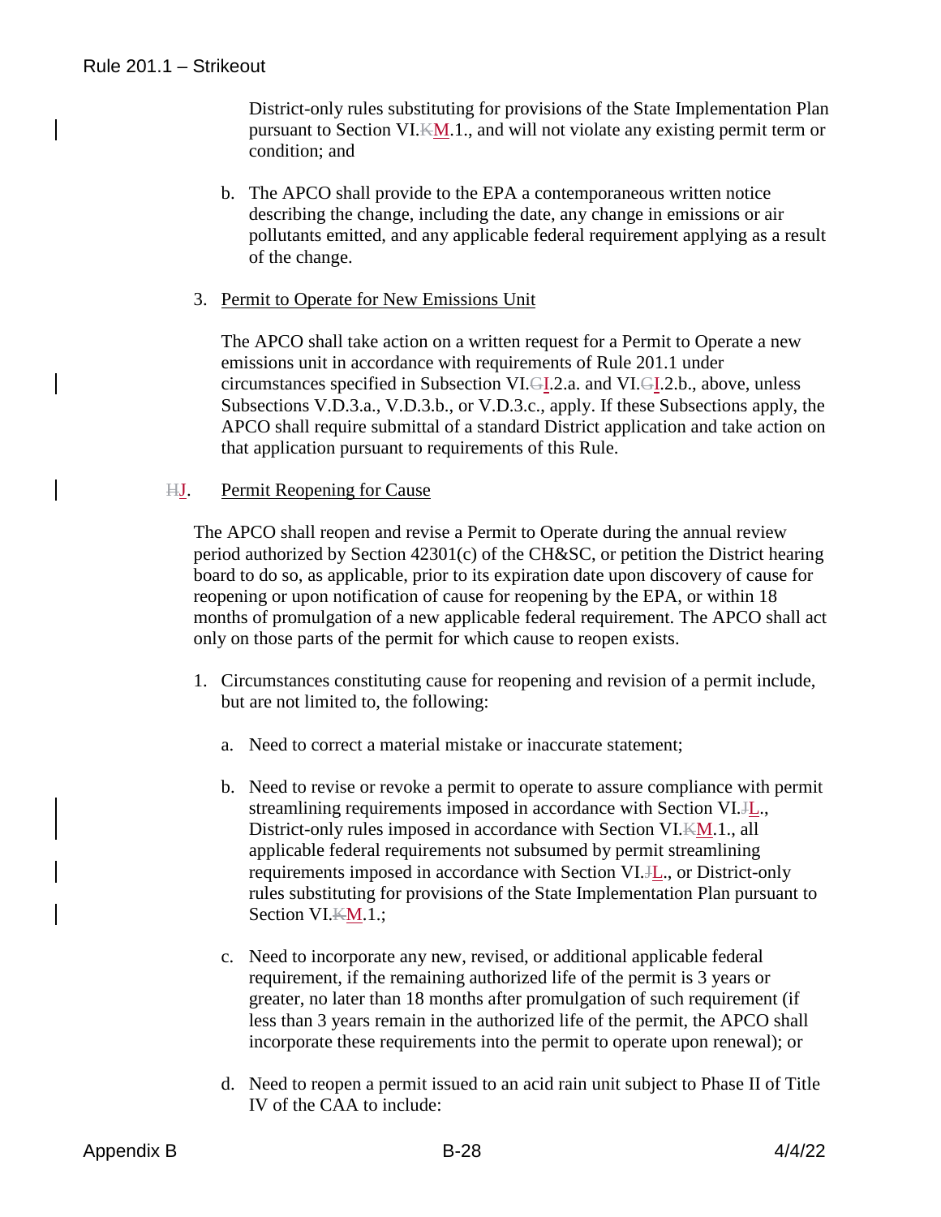District-only rules substituting for provisions of the State Implementation Plan pursuant to Section VI.~~K~~M.1., and will not violate any existing permit term or condition; and

b. The APCO shall provide to the EPA a contemporaneous written notice describing the change, including the date, any change in emissions or air pollutants emitted, and any applicable federal requirement applying as a result of the change.

3. Permit to Operate for New Emissions Unit

   The APCO shall take action on a written request for a Permit to Operate a new emissions unit in accordance with requirements of Rule 201.1 under circumstances specified in Subsection VI.~~G~~I.2.a. and VI.~~G~~I.2.b., above, unless Subsections V.D.3.a., V.D.3.b., or V.D.3.c., apply. If these Subsections apply, the APCO shall require submittal of a standard District application and take action on that application pursuant to requirements of this Rule.

~~H~~J. Permit Reopening for Cause

The APCO shall reopen and revise a Permit to Operate during the annual review period authorized by Section 42301(c) of the CH&SC, or petition the District hearing board to do so, as applicable, prior to its expiration date upon discovery of cause for reopening or upon notification of cause for reopening by the EPA, or within 18 months of promulgation of a new applicable federal requirement. The APCO shall act only on those parts of the permit for which cause to reopen exists.

1. Circumstances constituting cause for reopening and revision of a permit include, but are not limited to, the following:

   a. Need to correct a material mistake or inaccurate statement;

   b. Need to revise or revoke a permit to operate to assure compliance with permit streamlining requirements imposed in accordance with Section VI.~~J~~L., District-only rules imposed in accordance with Section VI.~~K~~M.1., all applicable federal requirements not subsumed by permit streamlining requirements imposed in accordance with Section VI.~~J~~L., or District-only rules substituting for provisions of the State Implementation Plan pursuant to Section VI.~~K~~M.1.;

   c. Need to incorporate any new, revised, or additional applicable federal requirement, if the remaining authorized life of the permit is 3 years or greater, no later than 18 months after promulgation of such requirement (if less than 3 years remain in the authorized life of the permit, the APCO shall incorporate these requirements into the permit to operate upon renewal); or

   d. Need to reopen a permit issued to an acid rain unit subject to Phase II of Title IV of the CAA to include: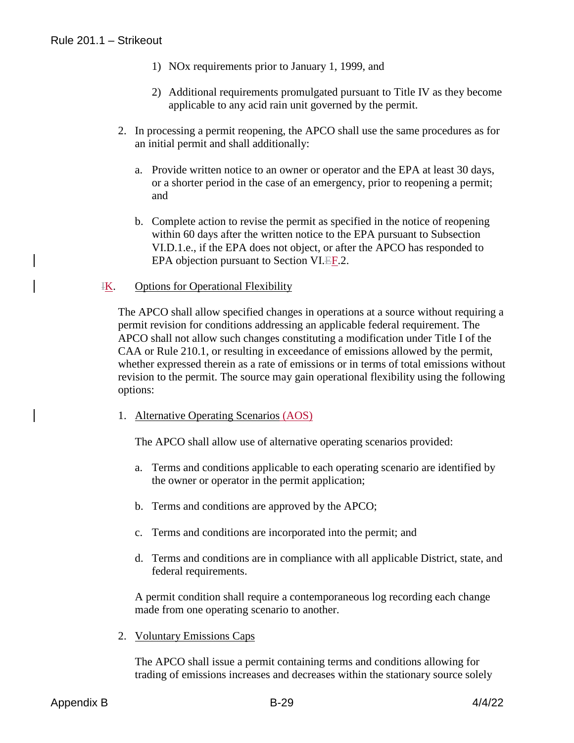1) NOx requirements prior to January 1, 1999, and

2) Additional requirements promulgated pursuant to Title IV as they become applicable to any acid rain unit governed by the permit.

2. In processing a permit reopening, the APCO shall use the same procedures as for an initial permit and shall additionally:

   a. Provide written notice to an owner or operator and the EPA at least 30 days, or a shorter period in the case of an emergency, prior to reopening a permit; and

   b. Complete action to revise the permit as specified in the notice of reopening within 60 days after the written notice to the EPA pursuant to Subsection VI.D.1.e., if the EPA does not object, or after the APCO has responded to EPA objection pursuant to Section VI.~~E~~F.2.

~~I~~K. Options for Operational Flexibility

The APCO shall allow specified changes in operations at a source without requiring a permit revision for conditions addressing an applicable federal requirement. The APCO shall not allow such changes constituting a modification under Title I of the CAA or Rule 210.1, or resulting in exceedance of emissions allowed by the permit, whether expressed therein as a rate of emissions or in terms of total emissions without revision to the permit. The source may gain operational flexibility using the following options:

1. Alternative Operating Scenarios (AOS)

   The APCO shall allow use of alternative operating scenarios provided:

   a. Terms and conditions applicable to each operating scenario are identified by the owner or operator in the permit application;

   b. Terms and conditions are approved by the APCO;

   c. Terms and conditions are incorporated into the permit; and

   d. Terms and conditions are in compliance with all applicable District, state, and federal requirements.

   A permit condition shall require a contemporaneous log recording each change made from one operating scenario to another.

2. Voluntary Emissions Caps

   The APCO shall issue a permit containing terms and conditions allowing for trading of emissions increases and decreases within the stationary source solely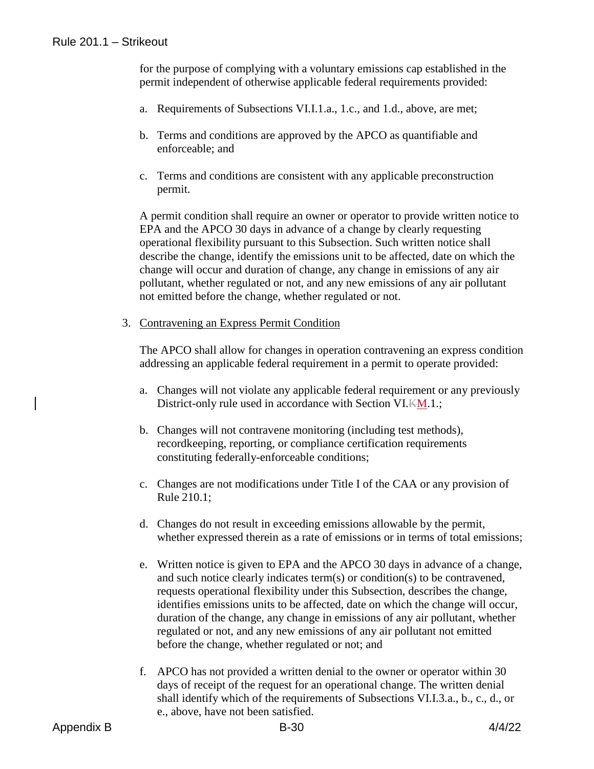for the purpose of complying with a voluntary emissions cap established in the permit independent of otherwise applicable federal requirements provided:

a. Requirements of Subsections VI.I.1.a., 1.c., and 1.d., above, are met;

b. Terms and conditions are approved by the APCO as quantifiable and enforceable; and

c. Terms and conditions are consistent with any applicable preconstruction permit.

A permit condition shall require an owner or operator to provide written notice to EPA and the APCO 30 days in advance of a change by clearly requesting operational flexibility pursuant to this Subsection. Such written notice shall describe the change, identify the emissions unit to be affected, date on which the change will occur and duration of change, any change in emissions of any air pollutant, whether regulated or not, and any new emissions of any air pollutant not emitted before the change, whether regulated or not.

3. Contravening an Express Permit Condition

The APCO shall allow for changes in operation contravening an express condition addressing an applicable federal requirement in a permit to operate provided:

a. Changes will not violate any applicable federal requirement or any previously District-only rule used in accordance with Section VI.~~K~~M.1.;

b. Changes will not contravene monitoring (including test methods), recordkeeping, reporting, or compliance certification requirements constituting federally-enforceable conditions;

c. Changes are not modifications under Title I of the CAA or any provision of Rule 210.1;

d. Changes do not result in exceeding emissions allowable by the permit, whether expressed therein as a rate of emissions or in terms of total emissions;

e. Written notice is given to EPA and the APCO 30 days in advance of a change, and such notice clearly indicates term(s) or condition(s) to be contravened, requests operational flexibility under this Subsection, describes the change, identifies emissions units to be affected, date on which the change will occur, duration of the change, any change in emissions of any air pollutant, whether regulated or not, and any new emissions of any air pollutant not emitted before the change, whether regulated or not; and

f. APCO has not provided a written denial to the owner or operator within 30 days of receipt of the request for an operational change. The written denial shall identify which of the requirements of Subsections VI.I.3.a., b., c., d., or e., above, have not been satisfied.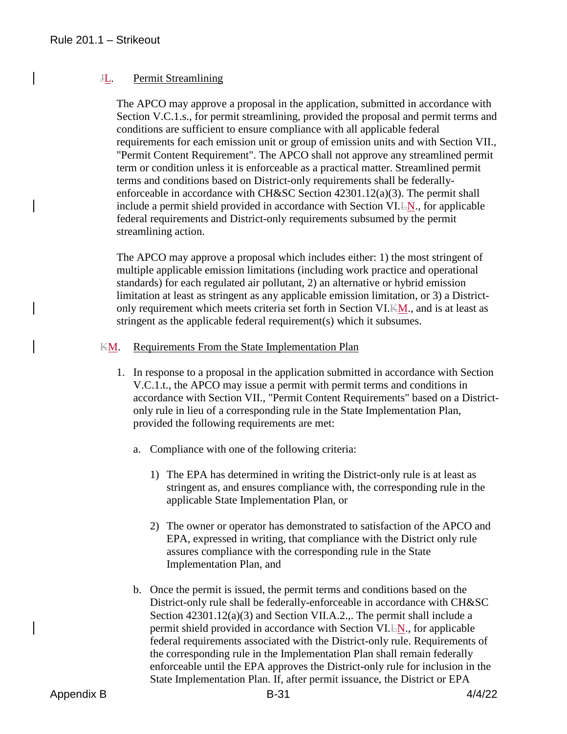## ~~J~~L. Permit Streamlining

The APCO may approve a proposal in the application, submitted in accordance with Section V.C.1.s., for permit streamlining, provided the proposal and permit terms and conditions are sufficient to ensure compliance with all applicable federal requirements for each emission unit or group of emission units and with Section VII., "Permit Content Requirement". The APCO shall not approve any streamlined permit term or condition unless it is enforceable as a practical matter. Streamlined permit terms and conditions based on District-only requirements shall be federally-enforceable in accordance with CH&SC Section 42301.12(a)(3). The permit shall include a permit shield provided in accordance with Section VI.~~L~~N., for applicable federal requirements and District-only requirements subsumed by the permit streamlining action.

The APCO may approve a proposal which includes either: 1) the most stringent of multiple applicable emission limitations (including work practice and operational standards) for each regulated air pollutant, 2) an alternative or hybrid emission limitation at least as stringent as any applicable emission limitation, or 3) a District-only requirement which meets criteria set forth in Section VI.~~K~~M., and is at least as stringent as the applicable federal requirement(s) which it subsumes.

## ~~K~~M. Requirements From the State Implementation Plan

1. In response to a proposal in the application submitted in accordance with Section V.C.1.t., the APCO may issue a permit with permit terms and conditions in accordance with Section VII., "Permit Content Requirements" based on a District-only rule in lieu of a corresponding rule in the State Implementation Plan, provided the following requirements are met:

   a. Compliance with one of the following criteria:

      1) The EPA has determined in writing the District-only rule is at least as stringent as, and ensures compliance with, the corresponding rule in the applicable State Implementation Plan, or

      2) The owner or operator has demonstrated to satisfaction of the APCO and EPA, expressed in writing, that compliance with the District only rule assures compliance with the corresponding rule in the State Implementation Plan, and

   b. Once the permit is issued, the permit terms and conditions based on the District-only rule shall be federally-enforceable in accordance with CH&SC Section 42301.12(a)(3) and Section VII.A.2.,. The permit shall include a permit shield provided in accordance with Section VI.~~L~~N., for applicable federal requirements associated with the District-only rule. Requirements of the corresponding rule in the Implementation Plan shall remain federally enforceable until the EPA approves the District-only rule for inclusion in the State Implementation Plan. If, after permit issuance, the District or EPA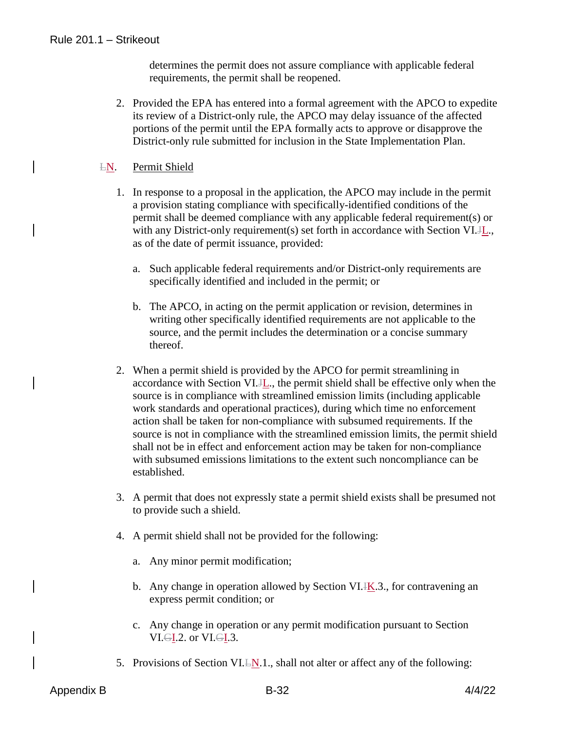determines the permit does not assure compliance with applicable federal requirements, the permit shall be reopened.

2. Provided the EPA has entered into a formal agreement with the APCO to expedite its review of a District-only rule, the APCO may delay issuance of the affected portions of the permit until the EPA formally acts to approve or disapprove the District-only rule submitted for inclusion in the State Implementation Plan.

~~L~~N. Permit Shield

1. In response to a proposal in the application, the APCO may include in the permit a provision stating compliance with specifically-identified conditions of the permit shall be deemed compliance with any applicable federal requirement(s) or with any District-only requirement(s) set forth in accordance with Section VI.~~J~~L., as of the date of permit issuance, provided:

   a. Such applicable federal requirements and/or District-only requirements are specifically identified and included in the permit; or

   b. The APCO, in acting on the permit application or revision, determines in writing other specifically identified requirements are not applicable to the source, and the permit includes the determination or a concise summary thereof.

2. When a permit shield is provided by the APCO for permit streamlining in accordance with Section VI.~~J~~L., the permit shield shall be effective only when the source is in compliance with streamlined emission limits (including applicable work standards and operational practices), during which time no enforcement action shall be taken for non-compliance with subsumed requirements. If the source is not in compliance with the streamlined emission limits, the permit shield shall not be in effect and enforcement action may be taken for non-compliance with subsumed emissions limitations to the extent such noncompliance can be established.

3. A permit that does not expressly state a permit shield exists shall be presumed not to provide such a shield.

4. A permit shield shall not be provided for the following:

   a. Any minor permit modification;

   b. Any change in operation allowed by Section VI.~~I~~K.3., for contravening an express permit condition; or

   c. Any change in operation or any permit modification pursuant to Section VI.~~G~~I.2. or VI.~~G~~I.3.

5. Provisions of Section VI.~~L~~N.1., shall not alter or affect any of the following: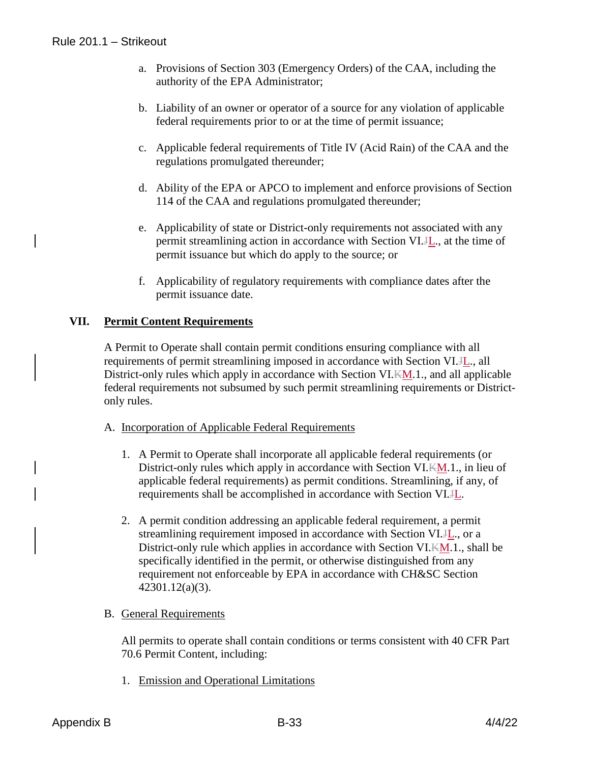a. Provisions of Section 303 (Emergency Orders) of the CAA, including the authority of the EPA Administrator;

b. Liability of an owner or operator of a source for any violation of applicable federal requirements prior to or at the time of permit issuance;

c. Applicable federal requirements of Title IV (Acid Rain) of the CAA and the regulations promulgated thereunder;

d. Ability of the EPA or APCO to implement and enforce provisions of Section 114 of the CAA and regulations promulgated thereunder;

e. Applicability of state or District-only requirements not associated with any permit streamlining action in accordance with Section VI.~~J~~L., at the time of permit issuance but which do apply to the source; or

f. Applicability of regulatory requirements with compliance dates after the permit issuance date.

## VII. Permit Content Requirements

A Permit to Operate shall contain permit conditions ensuring compliance with all requirements of permit streamlining imposed in accordance with Section VI.~~J~~L., all District-only rules which apply in accordance with Section VI.~~K~~M.1., and all applicable federal requirements not subsumed by such permit streamlining requirements or District-only rules.

A. Incorporation of Applicable Federal Requirements

1. A Permit to Operate shall incorporate all applicable federal requirements (or District-only rules which apply in accordance with Section VI.~~K~~M.1., in lieu of applicable federal requirements) as permit conditions. Streamlining, if any, of requirements shall be accomplished in accordance with Section VI.~~J~~L.

2. A permit condition addressing an applicable federal requirement, a permit streamlining requirement imposed in accordance with Section VI.~~J~~L., or a District-only rule which applies in accordance with Section VI.~~K~~M.1., shall be specifically identified in the permit, or otherwise distinguished from any requirement not enforceable by EPA in accordance with CH&SC Section 42301.12(a)(3).

B. General Requirements

All permits to operate shall contain conditions or terms consistent with 40 CFR Part 70.6 Permit Content, including:

1. Emission and Operational Limitations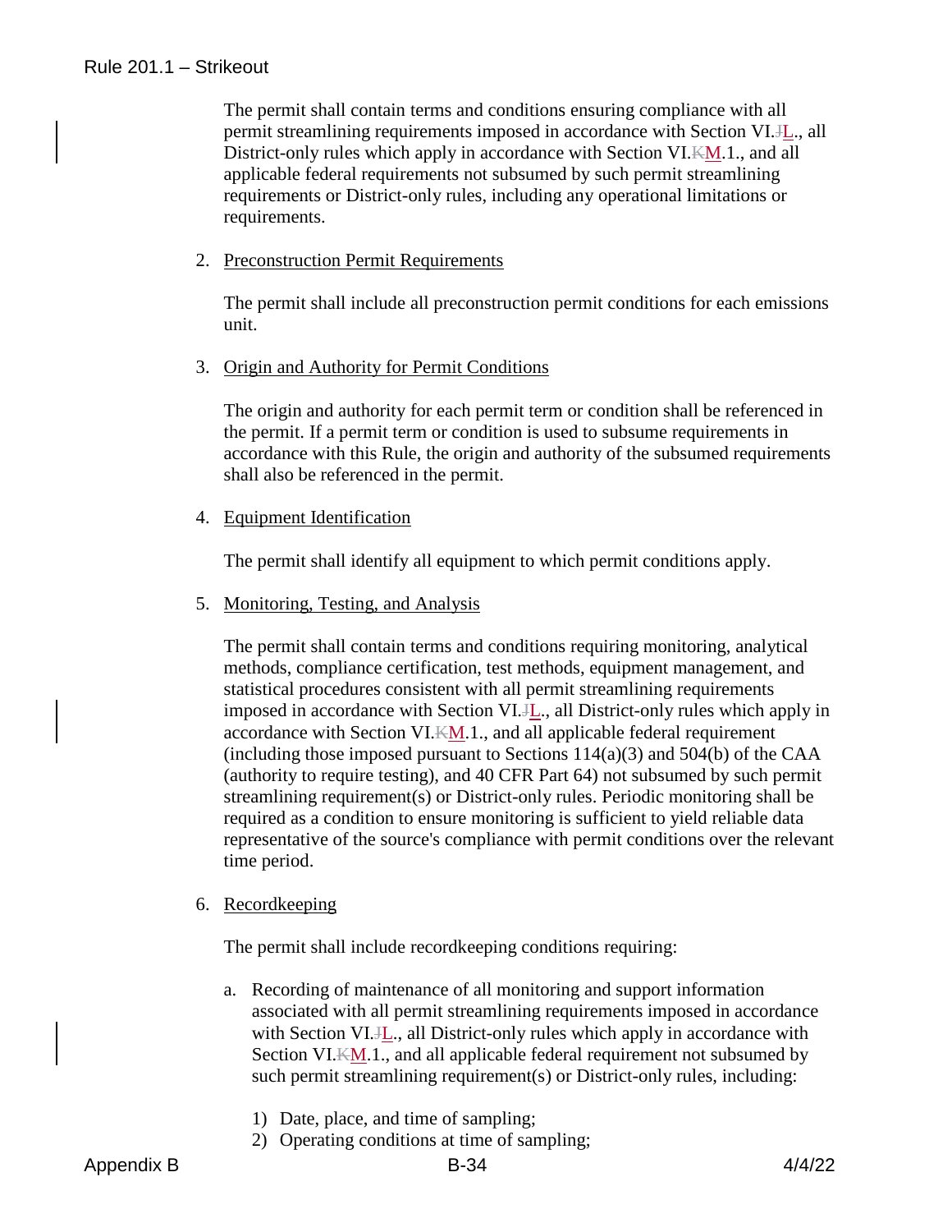The permit shall contain terms and conditions ensuring compliance with all permit streamlining requirements imposed in accordance with Section VI.~~J~~L., all District-only rules which apply in accordance with Section VI.~~K~~M.1., and all applicable federal requirements not subsumed by such permit streamlining requirements or District-only rules, including any operational limitations or requirements.

2. Preconstruction Permit Requirements

   The permit shall include all preconstruction permit conditions for each emissions unit.

3. Origin and Authority for Permit Conditions

   The origin and authority for each permit term or condition shall be referenced in the permit. If a permit term or condition is used to subsume requirements in accordance with this Rule, the origin and authority of the subsumed requirements shall also be referenced in the permit.

4. Equipment Identification

   The permit shall identify all equipment to which permit conditions apply.

5. Monitoring, Testing, and Analysis

   The permit shall contain terms and conditions requiring monitoring, analytical methods, compliance certification, test methods, equipment management, and statistical procedures consistent with all permit streamlining requirements imposed in accordance with Section VI.~~J~~L., all District-only rules which apply in accordance with Section VI.~~K~~M.1., and all applicable federal requirement (including those imposed pursuant to Sections 114(a)(3) and 504(b) of the CAA (authority to require testing), and 40 CFR Part 64) not subsumed by such permit streamlining requirement(s) or District-only rules. Periodic monitoring shall be required as a condition to ensure monitoring is sufficient to yield reliable data representative of the source's compliance with permit conditions over the relevant time period.

6. Recordkeeping

   The permit shall include recordkeeping conditions requiring:

   a. Recording of maintenance of all monitoring and support information associated with all permit streamlining requirements imposed in accordance with Section VI.~~J~~L., all District-only rules which apply in accordance with Section VI.~~K~~M.1., and all applicable federal requirement not subsumed by such permit streamlining requirement(s) or District-only rules, including:

      1) Date, place, and time of sampling;
      2) Operating conditions at time of sampling;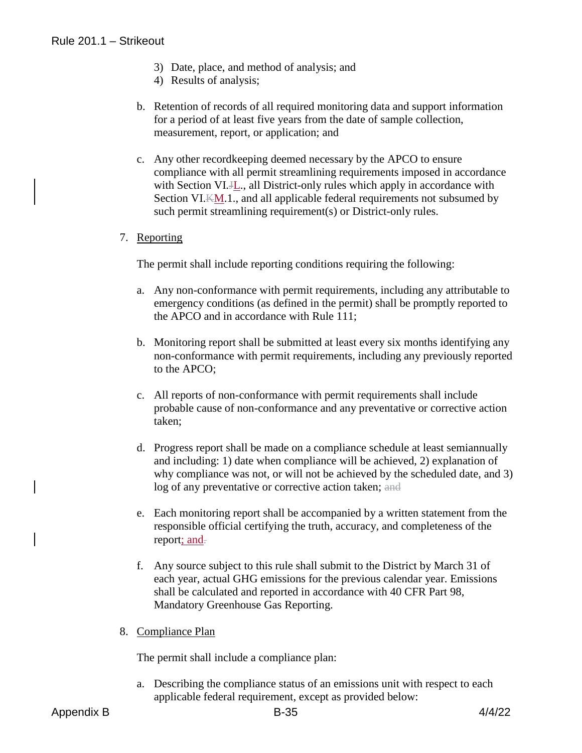3) Date, place, and method of analysis; and
4) Results of analysis;

b. Retention of records of all required monitoring data and support information for a period of at least five years from the date of sample collection, measurement, report, or application; and

c. Any other recordkeeping deemed necessary by the APCO to ensure compliance with all permit streamlining requirements imposed in accordance with Section VI.~~J~~L., all District-only rules which apply in accordance with Section VI.~~K~~M.1., and all applicable federal requirements not subsumed by such permit streamlining requirement(s) or District-only rules.

7. Reporting

The permit shall include reporting conditions requiring the following:

a. Any non-conformance with permit requirements, including any attributable to emergency conditions (as defined in the permit) shall be promptly reported to the APCO and in accordance with Rule 111;

b. Monitoring report shall be submitted at least every six months identifying any non-conformance with permit requirements, including any previously reported to the APCO;

c. All reports of non-conformance with permit requirements shall include probable cause of non-conformance and any preventative or corrective action taken;

d. Progress report shall be made on a compliance schedule at least semiannually and including: 1) date when compliance will be achieved, 2) explanation of why compliance was not, or will not be achieved by the scheduled date, and 3) log of any preventative or corrective action taken; ~~and~~

e. Each monitoring report shall be accompanied by a written statement from the responsible official certifying the truth, accuracy, and completeness of the report; and~~.~~

f. Any source subject to this rule shall submit to the District by March 31 of each year, actual GHG emissions for the previous calendar year. Emissions shall be calculated and reported in accordance with 40 CFR Part 98, Mandatory Greenhouse Gas Reporting.

8. Compliance Plan

The permit shall include a compliance plan:

a. Describing the compliance status of an emissions unit with respect to each applicable federal requirement, except as provided below: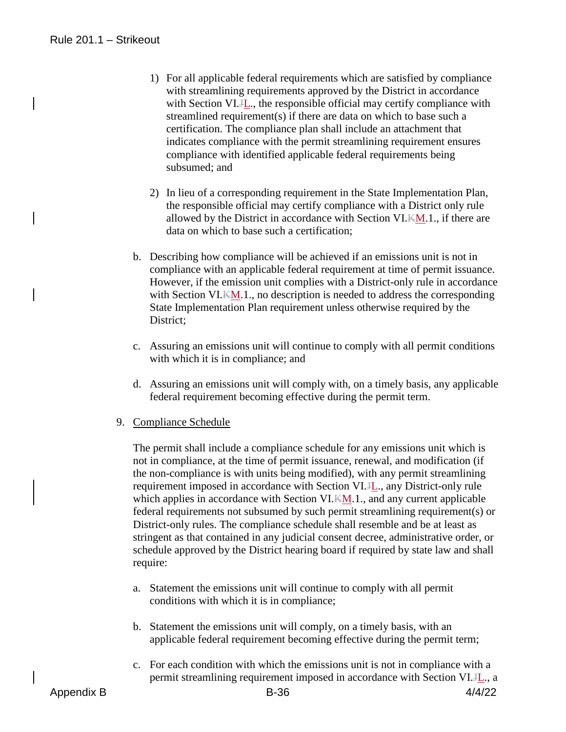1) For all applicable federal requirements which are satisfied by compliance with streamlining requirements approved by the District in accordance with Section VI.~~J~~L., the responsible official may certify compliance with streamlined requirement(s) if there are data on which to base such a certification. The compliance plan shall include an attachment that indicates compliance with the permit streamlining requirement ensures compliance with identified applicable federal requirements being subsumed; and

2) In lieu of a corresponding requirement in the State Implementation Plan, the responsible official may certify compliance with a District only rule allowed by the District in accordance with Section VI.~~K~~M.1., if there are data on which to base such a certification;

b. Describing how compliance will be achieved if an emissions unit is not in compliance with an applicable federal requirement at time of permit issuance. However, if the emission unit complies with a District-only rule in accordance with Section VI.~~K~~M.1., no description is needed to address the corresponding State Implementation Plan requirement unless otherwise required by the District;

c. Assuring an emissions unit will continue to comply with all permit conditions with which it is in compliance; and

d. Assuring an emissions unit will comply with, on a timely basis, any applicable federal requirement becoming effective during the permit term.

9. Compliance Schedule

The permit shall include a compliance schedule for any emissions unit which is not in compliance, at the time of permit issuance, renewal, and modification (if the non-compliance is with units being modified), with any permit streamlining requirement imposed in accordance with Section VI.~~J~~L., any District-only rule which applies in accordance with Section VI.~~K~~M.1., and any current applicable federal requirements not subsumed by such permit streamlining requirement(s) or District-only rules. The compliance schedule shall resemble and be at least as stringent as that contained in any judicial consent decree, administrative order, or schedule approved by the District hearing board if required by state law and shall require:

a. Statement the emissions unit will continue to comply with all permit conditions with which it is in compliance;

b. Statement the emissions unit will comply, on a timely basis, with an applicable federal requirement becoming effective during the permit term;

c. For each condition with which the emissions unit is not in compliance with a permit streamlining requirement imposed in accordance with Section VI.~~J~~L., a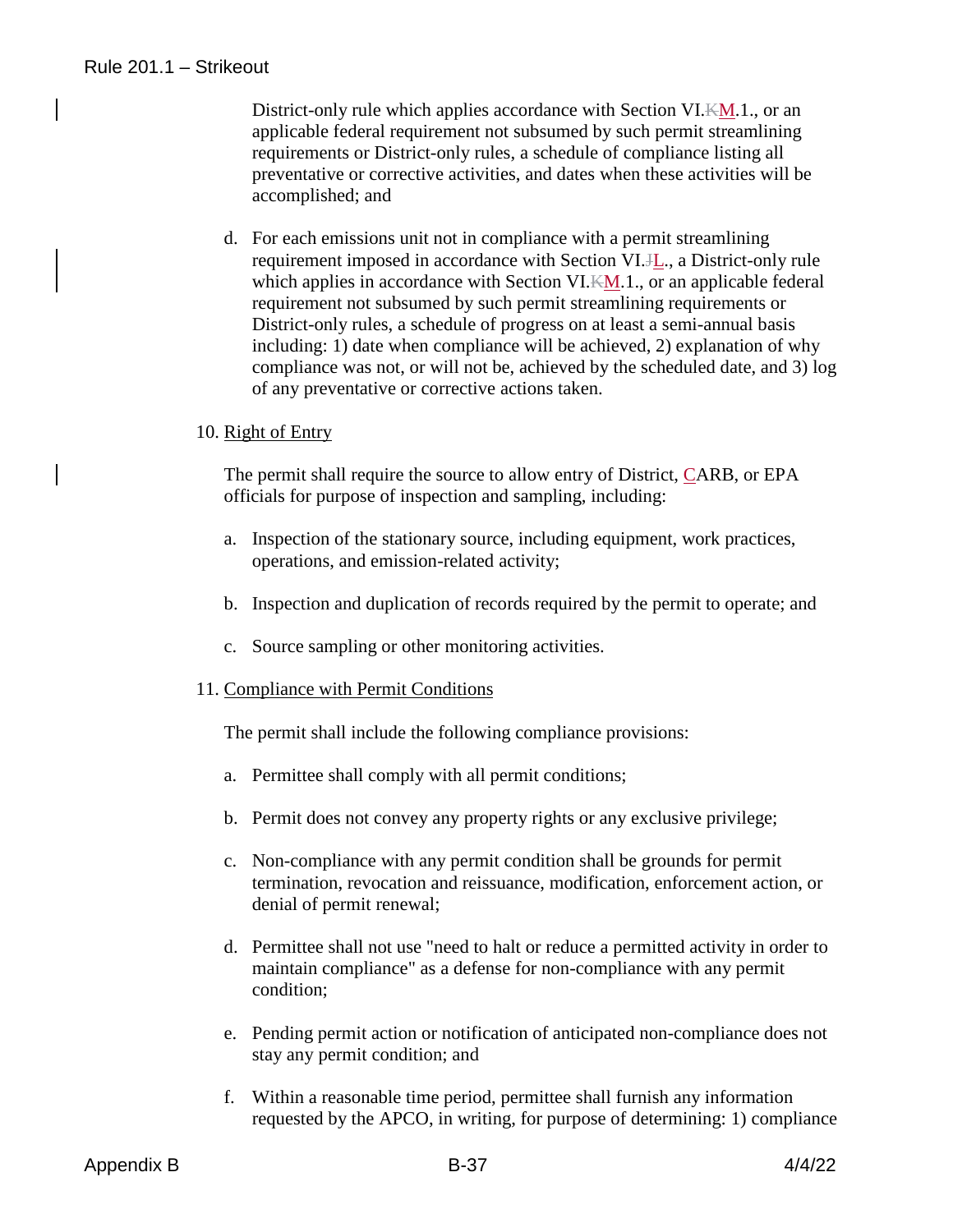District-only rule which applies accordance with Section VI.~~K~~M.1., or an applicable federal requirement not subsumed by such permit streamlining requirements or District-only rules, a schedule of compliance listing all preventative or corrective activities, and dates when these activities will be accomplished; and

d. For each emissions unit not in compliance with a permit streamlining requirement imposed in accordance with Section VI.~~J~~L., a District-only rule which applies in accordance with Section VI.~~K~~M.1., or an applicable federal requirement not subsumed by such permit streamlining requirements or District-only rules, a schedule of progress on at least a semi-annual basis including: 1) date when compliance will be achieved, 2) explanation of why compliance was not, or will not be, achieved by the scheduled date, and 3) log of any preventative or corrective actions taken.

10. Right of Entry

The permit shall require the source to allow entry of District, CARB, or EPA officials for purpose of inspection and sampling, including:

a. Inspection of the stationary source, including equipment, work practices, operations, and emission-related activity;

b. Inspection and duplication of records required by the permit to operate; and

c. Source sampling or other monitoring activities.

11. Compliance with Permit Conditions

The permit shall include the following compliance provisions:

a. Permittee shall comply with all permit conditions;

b. Permit does not convey any property rights or any exclusive privilege;

c. Non-compliance with any permit condition shall be grounds for permit termination, revocation and reissuance, modification, enforcement action, or denial of permit renewal;

d. Permittee shall not use "need to halt or reduce a permitted activity in order to maintain compliance" as a defense for non-compliance with any permit condition;

e. Pending permit action or notification of anticipated non-compliance does not stay any permit condition; and

f. Within a reasonable time period, permittee shall furnish any information requested by the APCO, in writing, for purpose of determining: 1) compliance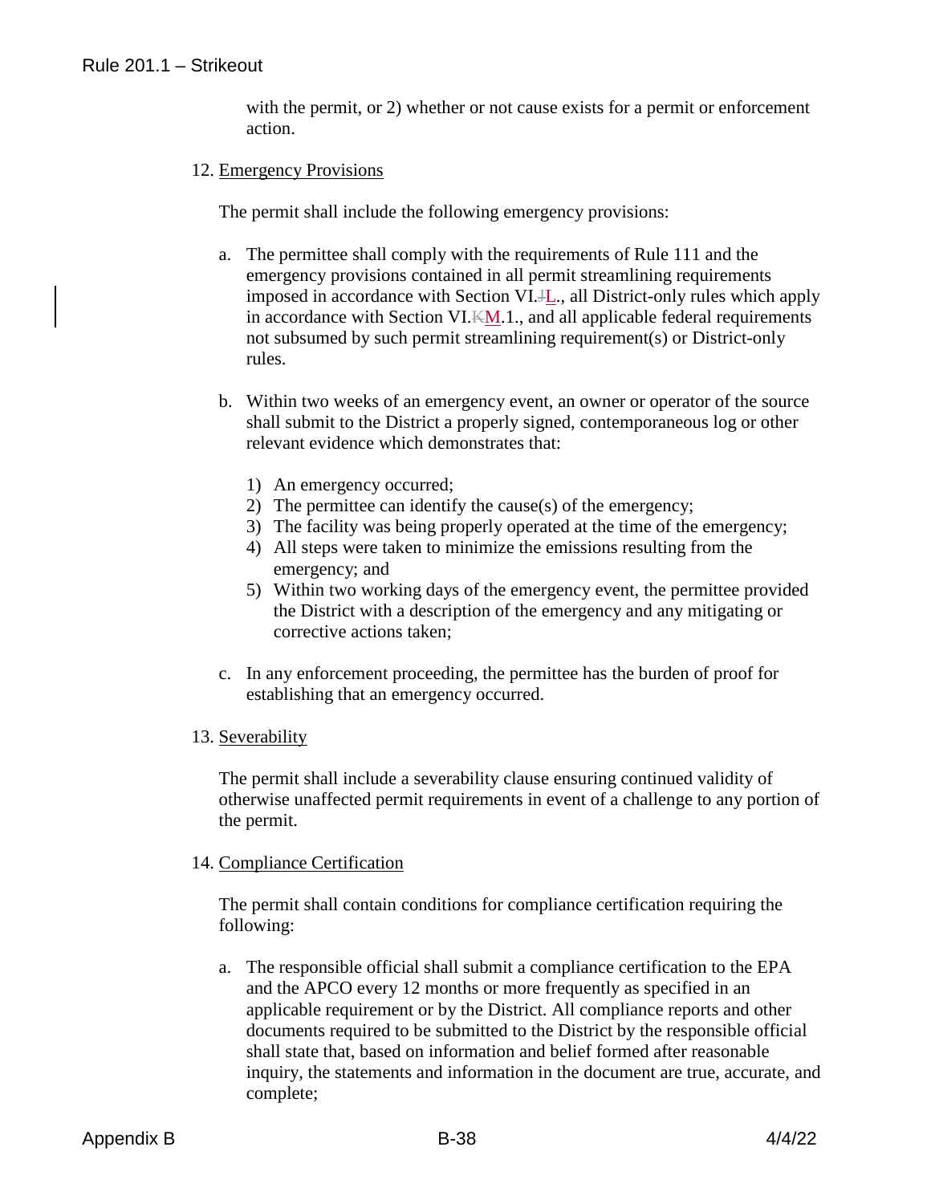with the permit, or 2) whether or not cause exists for a permit or enforcement action.

12. Emergency Provisions

The permit shall include the following emergency provisions:

a. The permittee shall comply with the requirements of Rule 111 and the emergency provisions contained in all permit streamlining requirements imposed in accordance with Section VI.~~J~~L., all District-only rules which apply in accordance with Section VI.~~K~~M.1., and all applicable federal requirements not subsumed by such permit streamlining requirement(s) or District-only rules.

b. Within two weeks of an emergency event, an owner or operator of the source shall submit to the District a properly signed, contemporaneous log or other relevant evidence which demonstrates that:

1) An emergency occurred;
2) The permittee can identify the cause(s) of the emergency;
3) The facility was being properly operated at the time of the emergency;
4) All steps were taken to minimize the emissions resulting from the emergency; and
5) Within two working days of the emergency event, the permittee provided the District with a description of the emergency and any mitigating or corrective actions taken;

c. In any enforcement proceeding, the permittee has the burden of proof for establishing that an emergency occurred.

13. Severability

The permit shall include a severability clause ensuring continued validity of otherwise unaffected permit requirements in event of a challenge to any portion of the permit.

14. Compliance Certification

The permit shall contain conditions for compliance certification requiring the following:

a. The responsible official shall submit a compliance certification to the EPA and the APCO every 12 months or more frequently as specified in an applicable requirement or by the District. All compliance reports and other documents required to be submitted to the District by the responsible official shall state that, based on information and belief formed after reasonable inquiry, the statements and information in the document are true, accurate, and complete;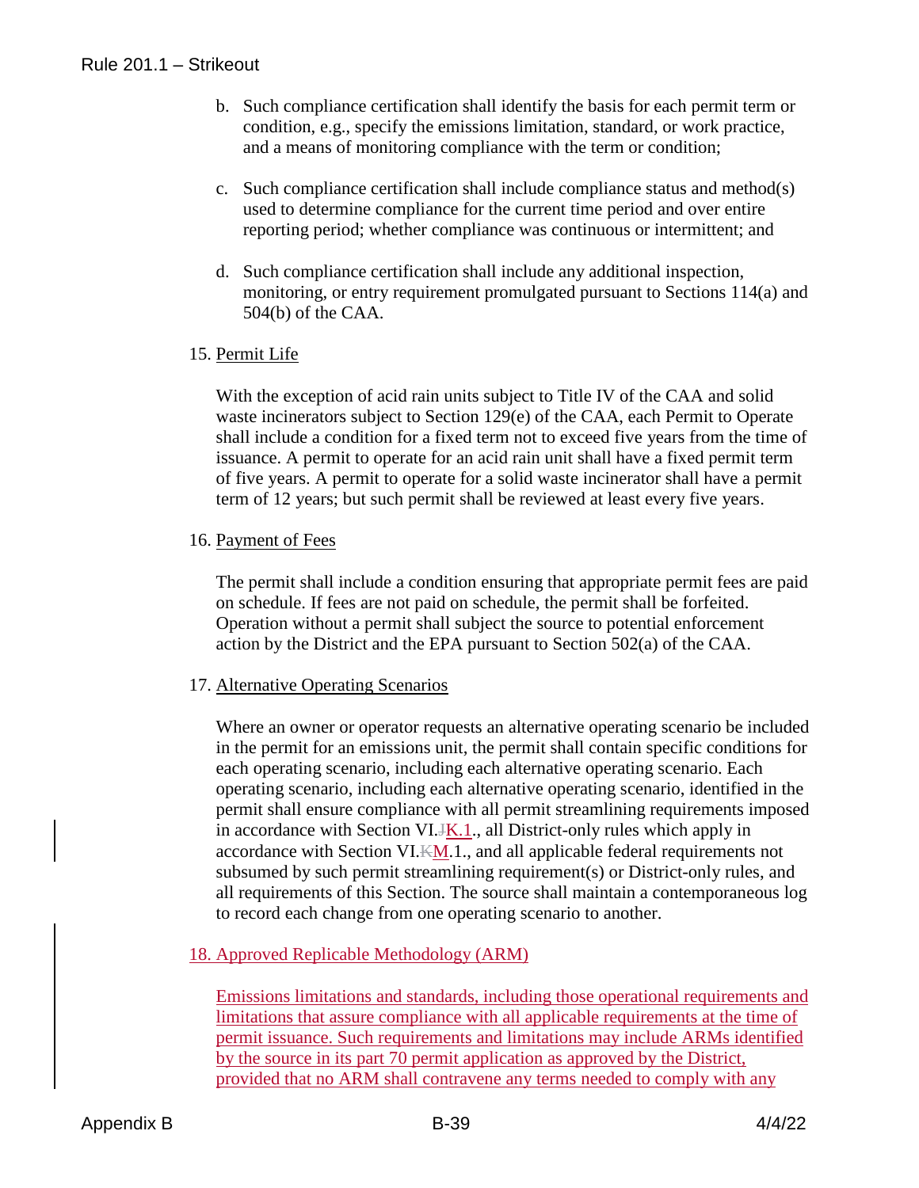b. Such compliance certification shall identify the basis for each permit term or condition, e.g., specify the emissions limitation, standard, or work practice, and a means of monitoring compliance with the term or condition;

c. Such compliance certification shall include compliance status and method(s) used to determine compliance for the current time period and over entire reporting period; whether compliance was continuous or intermittent; and

d. Such compliance certification shall include any additional inspection, monitoring, or entry requirement promulgated pursuant to Sections 114(a) and 504(b) of the CAA.

15. Permit Life

With the exception of acid rain units subject to Title IV of the CAA and solid waste incinerators subject to Section 129(e) of the CAA, each Permit to Operate shall include a condition for a fixed term not to exceed five years from the time of issuance. A permit to operate for an acid rain unit shall have a fixed permit term of five years. A permit to operate for a solid waste incinerator shall have a permit term of 12 years; but such permit shall be reviewed at least every five years.

16. Payment of Fees

The permit shall include a condition ensuring that appropriate permit fees are paid on schedule. If fees are not paid on schedule, the permit shall be forfeited. Operation without a permit shall subject the source to potential enforcement action by the District and the EPA pursuant to Section 502(a) of the CAA.

17. Alternative Operating Scenarios

Where an owner or operator requests an alternative operating scenario be included in the permit for an emissions unit, the permit shall contain specific conditions for each operating scenario, including each alternative operating scenario. Each operating scenario, including each alternative operating scenario, identified in the permit shall ensure compliance with all permit streamlining requirements imposed in accordance with Section VI.~~J~~K.1., all District-only rules which apply in accordance with Section VI.~~K~~M.1., and all applicable federal requirements not subsumed by such permit streamlining requirement(s) or District-only rules, and all requirements of this Section. The source shall maintain a contemporaneous log to record each change from one operating scenario to another.

18. Approved Replicable Methodology (ARM)

Emissions limitations and standards, including those operational requirements and limitations that assure compliance with all applicable requirements at the time of permit issuance. Such requirements and limitations may include ARMs identified by the source in its part 70 permit application as approved by the District, provided that no ARM shall contravene any terms needed to comply with any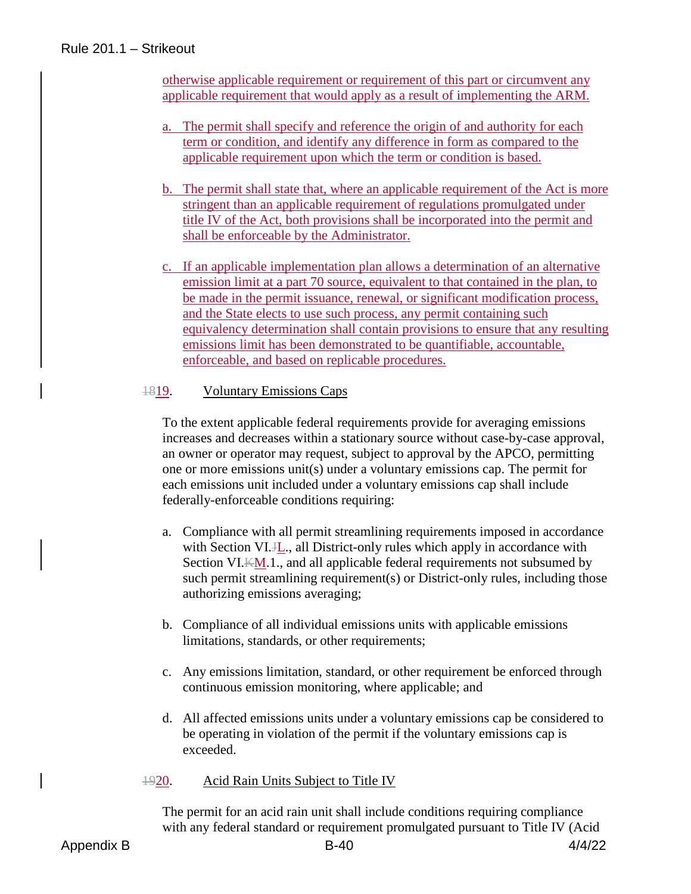otherwise applicable requirement or requirement of this part or circumvent any applicable requirement that would apply as a result of implementing the ARM.

a. The permit shall specify and reference the origin of and authority for each term or condition, and identify any difference in form as compared to the applicable requirement upon which the term or condition is based.

b. The permit shall state that, where an applicable requirement of the Act is more stringent than an applicable requirement of regulations promulgated under title IV of the Act, both provisions shall be incorporated into the permit and shall be enforceable by the Administrator.

c. If an applicable implementation plan allows a determination of an alternative emission limit at a part 70 source, equivalent to that contained in the plan, to be made in the permit issuance, renewal, or significant modification process, and the State elects to use such process, any permit containing such equivalency determination shall contain provisions to ensure that any resulting emissions limit has been demonstrated to be quantifiable, accountable, enforceable, and based on replicable procedures.

~~18~~19. Voluntary Emissions Caps

To the extent applicable federal requirements provide for averaging emissions increases and decreases within a stationary source without case-by-case approval, an owner or operator may request, subject to approval by the APCO, permitting one or more emissions unit(s) under a voluntary emissions cap. The permit for each emissions unit included under a voluntary emissions cap shall include federally-enforceable conditions requiring:

a. Compliance with all permit streamlining requirements imposed in accordance with Section VI.~~J~~L., all District-only rules which apply in accordance with Section VI.~~K~~M.1., and all applicable federal requirements not subsumed by such permit streamlining requirement(s) or District-only rules, including those authorizing emissions averaging;

b. Compliance of all individual emissions units with applicable emissions limitations, standards, or other requirements;

c. Any emissions limitation, standard, or other requirement be enforced through continuous emission monitoring, where applicable; and

d. All affected emissions units under a voluntary emissions cap be considered to be operating in violation of the permit if the voluntary emissions cap is exceeded.

~~19~~20. Acid Rain Units Subject to Title IV

The permit for an acid rain unit shall include conditions requiring compliance with any federal standard or requirement promulgated pursuant to Title IV (Acid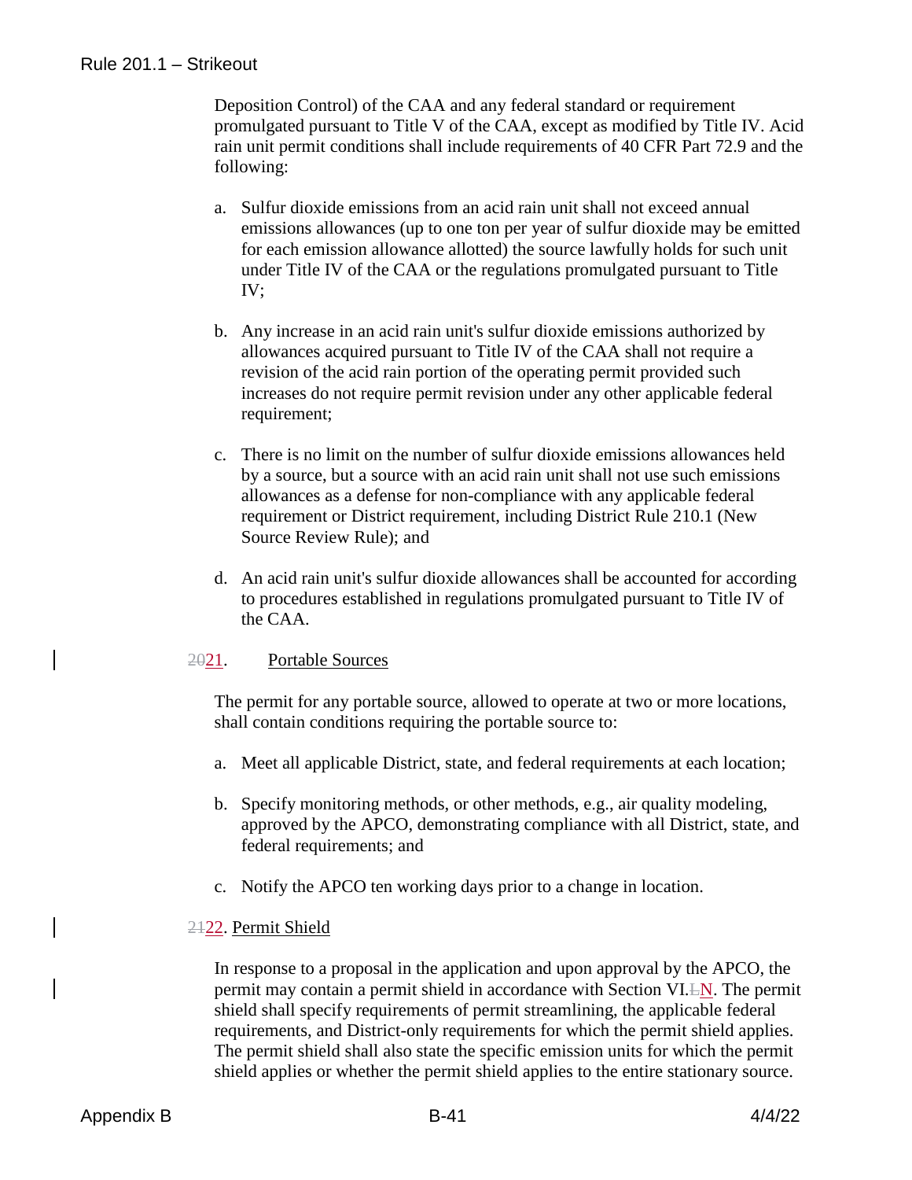Deposition Control) of the CAA and any federal standard or requirement promulgated pursuant to Title V of the CAA, except as modified by Title IV. Acid rain unit permit conditions shall include requirements of 40 CFR Part 72.9 and the following:

a. Sulfur dioxide emissions from an acid rain unit shall not exceed annual emissions allowances (up to one ton per year of sulfur dioxide may be emitted for each emission allowance allotted) the source lawfully holds for such unit under Title IV of the CAA or the regulations promulgated pursuant to Title IV;

b. Any increase in an acid rain unit's sulfur dioxide emissions authorized by allowances acquired pursuant to Title IV of the CAA shall not require a revision of the acid rain portion of the operating permit provided such increases do not require permit revision under any other applicable federal requirement;

c. There is no limit on the number of sulfur dioxide emissions allowances held by a source, but a source with an acid rain unit shall not use such emissions allowances as a defense for non-compliance with any applicable federal requirement or District requirement, including District Rule 210.1 (New Source Review Rule); and

d. An acid rain unit's sulfur dioxide allowances shall be accounted for according to procedures established in regulations promulgated pursuant to Title IV of the CAA.

~~20~~21. Portable Sources

The permit for any portable source, allowed to operate at two or more locations, shall contain conditions requiring the portable source to:

a. Meet all applicable District, state, and federal requirements at each location;

b. Specify monitoring methods, or other methods, e.g., air quality modeling, approved by the APCO, demonstrating compliance with all District, state, and federal requirements; and

c. Notify the APCO ten working days prior to a change in location.

~~21~~22. Permit Shield

In response to a proposal in the application and upon approval by the APCO, the permit may contain a permit shield in accordance with Section VI.~~L~~N. The permit shield shall specify requirements of permit streamlining, the applicable federal requirements, and District-only requirements for which the permit shield applies. The permit shield shall also state the specific emission units for which the permit shield applies or whether the permit shield applies to the entire stationary source.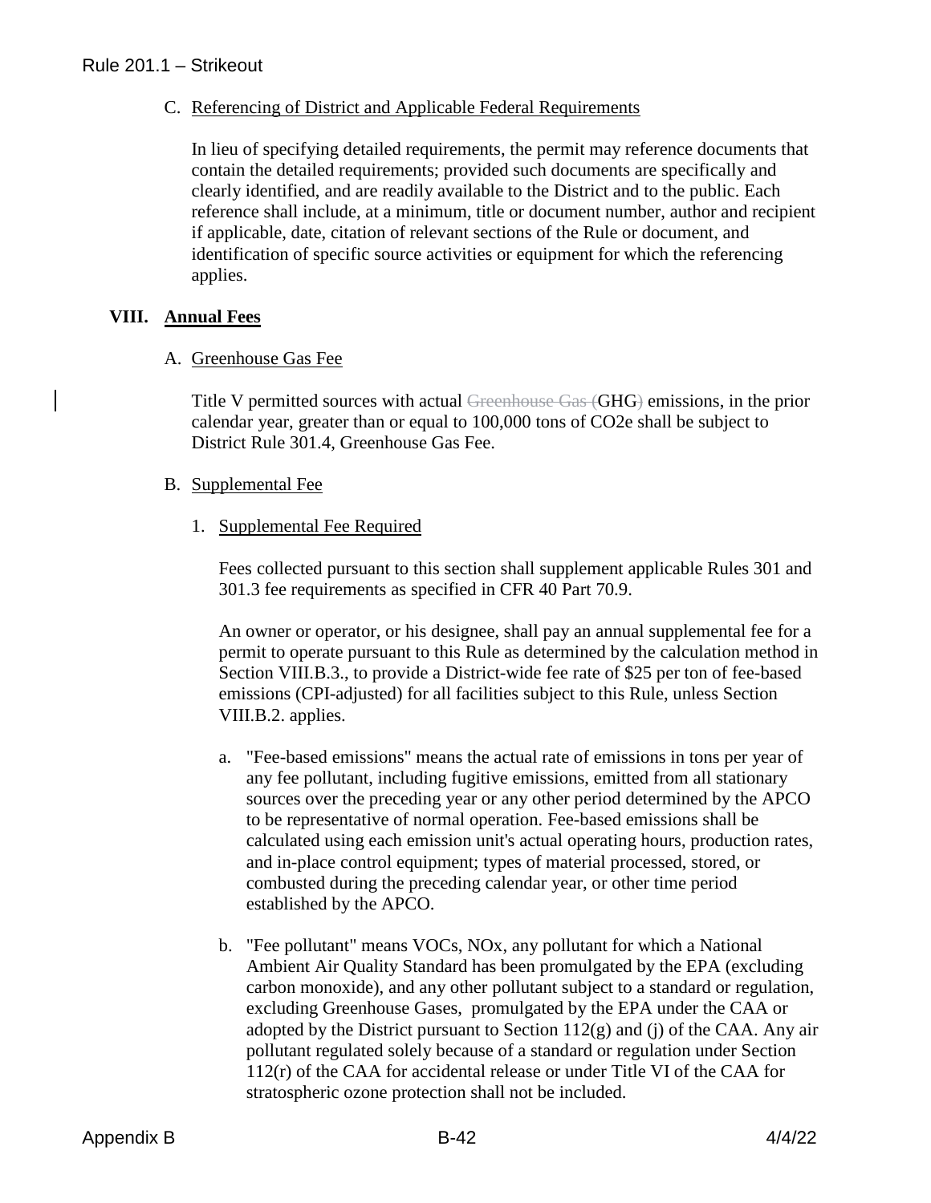C. Referencing of District and Applicable Federal Requirements

In lieu of specifying detailed requirements, the permit may reference documents that contain the detailed requirements; provided such documents are specifically and clearly identified, and are readily available to the District and to the public. Each reference shall include, at a minimum, title or document number, author and recipient if applicable, date, citation of relevant sections of the Rule or document, and identification of specific source activities or equipment for which the referencing applies.

## VIII. Annual Fees

A. Greenhouse Gas Fee

Title V permitted sources with actual ~~Greenhouse Gas (~~GHG~~)~~ emissions, in the prior calendar year, greater than or equal to 100,000 tons of $CO_2e$ shall be subject to District Rule 301.4, Greenhouse Gas Fee.

B. Supplemental Fee

1. Supplemental Fee Required

   Fees collected pursuant to this section shall supplement applicable Rules 301 and 301.3 fee requirements as specified in CFR 40 Part 70.9.

   An owner or operator, or his designee, shall pay an annual supplemental fee for a permit to operate pursuant to this Rule as determined by the calculation method in Section VIII.B.3., to provide a District-wide fee rate of $25 per ton of fee-based emissions (CPI-adjusted) for all facilities subject to this Rule, unless Section VIII.B.2. applies.

   a. "Fee-based emissions" means the actual rate of emissions in tons per year of any fee pollutant, including fugitive emissions, emitted from all stationary sources over the preceding year or any other period determined by the APCO to be representative of normal operation. Fee-based emissions shall be calculated using each emission unit's actual operating hours, production rates, and in-place control equipment; types of material processed, stored, or combusted during the preceding calendar year, or other time period established by the APCO.

   b. "Fee pollutant" means VOCs, NOx, any pollutant for which a National Ambient Air Quality Standard has been promulgated by the EPA (excluding carbon monoxide), and any other pollutant subject to a standard or regulation, excluding Greenhouse Gases, promulgated by the EPA under the CAA or adopted by the District pursuant to Section 112(g) and (j) of the CAA. Any air pollutant regulated solely because of a standard or regulation under Section 112(r) of the CAA for accidental release or under Title VI of the CAA for stratospheric ozone protection shall not be included.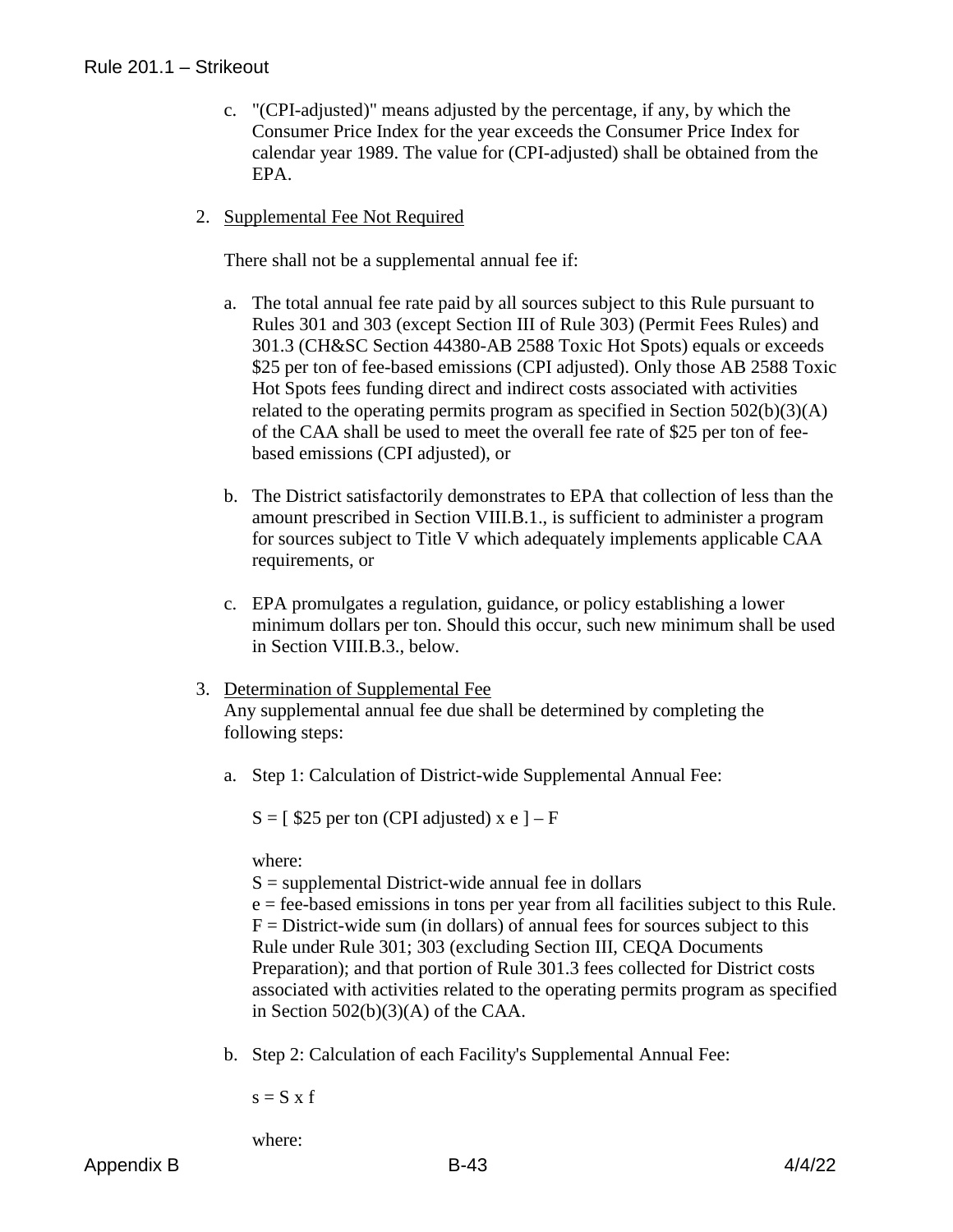c. "(CPI-adjusted)" means adjusted by the percentage, if any, by which the Consumer Price Index for the year exceeds the Consumer Price Index for calendar year 1989. The value for (CPI-adjusted) shall be obtained from the EPA.

2. Supplemental Fee Not Required

   There shall not be a supplemental annual fee if:

   a. The total annual fee rate paid by all sources subject to this Rule pursuant to Rules 301 and 303 (except Section III of Rule 303) (Permit Fees Rules) and 301.3 (CH&SC Section 44380-AB 2588 Toxic Hot Spots) equals or exceeds $25 per ton of fee-based emissions (CPI adjusted). Only those AB 2588 Toxic Hot Spots fees funding direct and indirect costs associated with activities related to the operating permits program as specified in Section 502(b)(3)(A) of the CAA shall be used to meet the overall fee rate of $25 per ton of fee-based emissions (CPI adjusted), or

   b. The District satisfactorily demonstrates to EPA that collection of less than the amount prescribed in Section VIII.B.1., is sufficient to administer a program for sources subject to Title V which adequately implements applicable CAA requirements, or

   c. EPA promulgates a regulation, guidance, or policy establishing a lower minimum dollars per ton. Should this occur, such new minimum shall be used in Section VIII.B.3., below.

3. Determination of Supplemental Fee

   Any supplemental annual fee due shall be determined by completing the following steps:

   a. Step 1: Calculation of District-wide Supplemental Annual Fee:

      S = [ $25 per ton (CPI adjusted) x e ] – F

      where:
      S = supplemental District-wide annual fee in dollars
      e = fee-based emissions in tons per year from all facilities subject to this Rule.
      F = District-wide sum (in dollars) of annual fees for sources subject to this Rule under Rule 301; 303 (excluding Section III, CEQA Documents Preparation); and that portion of Rule 301.3 fees collected for District costs associated with activities related to the operating permits program as specified in Section 502(b)(3)(A) of the CAA.

   b. Step 2: Calculation of each Facility's Supplemental Annual Fee:

      s = S x f

      where: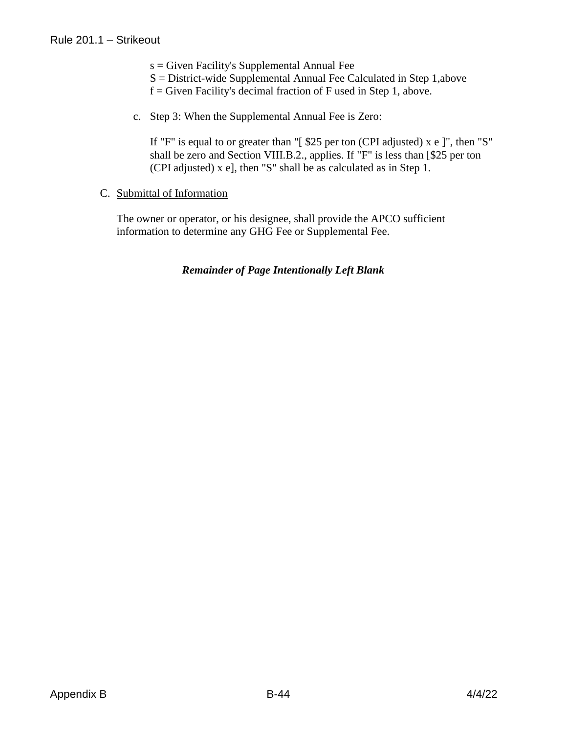s = Given Facility's Supplemental Annual Fee
S = District-wide Supplemental Annual Fee Calculated in Step 1,above
f = Given Facility's decimal fraction of F used in Step 1, above.

c. Step 3: When the Supplemental Annual Fee is Zero:

If "F" is equal to or greater than "[ $25 per ton (CPI adjusted) x e ]", then "S" shall be zero and Section VIII.B.2., applies. If "F" is less than [$25 per ton (CPI adjusted) x e], then "S" shall be as calculated as in Step 1.

C. Submittal of Information

The owner or operator, or his designee, shall provide the APCO sufficient information to determine any GHG Fee or Supplemental Fee.

***Remainder of Page Intentionally Left Blank***